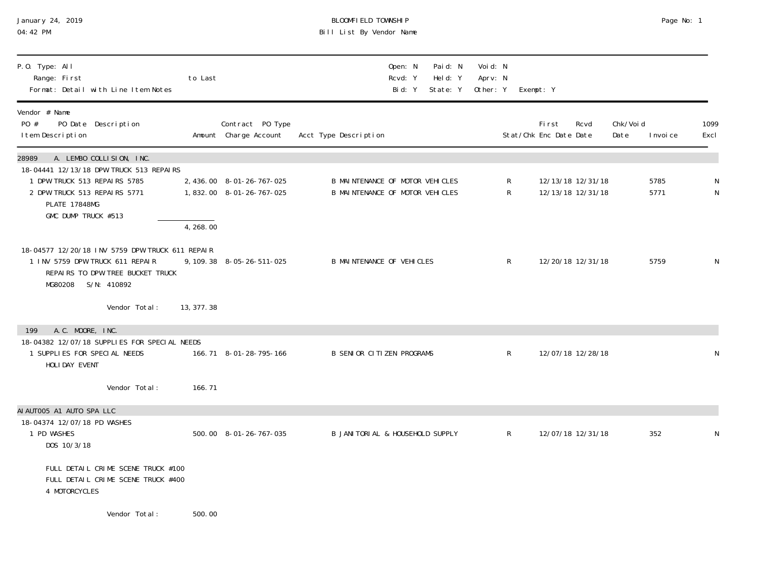January 24, 2019
04:42 PM

# BLOOMFIELD TOWNSHIP
## Bill List By Vendor Name

P.O. Type: All
Range: First to Last
Format: Detail with Line Item Notes

Open: N Paid: N Void: N
Rcvd: Y Held: Y Aprv: N
Bid: Y State: Y Other: Y Exempt: Y

| Vendor # Name / PO # PO Date Description / Item Description | Amount | Contract PO Type / Charge Account | Acct Type Description | Stat/Chk | First Enc Date | Rcvd Date | Chk/Void Date | Invoice | 1099 Excl |
|---|---|---|---|---|---|---|---|---|---|
| **28989 A. LEMBO COLLISION, INC.** | | | | | | | | | |
| 18-04441 12/13/18 DPW TRUCK 513 REPAIRS | | | | | | | | | |
| 1 DPW TRUCK 513 REPAIRS 5785 | 2,436.00 | 8-01-26-767-025 | B MAINTENANCE OF MOTOR VEHICLES | R | 12/13/18 | 12/31/18 | | 5785 | N |
| 2 DPW TRUCK 513 REPAIRS 5771 | 1,832.00 | 8-01-26-767-025 | B MAINTENANCE OF MOTOR VEHICLES | R | 12/13/18 | 12/31/18 | | 5771 | N |
| PLATE 17848MG | | | | | | | | | |
| GMC DUMP TRUCK #513 | | | | | | | | | |
| | 4,268.00 | | | | | | | | |
| 18-04577 12/20/18 INV 5759 DPW TRUCK 611 REPAIR | | | | | | | | | |
| 1 INV 5759 DPW TRUCK 611 REPAIR | 9,109.38 | 8-05-26-511-025 | B MAINTENANCE OF VEHICLES | R | 12/20/18 | 12/31/18 | | 5759 | N |
| REPAIRS TO DPW TREE BUCKET TRUCK | | | | | | | | | |
| MG80208 S/N: 410892 | | | | | | | | | |
| Vendor Total: | 13,377.38 | | | | | | | | |
| **199 A.C. MOORE, INC.** | | | | | | | | | |
| 18-04382 12/07/18 SUPPLIES FOR SPECIAL NEEDS | | | | | | | | | |
| 1 SUPPLIES FOR SPECIAL NEEDS | 166.71 | 8-01-28-795-166 | B SENIOR CITIZEN PROGRAMS | R | 12/07/18 | 12/28/18 | | | N |
| HOLIDAY EVENT | | | | | | | | | |
| Vendor Total: | 166.71 | | | | | | | | |
| **AIAUT005 A1 AUTO SPA LLC** | | | | | | | | | |
| 18-04374 12/07/18 PD WASHES | | | | | | | | | |
| 1 PD WASHES | 500.00 | 8-01-26-767-035 | B JANITORIAL & HOUSEHOLD SUPPLY | R | 12/07/18 | 12/31/18 | | 352 | N |
| DOS 10/3/18 | | | | | | | | | |
| FULL DETAIL CRIME SCENE TRUCK #100 | | | | | | | | | |
| FULL DETAIL CRIME SCENE TRUCK #400 | | | | | | | | | |
| 4 MOTORCYCLES | | | | | | | | | |
| Vendor Total: | 500.00 | | | | | | | | |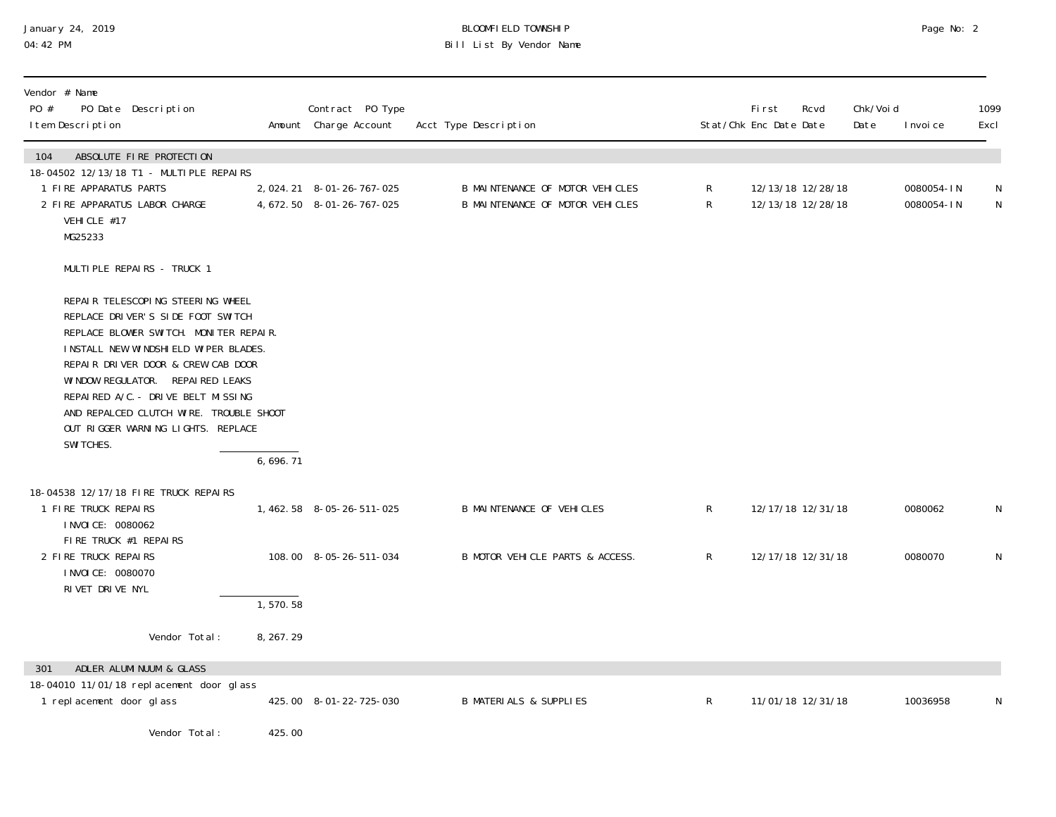January 24, 2019
04:42 PM

# BLOOMFIELD TOWNSHIP

## Bill List By Vendor Name

| Vendor # Name<br>PO # PO Date Description<br>Item Description | Amount | Contract PO Type<br>Charge Account | Acct Type Description | Stat/Chk | First Enc Date | Rcvd Date | Chk/Void Date | Invoice | 1099 Excl |
|---|---|---|---|---|---|---|---|---|---|
| **104 ABSOLUTE FIRE PROTECTION** | | | | | | | | | |
| 18-04502 12/13/18 T1 - MULTIPLE REPAIRS | | | | | | | | | |
| 1 FIRE APPARATUS PARTS | 2,024.21 | 8-01-26-767-025 | B MAINTENANCE OF MOTOR VEHICLES | R | 12/13/18 | 12/28/18 | | 0080054-IN | N |
| 2 FIRE APPARATUS LABOR CHARGE<br>VEHICLE #17<br>MG25233<br><br>MULTIPLE REPAIRS - TRUCK 1<br><br>REPAIR TELESCOPING STEERING WHEEL<br>REPLACE DRIVER'S SIDE FOOT SWITCH<br>REPLACE BLOWER SWITCH. MONITER REPAIR.<br>INSTALL NEW WINDSHIELD WIPER BLADES.<br>REPAIR DRIVER DOOR & CREW CAB DOOR<br>WINDOW REGULATOR. REPAIRED LEAKS<br>REPAIRED A/C.- DRIVE BELT MISSING<br>AND REPALCED CLUTCH WIRE. TROUBLE SHOOT<br>OUT RIGGER WARNING LIGHTS. REPLACE<br>SWITCHES. | 4,672.50 | 8-01-26-767-025 | B MAINTENANCE OF MOTOR VEHICLES | R | 12/13/18 | 12/28/18 | | 0080054-IN | N |
| | 6,696.71 | | | | | | | | |
| 18-04538 12/17/18 FIRE TRUCK REPAIRS | | | | | | | | | |
| 1 FIRE TRUCK REPAIRS<br>INVOICE: 0080062<br>FIRE TRUCK #1 REPAIRS | 1,462.58 | 8-05-26-511-025 | B MAINTENANCE OF VEHICLES | R | 12/17/18 | 12/31/18 | | 0080062 | N |
| 2 FIRE TRUCK REPAIRS<br>INVOICE: 0080070<br>RIVET DRIVE NYL | 108.00 | 8-05-26-511-034 | B MOTOR VEHICLE PARTS & ACCESS. | R | 12/17/18 | 12/31/18 | | 0080070 | N |
| | 1,570.58 | | | | | | | | |
| Vendor Total: | 8,267.29 | | | | | | | | |
| **301 ADLER ALUMINUUM & GLASS** | | | | | | | | | |
| 18-04010 11/01/18 replacement door glass | | | | | | | | | |
| 1 replacement door glass | 425.00 | 8-01-22-725-030 | B MATERIALS & SUPPLIES | R | 11/01/18 | 12/31/18 | | 10036958 | N |
| Vendor Total: | 425.00 | | | | | | | | |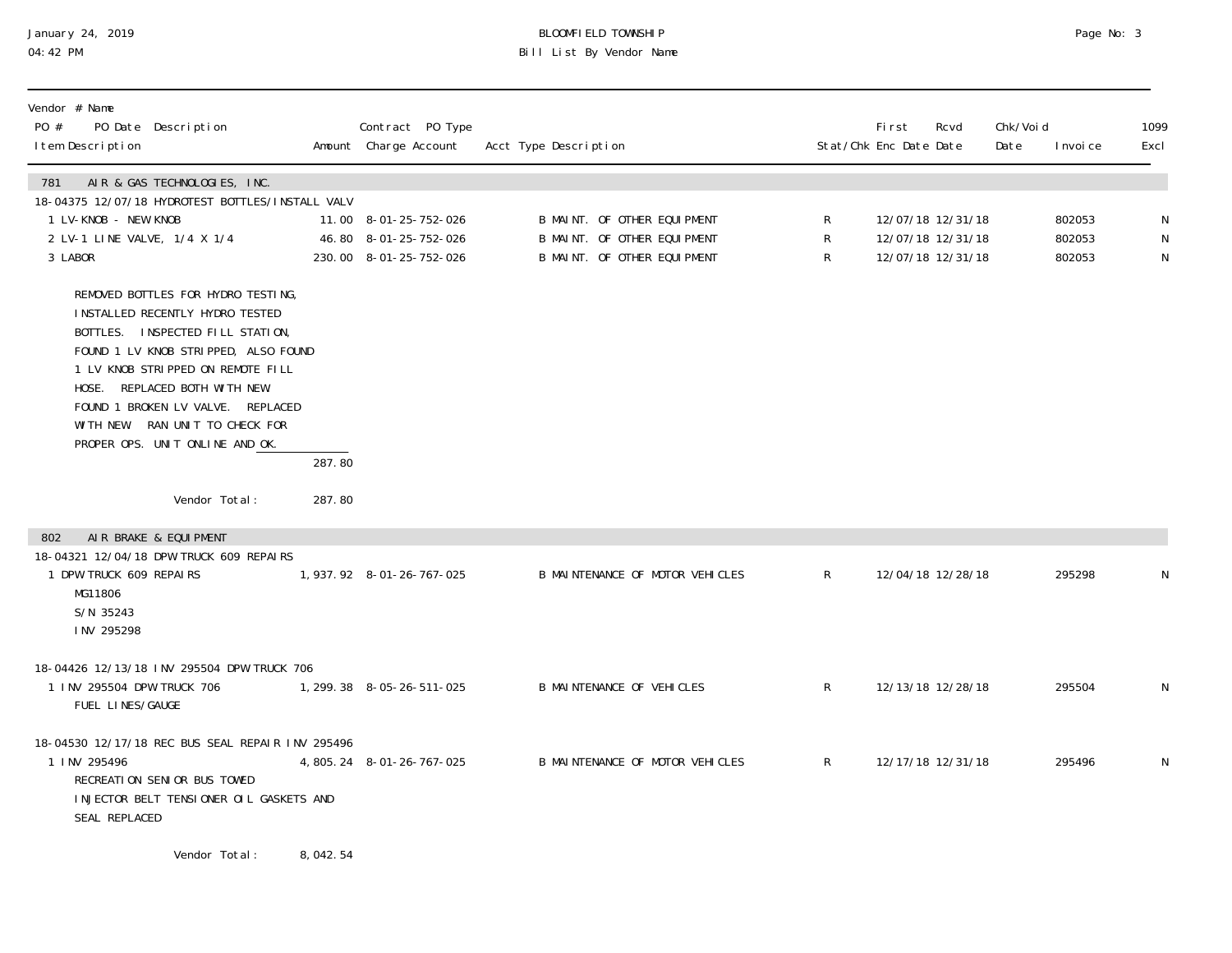January 24, 2019
04:42 PM

BLOOMFIELD TOWNSHIP
Bill List By Vendor Name

| Vendor # Name<br>PO # PO Date Description<br>Item Description | Amount | Contract PO Type<br>Charge Account | Acct Type Description | Stat/Chk | First Enc Date | Rcvd Date | Chk/Void Date | Invoice | 1099 Excl |
|---|---|---|---|---|---|---|---|---|---|
| **781 AIR & GAS TECHNOLOGIES, INC.** | | | | | | | | | |
| 18-04375 12/07/18 HYDROTEST BOTTLES/INSTALL VALV | | | | | | | | | |
| 1 LV-KNOB - NEW KNOB | 11.00 | 8-01-25-752-026 | B MAINT. OF OTHER EQUIPMENT | R | 12/07/18 | 12/31/18 | | 802053 | N |
| 2 LV-1 LINE VALVE, 1/4 X 1/4 | 46.80 | 8-01-25-752-026 | B MAINT. OF OTHER EQUIPMENT | R | 12/07/18 | 12/31/18 | | 802053 | N |
| 3 LABOR<br>REMOVED BOTTLES FOR HYDRO TESTING, INSTALLED RECENTLY HYDRO TESTED BOTTLES. INSPECTED FILL STATION, FOUND 1 LV KNOB STRIPPED, ALSO FOUND 1 LV KNOB STRIPPED ON REMOTE FILL HOSE. REPLACED BOTH WITH NEW FOUND 1 BROKEN LV VALVE. REPLACED WITH NEW RAN UNIT TO CHECK FOR PROPER OPS. UNIT ONLINE AND OK. | 230.00 | 8-01-25-752-026 | B MAINT. OF OTHER EQUIPMENT | R | 12/07/18 | 12/31/18 | | 802053 | N |
| | 287.80 | | | | | | | | |
| Vendor Total: | 287.80 | | | | | | | | |
| **802 AIR BRAKE & EQUIPMENT** | | | | | | | | | |
| 18-04321 12/04/18 DPW TRUCK 609 REPAIRS | | | | | | | | | |
| 1 DPW TRUCK 609 REPAIRS<br>MG11806<br>S/N 35243<br>INV 295298 | 1,937.92 | 8-01-26-767-025 | B MAINTENANCE OF MOTOR VEHICLES | R | 12/04/18 | 12/28/18 | | 295298 | N |
| 18-04426 12/13/18 INV 295504 DPW TRUCK 706 | | | | | | | | | |
| 1 INV 295504 DPW TRUCK 706<br>FUEL LINES/GAUGE | 1,299.38 | 8-05-26-511-025 | B MAINTENANCE OF VEHICLES | R | 12/13/18 | 12/28/18 | | 295504 | N |
| 18-04530 12/17/18 REC BUS SEAL REPAIR INV 295496 | | | | | | | | | |
| 1 INV 295496<br>RECREATION SENIOR BUS TOWED<br>INJECTOR BELT TENSIONER OIL GASKETS AND SEAL REPLACED | 4,805.24 | 8-01-26-767-025 | B MAINTENANCE OF MOTOR VEHICLES | R | 12/17/18 | 12/31/18 | | 295496 | N |
| Vendor Total: | 8,042.54 | | | | | | | | |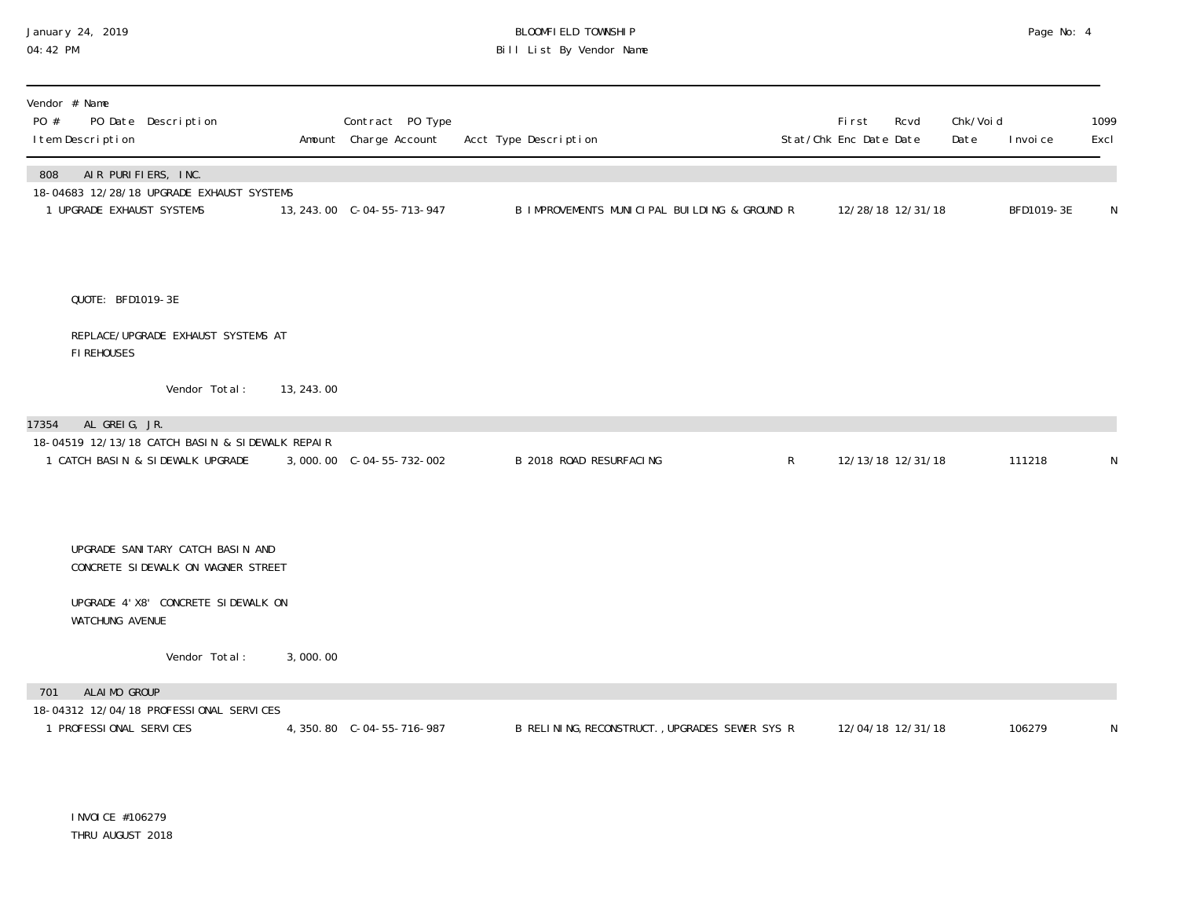| Vendor # Name<br>PO # PO Date Description<br>Item Description | Amount | Contract PO Type<br>Charge Account | Acct Type Description | Stat/Chk | First<br>Enc Date | Rcvd<br>Date | Chk/Void<br>Date | Invoice | 1099<br>Excl |
|---|---|---|---|---|---|---|---|---|---|
| **808 AIR PURIFIERS, INC.** | | | | | | | | | |
| 18-04683 12/28/18 UPGRADE EXHAUST SYSTEMS | | | | | | | | | |
| 1 UPGRADE EXHAUST SYSTEMS | 13,243.00 | C-04-55-713-947 | B IMPROVEMENTS MUNICIPAL BUILDING & GROUND | R | 12/28/18 | 12/31/18 | | BFD1019-3E | N |
| QUOTE: BFD1019-3E | | | | | | | | | |
| REPLACE/UPGRADE EXHAUST SYSTEMS AT FIREHOUSES | | | | | | | | | |
| Vendor Total: | 13,243.00 | | | | | | | | |
| **17354 AL GREIG, JR.** | | | | | | | | | |
| 18-04519 12/13/18 CATCH BASIN & SIDEWALK REPAIR | | | | | | | | | |
| 1 CATCH BASIN & SIDEWALK UPGRADE | 3,000.00 | C-04-55-732-002 | B 2018 ROAD RESURFACING | R | 12/13/18 | 12/31/18 | | 111218 | N |
| UPGRADE SANITARY CATCH BASIN AND CONCRETE SIDEWALK ON WAGNER STREET | | | | | | | | | |
| UPGRADE 4'X8' CONCRETE SIDEWALK ON WATCHUNG AVENUE | | | | | | | | | |
| Vendor Total: | 3,000.00 | | | | | | | | |
| **701 ALAIMO GROUP** | | | | | | | | | |
| 18-04312 12/04/18 PROFESSIONAL SERVICES | | | | | | | | | |
| 1 PROFESSIONAL SERVICES | 4,350.80 | C-04-55-716-987 | B RELINING, RECONSTRUCT., UPGRADES SEWER SYS | R | 12/04/18 | 12/31/18 | | 106279 | N |
| INVOICE #106279 THRU AUGUST 2018 | | | | | | | | | |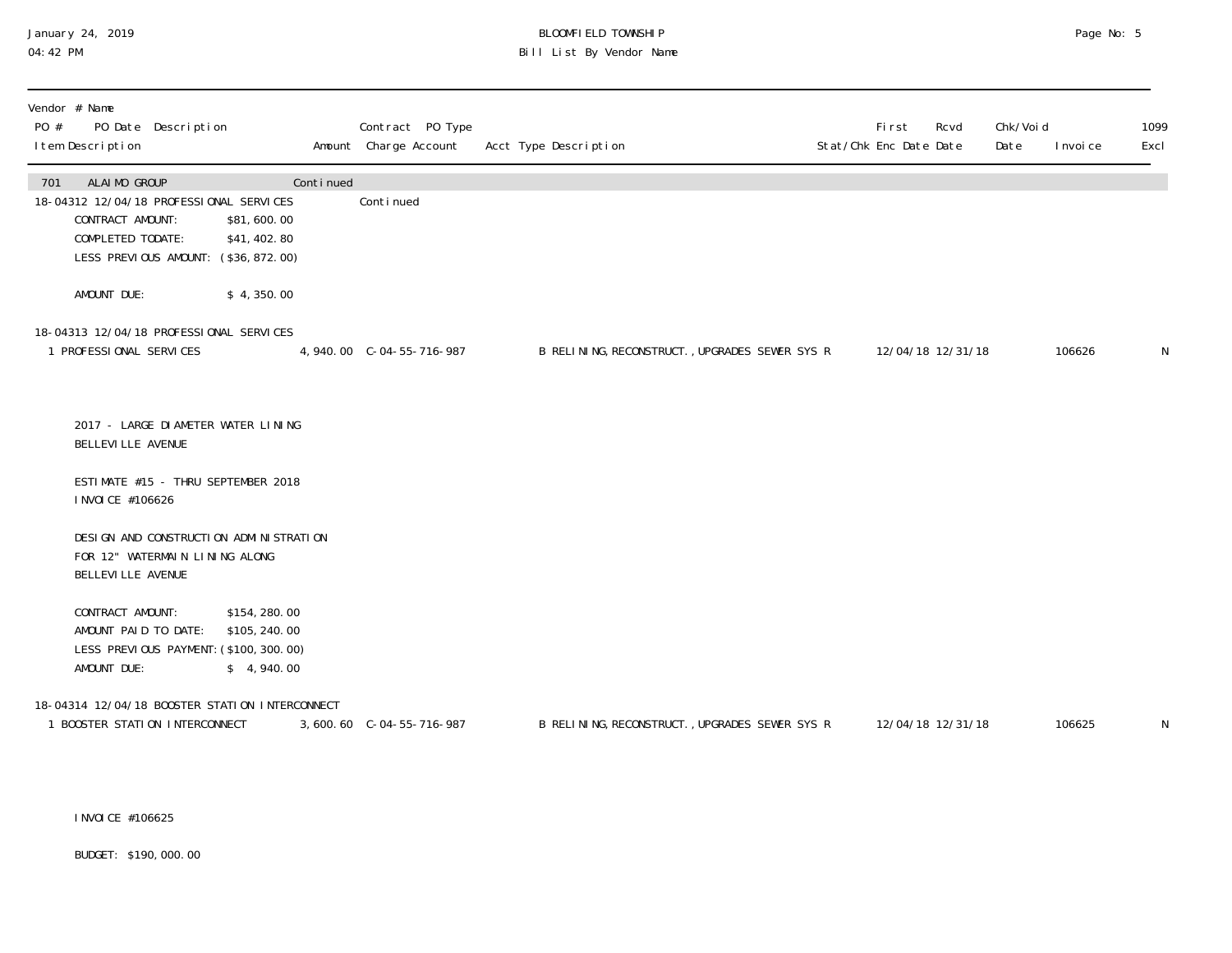| Vendor # Name<br>PO # PO Date Description<br>Item Description | Amount | Contract PO Type<br>Charge Account | Acct Type Description | Stat/Chk | First Enc Date | Rcvd Date | Chk/Void Date | Invoice | 1099 Excl |
|---|---|---|---|---|---|---|---|---|---|
| 701 ALAIMO GROUP | Continued | | | | | | | | |
| 18-04312 12/04/18 PROFESSIONAL SERVICES | | Continued | | | | | | | |
| CONTRACT AMOUNT: $81,600.00<br>COMPLETED TODATE: $41,402.80<br>LESS PREVIOUS AMOUNT: ($36,872.00)<br><br>AMOUNT DUE: $ 4,350.00 | | | | | | | | | |
| 18-04313 12/04/18 PROFESSIONAL SERVICES | | | | | | | | | |
| 1 PROFESSIONAL SERVICES | 4,940.00 | C-04-55-716-987 | B RELINING,RECONSTRUCT.,UPGRADES SEWER SYS | R | 12/04/18 | 12/31/18 | | 106626 | N |
| 2017 - LARGE DIAMETER WATER LINING<br>BELLEVILLE AVENUE<br><br>ESTIMATE #15 - THRU SEPTEMBER 2018<br>INVOICE #106626<br><br>DESIGN AND CONSTRUCTION ADMINISTRATION<br>FOR 12" WATERMAIN LINING ALONG<br>BELLEVILLE AVENUE<br><br>CONTRACT AMOUNT: $154,280.00<br>AMOUNT PAID TO DATE: $105,240.00<br>LESS PREVIOUS PAYMENT: ($100,300.00)<br>AMOUNT DUE: $ 4,940.00 | | | | | | | | | |
| 18-04314 12/04/18 BOOSTER STATION INTERCONNECT | | | | | | | | | |
| 1 BOOSTER STATION INTERCONNECT | 3,600.60 | C-04-55-716-987 | B RELINING,RECONSTRUCT.,UPGRADES SEWER SYS | R | 12/04/18 | 12/31/18 | | 106625 | N |
| INVOICE #106625<br><br>BUDGET: $190,000.00 | | | | | | | | | |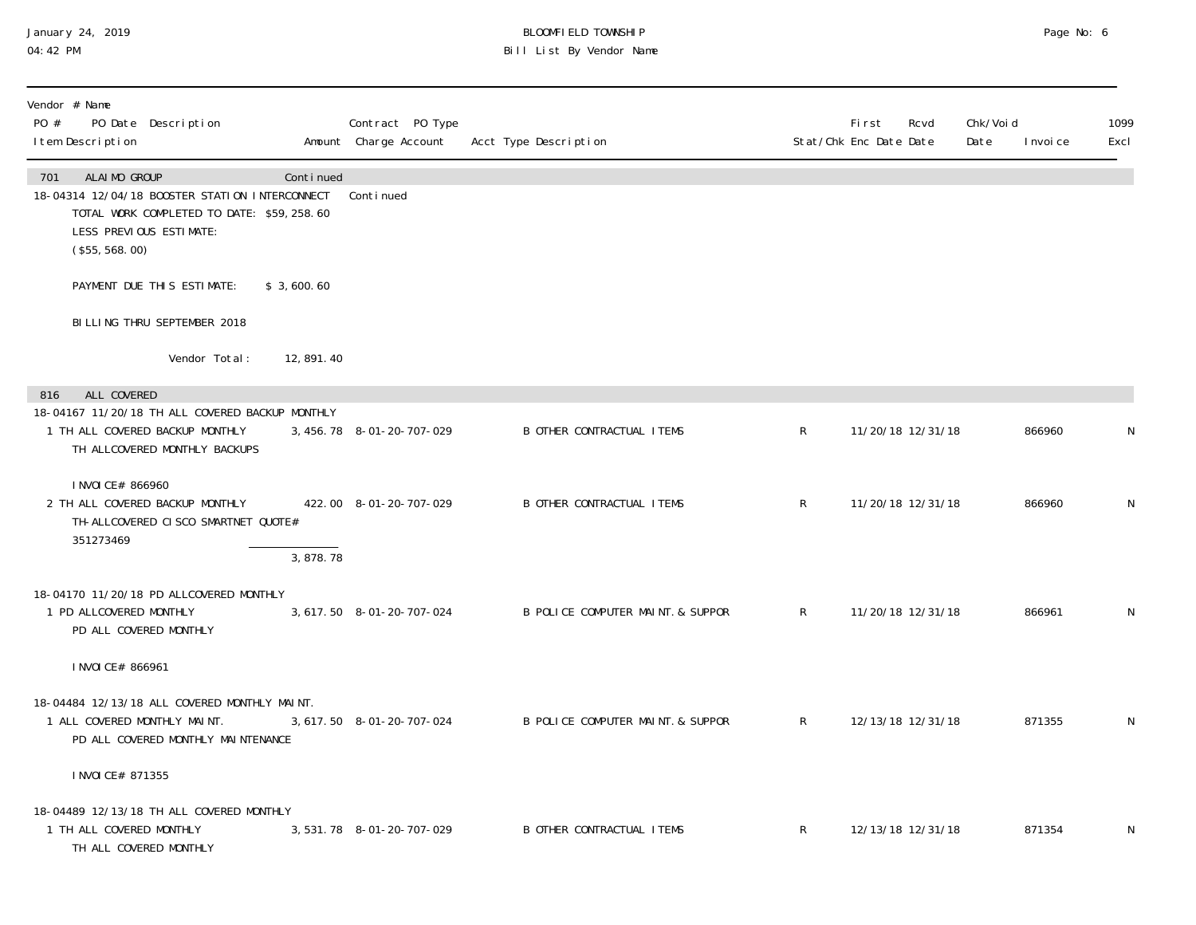| Vendor # Name<br>PO # PO Date Description<br>Item Description | Amount | Contract PO Type<br>Charge Account | Acct Type Description | Stat/Chk | First<br>Enc Date | Rcvd<br>Date | Chk/Void<br>Date | Invoice | 1099<br>Excl |
|---|---|---|---|---|---|---|---|---|---|
| **701 ALAIMO GROUP** | Continued | | | | | | | | |
| 18-04314 12/04/18 BOOSTER STATION INTERCONNECT | | Continued | | | | | | | |
| TOTAL WORK COMPLETED TO DATE: $59,258.60 | | | | | | | | | |
| LESS PREVIOUS ESTIMATE: ($55,568.00) | | | | | | | | | |
| PAYMENT DUE THIS ESTIMATE: | $ 3,600.60 | | | | | | | | |
| BILLING THRU SEPTEMBER 2018 | | | | | | | | | |
| Vendor Total: | 12,891.40 | | | | | | | | |
| **816 ALL COVERED** | | | | | | | | | |
| 18-04167 11/20/18 TH ALL COVERED BACKUP MONTHLY | | | | | | | | | |
| 1 TH ALL COVERED BACKUP MONTHLY<br>TH ALLCOVERED MONTHLY BACKUPS<br><br>INVOICE# 866960 | 3,456.78 | 8-01-20-707-029 | B OTHER CONTRACTUAL ITEMS | R | 11/20/18 | 12/31/18 | | 866960 | N |
| 2 TH ALL COVERED BACKUP MONTHLY<br>TH-ALLCOVERED CISCO SMARTNET QUOTE# 351273469 | 422.00 | 8-01-20-707-029 | B OTHER CONTRACTUAL ITEMS | R | 11/20/18 | 12/31/18 | | 866960 | N |
| | 3,878.78 | | | | | | | | |
| 18-04170 11/20/18 PD ALLCOVERED MONTHLY | | | | | | | | | |
| 1 PD ALLCOVERED MONTHLY<br>PD ALL COVERED MONTHLY<br><br>INVOICE# 866961 | 3,617.50 | 8-01-20-707-024 | B POLICE COMPUTER MAINT.& SUPPOR | R | 11/20/18 | 12/31/18 | | 866961 | N |
| 18-04484 12/13/18 ALL COVERED MONTHLY MAINT. | | | | | | | | | |
| 1 ALL COVERED MONTHLY MAINT.<br>PD ALL COVERED MONTHLY MAINTENANCE<br><br>INVOICE# 871355 | 3,617.50 | 8-01-20-707-024 | B POLICE COMPUTER MAINT.& SUPPOR | R | 12/13/18 | 12/31/18 | | 871355 | N |
| 18-04489 12/13/18 TH ALL COVERED MONTHLY | | | | | | | | | |
| 1 TH ALL COVERED MONTHLY<br>TH ALL COVERED MONTHLY | 3,531.78 | 8-01-20-707-029 | B OTHER CONTRACTUAL ITEMS | R | 12/13/18 | 12/31/18 | | 871354 | N |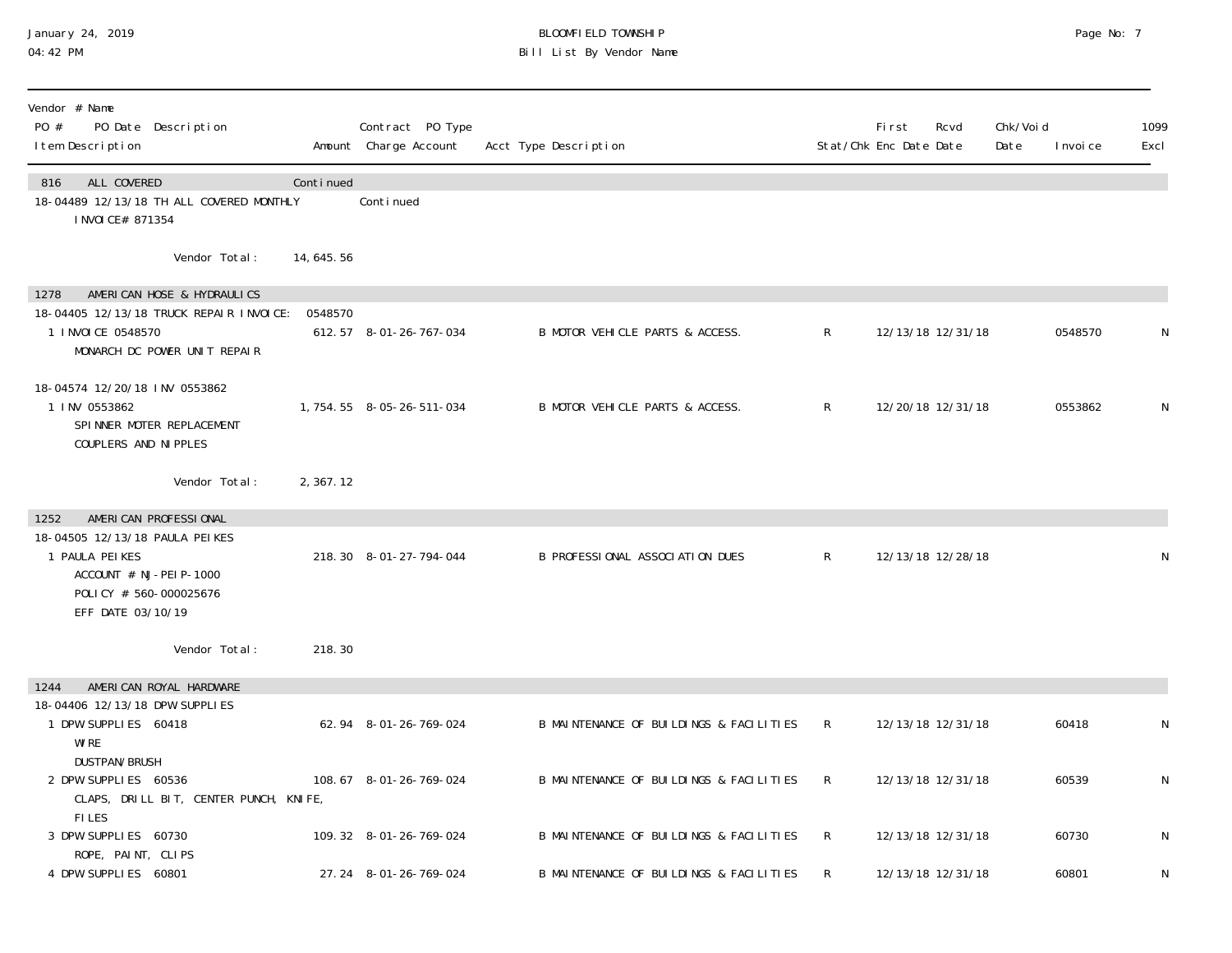| Vendor # Name PO # PO Date Description Item Description | Amount | Contract PO Type Charge Account | Acct Type Description | Stat/Chk | First Enc Date | Rcvd Date | Chk/Void Date | Invoice | 1099 Excl |
|---|---|---|---|---|---|---|---|---|---|
| 816 ALL COVERED | Continued | | | | | | | | |
| 18-04489 12/13/18 TH ALL COVERED MONTHLY INVOICE# 871354 | | Continued | | | | | | | |
| Vendor Total: | 14,645.56 | | | | | | | | |
| 1278 AMERICAN HOSE & HYDRAULICS | | | | | | | | | |
| 18-04405 12/13/18 TRUCK REPAIR INVOICE: 0548570 | | | | | | | | | |
| 1 INVOICE 0548570 MONARCH DC POWER UNIT REPAIR | 612.57 | 8-01-26-767-034 | B MOTOR VEHICLE PARTS & ACCESS. | R | 12/13/18 | 12/31/18 | | 0548570 | N |
| 18-04574 12/20/18 INV 0553862 | | | | | | | | | |
| 1 INV 0553862 SPINNER MOTER REPLACEMENT COUPLERS AND NIPPLES | 1,754.55 | 8-05-26-511-034 | B MOTOR VEHICLE PARTS & ACCESS. | R | 12/20/18 | 12/31/18 | | 0553862 | N |
| Vendor Total: | 2,367.12 | | | | | | | | |
| 1252 AMERICAN PROFESSIONAL | | | | | | | | | |
| 18-04505 12/13/18 PAULA PEIKES | | | | | | | | | |
| 1 PAULA PEIKES ACCOUNT # NJ-PEIP-1000 POLICY # 560-000025676 EFF DATE 03/10/19 | 218.30 | 8-01-27-794-044 | B PROFESSIONAL ASSOCIATION DUES | R | 12/13/18 | 12/28/18 | | | N |
| Vendor Total: | 218.30 | | | | | | | | |
| 1244 AMERICAN ROYAL HARDWARE | | | | | | | | | |
| 18-04406 12/13/18 DPW SUPPLIES | | | | | | | | | |
| 1 DPW SUPPLIES 60418 WIRE DUSTPAN/BRUSH | 62.94 | 8-01-26-769-024 | B MAINTENANCE OF BUILDINGS & FACILITIES | R | 12/13/18 | 12/31/18 | | 60418 | N |
| 2 DPW SUPPLIES 60536 CLAPS, DRILL BIT, CENTER PUNCH, KNIFE, FILES | 108.67 | 8-01-26-769-024 | B MAINTENANCE OF BUILDINGS & FACILITIES | R | 12/13/18 | 12/31/18 | | 60539 | N |
| 3 DPW SUPPLIES 60730 ROPE, PAINT, CLIPS | 109.32 | 8-01-26-769-024 | B MAINTENANCE OF BUILDINGS & FACILITIES | R | 12/13/18 | 12/31/18 | | 60730 | N |
| 4 DPW SUPPLIES 60801 | 27.24 | 8-01-26-769-024 | B MAINTENANCE OF BUILDINGS & FACILITIES | R | 12/13/18 | 12/31/18 | | 60801 | N |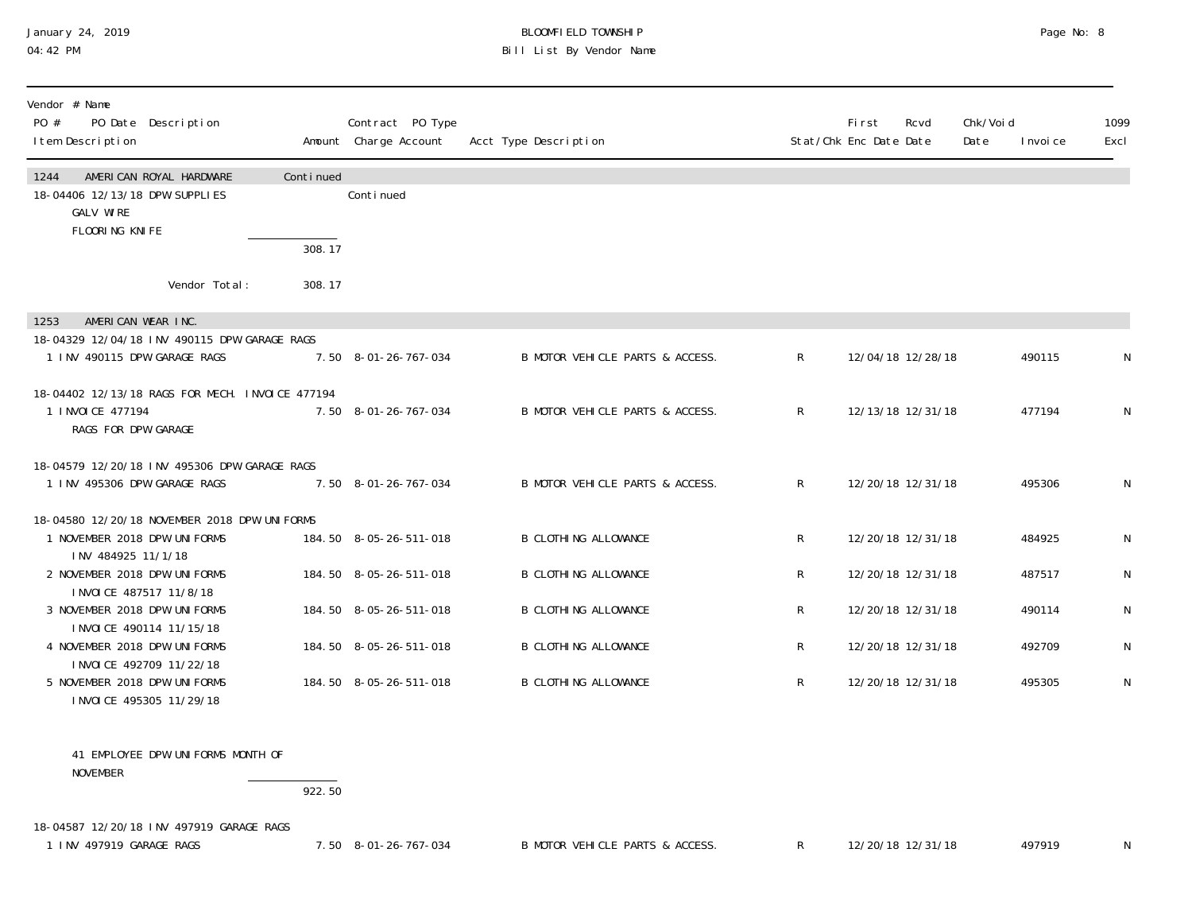| Vendor # Name PO # PO Date Description Item Description | Amount | Contract PO Type Charge Account | Acct Type Description | Stat/Chk | First Enc Date | Rcvd Date | Chk/Void Date | Invoice | 1099 Excl |
|---|---|---|---|---|---|---|---|---|---|
| **1244 AMERICAN ROYAL HARDWARE** | Continued | | | | | | | | |
| 18-04406 12/13/18 DPW SUPPLIES | | Continued | | | | | | | |
| GALV WIRE | | | | | | | | | |
| FLOORING KNIFE | | | | | | | | | |
| | 308.17 | | | | | | | | |
| Vendor Total: | 308.17 | | | | | | | | |
| **1253 AMERICAN WEAR INC.** | | | | | | | | | |
| 18-04329 12/04/18 INV 490115 DPW GARAGE RAGS | | | | | | | | | |
| 1 INV 490115 DPW GARAGE RAGS | 7.50 | 8-01-26-767-034 | B MOTOR VEHICLE PARTS & ACCESS. | R | 12/04/18 | 12/28/18 | | 490115 | N |
| 18-04402 12/13/18 RAGS FOR MECH. INVOICE 477194 | | | | | | | | | |
| 1 INVOICE 477194 RAGS FOR DPW GARAGE | 7.50 | 8-01-26-767-034 | B MOTOR VEHICLE PARTS & ACCESS. | R | 12/13/18 | 12/31/18 | | 477194 | N |
| 18-04579 12/20/18 INV 495306 DPW GARAGE RAGS | | | | | | | | | |
| 1 INV 495306 DPW GARAGE RAGS | 7.50 | 8-01-26-767-034 | B MOTOR VEHICLE PARTS & ACCESS. | R | 12/20/18 | 12/31/18 | | 495306 | N |
| 18-04580 12/20/18 NOVEMBER 2018 DPW UNIFORMS | | | | | | | | | |
| 1 NOVEMBER 2018 DPW UNIFORMS INV 484925 11/1/18 | 184.50 | 8-05-26-511-018 | B CLOTHING ALLOWANCE | R | 12/20/18 | 12/31/18 | | 484925 | N |
| 2 NOVEMBER 2018 DPW UNIFORMS INVOICE 487517 11/8/18 | 184.50 | 8-05-26-511-018 | B CLOTHING ALLOWANCE | R | 12/20/18 | 12/31/18 | | 487517 | N |
| 3 NOVEMBER 2018 DPW UNIFORMS INVOICE 490114 11/15/18 | 184.50 | 8-05-26-511-018 | B CLOTHING ALLOWANCE | R | 12/20/18 | 12/31/18 | | 490114 | N |
| 4 NOVEMBER 2018 DPW UNIFORMS INVOICE 492709 11/22/18 | 184.50 | 8-05-26-511-018 | B CLOTHING ALLOWANCE | R | 12/20/18 | 12/31/18 | | 492709 | N |
| 5 NOVEMBER 2018 DPW UNIFORMS INVOICE 495305 11/29/18 | 184.50 | 8-05-26-511-018 | B CLOTHING ALLOWANCE | R | 12/20/18 | 12/31/18 | | 495305 | N |
| 41 EMPLOYEE DPW UNIFORMS MONTH OF NOVEMBER | | | | | | | | | |
| | 922.50 | | | | | | | | |
| 18-04587 12/20/18 INV 497919 GARAGE RAGS | | | | | | | | | |
| 1 INV 497919 GARAGE RAGS | 7.50 | 8-01-26-767-034 | B MOTOR VEHICLE PARTS & ACCESS. | R | 12/20/18 | 12/31/18 | | 497919 | N |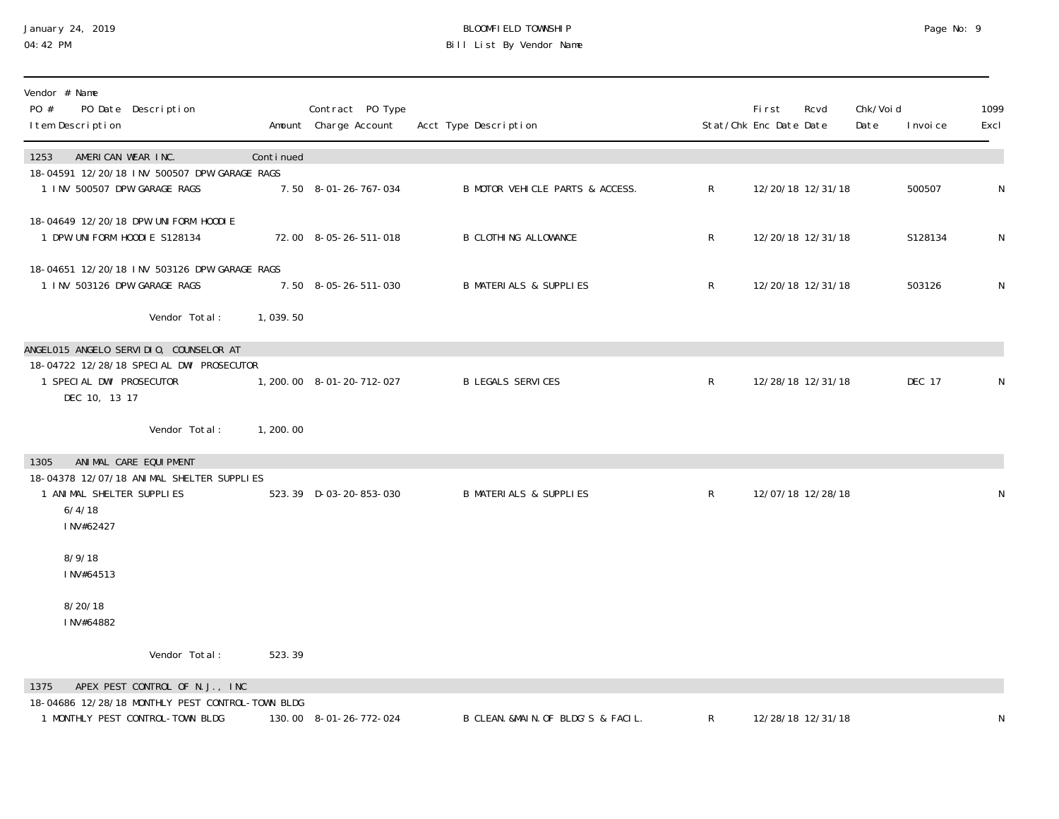January 24, 2019
04:42 PM

BLOOMFIELD TOWNSHIP
Bill List By Vendor Name

| Vendor # Name<br>PO # PO Date Description<br>Item Description | Amount | Contract PO Type<br>Charge Account | Acct Type Description | Stat/Chk | First Enc Date | Rcvd Date | Chk/Void Date | Invoice | 1099 Excl |
|---|---|---|---|---|---|---|---|---|---|
| **1253 AMERICAN WEAR INC.** | Continued | | | | | | | | |
| 18-04591 12/20/18 INV 500507 DPW GARAGE RAGS | | | | | | | | | |
| 1 INV 500507 DPW GARAGE RAGS | 7.50 | 8-01-26-767-034 | B MOTOR VEHICLE PARTS & ACCESS. | R | 12/20/18 | 12/31/18 | | 500507 | N |
| 18-04649 12/20/18 DPW UNIFORM HOODIE | | | | | | | | | |
| 1 DPW UNIFORM HOODIE S128134 | 72.00 | 8-05-26-511-018 | B CLOTHING ALLOWANCE | R | 12/20/18 | 12/31/18 | | S128134 | N |
| 18-04651 12/20/18 INV 503126 DPW GARAGE RAGS | | | | | | | | | |
| 1 INV 503126 DPW GARAGE RAGS | 7.50 | 8-05-26-511-030 | B MATERIALS & SUPPLIES | R | 12/20/18 | 12/31/18 | | 503126 | N |
| Vendor Total: | 1,039.50 | | | | | | | | |
| **ANGEL015 ANGELO SERVIDIO, COUNSELOR AT** | | | | | | | | | |
| 18-04722 12/28/18 SPECIAL DWI PROSECUTOR | | | | | | | | | |
| 1 SPECIAL DWI PROSECUTOR<br>DEC 10, 13 17 | 1,200.00 | 8-01-20-712-027 | B LEGALS SERVICES | R | 12/28/18 | 12/31/18 | | DEC 17 | N |
| Vendor Total: | 1,200.00 | | | | | | | | |
| **1305 ANIMAL CARE EQUIPMENT** | | | | | | | | | |
| 18-04378 12/07/18 ANIMAL SHELTER SUPPLIES | | | | | | | | | |
| 1 ANIMAL SHELTER SUPPLIES<br>6/4/18<br>INV#62427<br><br>8/9/18<br>INV#64513<br><br>8/20/18<br>INV#64882 | 523.39 | D-03-20-853-030 | B MATERIALS & SUPPLIES | R | 12/07/18 | 12/28/18 | | | N |
| Vendor Total: | 523.39 | | | | | | | | |
| **1375 APEX PEST CONTROL OF N.J., INC** | | | | | | | | | |
| 18-04686 12/28/18 MONTHLY PEST CONTROL-TOWN BLDG | | | | | | | | | |
| 1 MONTHLY PEST CONTROL-TOWN BLDG | 130.00 | 8-01-26-772-024 | B CLEAN.&MAIN.OF BLDG'S & FACIL. | R | 12/28/18 | 12/31/18 | | | N |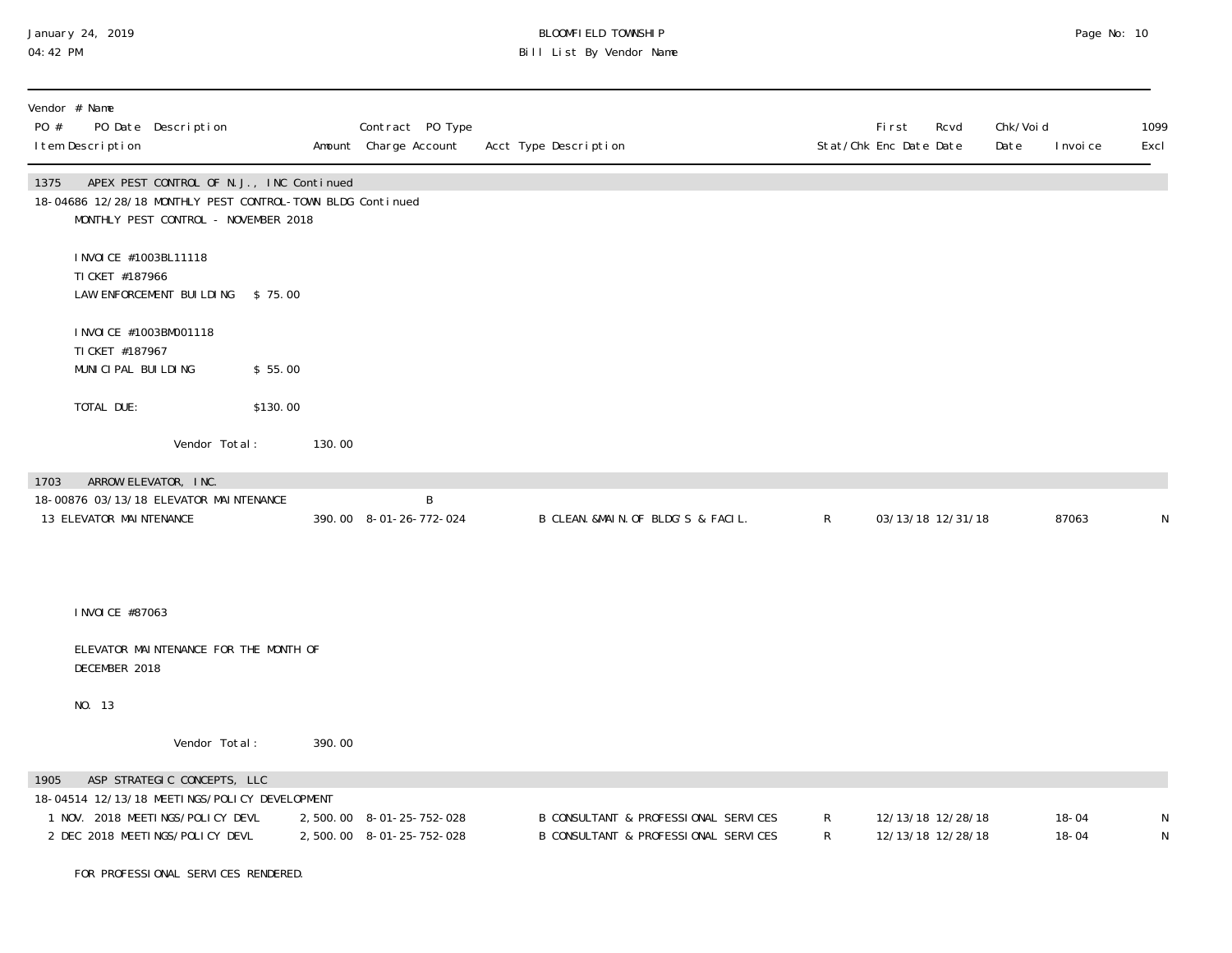| Vendor # Name PO # PO Date Description Item Description | Amount | Contract PO Type Charge Account | Acct Type Description | Stat/Chk | First Enc Date | Rcvd Date | Chk/Void Date | Invoice | 1099 Excl |
|---|---|---|---|---|---|---|---|---|---|
| **1375 APEX PEST CONTROL OF N.J., INC Continued** | | | | | | | | | |
| 18-04686 12/28/18 MONTHLY PEST CONTROL-TOWN BLDG Continued | | | | | | | | | |

MONTHLY PEST CONTROL - NOVEMBER 2018

INVOICE #1003BL11118
TICKET #187966
LAW ENFORCEMENT BUILDING $ 75.00

INVOICE #1003BM001118
TICKET #187967
MUNICIPAL BUILDING $ 55.00

TOTAL DUE: $130.00

Vendor Total: 130.00

| Vendor # Name PO # PO Date Description Item Description | Amount | Contract PO Type Charge Account | Acct Type Description | Stat/Chk | First Enc Date | Rcvd Date | Chk/Void Date | Invoice | 1099 Excl |
|---|---|---|---|---|---|---|---|---|---|
| **1703 ARROW ELEVATOR, INC.** | | | | | | | | | |
| 18-00876 03/13/18 ELEVATOR MAINTENANCE | | B | | | | | | | |
| 13 ELEVATOR MAINTENANCE | 390.00 | 8-01-26-772-024 | B CLEAN.&MAIN.OF BLDG'S & FACIL. | R | 03/13/18 | 12/31/18 | | 87063 | N |

INVOICE #87063

ELEVATOR MAINTENANCE FOR THE MONTH OF DECEMBER 2018

NO. 13

Vendor Total: 390.00

| Vendor # Name PO # PO Date Description Item Description | Amount | Contract PO Type Charge Account | Acct Type Description | Stat/Chk | First Enc Date | Rcvd Date | Chk/Void Date | Invoice | 1099 Excl |
|---|---|---|---|---|---|---|---|---|---|
| **1905 ASP STRATEGIC CONCEPTS, LLC** | | | | | | | | | |
| 18-04514 12/13/18 MEETINGS/POLICY DEVELOPMENT | | | | | | | | | |
| 1 NOV. 2018 MEETINGS/POLICY DEVL | 2,500.00 | 8-01-25-752-028 | B CONSULTANT & PROFESSIONAL SERVICES | R | 12/13/18 | 12/28/18 | | 18-04 | N |
| 2 DEC 2018 MEETINGS/POLICY DEVL | 2,500.00 | 8-01-25-752-028 | B CONSULTANT & PROFESSIONAL SERVICES | R | 12/13/18 | 12/28/18 | | 18-04 | N |

FOR PROFESSIONAL SERVICES RENDERED.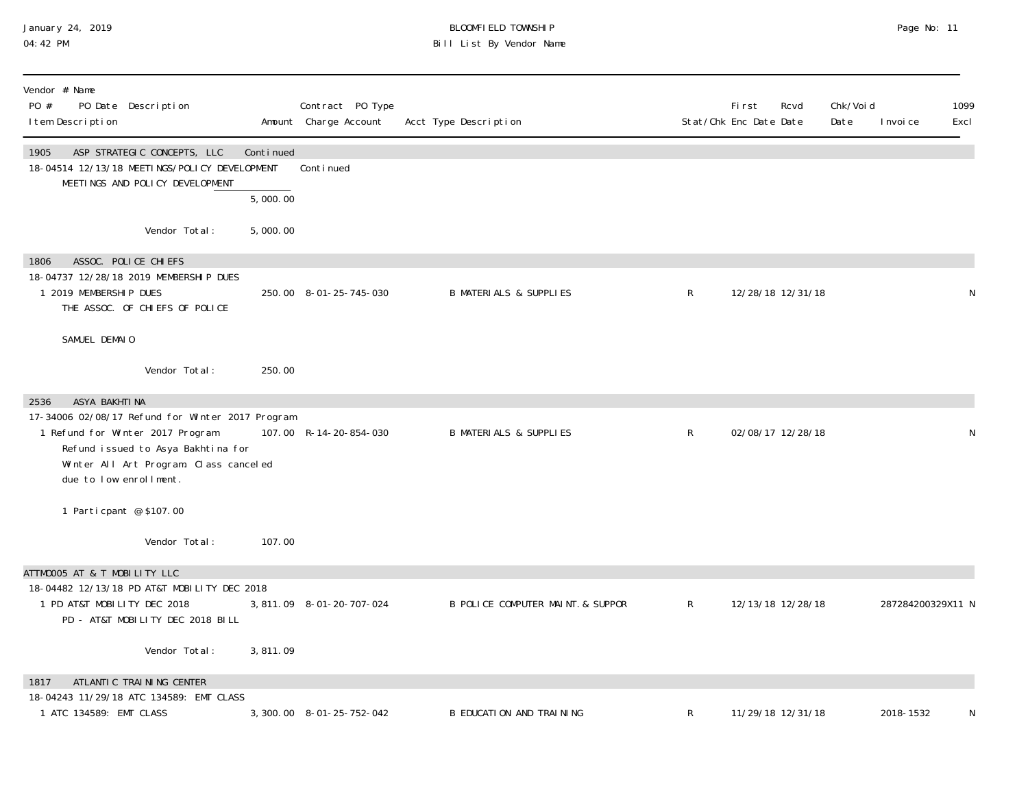| Vendor # Name<br>PO # PO Date Description<br>Item Description | Amount | Contract PO Type<br>Charge Account | Acct Type Description | Stat/Chk | First Enc Date | Rcvd Date | Chk/Void Date | Invoice | 1099 Excl |
|---|---|---|---|---|---|---|---|---|---|
| 1905 ASP STRATEGIC CONCEPTS, LLC | Continued | | | | | | | | |
| 18-04514 12/13/18 MEETINGS/POLICY DEVELOPMENT | | Continued | | | | | | | |
| MEETINGS AND POLICY DEVELOPMENT | | | | | | | | | |
| | 5,000.00 | | | | | | | | |
| Vendor Total: | 5,000.00 | | | | | | | | |
| 1806 ASSOC. POLICE CHIEFS | | | | | | | | | |
| 18-04737 12/28/18 2019 MEMBERSHIP DUES | | | | | | | | | |
| 1 2019 MEMBERSHIP DUES<br>THE ASSOC. OF CHIEFS OF POLICE<br><br>SAMUEL DEMAIO | 250.00 | 8-01-25-745-030 | B MATERIALS & SUPPLIES | R | 12/28/18 | 12/31/18 | | | N |
| Vendor Total: | 250.00 | | | | | | | | |
| 2536 ASYA BAKHTINA | | | | | | | | | |
| 17-34006 02/08/17 Refund for Winter 2017 Program | | | | | | | | | |
| 1 Refund for Winter 2017 Program<br>Refund issued to Asya Bakhtina for<br>Winter All Art Program. Class canceled<br>due to low enrollment.<br><br>1 Particpant @ $107.00 | 107.00 | R-14-20-854-030 | B MATERIALS & SUPPLIES | R | 02/08/17 | 12/28/18 | | | N |
| Vendor Total: | 107.00 | | | | | | | | |
| ATTMO005 AT & T MOBILITY LLC | | | | | | | | | |
| 18-04482 12/13/18 PD AT&T MOBILITY DEC 2018 | | | | | | | | | |
| 1 PD AT&T MOBILITY DEC 2018<br>PD - AT&T MOBILITY DEC 2018 BILL | 3,811.09 | 8-01-20-707-024 | B POLICE COMPUTER MAINT.& SUPPOR | R | 12/13/18 | 12/28/18 | | 287284200329X11 | N |
| Vendor Total: | 3,811.09 | | | | | | | | |
| 1817 ATLANTIC TRAINING CENTER | | | | | | | | | |
| 18-04243 11/29/18 ATC 134589: EMT CLASS | | | | | | | | | |
| 1 ATC 134589: EMT CLASS | 3,300.00 | 8-01-25-752-042 | B EDUCATION AND TRAINING | R | 11/29/18 | 12/31/18 | | 2018-1532 | N |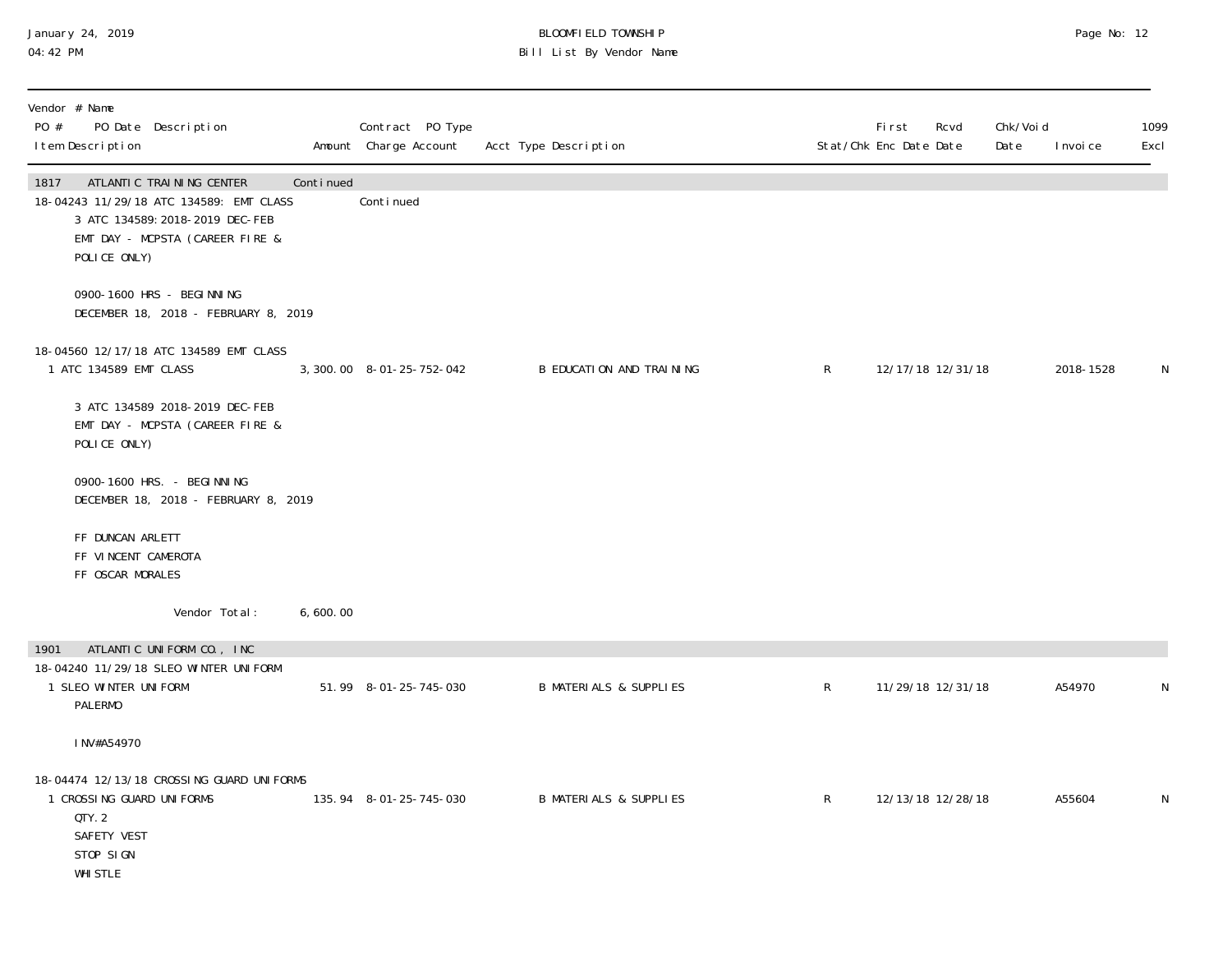| Vendor # Name<br>PO # PO Date Description<br>Item Description | Amount | Contract PO Type<br>Charge Account | Acct Type Description | Stat/Chk | First<br>Enc Date | Rcvd<br>Date | Chk/Void<br>Date | Invoice | 1099<br>Excl |
|---|---|---|---|---|---|---|---|---|---|
| **1817 ATLANTIC TRAINING CENTER** | Continued | | | | | | | | |
| 18-04243 11/29/18 ATC 134589: EMT CLASS | | Continued | | | | | | | |
| 3 ATC 134589:2018-2019 DEC-FEB<br>EMT DAY - MCPSTA (CAREER FIRE & POLICE ONLY)<br><br>0900-1600 HRS - BEGINNING<br>DECEMBER 18, 2018 - FEBRUARY 8, 2019 | | | | | | | | | |
| 18-04560 12/17/18 ATC 134589 EMT CLASS | | | | | | | | | |
| 1 ATC 134589 EMT CLASS | 3,300.00 | 8-01-25-752-042 | B EDUCATION AND TRAINING | R | 12/17/18 | 12/31/18 | | 2018-1528 | N |
| 3 ATC 134589 2018-2019 DEC-FEB<br>EMT DAY - MCPSTA (CAREER FIRE & POLICE ONLY)<br><br>0900-1600 HRS. - BEGINNING<br>DECEMBER 18, 2018 - FEBRUARY 8, 2019<br><br>FF DUNCAN ARLETT<br>FF VINCENT CAMEROTA<br>FF OSCAR MORALES | | | | | | | | | |
| Vendor Total: | 6,600.00 | | | | | | | | |
| **1901 ATLANTIC UNIFORM CO., INC** | | | | | | | | | |
| 18-04240 11/29/18 SLEO WINTER UNIFORM | | | | | | | | | |
| 1 SLEO WINTER UNIFORM<br>PALERMO<br><br>INV#A54970 | 51.99 | 8-01-25-745-030 | B MATERIALS & SUPPLIES | R | 11/29/18 | 12/31/18 | | A54970 | N |
| 18-04474 12/13/18 CROSSING GUARD UNIFORMS | | | | | | | | | |
| 1 CROSSING GUARD UNIFORMS<br>QTY. 2<br>SAFETY VEST<br>STOP SIGN<br>WHISTLE | 135.94 | 8-01-25-745-030 | B MATERIALS & SUPPLIES | R | 12/13/18 | 12/28/18 | | A55604 | N |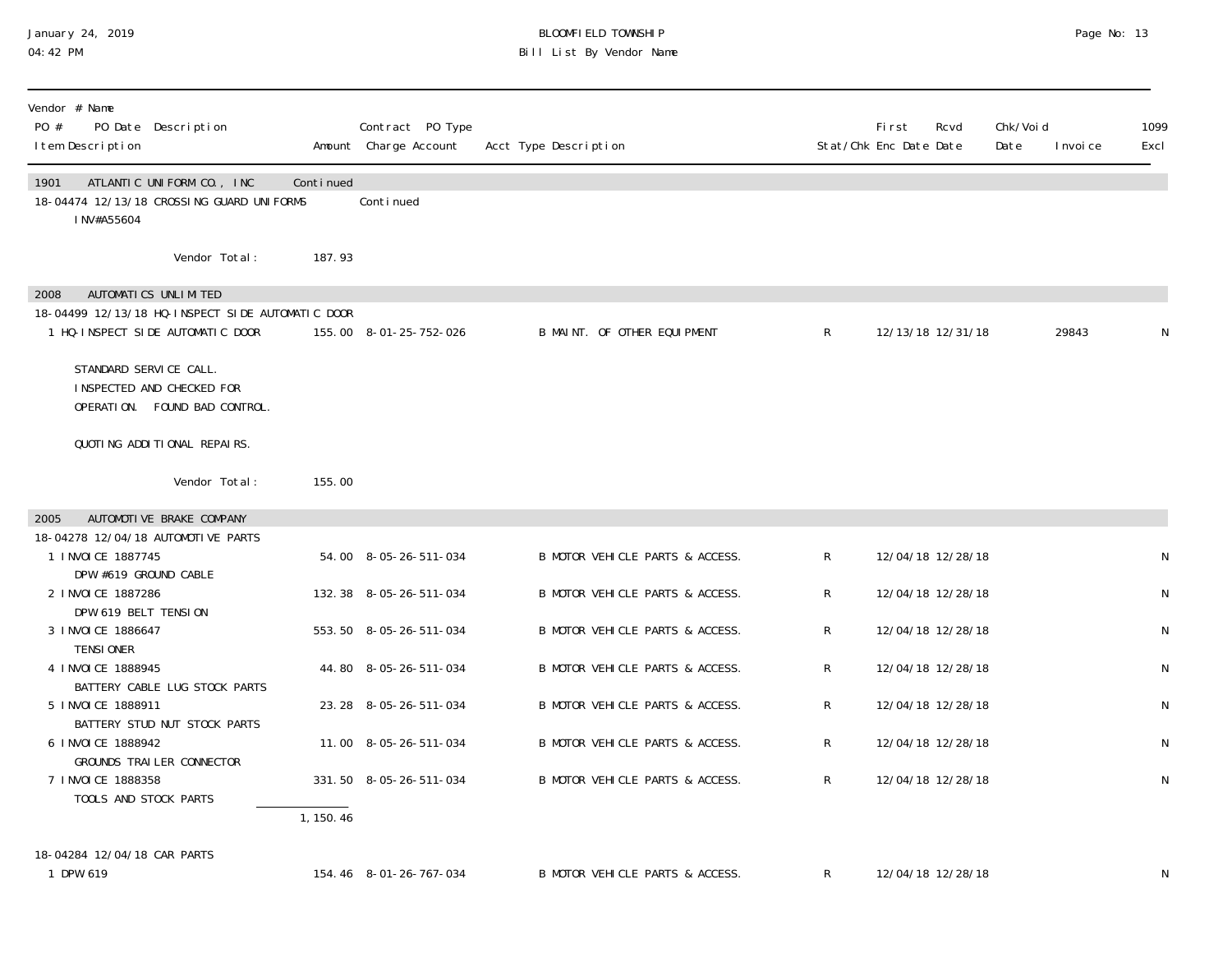| Vendor # Name<br>PO # PO Date Description<br>Item Description | Amount | Contract PO Type<br>Charge Account | Acct Type Description | Stat/Chk | First Enc Date | Rcvd Date | Chk/Void Date | Invoice | 1099 Excl |
|---|---|---|---|---|---|---|---|---|---|
| **1901 ATLANTIC UNIFORM CO., INC** | Continued | | | | | | | | |
| 18-04474 12/13/18 CROSSING GUARD UNIFORMS<br>INV#A55604 | | Continued | | | | | | | |
| Vendor Total: | 187.93 | | | | | | | | |
| **2008 AUTOMATICS UNLIMITED** | | | | | | | | | |
| 18-04499 12/13/18 HQ-INSPECT SIDE AUTOMATIC DOOR | | | | | | | | | |
| 1 HQ-INSPECT SIDE AUTOMATIC DOOR<br>STANDARD SERVICE CALL.<br>INSPECTED AND CHECKED FOR<br>OPERATION. FOUND BAD CONTROL.<br>QUOTING ADDITIONAL REPAIRS. | 155.00 | 8-01-25-752-026 | B MAINT. OF OTHER EQUIPMENT | R | 12/13/18 | 12/31/18 | | 29843 | N |
| Vendor Total: | 155.00 | | | | | | | | |
| **2005 AUTOMOTIVE BRAKE COMPANY** | | | | | | | | | |
| 18-04278 12/04/18 AUTOMOTIVE PARTS | | | | | | | | | |
| 1 INVOICE 1887745<br>DPW #619 GROUND CABLE | 54.00 | 8-05-26-511-034 | B MOTOR VEHICLE PARTS & ACCESS. | R | 12/04/18 | 12/28/18 | | | N |
| 2 INVOICE 1887286<br>DPW 619 BELT TENSION | 132.38 | 8-05-26-511-034 | B MOTOR VEHICLE PARTS & ACCESS. | R | 12/04/18 | 12/28/18 | | | N |
| 3 INVOICE 1886647<br>TENSIONER | 553.50 | 8-05-26-511-034 | B MOTOR VEHICLE PARTS & ACCESS. | R | 12/04/18 | 12/28/18 | | | N |
| 4 INVOICE 1888945<br>BATTERY CABLE LUG STOCK PARTS | 44.80 | 8-05-26-511-034 | B MOTOR VEHICLE PARTS & ACCESS. | R | 12/04/18 | 12/28/18 | | | N |
| 5 INVOICE 1888911<br>BATTERY STUD NUT STOCK PARTS | 23.28 | 8-05-26-511-034 | B MOTOR VEHICLE PARTS & ACCESS. | R | 12/04/18 | 12/28/18 | | | N |
| 6 INVOICE 1888942<br>GROUNDS TRAILER CONNECTOR | 11.00 | 8-05-26-511-034 | B MOTOR VEHICLE PARTS & ACCESS. | R | 12/04/18 | 12/28/18 | | | N |
| 7 INVOICE 1888358<br>TOOLS AND STOCK PARTS | 331.50 | 8-05-26-511-034 | B MOTOR VEHICLE PARTS & ACCESS. | R | 12/04/18 | 12/28/18 | | | N |
| | 1,150.46 | | | | | | | | |
| 18-04284 12/04/18 CAR PARTS | | | | | | | | | |
| 1 DPW 619 | 154.46 | 8-01-26-767-034 | B MOTOR VEHICLE PARTS & ACCESS. | R | 12/04/18 | 12/28/18 | | | N |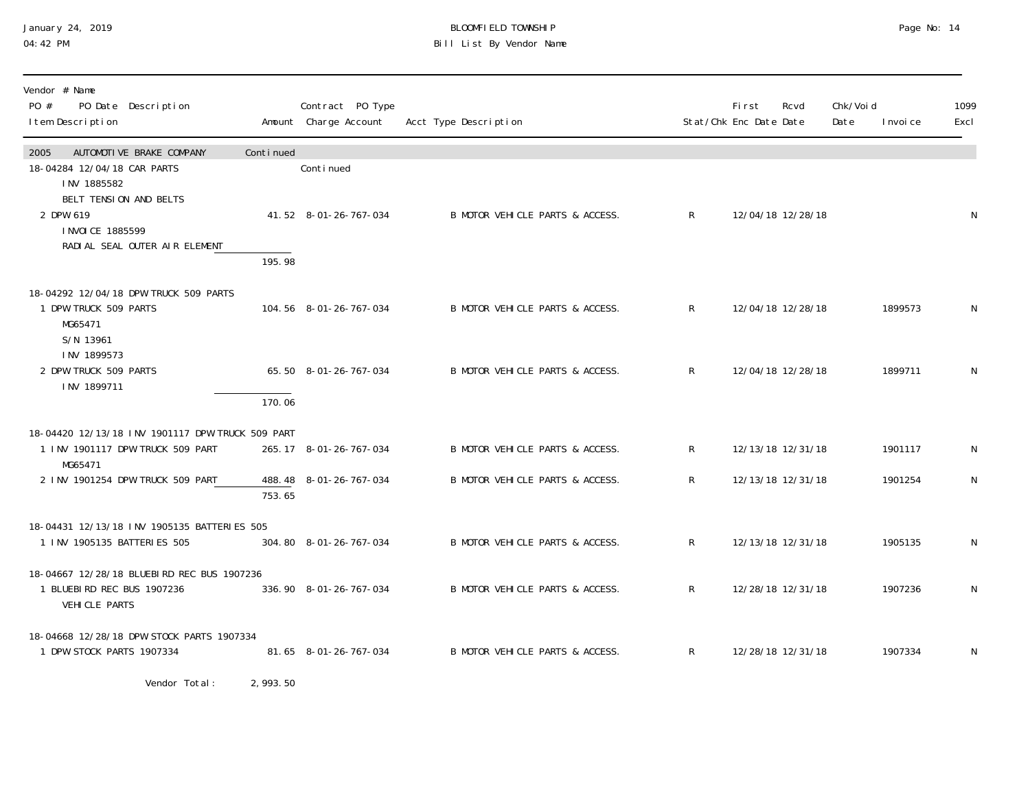BLOOMFIELD TOWNSHIP
Bill List By Vendor Name

January 24, 2019
04:42 PM

| Vendor # Name PO # PO Date Description Item Description | Amount | Contract PO Type Charge Account | Acct Type Description | Stat/Chk | First Enc Date | Rcvd Date | Chk/Void Date | Invoice | 1099 Excl |
|---|---|---|---|---|---|---|---|---|---|
| **2005 AUTOMOTIVE BRAKE COMPANY** | Continued | | | | | | | | |
| 18-04284 12/04/18 CAR PARTS | | Continued | | | | | | | |
| INV 1885582 | | | | | | | | | |
| BELT TENSION AND BELTS | | | | | | | | | |
| 2 DPW 619 | 41.52 | 8-01-26-767-034 | B MOTOR VEHICLE PARTS & ACCESS. | R | 12/04/18 | 12/28/18 | | | N |
| INVOICE 1885599 | | | | | | | | | |
| RADIAL SEAL OUTER AIR ELEMENT | | | | | | | | | |
| | 195.98 | | | | | | | | |
| 18-04292 12/04/18 DPW TRUCK 509 PARTS | | | | | | | | | |
| 1 DPW TRUCK 509 PARTS | 104.56 | 8-01-26-767-034 | B MOTOR VEHICLE PARTS & ACCESS. | R | 12/04/18 | 12/28/18 | | 1899573 | N |
| MG65471 | | | | | | | | | |
| S/N 13961 | | | | | | | | | |
| INV 1899573 | | | | | | | | | |
| 2 DPW TRUCK 509 PARTS | 65.50 | 8-01-26-767-034 | B MOTOR VEHICLE PARTS & ACCESS. | R | 12/04/18 | 12/28/18 | | 1899711 | N |
| INV 1899711 | | | | | | | | | |
| | 170.06 | | | | | | | | |
| 18-04420 12/13/18 INV 1901117 DPW TRUCK 509 PART | | | | | | | | | |
| 1 INV 1901117 DPW TRUCK 509 PART | 265.17 | 8-01-26-767-034 | B MOTOR VEHICLE PARTS & ACCESS. | R | 12/13/18 | 12/31/18 | | 1901117 | N |
| MG65471 | | | | | | | | | |
| 2 INV 1901254 DPW TRUCK 509 PART | 488.48 | 8-01-26-767-034 | B MOTOR VEHICLE PARTS & ACCESS. | R | 12/13/18 | 12/31/18 | | 1901254 | N |
| | 753.65 | | | | | | | | |
| 18-04431 12/13/18 INV 1905135 BATTERIES 505 | | | | | | | | | |
| 1 INV 1905135 BATTERIES 505 | 304.80 | 8-01-26-767-034 | B MOTOR VEHICLE PARTS & ACCESS. | R | 12/13/18 | 12/31/18 | | 1905135 | N |
| 18-04667 12/28/18 BLUEBIRD REC BUS 1907236 | | | | | | | | | |
| 1 BLUEBIRD REC BUS 1907236 | 336.90 | 8-01-26-767-034 | B MOTOR VEHICLE PARTS & ACCESS. | R | 12/28/18 | 12/31/18 | | 1907236 | N |
| VEHICLE PARTS | | | | | | | | | |
| 18-04668 12/28/18 DPW STOCK PARTS 1907334 | | | | | | | | | |
| 1 DPW STOCK PARTS 1907334 | 81.65 | 8-01-26-767-034 | B MOTOR VEHICLE PARTS & ACCESS. | R | 12/28/18 | 12/31/18 | | 1907334 | N |
| Vendor Total: | 2,993.50 | | | | | | | | |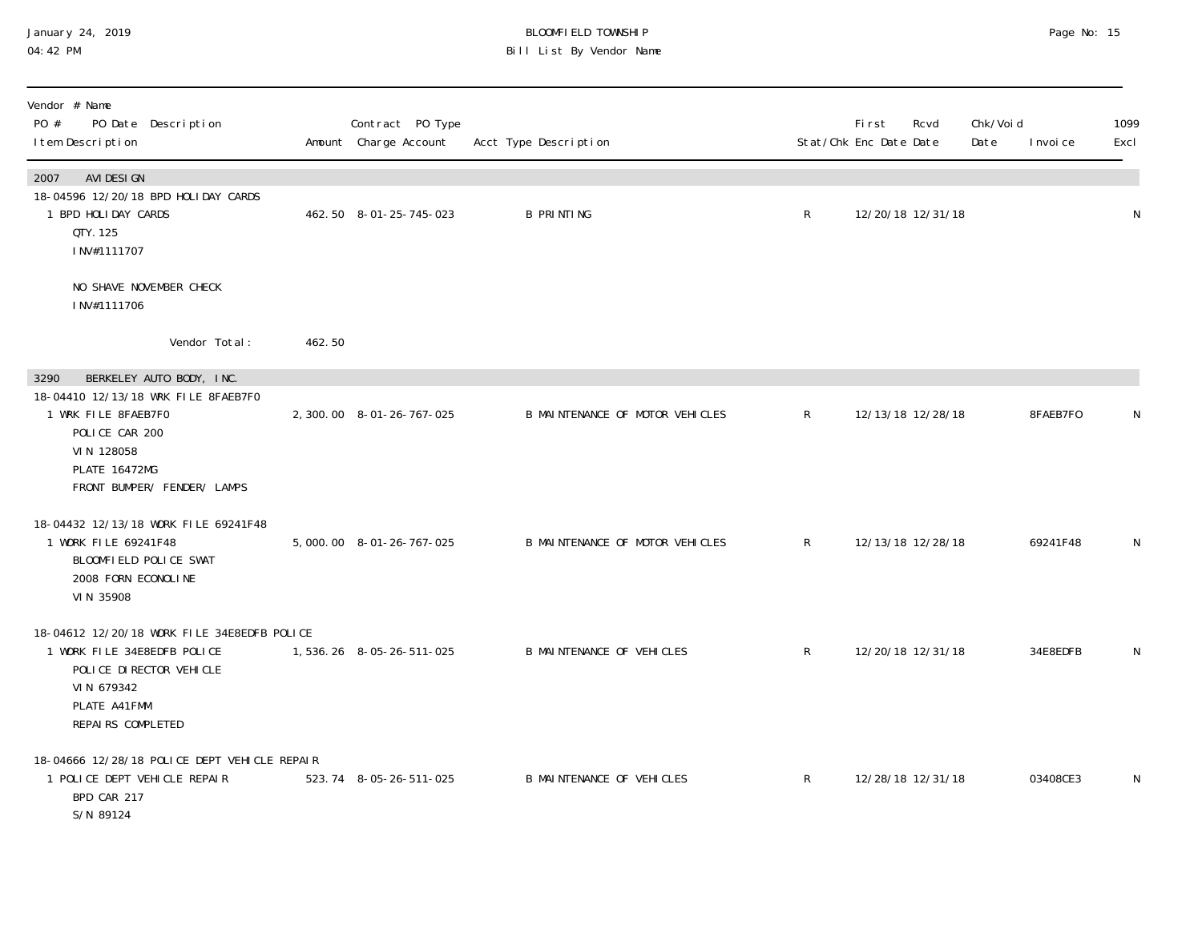BLOOMFIELD TOWNSHIP
Bill List By Vendor Name

January 24, 2019
04:42 PM

| Vendor # Name<br>PO # PO Date Description<br>Item Description | Amount | Contract PO Type<br>Charge Account | Acct Type Description | Stat/Chk | First Enc Date | Rcvd Date | Chk/Void Date | Invoice | 1099 Excl |
|---|---|---|---|---|---|---|---|---|---|
| **2007 AVI DESIGN** | | | | | | | | | |
| 18-04596 12/20/18 BPD HOLIDAY CARDS | | | | | | | | | |
| 1 BPD HOLIDAY CARDS<br>QTY. 125<br>INV#1111707<br><br>NO SHAVE NOVEMBER CHECK<br>INV#1111706 | 462.50 | 8-01-25-745-023 | B PRINTING | R | 12/20/18 | 12/31/18 | | | N |
| Vendor Total: | 462.50 | | | | | | | | |
| **3290 BERKELEY AUTO BODY, INC.** | | | | | | | | | |
| 18-04410 12/13/18 WRK FILE 8FAEB7F0 | | | | | | | | | |
| 1 WRK FILE 8FAEB7F0<br>POLICE CAR 200<br>VIN 128058<br>PLATE 16472MG<br>FRONT BUMPER/ FENDER/ LAMPS | 2,300.00 | 8-01-26-767-025 | B MAINTENANCE OF MOTOR VEHICLES | R | 12/13/18 | 12/28/18 | | 8FAEB7FO | N |
| 18-04432 12/13/18 WORK FILE 69241F48 | | | | | | | | | |
| 1 WORK FILE 69241F48<br>BLOOMFIELD POLICE SWAT<br>2008 FORN ECONOLINE<br>VIN 35908 | 5,000.00 | 8-01-26-767-025 | B MAINTENANCE OF MOTOR VEHICLES | R | 12/13/18 | 12/28/18 | | 69241F48 | N |
| 18-04612 12/20/18 WORK FILE 34E8EDFB POLICE | | | | | | | | | |
| 1 WORK FILE 34E8EDFB POLICE<br>POLICE DIRECTOR VEHICLE<br>VIN 679342<br>PLATE A41FMM<br>REPAIRS COMPLETED | 1,536.26 | 8-05-26-511-025 | B MAINTENANCE OF VEHICLES | R | 12/20/18 | 12/31/18 | | 34E8EDFB | N |
| 18-04666 12/28/18 POLICE DEPT VEHICLE REPAIR | | | | | | | | | |
| 1 POLICE DEPT VEHICLE REPAIR<br>BPD CAR 217<br>S/N 89124 | 523.74 | 8-05-26-511-025 | B MAINTENANCE OF VEHICLES | R | 12/28/18 | 12/31/18 | | 03408CE3 | N |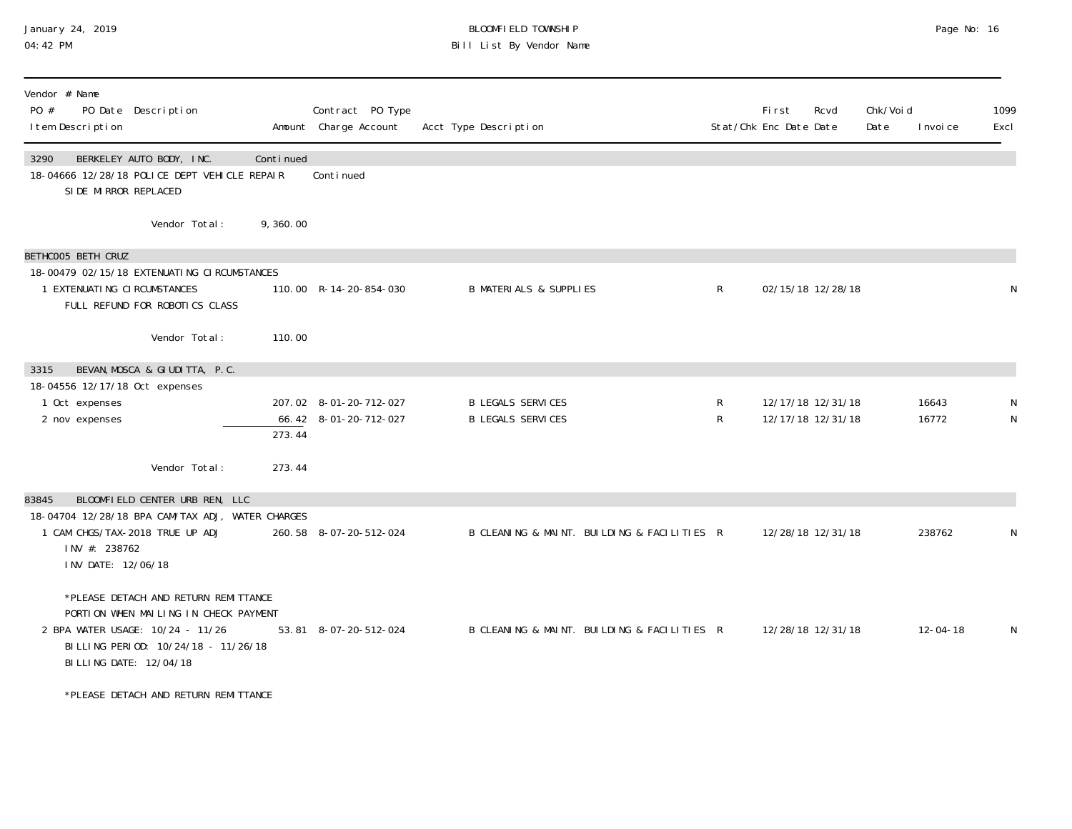| Vendor # Name PO # PO Date Description Item Description | Amount | Contract PO Type Charge Account | Acct Type Description | Stat/Chk | First Enc Date | Rcvd Date | Chk/Void Date | Invoice | 1099 Excl |
|---|---|---|---|---|---|---|---|---|---|
| 3290 BERKELEY AUTO BODY, INC. | Continued | | | | | | | | |
| 18-04666 12/28/18 POLICE DEPT VEHICLE REPAIR | | Continued | | | | | | | |
| SIDE MIRROR REPLACED | | | | | | | | | |
| Vendor Total: | 9,360.00 | | | | | | | | |
| BETHC005 BETH CRUZ | | | | | | | | | |
| 18-00479 02/15/18 EXTENUATING CIRCUMSTANCES | | | | | | | | | |
| 1 EXTENUATING CIRCUMSTANCES | 110.00 | R-14-20-854-030 | B MATERIALS & SUPPLIES | R | 02/15/18 | 12/28/18 | | | N |
| FULL REFUND FOR ROBOTICS CLASS | | | | | | | | | |
| Vendor Total: | 110.00 | | | | | | | | |
| 3315 BEVAN, MOSCA & GIUDITTA, P.C. | | | | | | | | | |
| 18-04556 12/17/18 Oct expenses | | | | | | | | | |
| 1 Oct expenses | 207.02 | 8-01-20-712-027 | B LEGALS SERVICES | R | 12/17/18 | 12/31/18 | | 16643 | N |
| 2 nov expenses | 66.42 | 8-01-20-712-027 | B LEGALS SERVICES | R | 12/17/18 | 12/31/18 | | 16772 | N |
| | 273.44 | | | | | | | | |
| Vendor Total: | 273.44 | | | | | | | | |
| 83845 BLOOMFIELD CENTER URB REN, LLC | | | | | | | | | |
| 18-04704 12/28/18 BPA CAM/TAX ADJ, WATER CHARGES | | | | | | | | | |
| 1 CAM CHGS/TAX-2018 TRUE UP ADJ | 260.58 | 8-07-20-512-024 | B CLEANING & MAINT. BUILDING & FACILITIES | R | 12/28/18 | 12/31/18 | | 238762 | N |
| INV #: 238762 | | | | | | | | | |
| INV DATE: 12/06/18 | | | | | | | | | |
| *PLEASE DETACH AND RETURN REMITTANCE | | | | | | | | | |
| PORTION WHEN MAILING IN CHECK PAYMENT | | | | | | | | | |
| 2 BPA WATER USAGE: 10/24 - 11/26 | 53.81 | 8-07-20-512-024 | B CLEANING & MAINT. BUILDING & FACILITIES | R | 12/28/18 | 12/31/18 | | 12-04-18 | N |
| BILLING PERIOD: 10/24/18 - 11/26/18 | | | | | | | | | |
| BILLING DATE: 12/04/18 | | | | | | | | | |
| *PLEASE DETACH AND RETURN REMITTANCE | | | | | | | | | |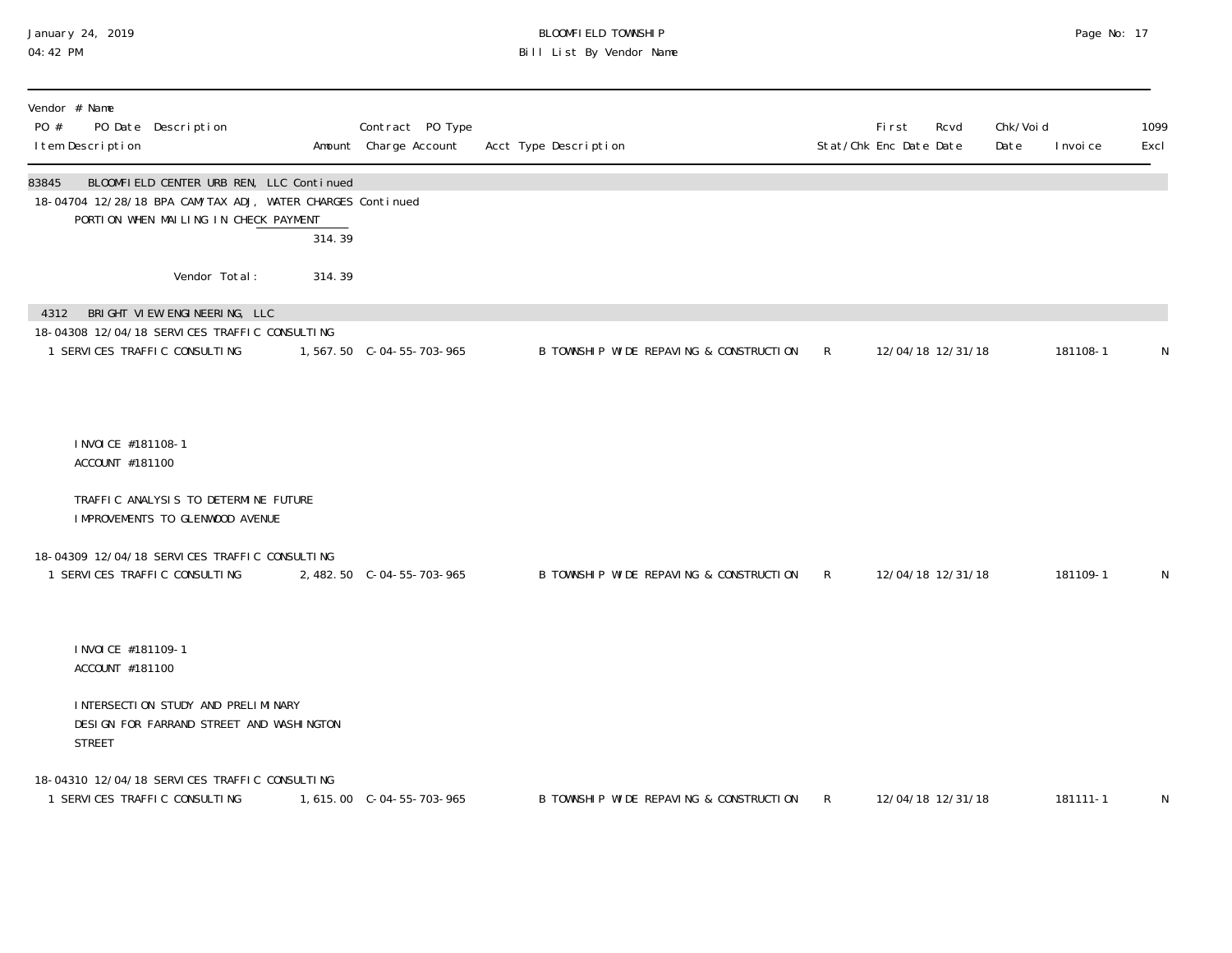| Vendor # Name PO # PO Date Description Item Description | Amount | Contract PO Type Charge Account | Acct Type Description | Stat/Chk | First Enc Date | Rcvd Date | Chk/Void Date | Invoice | 1099 Excl |
|---|---|---|---|---|---|---|---|---|---|
| 83845 BLOOMFIELD CENTER URB REN, LLC Continued | | | | | | | | | |
| 18-04704 12/28/18 BPA CAM/TAX ADJ, WATER CHARGES Continued | | | | | | | | | |
| PORTION WHEN MAILING IN CHECK PAYMENT | | | | | | | | | |
| | 314.39 | | | | | | | | |
| Vendor Total: | 314.39 | | | | | | | | |
| 4312 BRIGHT VIEW ENGINEERING, LLC | | | | | | | | | |
| 18-04308 12/04/18 SERVICES TRAFFIC CONSULTING | | | | | | | | | |
| 1 SERVICES TRAFFIC CONSULTING | 1,567.50 | C-04-55-703-965 | B TOWNSHIP WIDE REPAVING & CONSTRUCTION | R | 12/04/18 | 12/31/18 | | 181108-1 | N |
| INVOICE #181108-1 ACCOUNT #181100 TRAFFIC ANALYSIS TO DETERMINE FUTURE IMPROVEMENTS TO GLENWOOD AVENUE | | | | | | | | | |
| 18-04309 12/04/18 SERVICES TRAFFIC CONSULTING | | | | | | | | | |
| 1 SERVICES TRAFFIC CONSULTING | 2,482.50 | C-04-55-703-965 | B TOWNSHIP WIDE REPAVING & CONSTRUCTION | R | 12/04/18 | 12/31/18 | | 181109-1 | N |
| INVOICE #181109-1 ACCOUNT #181100 INTERSECTION STUDY AND PRELIMINARY DESIGN FOR FARRAND STREET AND WASHINGTON STREET | | | | | | | | | |
| 18-04310 12/04/18 SERVICES TRAFFIC CONSULTING | | | | | | | | | |
| 1 SERVICES TRAFFIC CONSULTING | 1,615.00 | C-04-55-703-965 | B TOWNSHIP WIDE REPAVING & CONSTRUCTION | R | 12/04/18 | 12/31/18 | | 181111-1 | N |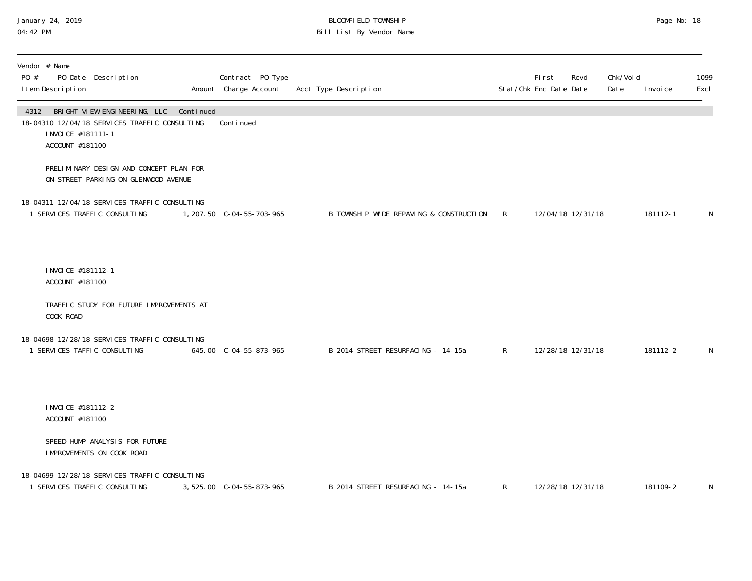| Vendor # Name<br>PO # PO Date Description<br>Item Description | Amount | Contract PO Type<br>Charge Account | Acct Type Description | Stat/Chk | First<br>Enc Date | Rcvd<br>Date | Chk/Void<br>Date | Invoice | 1099<br>Excl |
|---|---|---|---|---|---|---|---|---|---|
| 4312 BRIGHT VIEW ENGINEERING, LLC Continued | | | | | | | | | |
| 18-04310 12/04/18 SERVICES TRAFFIC CONSULTING | | Continued | | | | | | | |
| INVOICE #181111-1<br>ACCOUNT #181100<br><br>PRELIMINARY DESIGN AND CONCEPT PLAN FOR ON-STREET PARKING ON GLENWOOD AVENUE | | | | | | | | | |
| 18-04311 12/04/18 SERVICES TRAFFIC CONSULTING | | | | | | | | | |
| 1 SERVICES TRAFFIC CONSULTING | 1,207.50 | C-04-55-703-965 | B TOWNSHIP WIDE REPAVING & CONSTRUCTION | R | 12/04/18 | 12/31/18 | | 181112-1 | N |
| INVOICE #181112-1<br>ACCOUNT #181100<br><br>TRAFFIC STUDY FOR FUTURE IMPROVEMENTS AT COOK ROAD | | | | | | | | | |
| 18-04698 12/28/18 SERVICES TRAFFIC CONSULTING | | | | | | | | | |
| 1 SERVICES TAFFIC CONSULTING | 645.00 | C-04-55-873-965 | B 2014 STREET RESURFACING - 14-15a | R | 12/28/18 | 12/31/18 | | 181112-2 | N |
| INVOICE #181112-2<br>ACCOUNT #181100<br><br>SPEED HUMP ANALYSIS FOR FUTURE IMPROVEMENTS ON COOK ROAD | | | | | | | | | |
| 18-04699 12/28/18 SERVICES TRAFFIC CONSULTING | | | | | | | | | |
| 1 SERVICES TRAFFIC CONSULTING | 3,525.00 | C-04-55-873-965 | B 2014 STREET RESURFACING - 14-15a | R | 12/28/18 | 12/31/18 | | 181109-2 | N |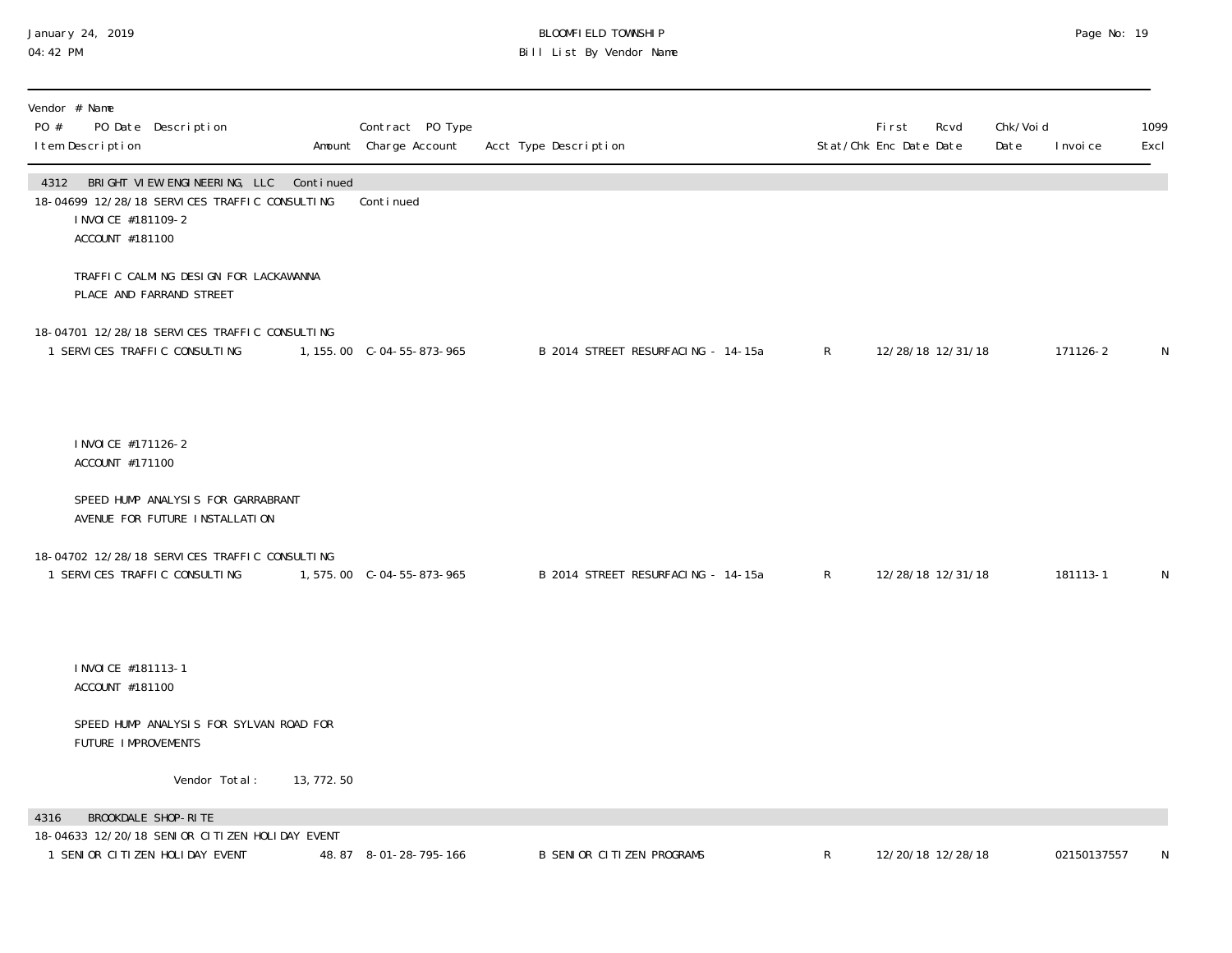| Vendor # Name PO # PO Date Description Item Description | Amount | Contract PO Type Charge Account | Acct Type Description | Stat/Chk | First Enc Date | Rcvd Date | Chk/Void Date | Invoice | 1099 Excl |
|---|---|---|---|---|---|---|---|---|---|
| 4312 BRIGHT VIEW ENGINEERING, LLC Continued | | | | | | | | | |
| 18-04699 12/28/18 SERVICES TRAFFIC CONSULTING | | Continued | | | | | | | |
| INVOICE #181109-2<br>ACCOUNT #181100<br><br>TRAFFIC CALMING DESIGN FOR LACKAWANNA PLACE AND FARRAND STREET | | | | | | | | | |
| 18-04701 12/28/18 SERVICES TRAFFIC CONSULTING | | | | | | | | | |
| 1 SERVICES TRAFFIC CONSULTING | 1,155.00 | C-04-55-873-965 | B 2014 STREET RESURFACING - 14-15a | R | 12/28/18 | 12/31/18 | | 171126-2 | N |
| INVOICE #171126-2<br>ACCOUNT #171100<br><br>SPEED HUMP ANALYSIS FOR GARRABRANT AVENUE FOR FUTURE INSTALLATION | | | | | | | | | |
| 18-04702 12/28/18 SERVICES TRAFFIC CONSULTING | | | | | | | | | |
| 1 SERVICES TRAFFIC CONSULTING | 1,575.00 | C-04-55-873-965 | B 2014 STREET RESURFACING - 14-15a | R | 12/28/18 | 12/31/18 | | 181113-1 | N |
| INVOICE #181113-1<br>ACCOUNT #181100<br><br>SPEED HUMP ANALYSIS FOR SYLVAN ROAD FOR FUTURE IMPROVEMENTS | | | | | | | | | |
| Vendor Total: | 13,772.50 | | | | | | | | |
| 4316 BROOKDALE SHOP-RITE | | | | | | | | | |
| 18-04633 12/20/18 SENIOR CITIZEN HOLIDAY EVENT | | | | | | | | | |
| 1 SENIOR CITIZEN HOLIDAY EVENT | 48.87 | 8-01-28-795-166 | B SENIOR CITIZEN PROGRAMS | R | 12/20/18 | 12/28/18 | | 02150137557 | N |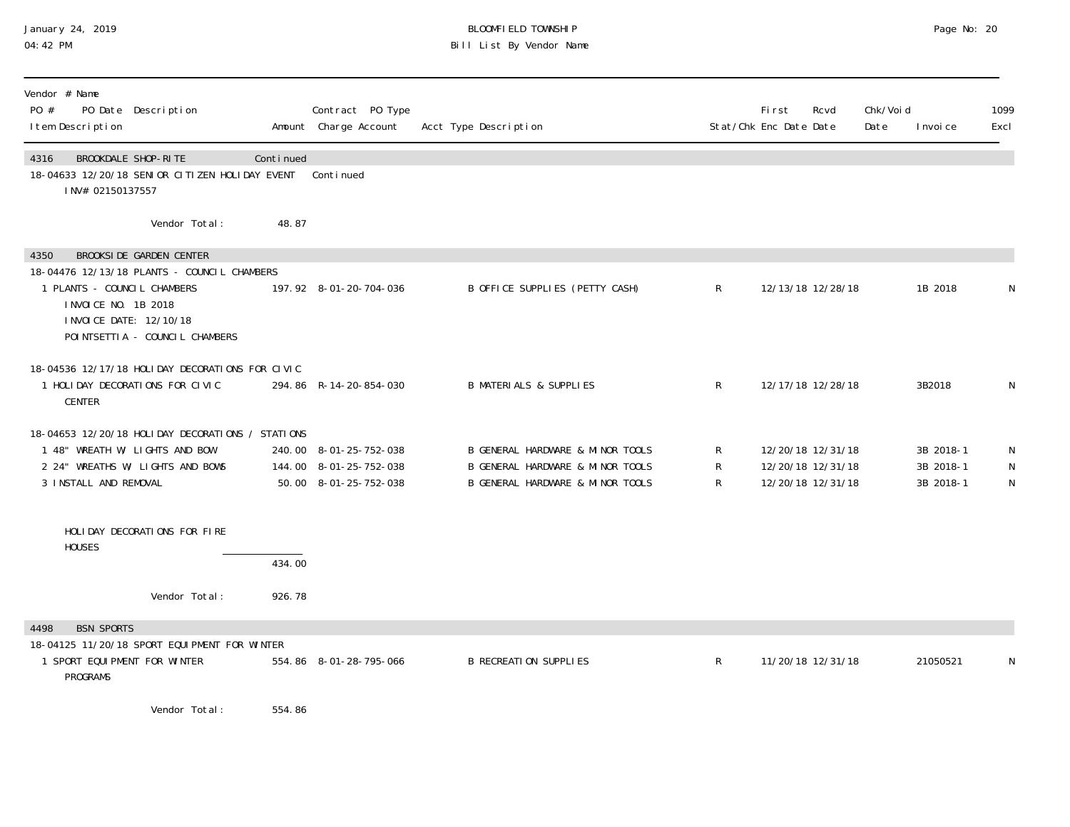| Vendor # Name PO # PO Date Description Item Description | Amount | Contract PO Type Charge Account | Acct Type Description | Stat/Chk | First Enc Date | Rcvd Date | Chk/Void Date | Invoice | 1099 Excl |
|---|---|---|---|---|---|---|---|---|---|
| **4316 BROOKDALE SHOP-RITE** | Continued | | | | | | | | |
| 18-04633 12/20/18 SENIOR CITIZEN HOLIDAY EVENT | | Continued | | | | | | | |
| INV# 02150137557 | | | | | | | | | |
| Vendor Total: | 48.87 | | | | | | | | |
| **4350 BROOKSIDE GARDEN CENTER** | | | | | | | | | |
| 18-04476 12/13/18 PLANTS - COUNCIL CHAMBERS | | | | | | | | | |
| 1 PLANTS - COUNCIL CHAMBERS<br>INVOICE NO. 1B 2018<br>INVOICE DATE: 12/10/18<br>POINTSETTIA - COUNCIL CHAMBERS | 197.92 | 8-01-20-704-036 | B OFFICE SUPPLIES (PETTY CASH) | R | 12/13/18 | 12/28/18 | | 1B 2018 | N |
| 18-04536 12/17/18 HOLIDAY DECORATIONS FOR CIVIC | | | | | | | | | |
| 1 HOLIDAY DECORATIONS FOR CIVIC CENTER | 294.86 | R-14-20-854-030 | B MATERIALS & SUPPLIES | R | 12/17/18 | 12/28/18 | | 3B2018 | N |
| 18-04653 12/20/18 HOLIDAY DECORATIONS / STATIONS | | | | | | | | | |
| 1 48" WREATH W/ LIGHTS AND BOW | 240.00 | 8-01-25-752-038 | B GENERAL HARDWARE & MINOR TOOLS | R | 12/20/18 | 12/31/18 | | 3B 2018-1 | N |
| 2 24" WREATHS W/ LIGHTS AND BOWS | 144.00 | 8-01-25-752-038 | B GENERAL HARDWARE & MINOR TOOLS | R | 12/20/18 | 12/31/18 | | 3B 2018-1 | N |
| 3 INSTALL AND REMOVAL | 50.00 | 8-01-25-752-038 | B GENERAL HARDWARE & MINOR TOOLS | R | 12/20/18 | 12/31/18 | | 3B 2018-1 | N |
| HOLIDAY DECORATIONS FOR FIRE HOUSES | | | | | | | | | |
| | 434.00 | | | | | | | | |
| Vendor Total: | 926.78 | | | | | | | | |
| **4498 BSN SPORTS** | | | | | | | | | |
| 18-04125 11/20/18 SPORT EQUIPMENT FOR WINTER | | | | | | | | | |
| 1 SPORT EQUIPMENT FOR WINTER PROGRAMS | 554.86 | 8-01-28-795-066 | B RECREATION SUPPLIES | R | 11/20/18 | 12/31/18 | | 21050521 | N |
| Vendor Total: | 554.86 | | | | | | | | |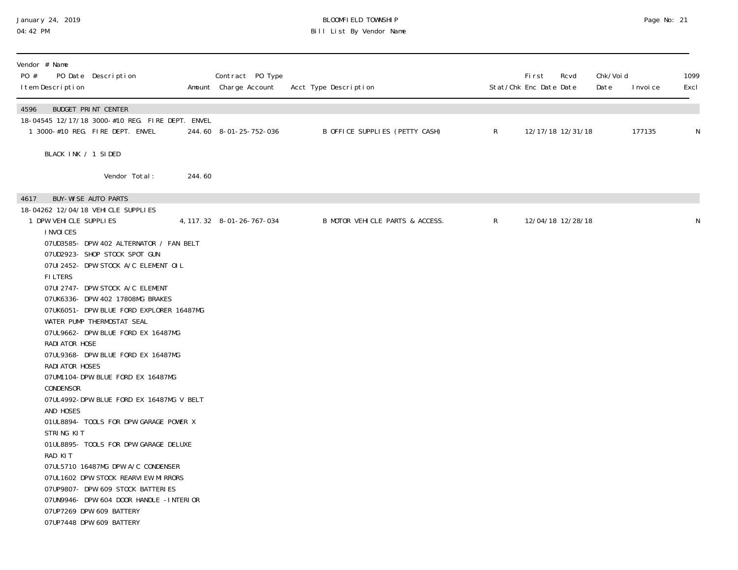| Vendor # Name | | | | | | | | | | | |
|---|---|---|---|---|---|---|---|---|---|---|---|
| PO # PO Date Description | | Contract PO Type | | | First | Rcvd | Chk/Void | | 1099 |
| Item Description | Amount | Charge Account | Acct Type Description | Stat/Chk | Enc Date | Date | Date | Invoice | Excl |
| **4596 BUDGET PRINT CENTER** | | | | | | | | | |
| 18-04545 12/17/18 3000-#10 REG. FIRE DEPT. ENVEL | | | | | | | | | |
| 1 3000-#10 REG. FIRE DEPT. ENVEL | 244.60 | 8-01-25-752-036 | B OFFICE SUPPLIES (PETTY CASH) | R | 12/17/18 | 12/31/18 | | 177135 | N |
| BLACK INK / 1 SIDED | | | | | | | | | |
| Vendor Total: | 244.60 | | | | | | | | |
| **4617 BUY-WISE AUTO PARTS** | | | | | | | | | |
| 18-04262 12/04/18 VEHICLE SUPPLIES | | | | | | | | | |
| 1 DPW VEHICLE SUPPLIES | 4,117.32 | 8-01-26-767-034 | B MOTOR VEHICLE PARTS & ACCESS. | R | 12/04/18 | 12/28/18 | | | N |
| INVOICES<br>07UD3585- DPW 402 ALTERNATOR / FAN BELT<br>07UD2923- SHOP STOCK SPOT GUN<br>07UI2452- DPW STOCK A/C ELEMENT OIL FILTERS<br>07UI2747- DPW STOCK A/C ELEMENT<br>07UK6336- DPW 402 17808MG BRAKES<br>07UK6051- DPW BLUE FORD EXPLORER 16487MG WATER PUMP THERMOSTAT SEAL<br>07UL9662- DPW BLUE FORD EX 16487MG RADIATOR HOSE<br>07UL9368- DPW BLUE FORD EX 16487MG RADIATOR HOSES<br>07UM1104-DPW BLUE FORD EX 16487MG CONDENSOR<br>07UL4992-DPW BLUE FORD EX 16487MG V BELT AND HOSES<br>01UL8894- TOOLS FOR DPW GARAGE POWER X STRING KIT<br>01UL8895- TOOLS FOR DPW GARAGE DELUXE RAD KIT<br>07UL5710 16487MG DPW A/C CONDENSER<br>07UL1602 DPW STOCK REARVIEW MIRRORS<br>07UP9807- DPW 609 STOCK BATTERIES<br>07UN9946- DPW 604 DOOR HANDLE -INTERIOR<br>07UP7269 DPW 609 BATTERY<br>07UP7448 DPW 609 BATTERY | | | | | | | | | |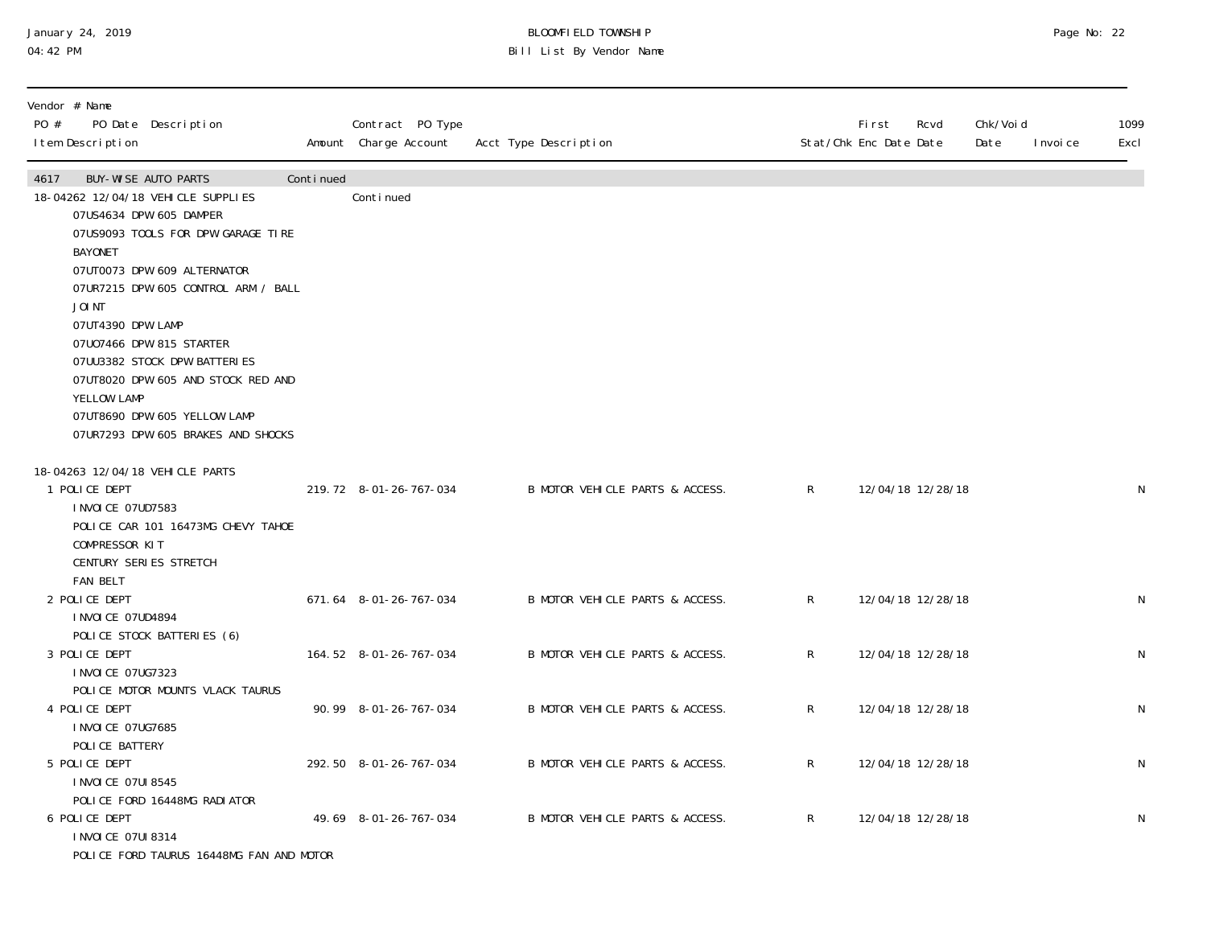| Vendor # Name<br>PO # PO Date Description<br>Item Description | Amount | Contract PO Type<br>Charge Account | Acct Type Description | Stat/Chk | First<br>Enc Date | Rcvd<br>Date | Chk/Void<br>Date | Invoice | 1099<br>Excl |
|---|---|---|---|---|---|---|---|---|---|
| 4617 BUY-WISE AUTO PARTS | Continued | | | | | | | | |
| 18-04262 12/04/18 VEHICLE SUPPLIES | | Continued | | | | | | | |
| 07US4634 DPW 605 DAMPER<br>07US9093 TOOLS FOR DPW GARAGE TIRE BAYONET<br>07UT0073 DPW 609 ALTERNATOR<br>07UR7215 DPW 605 CONTROL ARM / BALL JOINT<br>07UT4390 DPW LAMP<br>07UO7466 DPW 815 STARTER<br>07UU3382 STOCK DPW BATTERIES<br>07UT8020 DPW 605 AND STOCK RED AND YELLOW LAMP<br>07UT8690 DPW 605 YELLOW LAMP<br>07UR7293 DPW 605 BRAKES AND SHOCKS | | | | | | | | | |
| 18-04263 12/04/18 VEHICLE PARTS | | | | | | | | | |
| 1 POLICE DEPT<br>INVOICE 07UD7583<br>POLICE CAR 101 16473MG CHEVY TAHOE COMPRESSOR KIT<br>CENTURY SERIES STRETCH FAN BELT | 219.72 | 8-01-26-767-034 | B MOTOR VEHICLE PARTS & ACCESS. | R | 12/04/18 | 12/28/18 | | | N |
| 2 POLICE DEPT<br>INVOICE 07UD4894<br>POLICE STOCK BATTERIES (6) | 671.64 | 8-01-26-767-034 | B MOTOR VEHICLE PARTS & ACCESS. | R | 12/04/18 | 12/28/18 | | | N |
| 3 POLICE DEPT<br>INVOICE 07UG7323<br>POLICE MOTOR MOUNTS VLACK TAURUS | 164.52 | 8-01-26-767-034 | B MOTOR VEHICLE PARTS & ACCESS. | R | 12/04/18 | 12/28/18 | | | N |
| 4 POLICE DEPT<br>INVOICE 07UG7685<br>POLICE BATTERY | 90.99 | 8-01-26-767-034 | B MOTOR VEHICLE PARTS & ACCESS. | R | 12/04/18 | 12/28/18 | | | N |
| 5 POLICE DEPT<br>INVOICE 07UI8545<br>POLICE FORD 16448MG RADIATOR | 292.50 | 8-01-26-767-034 | B MOTOR VEHICLE PARTS & ACCESS. | R | 12/04/18 | 12/28/18 | | | N |
| 6 POLICE DEPT<br>INVOICE 07UI8314<br>POLICE FORD TAURUS 16448MG FAN AND MOTOR | 49.69 | 8-01-26-767-034 | B MOTOR VEHICLE PARTS & ACCESS. | R | 12/04/18 | 12/28/18 | | | N |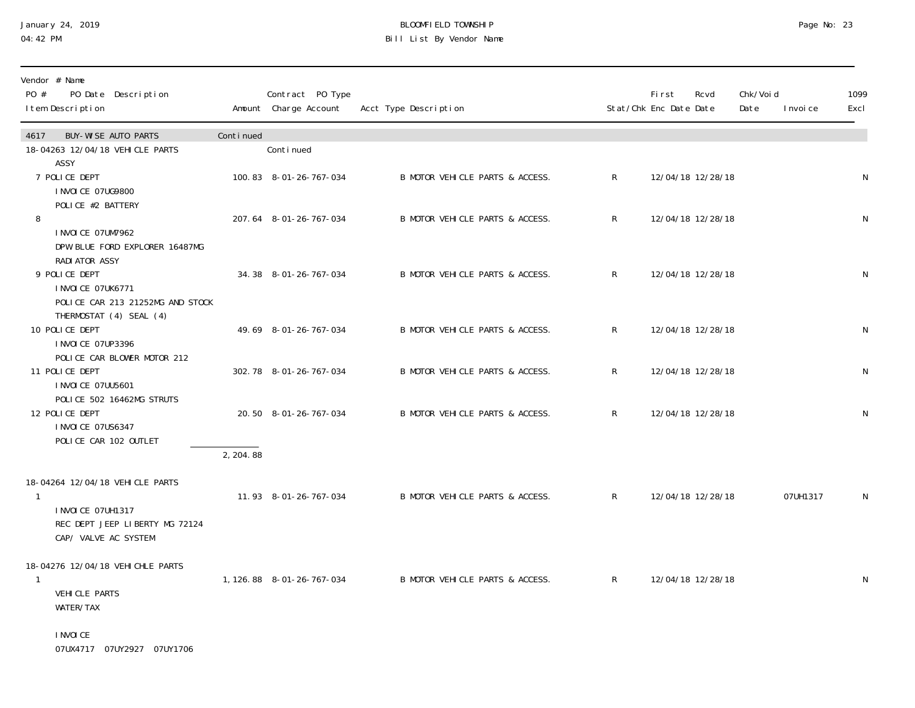January 24, 2019
04:42 PM

BLOOMFIELD TOWNSHIP
Bill List By Vendor Name

| Vendor # Name<br>PO # PO Date Description<br>Item Description | Amount | Contract PO Type<br>Charge Account | Acct Type Description | Stat/Chk | First<br>Enc Date | Rcvd<br>Date | Chk/Void<br>Date | Invoice | 1099<br>Excl |
|---|---|---|---|---|---|---|---|---|---|
| 4617 BUY-WISE AUTO PARTS | Continued | | | | | | | | |
| 18-04263 12/04/18 VEHICLE PARTS | | Continued | | | | | | | |
| ASSY | | | | | | | | | |
| 7 POLICE DEPT<br>INVOICE 07UG9800<br>POLICE #2 BATTERY | 100.83 | 8-01-26-767-034 | B MOTOR VEHICLE PARTS & ACCESS. | R | 12/04/18 | 12/28/18 | | | N |
| 8<br>INVOICE 07UM7962<br>DPW BLUE FORD EXPLORER 16487MG<br>RADIATOR ASSY | 207.64 | 8-01-26-767-034 | B MOTOR VEHICLE PARTS & ACCESS. | R | 12/04/18 | 12/28/18 | | | N |
| 9 POLICE DEPT<br>INVOICE 07UK6771<br>POLICE CAR 213 21252MG AND STOCK<br>THERMOSTAT (4) SEAL (4) | 34.38 | 8-01-26-767-034 | B MOTOR VEHICLE PARTS & ACCESS. | R | 12/04/18 | 12/28/18 | | | N |
| 10 POLICE DEPT<br>INVOICE 07UP3396<br>POLICE CAR BLOWER MOTOR 212 | 49.69 | 8-01-26-767-034 | B MOTOR VEHICLE PARTS & ACCESS. | R | 12/04/18 | 12/28/18 | | | N |
| 11 POLICE DEPT<br>INVOICE 07UU5601<br>POLICE 502 16462MG STRUTS | 302.78 | 8-01-26-767-034 | B MOTOR VEHICLE PARTS & ACCESS. | R | 12/04/18 | 12/28/18 | | | N |
| 12 POLICE DEPT<br>INVOICE 07US6347<br>POLICE CAR 102 OUTLET | 20.50 | 8-01-26-767-034 | B MOTOR VEHICLE PARTS & ACCESS. | R | 12/04/18 | 12/28/18 | | | N |
| | 2,204.88 | | | | | | | | |
| 18-04264 12/04/18 VEHICLE PARTS | | | | | | | | | |
| 1<br>INVOICE 07UH1317<br>REC DEPT JEEP LIBERTY MG 72124<br>CAP/ VALVE AC SYSTEM | 11.93 | 8-01-26-767-034 | B MOTOR VEHICLE PARTS & ACCESS. | R | 12/04/18 | 12/28/18 | | 07UH1317 | N |
| 18-04276 12/04/18 VEHICHLE PARTS | | | | | | | | | |
| 1<br>VEHICLE PARTS<br>WATER/TAX<br><br>INVOICE<br>07UX4717 07UY2927 07UY1706 | 1,126.88 | 8-01-26-767-034 | B MOTOR VEHICLE PARTS & ACCESS. | R | 12/04/18 | 12/28/18 | | | N |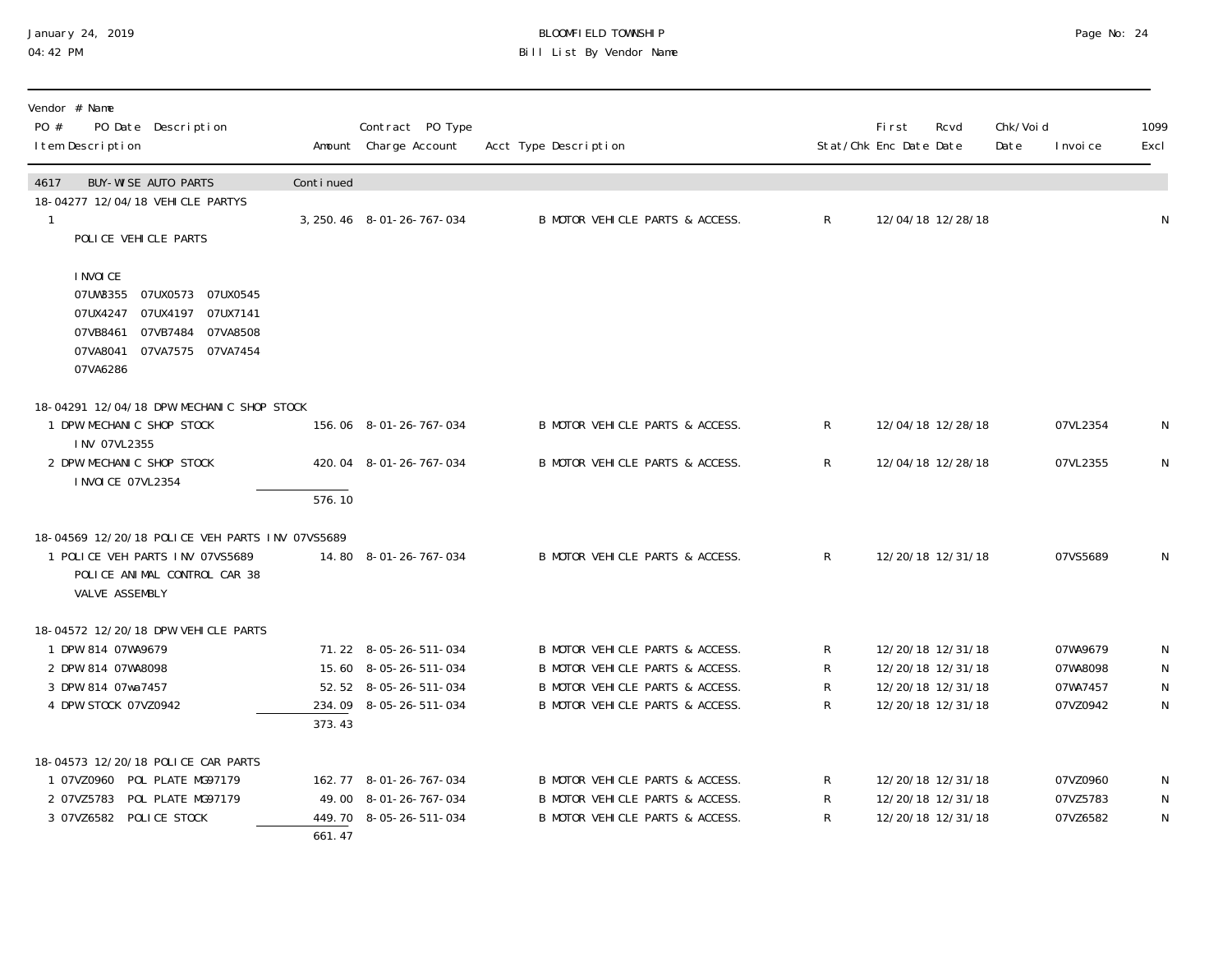BLOOMFIELD TOWNSHIP
Bill List By Vendor Name

January 24, 2019
04:42 PM

| Vendor # Name<br>PO # PO Date Description<br>Item Description | Amount | Contract PO Type<br>Charge Account | Acct Type Description | Stat/Chk | First Enc Date | Rcvd Date | Chk/Void Date | Invoice | 1099 Excl |
|---|---|---|---|---|---|---|---|---|---|
| **4617 BUY-WISE AUTO PARTS** | Continued | | | | | | | | |
| 18-04277 12/04/18 VEHICLE PARTYS | | | | | | | | | |
| 1<br>POLICE VEHICLE PARTS<br><br>INVOICE<br>07UW8355 07UX0573 07UX0545<br>07UX4247 07UX4197 07UX7141<br>07VB8461 07VB7484 07VA8508<br>07VA8041 07VA7575 07VA7454<br>07VA6286 | 3,250.46 | 8-01-26-767-034 | B MOTOR VEHICLE PARTS & ACCESS. | R | 12/04/18 | 12/28/18 | | | N |
| 18-04291 12/04/18 DPW MECHANIC SHOP STOCK | | | | | | | | | |
| 1 DPW MECHANIC SHOP STOCK<br>INV 07VL2355 | 156.06 | 8-01-26-767-034 | B MOTOR VEHICLE PARTS & ACCESS. | R | 12/04/18 | 12/28/18 | | 07VL2354 | N |
| 2 DPW MECHANIC SHOP STOCK<br>INVOICE 07VL2354 | 420.04 | 8-01-26-767-034 | B MOTOR VEHICLE PARTS & ACCESS. | R | 12/04/18 | 12/28/18 | | 07VL2355 | N |
| | 576.10 | | | | | | | | |
| 18-04569 12/20/18 POLICE VEH PARTS INV 07VS5689 | | | | | | | | | |
| 1 POLICE VEH PARTS INV 07VS5689<br>POLICE ANIMAL CONTROL CAR 38<br>VALVE ASSEMBLY | 14.80 | 8-01-26-767-034 | B MOTOR VEHICLE PARTS & ACCESS. | R | 12/20/18 | 12/31/18 | | 07VS5689 | N |
| 18-04572 12/20/18 DPW VEHICLE PARTS | | | | | | | | | |
| 1 DPW 814 07WA9679 | 71.22 | 8-05-26-511-034 | B MOTOR VEHICLE PARTS & ACCESS. | R | 12/20/18 | 12/31/18 | | 07WA9679 | N |
| 2 DPW 814 07WA8098 | 15.60 | 8-05-26-511-034 | B MOTOR VEHICLE PARTS & ACCESS. | R | 12/20/18 | 12/31/18 | | 07WA8098 | N |
| 3 DPW 814 07wa7457 | 52.52 | 8-05-26-511-034 | B MOTOR VEHICLE PARTS & ACCESS. | R | 12/20/18 | 12/31/18 | | 07WA7457 | N |
| 4 DPW STOCK 07VZ0942 | 234.09 | 8-05-26-511-034 | B MOTOR VEHICLE PARTS & ACCESS. | R | 12/20/18 | 12/31/18 | | 07VZ0942 | N |
| | 373.43 | | | | | | | | |
| 18-04573 12/20/18 POLICE CAR PARTS | | | | | | | | | |
| 1 07VZ0960 POL PLATE MG97179 | 162.77 | 8-01-26-767-034 | B MOTOR VEHICLE PARTS & ACCESS. | R | 12/20/18 | 12/31/18 | | 07VZ0960 | N |
| 2 07VZ5783 POL PLATE MG97179 | 49.00 | 8-01-26-767-034 | B MOTOR VEHICLE PARTS & ACCESS. | R | 12/20/18 | 12/31/18 | | 07VZ5783 | N |
| 3 07VZ6582 POLICE STOCK | 449.70 | 8-05-26-511-034 | B MOTOR VEHICLE PARTS & ACCESS. | R | 12/20/18 | 12/31/18 | | 07VZ6582 | N |
| | 661.47 | | | | | | | | |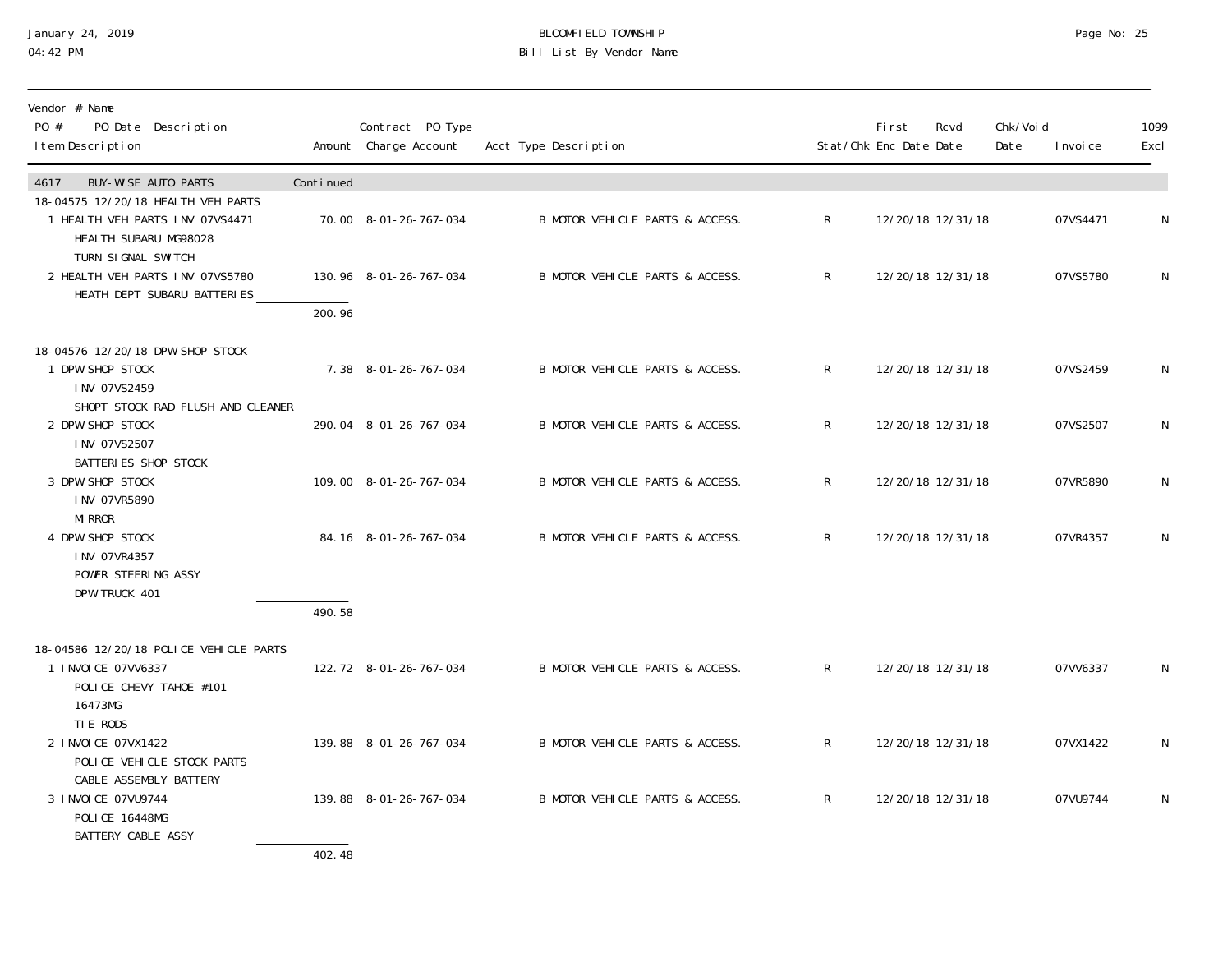Vendor # Name
PO # PO Date Description
Item Description

| Item Description | Amount | Contract PO Type Charge Account | Acct Type Description | Stat/Chk | First Enc Date | Rcvd Date | Chk/Void Date | Invoice | 1099 Excl |
|---|---|---|---|---|---|---|---|---|---|
| **4617 BUY-WISE AUTO PARTS** | Continued | | | | | | | | |
| **18-04575 12/20/18 HEALTH VEH PARTS** | | | | | | | | | |
| 1 HEALTH VEH PARTS INV 07VS4471 HEALTH SUBARU MG98028 TURN SIGNAL SWITCH | 70.00 | 8-01-26-767-034 | B MOTOR VEHICLE PARTS & ACCESS. | R | 12/20/18 | 12/31/18 | | 07VS4471 | N |
| 2 HEALTH VEH PARTS INV 07VS5780 HEATH DEPT SUBARU BATTERIES | 130.96 | 8-01-26-767-034 | B MOTOR VEHICLE PARTS & ACCESS. | R | 12/20/18 | 12/31/18 | | 07VS5780 | N |
| | 200.96 | | | | | | | | |
| **18-04576 12/20/18 DPW SHOP STOCK** | | | | | | | | | |
| 1 DPW SHOP STOCK INV 07VS2459 SHOPT STOCK RAD FLUSH AND CLEANER | 7.38 | 8-01-26-767-034 | B MOTOR VEHICLE PARTS & ACCESS. | R | 12/20/18 | 12/31/18 | | 07VS2459 | N |
| 2 DPW SHOP STOCK INV 07VS2507 BATTERIES SHOP STOCK | 290.04 | 8-01-26-767-034 | B MOTOR VEHICLE PARTS & ACCESS. | R | 12/20/18 | 12/31/18 | | 07VS2507 | N |
| 3 DPW SHOP STOCK INV 07VR5890 MIRROR | 109.00 | 8-01-26-767-034 | B MOTOR VEHICLE PARTS & ACCESS. | R | 12/20/18 | 12/31/18 | | 07VR5890 | N |
| 4 DPW SHOP STOCK INV 07VR4357 POWER STEERING ASSY DPW TRUCK 401 | 84.16 | 8-01-26-767-034 | B MOTOR VEHICLE PARTS & ACCESS. | R | 12/20/18 | 12/31/18 | | 07VR4357 | N |
| | 490.58 | | | | | | | | |
| **18-04586 12/20/18 POLICE VEHICLE PARTS** | | | | | | | | | |
| 1 INVOICE 07VV6337 POLICE CHEVY TAHOE #101 16473MG TIE RODS | 122.72 | 8-01-26-767-034 | B MOTOR VEHICLE PARTS & ACCESS. | R | 12/20/18 | 12/31/18 | | 07VV6337 | N |
| 2 INVOICE 07VX1422 POLICE VEHICLE STOCK PARTS CABLE ASSEMBLY BATTERY | 139.88 | 8-01-26-767-034 | B MOTOR VEHICLE PARTS & ACCESS. | R | 12/20/18 | 12/31/18 | | 07VX1422 | N |
| 3 INVOICE 07VU9744 POLICE 16448MG BATTERY CABLE ASSY | 139.88 | 8-01-26-767-034 | B MOTOR VEHICLE PARTS & ACCESS. | R | 12/20/18 | 12/31/18 | | 07VU9744 | N |
| | 402.48 | | | | | | | | |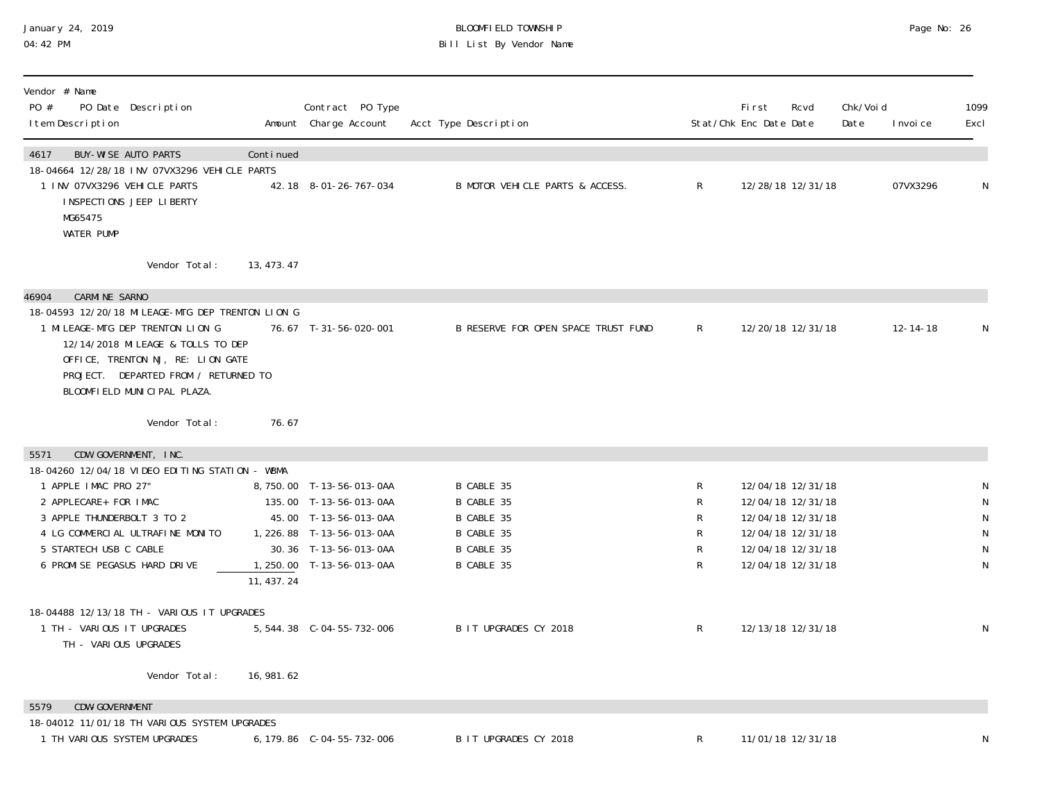BLOOMFIELD TOWNSHIP
Bill List By Vendor Name

| Vendor # Name / PO # PO Date Description / Item Description | Amount | Contract PO Type Charge Account | Acct Type Description | Stat/Chk | First Enc Date | Rcvd Date | Chk/Void Date | Invoice | 1099 Excl |
|---|---|---|---|---|---|---|---|---|---|
| **4617 BUY-WISE AUTO PARTS** | Continued | | | | | | | | |
| 18-04664 12/28/18 INV 07VX3296 VEHICLE PARTS | | | | | | | | | |
| 1 INV 07VX3296 VEHICLE PARTS INSPECTIONS JEEP LIBERTY MG65475 WATER PUMP | 42.18 | 8-01-26-767-034 | B MOTOR VEHICLE PARTS & ACCESS. | R | 12/28/18 | 12/31/18 | | 07VX3296 | N |
| Vendor Total: | 13,473.47 | | | | | | | | |
| **46904 CARMINE SARNO** | | | | | | | | | |
| 18-04593 12/20/18 MILEAGE-MTG DEP TRENTON LION G | | | | | | | | | |
| 1 MILEAGE-MTG DEP TRENTON LION G 12/14/2018 MILEAGE & TOLLS TO DEP OFFICE, TRENTON NJ, RE: LION GATE PROJECT. DEPARTED FROM / RETURNED TO BLOOMFIELD MUNICIPAL PLAZA. | 76.67 | T-31-56-020-001 | B RESERVE FOR OPEN SPACE TRUST FUND | R | 12/20/18 | 12/31/18 | | 12-14-18 | N |
| Vendor Total: | 76.67 | | | | | | | | |
| **5571 CDW GOVERNMENT, INC.** | | | | | | | | | |
| 18-04260 12/04/18 VIDEO EDITING STATION - WBMA | | | | | | | | | |
| 1 APPLE IMAC PRO 27" | 8,750.00 | T-13-56-013-0AA | B CABLE 35 | R | 12/04/18 | 12/31/18 | | | N |
| 2 APPLECARE+ FOR IMAC | 135.00 | T-13-56-013-0AA | B CABLE 35 | R | 12/04/18 | 12/31/18 | | | N |
| 3 APPLE THUNDERBOLT 3 TO 2 | 45.00 | T-13-56-013-0AA | B CABLE 35 | R | 12/04/18 | 12/31/18 | | | N |
| 4 LG COMMERCIAL ULTRAFINE MONITO | 1,226.88 | T-13-56-013-0AA | B CABLE 35 | R | 12/04/18 | 12/31/18 | | | N |
| 5 STARTECH USB C CABLE | 30.36 | T-13-56-013-0AA | B CABLE 35 | R | 12/04/18 | 12/31/18 | | | N |
| 6 PROMISE PEGASUS HARD DRIVE | 1,250.00 | T-13-56-013-0AA | B CABLE 35 | R | 12/04/18 | 12/31/18 | | | N |
| | 11,437.24 | | | | | | | | |
| 18-04488 12/13/18 TH - VARIOUS IT UPGRADES | | | | | | | | | |
| 1 TH - VARIOUS IT UPGRADES TH - VARIOUS UPGRADES | 5,544.38 | C-04-55-732-006 | B IT UPGRADES CY 2018 | R | 12/13/18 | 12/31/18 | | | N |
| Vendor Total: | 16,981.62 | | | | | | | | |
| **5579 CDW-GOVERNMENT** | | | | | | | | | |
| 18-04012 11/01/18 TH VARIOUS SYSTEM UPGRADES | | | | | | | | | |
| 1 TH VARIOUS SYSTEM UPGRADES | 6,179.86 | C-04-55-732-006 | B IT UPGRADES CY 2018 | R | 11/01/18 | 12/31/18 | | | N |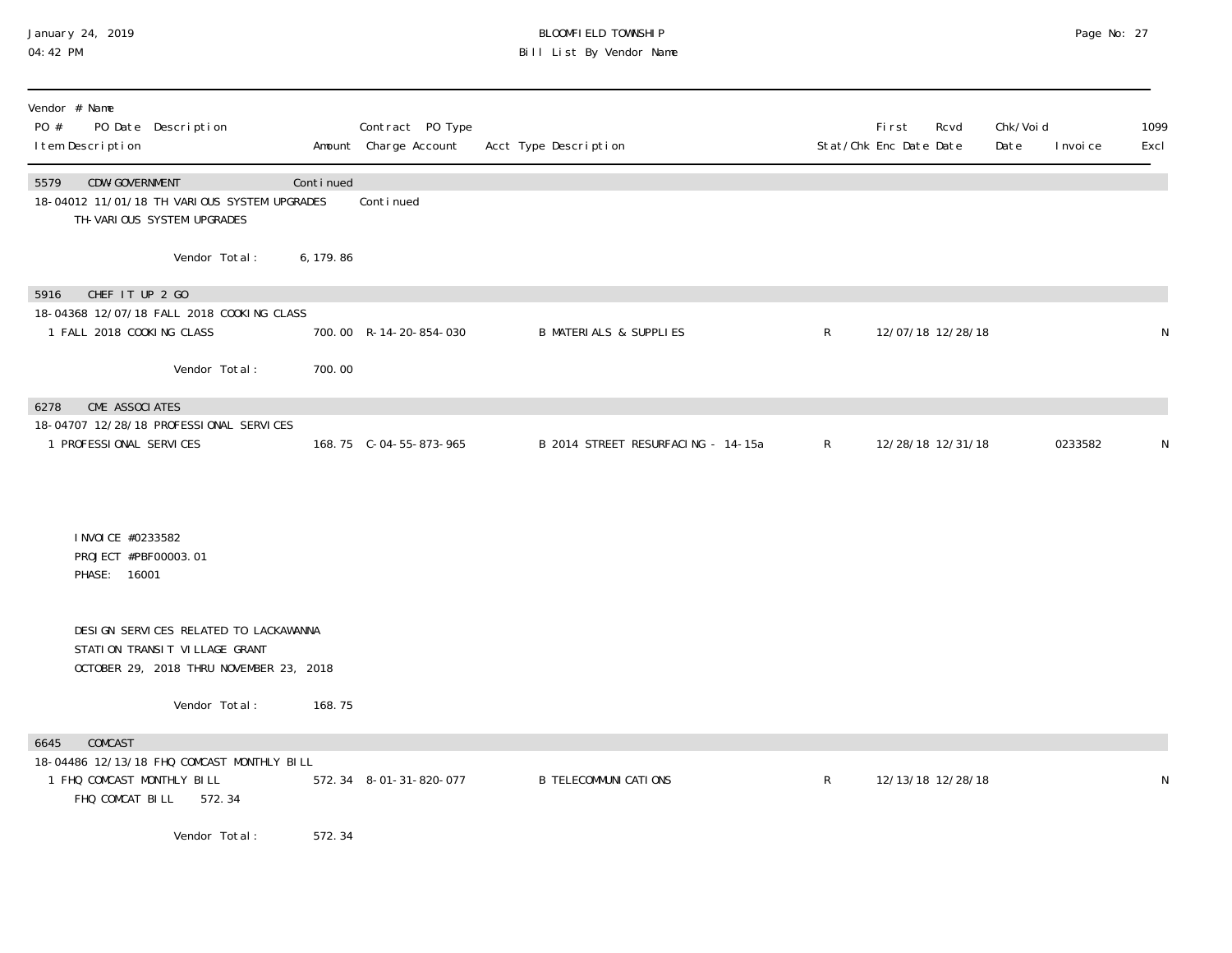| Vendor # Name PO # PO Date Description Item Description | Amount | Contract PO Type Charge Account | Acct Type Description | Stat/Chk | First Enc Date | Rcvd Date | Chk/Void Date | Invoice | 1099 Excl |
|---|---|---|---|---|---|---|---|---|---|
| 5579 CDW-GOVERNMENT | Continued | | | | | | | | |
| 18-04012 11/01/18 TH VARIOUS SYSTEM UPGRADES | | Continued | | | | | | | |
| TH-VARIOUS SYSTEM UPGRADES | | | | | | | | | |
| Vendor Total: | 6,179.86 | | | | | | | | |
| 5916 CHEF IT UP 2 GO | | | | | | | | | |
| 18-04368 12/07/18 FALL 2018 COOKING CLASS | | | | | | | | | |
| 1 FALL 2018 COOKING CLASS | 700.00 | R-14-20-854-030 | B MATERIALS & SUPPLIES | R | 12/07/18 | 12/28/18 | | | N |
| Vendor Total: | 700.00 | | | | | | | | |
| 6278 CME ASSOCIATES | | | | | | | | | |
| 18-04707 12/28/18 PROFESSIONAL SERVICES | | | | | | | | | |
| 1 PROFESSIONAL SERVICES | 168.75 | C-04-55-873-965 | B 2014 STREET RESURFACING - 14-15a | R | 12/28/18 | 12/31/18 | | 0233582 | N |
| INVOICE #0233582<br>PROJECT #PBF00003.01<br>PHASE: 16001<br><br>DESIGN SERVICES RELATED TO LACKAWANNA<br>STATION TRANSIT VILLAGE GRANT<br>OCTOBER 29, 2018 THRU NOVEMBER 23, 2018 | | | | | | | | | |
| Vendor Total: | 168.75 | | | | | | | | |
| 6645 COMCAST | | | | | | | | | |
| 18-04486 12/13/18 FHQ COMCAST MONTHLY BILL | | | | | | | | | |
| 1 FHQ COMCAST MONTHLY BILL | 572.34 | 8-01-31-820-077 | B TELECOMMUNICATIONS | R | 12/13/18 | 12/28/18 | | | N |
| FHQ COMCAT BILL 572.34 | | | | | | | | | |
| Vendor Total: | 572.34 | | | | | | | | |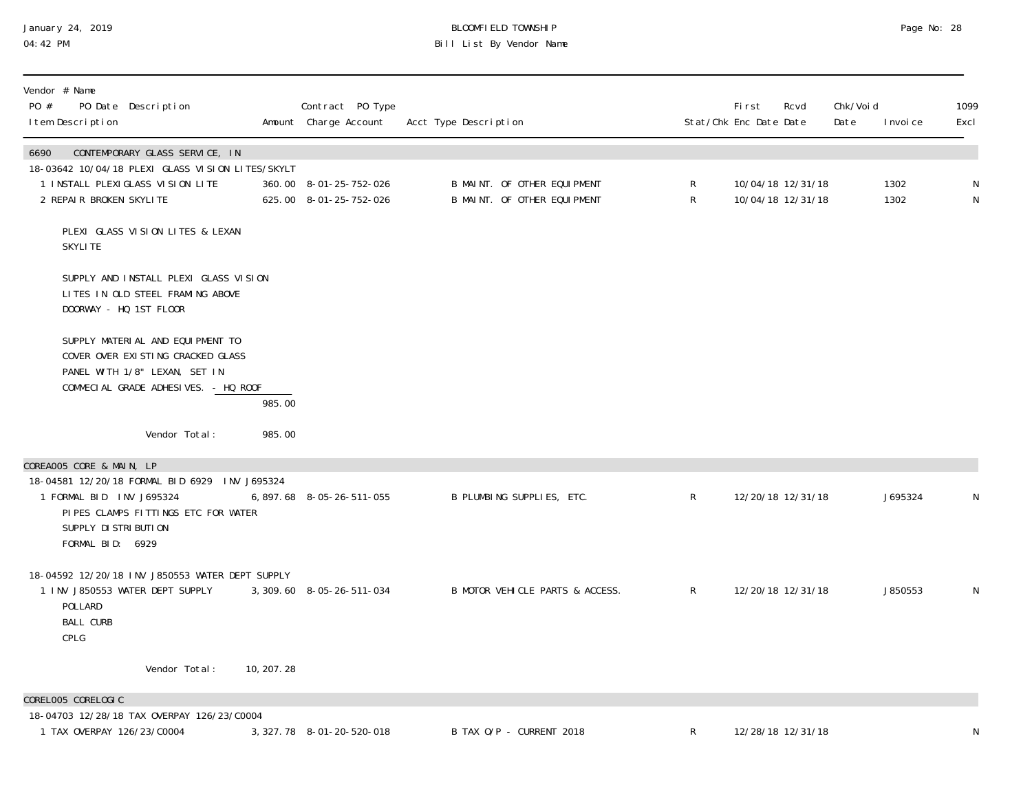| Vendor # Name<br>PO # PO Date Description<br>Item Description | Amount | Contract PO Type<br>Charge Account | Acct Type Description | Stat/Chk | First<br>Enc Date | Rcvd<br>Date | Chk/Void<br>Date | Invoice | 1099<br>Excl |
|---|---|---|---|---|---|---|---|---|---|
| **6690 CONTEMPORARY GLASS SERVICE, IN** | | | | | | | | | |
| 18-03642 10/04/18 PLEXI GLASS VISION LITES/SKYLT | | | | | | | | | |
| 1 INSTALL PLEXIGLASS VISION LITE | 360.00 | 8-01-25-752-026 | B MAINT. OF OTHER EQUIPMENT | R | 10/04/18 | 12/31/18 | | 1302 | N |
| 2 REPAIR BROKEN SKYLITE | 625.00 | 8-01-25-752-026 | B MAINT. OF OTHER EQUIPMENT | R | 10/04/18 | 12/31/18 | | 1302 | N |
| PLEXI GLASS VISION LITES & LEXAN SKYLITE | | | | | | | | | |
| SUPPLY AND INSTALL PLEXI GLASS VISION LITES IN OLD STEEL FRAMING ABOVE DOORWAY - HQ 1ST FLOOR | | | | | | | | | |
| SUPPLY MATERIAL AND EQUIPMENT TO COVER OVER EXISTING CRACKED GLASS PANEL WITH 1/8" LEXAN, SET IN COMMECIAL GRADE ADHESIVES. - HQ ROOF | | | | | | | | | |
| | 985.00 | | | | | | | | |
| Vendor Total: | 985.00 | | | | | | | | |
| **COREA005 CORE & MAIN, LP** | | | | | | | | | |
| 18-04581 12/20/18 FORMAL BID 6929 INV J695324 | | | | | | | | | |
| 1 FORMAL BID INV J695324 | 6,897.68 | 8-05-26-511-055 | B PLUMBING SUPPLIES, ETC. | R | 12/20/18 | 12/31/18 | | J695324 | N |
| PIPES CLAMPS FITTINGS ETC FOR WATER SUPPLY DISTRIBUTION<br>FORMAL BID: 6929 | | | | | | | | | |
| 18-04592 12/20/18 INV J850553 WATER DEPT SUPPLY | | | | | | | | | |
| 1 INV J850553 WATER DEPT SUPPLY | 3,309.60 | 8-05-26-511-034 | B MOTOR VEHICLE PARTS & ACCESS. | R | 12/20/18 | 12/31/18 | | J850553 | N |
| POLLARD<br>BALL CURB<br>CPLG | | | | | | | | | |
| Vendor Total: | 10,207.28 | | | | | | | | |
| **COREL005 CORELOGIC** | | | | | | | | | |
| 18-04703 12/28/18 TAX OVERPAY 126/23/C0004 | | | | | | | | | |
| 1 TAX OVERPAY 126/23/C0004 | 3,327.78 | 8-01-20-520-018 | B TAX O/P - CURRENT 2018 | R | 12/28/18 | 12/31/18 | | | N |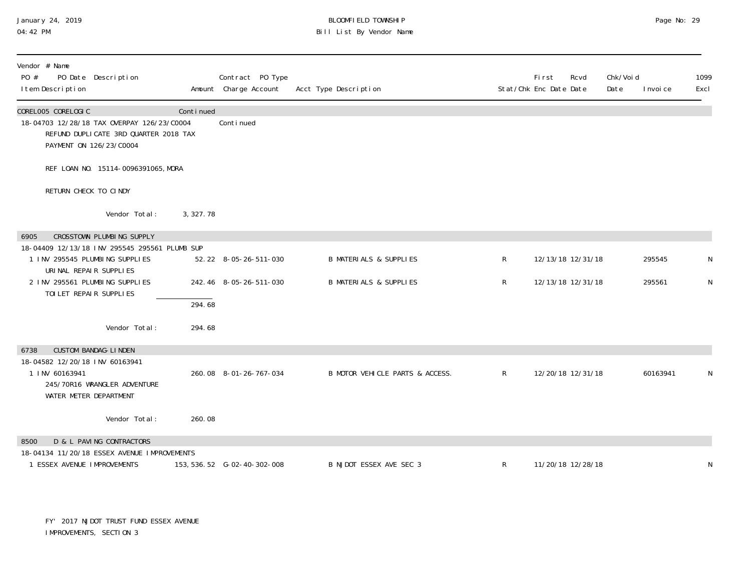| Vendor # Name PO # PO Date Description Item Description | Amount | Contract PO Type Charge Account | Acct Type Description | Stat/Chk | First Enc Date | Rcvd Date | Chk/Void Date | Invoice | 1099 Excl |
|---|---|---|---|---|---|---|---|---|---|
| CORELOO5 CORELOGIC | Continued | | | | | | | | |
| 18-04703 12/28/18 TAX OVERPAY 126/23/C0004 | | Continued | | | | | | | |
| REFUND DUPLICATE 3RD QUARTER 2018 TAX PAYMENT ON 126/23/C0004 | | | | | | | | | |
| REF LOAN NO. 15114-0096391065, MORA | | | | | | | | | |
| RETURN CHECK TO CINDY | | | | | | | | | |
| Vendor Total: | 3,327.78 | | | | | | | | |
| 6905 CROSSTOWN PLUMBING SUPPLY | | | | | | | | | |
| 18-04409 12/13/18 INV 295545 295561 PLUMB SUP | | | | | | | | | |
| 1 INV 295545 PLUMBING SUPPLIES URINAL REPAIR SUPPLIES | 52.22 | 8-05-26-511-030 | B MATERIALS & SUPPLIES | R | 12/13/18 | 12/31/18 | | 295545 | N |
| 2 INV 295561 PLUMBING SUPPLIES TOILET REPAIR SUPPLIES | 242.46 | 8-05-26-511-030 | B MATERIALS & SUPPLIES | R | 12/13/18 | 12/31/18 | | 295561 | N |
| | 294.68 | | | | | | | | |
| Vendor Total: | 294.68 | | | | | | | | |
| 6738 CUSTOM BANDAG-LINDEN | | | | | | | | | |
| 18-04582 12/20/18 INV 60163941 | | | | | | | | | |
| 1 INV 60163941 245/70R16 WRANGLER ADVENTURE WATER METER DEPARTMENT | 260.08 | 8-01-26-767-034 | B MOTOR VEHICLE PARTS & ACCESS. | R | 12/20/18 | 12/31/18 | | 60163941 | N |
| Vendor Total: | 260.08 | | | | | | | | |
| 8500 D & L PAVING CONTRACTORS | | | | | | | | | |
| 18-04134 11/20/18 ESSEX AVENUE IMPROVEMENTS | | | | | | | | | |
| 1 ESSEX AVENUE IMPROVEMENTS | 153,536.52 | G-02-40-302-008 | B NJDOT ESSEX AVE SEC 3 | R | 11/20/18 | 12/28/18 | | | N |
| FY' 2017 NJDOT TRUST FUND ESSEX AVENUE IMPROVEMENTS, SECTION 3 | | | | | | | | | |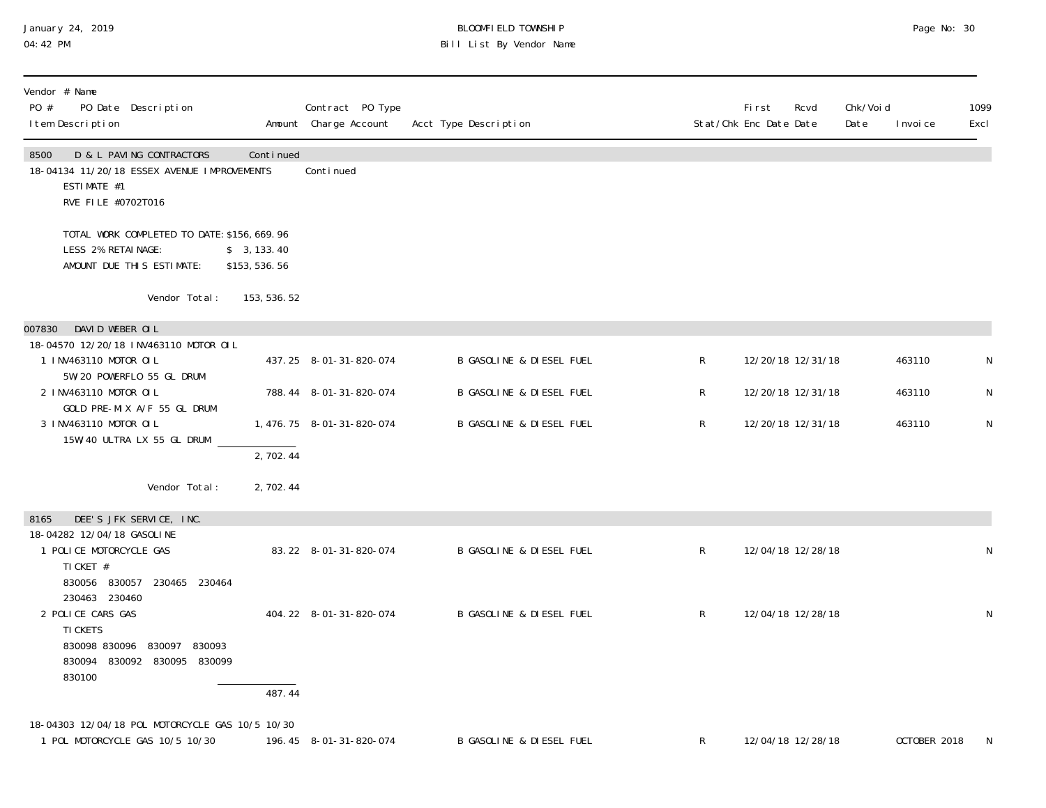| Vendor # Name<br>PO # PO Date Description<br>Item Description | Amount | Contract PO Type<br>Charge Account | Acct Type Description | Stat/Chk | First Enc Date | Rcvd Date | Chk/Void Date | Invoice | 1099 Excl |
|---|---|---|---|---|---|---|---|---|---|
| **8500 D & L PAVING CONTRACTORS** | Continued | | | | | | | | |
| 18-04134 11/20/18 ESSEX AVENUE IMPROVEMENTS | | Continued | | | | | | | |
| ESTIMATE #1<br>RVE FILE #0702T016<br><br>TOTAL WORK COMPLETED TO DATE: $156,669.96<br>LESS 2% RETAINAGE: $ 3,133.40<br>AMOUNT DUE THIS ESTIMATE: $153,536.56 | | | | | | | | | |
| Vendor Total: | 153,536.52 | | | | | | | | |
| **007830 DAVID WEBER OIL** | | | | | | | | | |
| 18-04570 12/20/18 INV463110 MOTOR OIL | | | | | | | | | |
| 1 INV463110 MOTOR OIL<br>5W/20 POWERFLO 55 GL DRUM | 437.25 | 8-01-31-820-074 | B GASOLINE & DIESEL FUEL | R | 12/20/18 | 12/31/18 | | 463110 | N |
| 2 INV463110 MOTOR OIL<br>GOLD PRE-MIX A/F 55 GL DRUM | 788.44 | 8-01-31-820-074 | B GASOLINE & DIESEL FUEL | R | 12/20/18 | 12/31/18 | | 463110 | N |
| 3 INV463110 MOTOR OIL<br>15W/40 ULTRA LX 55 GL DRUM | 1,476.75 | 8-01-31-820-074 | B GASOLINE & DIESEL FUEL | R | 12/20/18 | 12/31/18 | | 463110 | N |
| | 2,702.44 | | | | | | | | |
| Vendor Total: | 2,702.44 | | | | | | | | |
| **8165 DEE'S JFK SERVICE, INC.** | | | | | | | | | |
| 18-04282 12/04/18 GASOLINE | | | | | | | | | |
| 1 POLICE MOTORCYCLE GAS<br>TICKET #<br>830056 830057 230465 230464<br>230463 230460 | 83.22 | 8-01-31-820-074 | B GASOLINE & DIESEL FUEL | R | 12/04/18 | 12/28/18 | | | N |
| 2 POLICE CARS GAS<br>TICKETS<br>830098 830096 830097 830093<br>830094 830092 830095 830099<br>830100 | 404.22 | 8-01-31-820-074 | B GASOLINE & DIESEL FUEL | R | 12/04/18 | 12/28/18 | | | N |
| | 487.44 | | | | | | | | |
| 18-04303 12/04/18 POL MOTORCYCLE GAS 10/5 10/30 | | | | | | | | | |
| 1 POL MOTORCYCLE GAS 10/5 10/30 | 196.45 | 8-01-31-820-074 | B GASOLINE & DIESEL FUEL | R | 12/04/18 | 12/28/18 | | OCTOBER 2018 | N |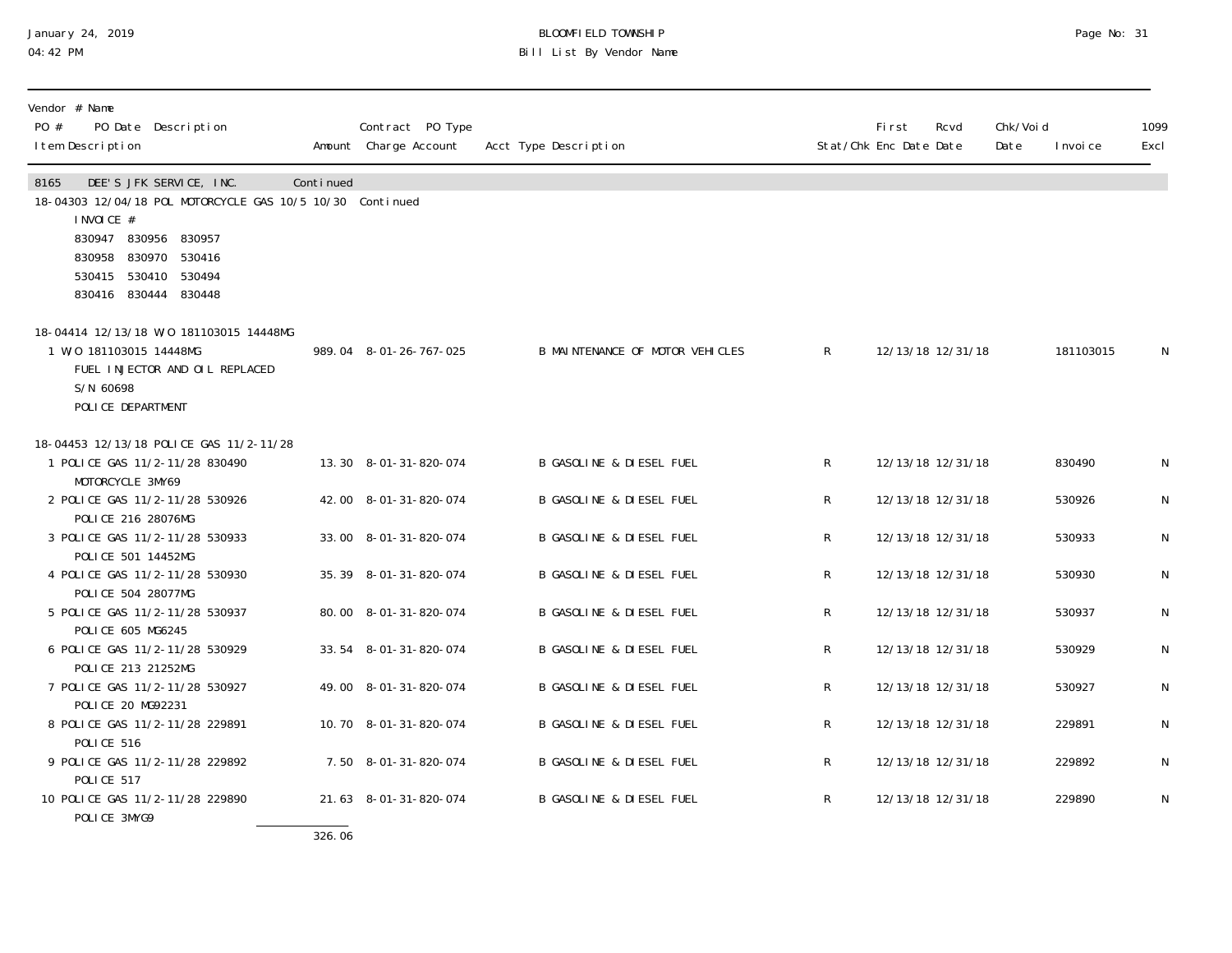| Vendor # Name<br>PO # PO Date Description<br>Item Description | Amount | Contract PO Type<br>Charge Account | Acct Type Description | Stat/Chk | First<br>Enc Date | Rcvd<br>Date | Chk/Void<br>Date | Invoice | 1099<br>Excl |
|---|---|---|---|---|---|---|---|---|---|
| 8165 DEE'S JFK SERVICE, INC. | Continued | | | | | | | | |
| 18-04303 12/04/18 POL MOTORCYCLE GAS 10/5 10/30 | | Continued | | | | | | | |
| INVOICE #<br>830947 830956 830957<br>830958 830970 530416<br>530415 530410 530494<br>830416 830444 830448 | | | | | | | | | |
| 18-04414 12/13/18 W/O 181103015 14448MG | | | | | | | | | |
| 1 W/O 181103015 14448MG<br>FUEL INJECTOR AND OIL REPLACED<br>S/N 60698<br>POLICE DEPARTMENT | 989.04 | 8-01-26-767-025 | B MAINTENANCE OF MOTOR VEHICLES | R | 12/13/18 | 12/31/18 | | 181103015 | N |
| 18-04453 12/13/18 POLICE GAS 11/2-11/28 | | | | | | | | | |
| 1 POLICE GAS 11/2-11/28 830490<br>MOTORCYCLE 3MY69 | 13.30 | 8-01-31-820-074 | B GASOLINE & DIESEL FUEL | R | 12/13/18 | 12/31/18 | | 830490 | N |
| 2 POLICE GAS 11/2-11/28 530926<br>POLICE 216 28076MG | 42.00 | 8-01-31-820-074 | B GASOLINE & DIESEL FUEL | R | 12/13/18 | 12/31/18 | | 530926 | N |
| 3 POLICE GAS 11/2-11/28 530933<br>POLICE 501 14452MG | 33.00 | 8-01-31-820-074 | B GASOLINE & DIESEL FUEL | R | 12/13/18 | 12/31/18 | | 530933 | N |
| 4 POLICE GAS 11/2-11/28 530930<br>POLICE 504 28077MG | 35.39 | 8-01-31-820-074 | B GASOLINE & DIESEL FUEL | R | 12/13/18 | 12/31/18 | | 530930 | N |
| 5 POLICE GAS 11/2-11/28 530937<br>POLICE 605 MG6245 | 80.00 | 8-01-31-820-074 | B GASOLINE & DIESEL FUEL | R | 12/13/18 | 12/31/18 | | 530937 | N |
| 6 POLICE GAS 11/2-11/28 530929<br>POLICE 213 21252MG | 33.54 | 8-01-31-820-074 | B GASOLINE & DIESEL FUEL | R | 12/13/18 | 12/31/18 | | 530929 | N |
| 7 POLICE GAS 11/2-11/28 530927<br>POLICE 20 MG92231 | 49.00 | 8-01-31-820-074 | B GASOLINE & DIESEL FUEL | R | 12/13/18 | 12/31/18 | | 530927 | N |
| 8 POLICE GAS 11/2-11/28 229891<br>POLICE 516 | 10.70 | 8-01-31-820-074 | B GASOLINE & DIESEL FUEL | R | 12/13/18 | 12/31/18 | | 229891 | N |
| 9 POLICE GAS 11/2-11/28 229892<br>POLICE 517 | 7.50 | 8-01-31-820-074 | B GASOLINE & DIESEL FUEL | R | 12/13/18 | 12/31/18 | | 229892 | N |
| 10 POLICE GAS 11/2-11/28 229890<br>POLICE 3MYG9 | 21.63 | 8-01-31-820-074 | B GASOLINE & DIESEL FUEL | R | 12/13/18 | 12/31/18 | | 229890 | N |
| | 326.06 | | | | | | | | |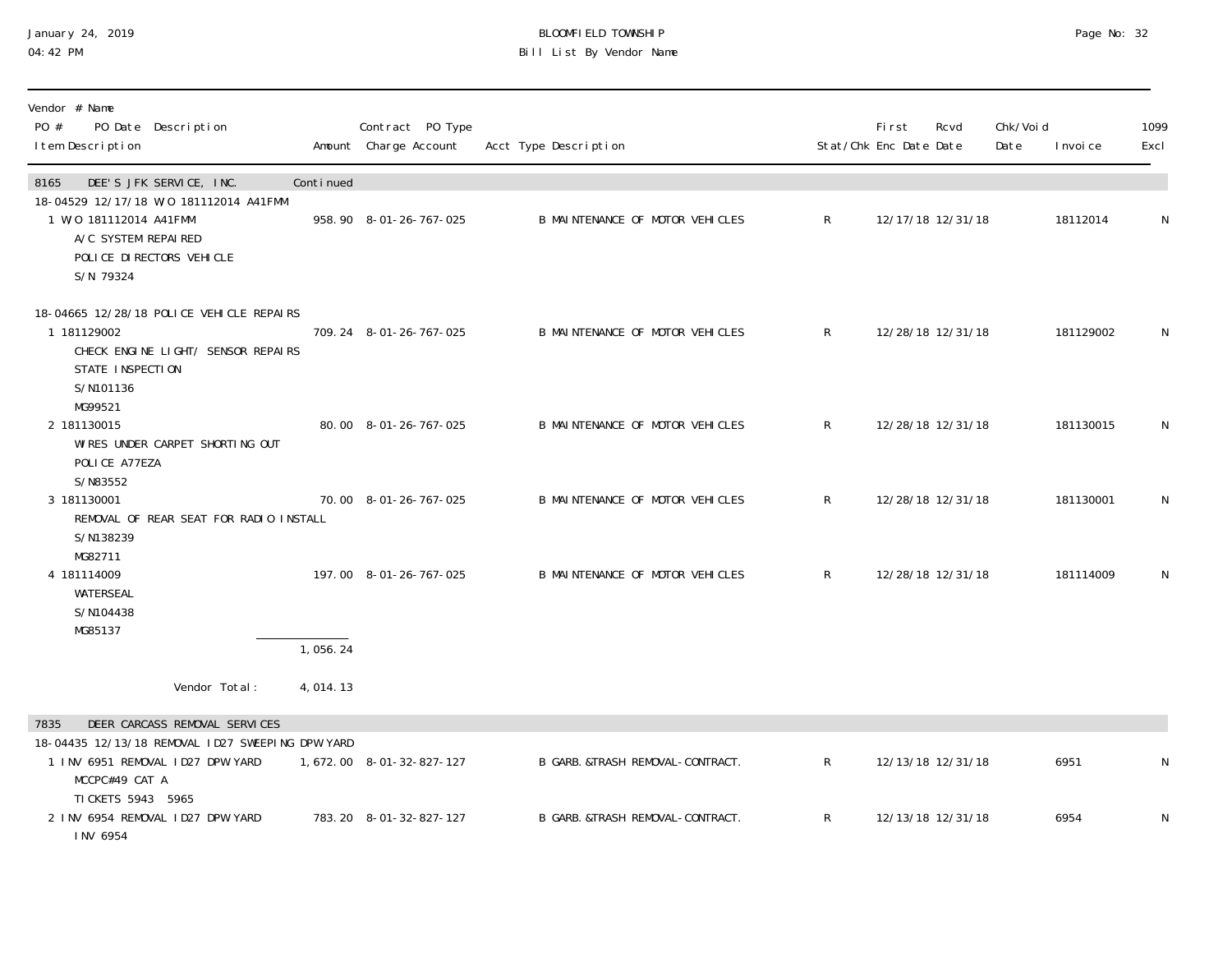| Vendor # Name PO # PO Date Description Item Description | Amount | Contract PO Type Charge Account | Acct Type Description | Stat/Chk | First Enc Date | Rcvd Date | Chk/Void Date | Invoice | 1099 Excl |
|---|---|---|---|---|---|---|---|---|---|
| **8165 DEE'S JFK SERVICE, INC.** | Continued | | | | | | | | |
| 18-04529 12/17/18 W/O 181112014 A41FMM | | | | | | | | | |
| 1 W/O 181112014 A41FMM A/C SYSTEM REPAIRED POLICE DIRECTORS VEHICLE S/N 79324 | 958.90 | 8-01-26-767-025 | B MAINTENANCE OF MOTOR VEHICLES | R | 12/17/18 | 12/31/18 | | 18112014 | N |
| 18-04665 12/28/18 POLICE VEHICLE REPAIRS | | | | | | | | | |
| 1 181129002 CHECK ENGINE LIGHT/ SENSOR REPAIRS STATE INSPECTION S/N101136 MG99521 | 709.24 | 8-01-26-767-025 | B MAINTENANCE OF MOTOR VEHICLES | R | 12/28/18 | 12/31/18 | | 181129002 | N |
| 2 181130015 WIRES UNDER CARPET SHORTING OUT POLICE A77EZA S/N83552 | 80.00 | 8-01-26-767-025 | B MAINTENANCE OF MOTOR VEHICLES | R | 12/28/18 | 12/31/18 | | 181130015 | N |
| 3 181130001 REMOVAL OF REAR SEAT FOR RADIO INSTALL S/N138239 MG82711 | 70.00 | 8-01-26-767-025 | B MAINTENANCE OF MOTOR VEHICLES | R | 12/28/18 | 12/31/18 | | 181130001 | N |
| 4 181114009 WATERSEAL S/N104438 MG85137 | 197.00 | 8-01-26-767-025 | B MAINTENANCE OF MOTOR VEHICLES | R | 12/28/18 | 12/31/18 | | 181114009 | N |
| | 1,056.24 | | | | | | | | |
| Vendor Total: | 4,014.13 | | | | | | | | |
| **7835 DEER CARCASS REMOVAL SERVICES** | | | | | | | | | |
| 18-04435 12/13/18 REMOVAL ID27 SWEEPING DPW YARD | | | | | | | | | |
| 1 INV 6951 REMOVAL ID27 DPW YARD MCCPC#49 CAT A TICKETS 5943 5965 | 1,672.00 | 8-01-32-827-127 | B GARB.&TRASH REMOVAL-CONTRACT. | R | 12/13/18 | 12/31/18 | | 6951 | N |
| 2 INV 6954 REMOVAL ID27 DPW YARD INV 6954 | 783.20 | 8-01-32-827-127 | B GARB.&TRASH REMOVAL-CONTRACT. | R | 12/13/18 | 12/31/18 | | 6954 | N |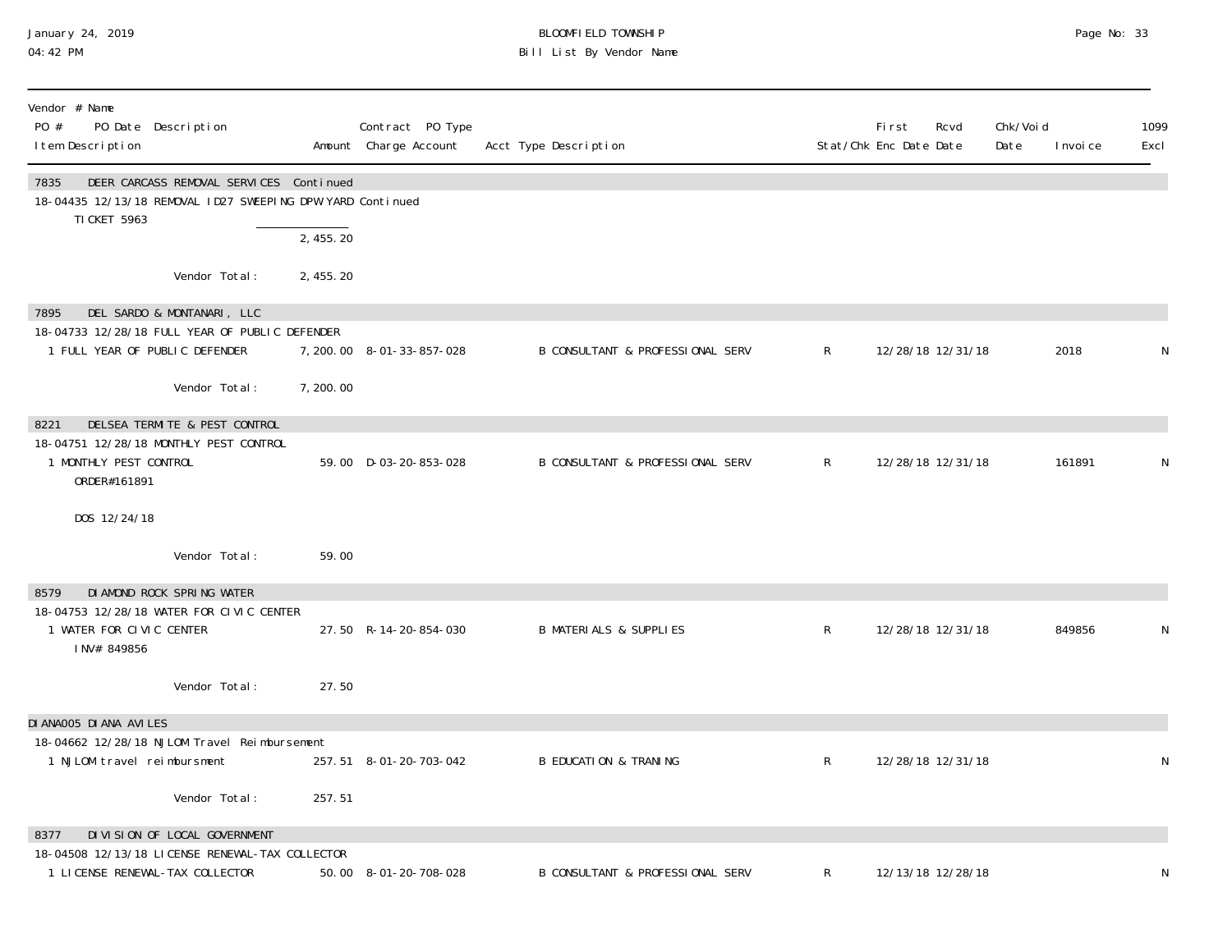| Vendor # Name<br>PO # PO Date Description<br>Item Description | Amount | Contract PO Type<br>Charge Account | Acct Type Description | Stat/Chk | First Enc Date | Rcvd Date | Chk/Void Date | Invoice | 1099 Excl |
|---|---|---|---|---|---|---|---|---|---|
| **7835 DEER CARCASS REMOVAL SERVICES Continued** | | | | | | | | | |
| 18-04435 12/13/18 REMOVAL ID27 SWEEPING DPW YARD Continued | | | | | | | | | |
| TICKET 5963 | | | | | | | | | |
| | 2,455.20 | | | | | | | | |
| Vendor Total: | 2,455.20 | | | | | | | | |
| **7895 DEL SARDO & MONTANARI, LLC** | | | | | | | | | |
| 18-04733 12/28/18 FULL YEAR OF PUBLIC DEFENDER | | | | | | | | | |
| 1 FULL YEAR OF PUBLIC DEFENDER | 7,200.00 | 8-01-33-857-028 | B CONSULTANT & PROFESSIONAL SERV | R | 12/28/18 | 12/31/18 | | 2018 | N |
| Vendor Total: | 7,200.00 | | | | | | | | |
| **8221 DELSEA TERMITE & PEST CONTROL** | | | | | | | | | |
| 18-04751 12/28/18 MONTHLY PEST CONTROL | | | | | | | | | |
| 1 MONTHLY PEST CONTROL<br>ORDER#161891<br>DOS 12/24/18 | 59.00 | D-03-20-853-028 | B CONSULTANT & PROFESSIONAL SERV | R | 12/28/18 | 12/31/18 | | 161891 | N |
| Vendor Total: | 59.00 | | | | | | | | |
| **8579 DIAMOND ROCK SPRING WATER** | | | | | | | | | |
| 18-04753 12/28/18 WATER FOR CIVIC CENTER | | | | | | | | | |
| 1 WATER FOR CIVIC CENTER<br>INV# 849856 | 27.50 | R-14-20-854-030 | B MATERIALS & SUPPLIES | R | 12/28/18 | 12/31/18 | | 849856 | N |
| Vendor Total: | 27.50 | | | | | | | | |
| **DIANA005 DIANA AVILES** | | | | | | | | | |
| 18-04662 12/28/18 NJLOM Travel Reimbursement | | | | | | | | | |
| 1 NJLOM travel reimbursment | 257.51 | 8-01-20-703-042 | B EDUCATION & TRANING | R | 12/28/18 | 12/31/18 | | | N |
| Vendor Total: | 257.51 | | | | | | | | |
| **8377 DIVISION OF LOCAL GOVERNMENT** | | | | | | | | | |
| 18-04508 12/13/18 LICENSE RENEWAL-TAX COLLECTOR | | | | | | | | | |
| 1 LICENSE RENEWAL-TAX COLLECTOR | 50.00 | 8-01-20-708-028 | B CONSULTANT & PROFESSIONAL SERV | R | 12/13/18 | 12/28/18 | | | N |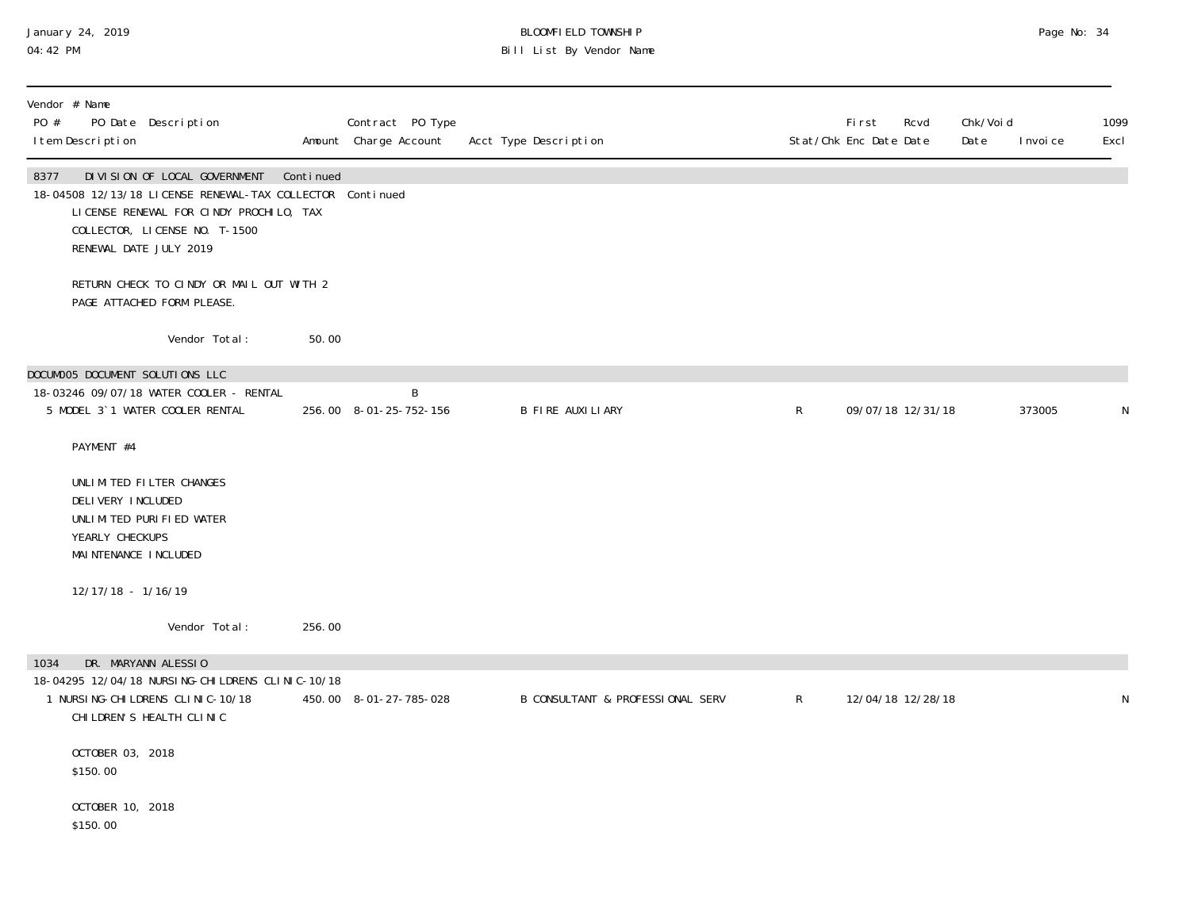| Vendor # Name<br>PO # PO Date Description<br>Item Description | Amount | Contract PO Type<br>Charge Account | Acct Type Description | Stat/Chk | First<br>Enc Date | Rcvd<br>Date | Chk/Void<br>Date | Invoice | 1099<br>Excl |
|---|---|---|---|---|---|---|---|---|---|
| **8377 DIVISION OF LOCAL GOVERNMENT Continued** | | | | | | | | | |
| 18-04508 12/13/18 LICENSE RENEWAL-TAX COLLECTOR Continued | | | | | | | | | |
| LICENSE RENEWAL FOR CINDY PROCHILO, TAX<br>COLLECTOR, LICENSE NO. T-1500<br>RENEWAL DATE JULY 2019<br><br>RETURN CHECK TO CINDY OR MAIL OUT WITH 2<br>PAGE ATTACHED FORM PLEASE. | | | | | | | | | |
| Vendor Total: | 50.00 | | | | | | | | |
| **DOCUM005 DOCUMENT SOLUTIONS LLC** | | | | | | | | | |
| 18-03246 09/07/18 WATER COOLER - RENTAL | | B | | | | | | | |
| 5 MODEL 3`1 WATER COOLER RENTAL | 256.00 | 8-01-25-752-156 | B FIRE AUXILIARY | R | 09/07/18 | 12/31/18 | | 373005 | N |
| PAYMENT #4<br><br>UNLIMITED FILTER CHANGES<br>DELIVERY INCLUDED<br>UNLIMITED PURIFIED WATER<br>YEARLY CHECKUPS<br>MAINTENANCE INCLUDED<br><br>12/17/18 - 1/16/19 | | | | | | | | | |
| Vendor Total: | 256.00 | | | | | | | | |
| **1034 DR. MARYANN ALESSIO** | | | | | | | | | |
| 18-04295 12/04/18 NURSING-CHILDRENS CLINIC-10/18 | | | | | | | | | |
| 1 NURSING-CHILDRENS CLINIC-10/18 | 450.00 | 8-01-27-785-028 | B CONSULTANT & PROFESSIONAL SERV | R | 12/04/18 | 12/28/18 | | | N |
| CHILDREN'S HEALTH CLINIC<br><br>OCTOBER 03, 2018<br>$150.00<br><br>OCTOBER 10, 2018<br>$150.00 | | | | | | | | | |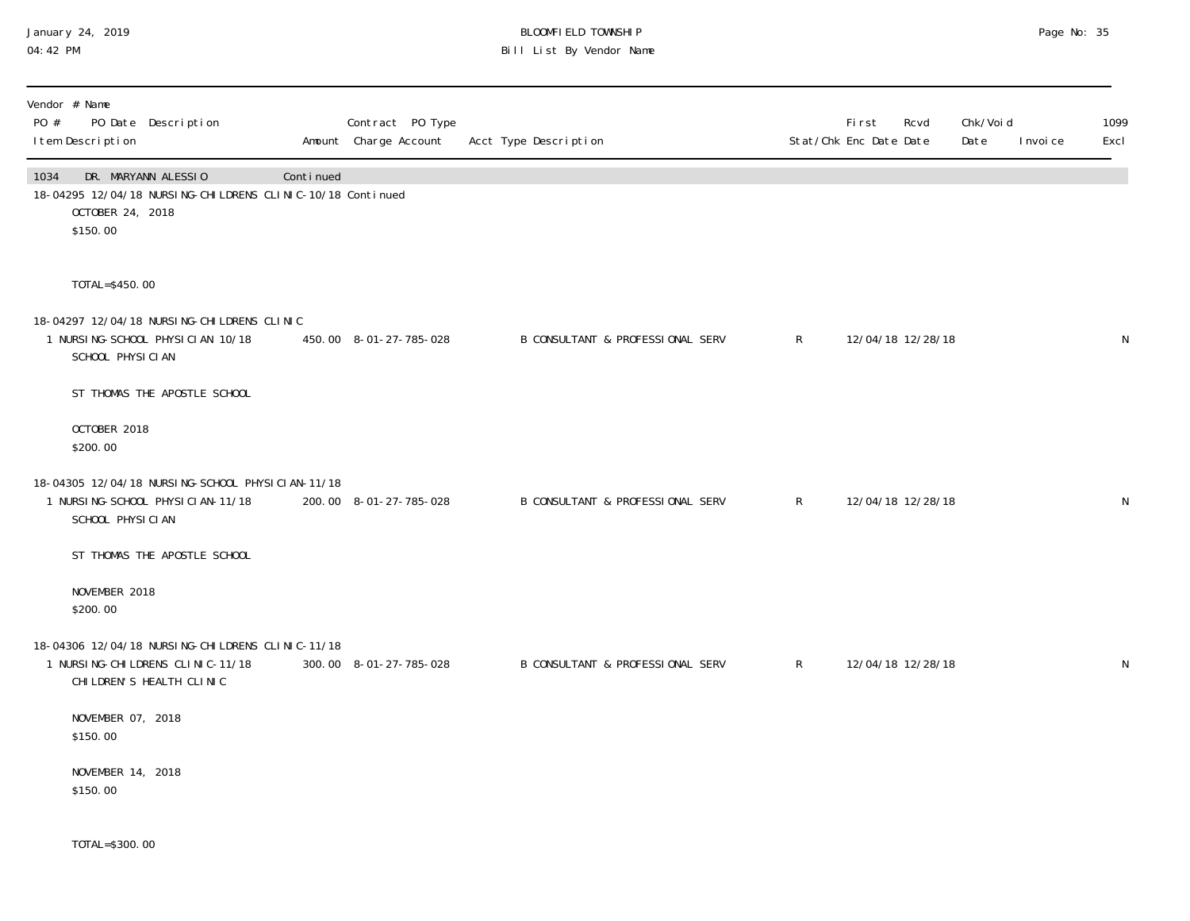| Vendor # Name<br>PO # PO Date Description<br>Item Description | Amount | Contract PO Type<br>Charge Account | Acct Type Description | Stat/Chk | First Enc Date | Rcvd Date | Chk/Void Date | Invoice | 1099 Excl |
|---|---|---|---|---|---|---|---|---|---|
| 1034 DR. MARYANN ALESSIO | Continued | | | | | | | | |
| 18-04295 12/04/18 NURSING-CHILDRENS CLINIC-10/18 Continued | | | | | | | | | |
| OCTOBER 24, 2018<br>$150.00<br><br>TOTAL=$450.00 | | | | | | | | | |
| 18-04297 12/04/18 NURSING-CHILDRENS CLINIC | | | | | | | | | |
| 1 NURSING-SCHOOL PHYSICIAN 10/18<br>SCHOOL PHYSICIAN<br><br>ST THOMAS THE APOSTLE SCHOOL<br><br>OCTOBER 2018<br>$200.00 | 450.00 | 8-01-27-785-028 | B CONSULTANT & PROFESSIONAL SERV | R | 12/04/18 | 12/28/18 | | | N |
| 18-04305 12/04/18 NURSING-SCHOOL PHYSICIAN-11/18 | | | | | | | | | |
| 1 NURSING-SCHOOL PHYSICIAN-11/18<br>SCHOOL PHYSICIAN<br><br>ST THOMAS THE APOSTLE SCHOOL<br><br>NOVEMBER 2018<br>$200.00 | 200.00 | 8-01-27-785-028 | B CONSULTANT & PROFESSIONAL SERV | R | 12/04/18 | 12/28/18 | | | N |
| 18-04306 12/04/18 NURSING-CHILDRENS CLINIC-11/18 | | | | | | | | | |
| 1 NURSING-CHILDRENS CLINIC-11/18<br>CHILDREN'S HEALTH CLINIC<br><br>NOVEMBER 07, 2018<br>$150.00<br><br>NOVEMBER 14, 2018<br>$150.00<br><br>TOTAL=$300.00 | 300.00 | 8-01-27-785-028 | B CONSULTANT & PROFESSIONAL SERV | R | 12/04/18 | 12/28/18 | | | N |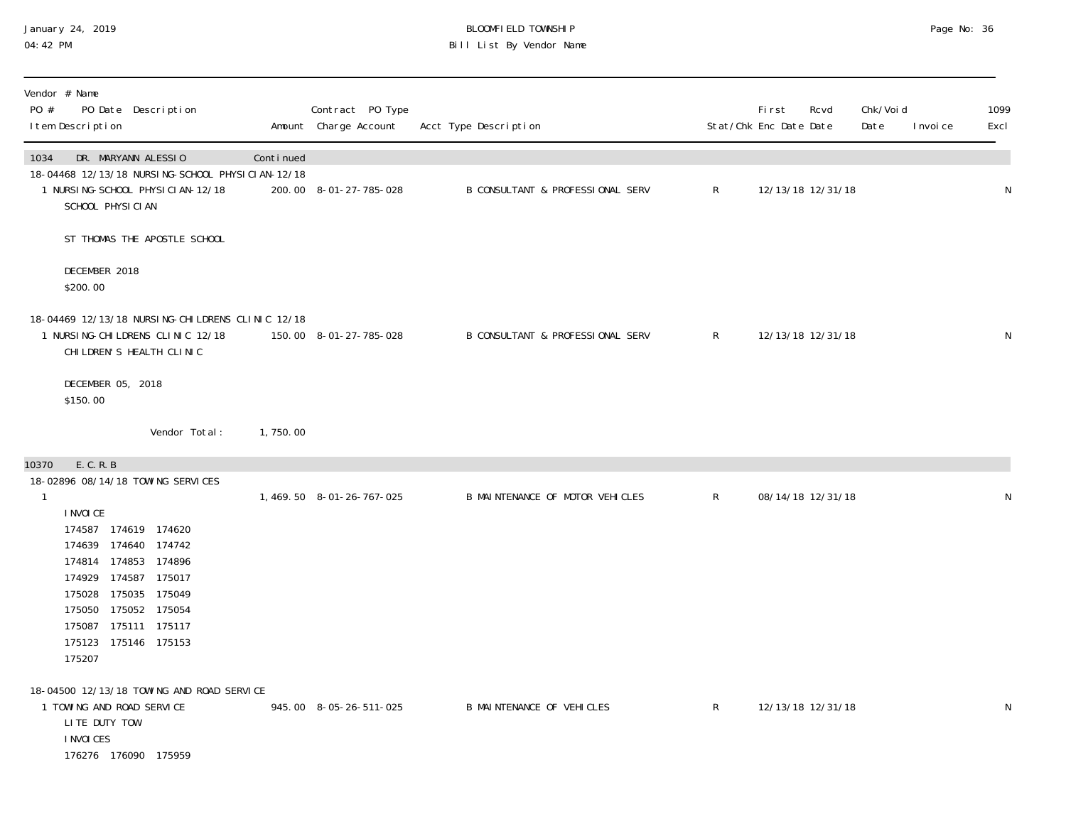January 24, 2019
04:42 PM

BLOOMFIELD TOWNSHIP
Bill List By Vendor Name

| Vendor # Name<br>PO # PO Date Description<br>Item Description | Amount | Contract PO Type<br>Charge Account | Acct Type Description | Stat/Chk | First Enc Date | Rcvd Date | Chk/Void Date | Invoice | 1099 Excl |
|---|---|---|---|---|---|---|---|---|---|
| **1034 DR. MARYANN ALESSIO** | Continued | | | | | | | | |
| 18-04468 12/13/18 NURSING-SCHOOL PHYSICIAN-12/18 | | | | | | | | | |
| 1 NURSING-SCHOOL PHYSICIAN-12/18<br>SCHOOL PHYSICIAN<br><br>ST THOMAS THE APOSTLE SCHOOL<br><br>DECEMBER 2018<br>$200.00 | 200.00 | 8-01-27-785-028 | B CONSULTANT & PROFESSIONAL SERV | R | 12/13/18 | 12/31/18 | | | N |
| 18-04469 12/13/18 NURSING-CHILDRENS CLINIC 12/18 | | | | | | | | | |
| 1 NURSING-CHILDRENS CLINIC 12/18<br>CHILDREN'S HEALTH CLINIC<br><br>DECEMBER 05, 2018<br>$150.00 | 150.00 | 8-01-27-785-028 | B CONSULTANT & PROFESSIONAL SERV | R | 12/13/18 | 12/31/18 | | | N |
| Vendor Total: | 1,750.00 | | | | | | | | |
| **10370 E.C.R.B** | | | | | | | | | |
| 18-02896 08/14/18 TOWING SERVICES | | | | | | | | | |
| 1<br>INVOICE<br>174587 174619 174620<br>174639 174640 174742<br>174814 174853 174896<br>174929 174587 175017<br>175028 175035 175049<br>175050 175052 175054<br>175087 175111 175117<br>175123 175146 175153<br>175207 | 1,469.50 | 8-01-26-767-025 | B MAINTENANCE OF MOTOR VEHICLES | R | 08/14/18 | 12/31/18 | | | N |
| 18-04500 12/13/18 TOWING AND ROAD SERVICE | | | | | | | | | |
| 1 TOWING AND ROAD SERVICE<br>LITE DUTY TOW<br>INVOICES<br>176276 176090 175959 | 945.00 | 8-05-26-511-025 | B MAINTENANCE OF VEHICLES | R | 12/13/18 | 12/31/18 | | | N |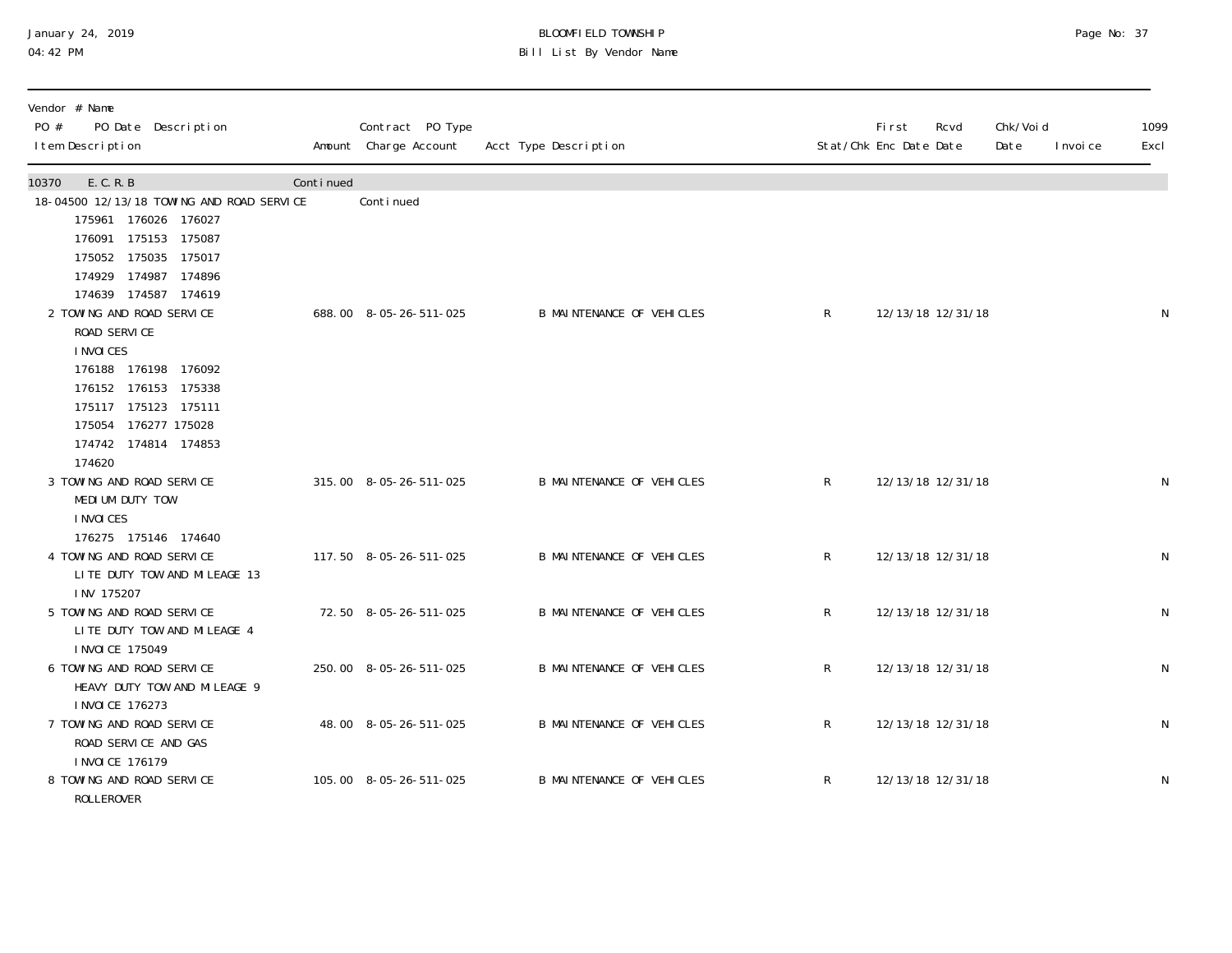| Vendor # Name<br>PO # PO Date Description<br>Item Description | Amount | Contract PO Type<br>Charge Account | Acct Type Description | Stat/Chk | First<br>Enc Date | Rcvd<br>Date | Chk/Void<br>Date | Invoice | 1099<br>Excl |
|---|---|---|---|---|---|---|---|---|---|
| 10370 E.C.R.B | Continued | | | | | | | | |
| 18-04500 12/13/18 TOWING AND ROAD SERVICE | | Continued | | | | | | | |
| 175961 176026 176027<br>176091 175153 175087<br>175052 175035 175017<br>174929 174987 174896<br>174639 174587 174619 | | | | | | | | | |
| 2 TOWING AND ROAD SERVICE<br>ROAD SERVICE<br>INVOICES<br>176188 176198 176092<br>176152 176153 175338<br>175117 175123 175111<br>175054 176277 175028<br>174742 174814 174853<br>174620 | 688.00 | 8-05-26-511-025 | B MAINTENANCE OF VEHICLES | R | 12/13/18 | 12/31/18 | | | N |
| 3 TOWING AND ROAD SERVICE<br>MEDIUM DUTY TOW<br>INVOICES<br>176275 175146 174640 | 315.00 | 8-05-26-511-025 | B MAINTENANCE OF VEHICLES | R | 12/13/18 | 12/31/18 | | | N |
| 4 TOWING AND ROAD SERVICE<br>LITE DUTY TOW AND MILEAGE 13<br>INV 175207 | 117.50 | 8-05-26-511-025 | B MAINTENANCE OF VEHICLES | R | 12/13/18 | 12/31/18 | | | N |
| 5 TOWING AND ROAD SERVICE<br>LITE DUTY TOW AND MILEAGE 4<br>INVOICE 175049 | 72.50 | 8-05-26-511-025 | B MAINTENANCE OF VEHICLES | R | 12/13/18 | 12/31/18 | | | N |
| 6 TOWING AND ROAD SERVICE<br>HEAVY DUTY TOW AND MILEAGE 9<br>INVOICE 176273 | 250.00 | 8-05-26-511-025 | B MAINTENANCE OF VEHICLES | R | 12/13/18 | 12/31/18 | | | N |
| 7 TOWING AND ROAD SERVICE<br>ROAD SERVICE AND GAS<br>INVOICE 176179 | 48.00 | 8-05-26-511-025 | B MAINTENANCE OF VEHICLES | R | 12/13/18 | 12/31/18 | | | N |
| 8 TOWING AND ROAD SERVICE<br>ROLLEROVER | 105.00 | 8-05-26-511-025 | B MAINTENANCE OF VEHICLES | R | 12/13/18 | 12/31/18 | | | N |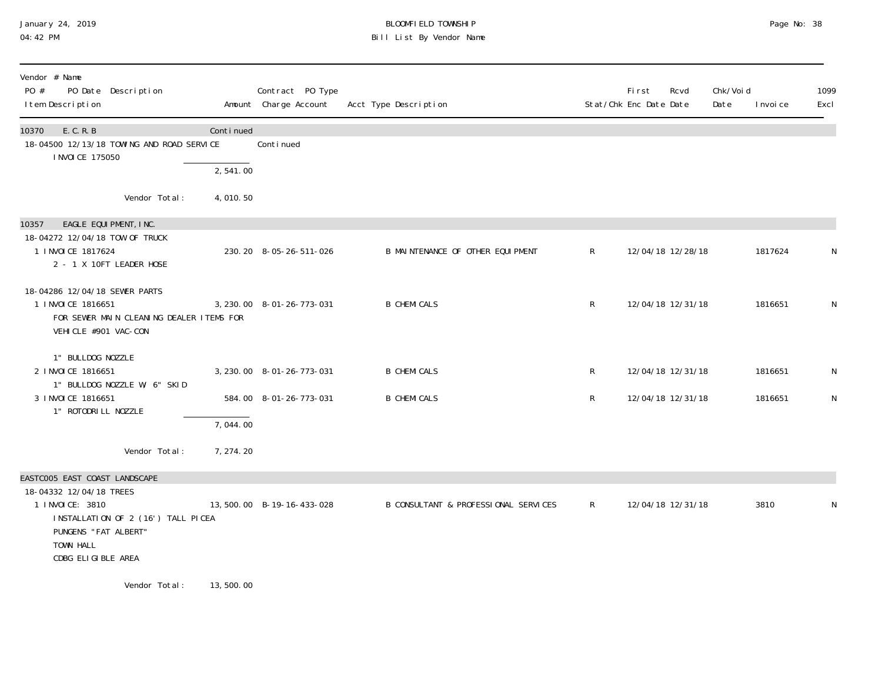January 24, 2019
04:42 PM

BLOOMFIELD TOWNSHIP
Bill List By Vendor Name

| Vendor # Name<br>PO # PO Date Description<br>Item Description | Amount | Contract PO Type<br>Charge Account | Acct Type Description | Stat/Chk | First Enc Date | Rcvd Date | Chk/Void Date | Invoice | 1099 Excl |
|---|---|---|---|---|---|---|---|---|---|
| **10370 E.C.R.B** | Continued | | | | | | | | |
| 18-04500 12/13/18 TOWING AND ROAD SERVICE | | Continued | | | | | | | |
| INVOICE 175050 | | | | | | | | | |
| | 2,541.00 | | | | | | | | |
| Vendor Total: | 4,010.50 | | | | | | | | |
| **10357 EAGLE EQUIPMENT, INC.** | | | | | | | | | |
| 18-04272 12/04/18 TOW OF TRUCK | | | | | | | | | |
| 1 INVOICE 1817624<br>2 - 1 X 10FT LEADER HOSE | 230.20 | 8-05-26-511-026 | B MAINTENANCE OF OTHER EQUIPMENT | R | 12/04/18 | 12/28/18 | | 1817624 | N |
| 18-04286 12/04/18 SEWER PARTS | | | | | | | | | |
| 1 INVOICE 1816651<br>FOR SEWER MAIN CLEANING DEALER ITEMS FOR VEHICLE #901 VAC-CON<br><br>1" BULLDOG NOZZLE | 3,230.00 | 8-01-26-773-031 | B CHEMICALS | R | 12/04/18 | 12/31/18 | | 1816651 | N |
| 2 INVOICE 1816651<br>1" BULLDOG NOZZLE W/ 6" SKID | 3,230.00 | 8-01-26-773-031 | B CHEMICALS | R | 12/04/18 | 12/31/18 | | 1816651 | N |
| 3 INVOICE 1816651<br>1" ROTODRILL NOZZLE | 584.00 | 8-01-26-773-031 | B CHEMICALS | R | 12/04/18 | 12/31/18 | | 1816651 | N |
| | 7,044.00 | | | | | | | | |
| Vendor Total: | 7,274.20 | | | | | | | | |
| **EASTC005 EAST COAST LANDSCAPE** | | | | | | | | | |
| 18-04332 12/04/18 TREES | | | | | | | | | |
| 1 INVOICE: 3810<br>INSTALLATION OF 2 (16') TALL PICEA PUNGENS "FAT ALBERT"<br>TOWN HALL<br>CDBG ELIGIBLE AREA | 13,500.00 | B-19-16-433-028 | B CONSULTANT & PROFESSIONAL SERVICES | R | 12/04/18 | 12/31/18 | | 3810 | N |
| Vendor Total: | 13,500.00 | | | | | | | | |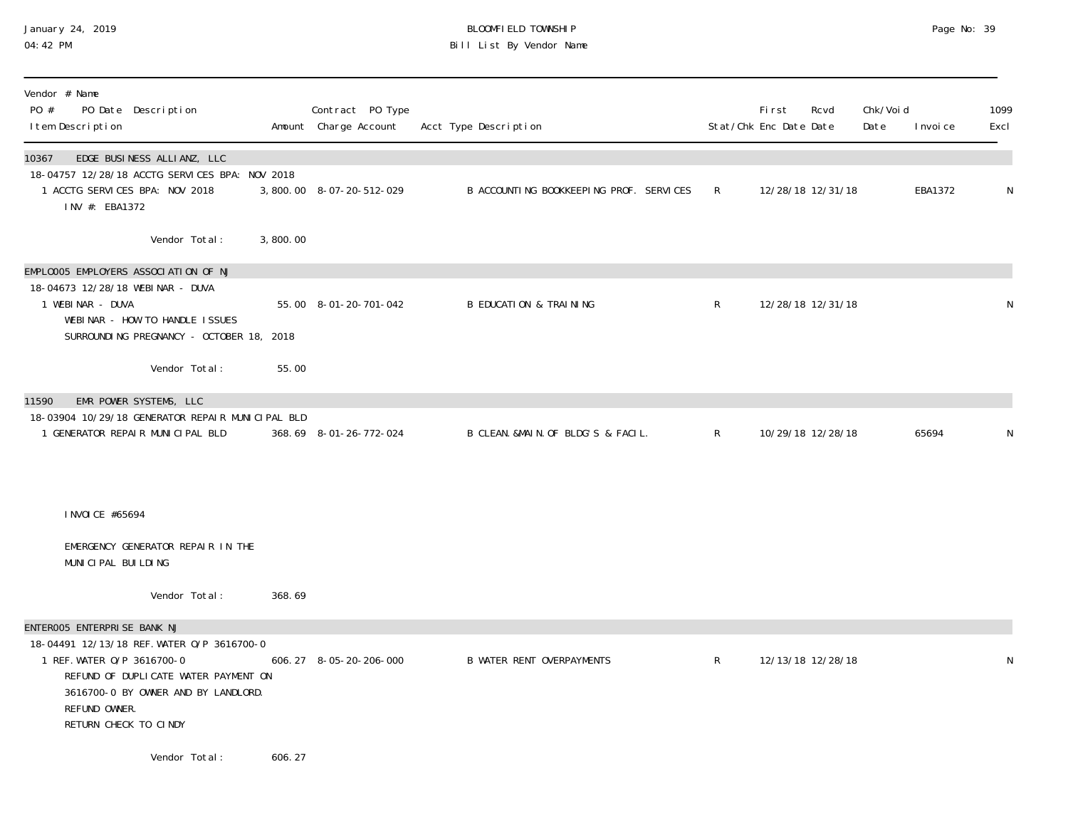| Vendor # Name<br>PO # PO Date Description<br>Item Description | Amount | Contract PO Type<br>Charge Account | Acct Type Description | Stat/Chk | First Enc Date | Rcvd Date | Chk/Void Date | Invoice | 1099 Excl |
|---|---|---|---|---|---|---|---|---|---|
| **10367 EDGE BUSINESS ALLIANZ, LLC** | | | | | | | | | |
| 18-04757 12/28/18 ACCTG SERVICES BPA: NOV 2018 | | | | | | | | | |
| 1 ACCTG SERVICES BPA: NOV 2018<br>INV #: EBA1372 | 3,800.00 | 8-07-20-512-029 | B ACCOUNTING BOOKKEEPING PROF. SERVICES | R | 12/28/18 | 12/31/18 | | EBA1372 | N |
| Vendor Total: | 3,800.00 | | | | | | | | |
| **EMPLO005 EMPLOYERS ASSOCIATION OF NJ** | | | | | | | | | |
| 18-04673 12/28/18 WEBINAR - DUVA | | | | | | | | | |
| 1 WEBINAR - DUVA<br>WEBINAR - HOW TO HANDLE ISSUES<br>SURROUNDING PREGNANCY - OCTOBER 18, 2018 | 55.00 | 8-01-20-701-042 | B EDUCATION & TRAINING | R | 12/28/18 | 12/31/18 | | | N |
| Vendor Total: | 55.00 | | | | | | | | |
| **11590 EMR POWER SYSTEMS, LLC** | | | | | | | | | |
| 18-03904 10/29/18 GENERATOR REPAIR MUNICIPAL BLD | | | | | | | | | |
| 1 GENERATOR REPAIR MUNICIPAL BLD<br>INVOICE #65694<br>EMERGENCY GENERATOR REPAIR IN THE<br>MUNICIPAL BUILDING | 368.69 | 8-01-26-772-024 | B CLEAN.&MAIN.OF BLDG'S & FACIL. | R | 10/29/18 | 12/28/18 | | 65694 | N |
| Vendor Total: | 368.69 | | | | | | | | |
| **ENTER005 ENTERPRISE BANK NJ** | | | | | | | | | |
| 18-04491 12/13/18 REF.WATER O/P 3616700-0 | | | | | | | | | |
| 1 REF.WATER O/P 3616700-0<br>REFUND OF DUPLICATE WATER PAYMENT ON<br>3616700-0 BY OWNER AND BY LANDLORD.<br>REFUND OWNER.<br>RETURN CHECK TO CINDY | 606.27 | 8-05-20-206-000 | B WATER RENT OVERPAYMENTS | R | 12/13/18 | 12/28/18 | | | N |
| Vendor Total: | 606.27 | | | | | | | | |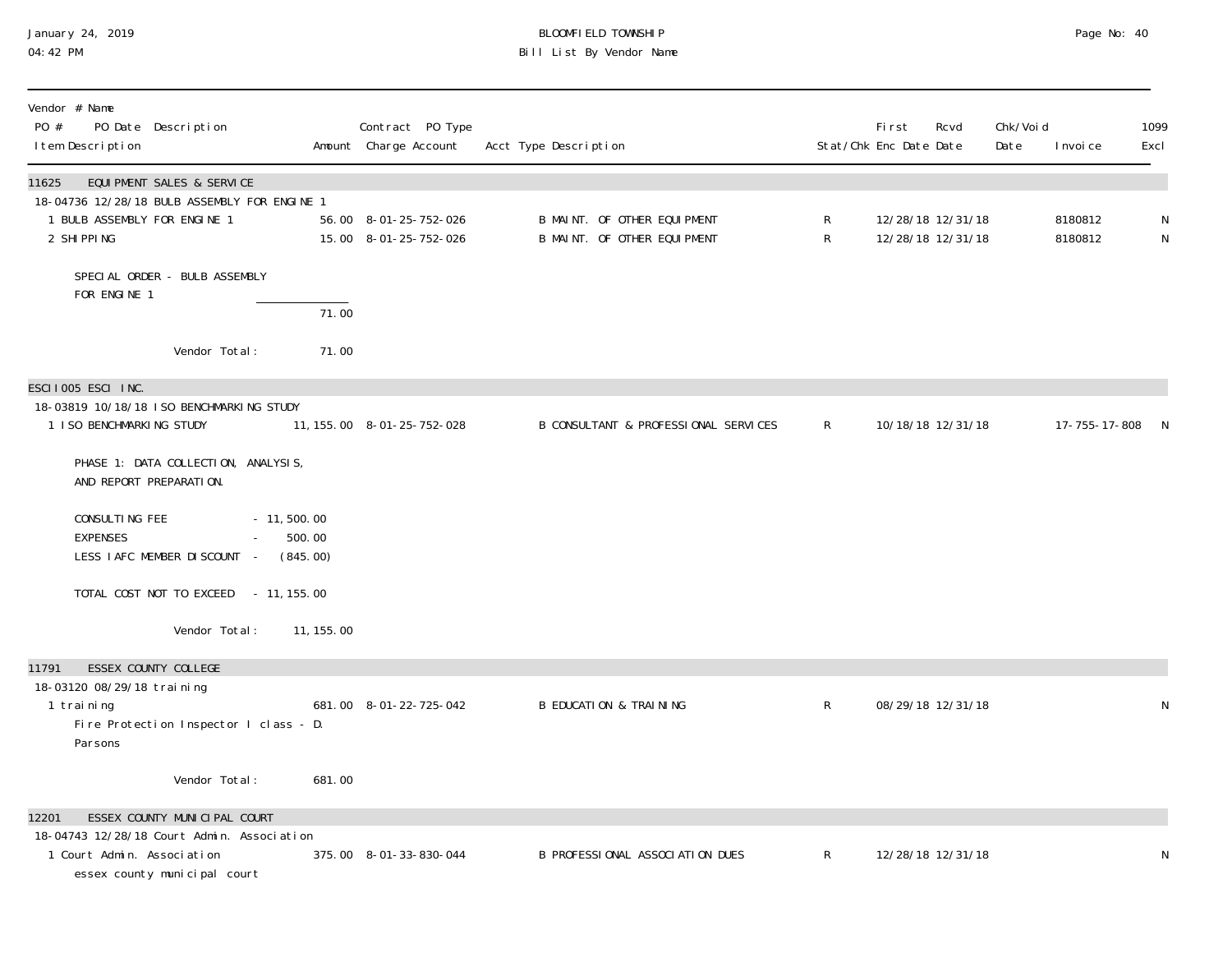BLOOMFIELD TOWNSHIP
Bill List By Vendor Name

January 24, 2019
04:42 PM

| Vendor # Name<br>PO # PO Date Description<br>Item Description | Amount | Contract PO Type<br>Charge Account | Acct Type Description | Stat/Chk | First Enc Date | Rcvd Date | Chk/Void Date | Invoice | 1099 Excl |
|---|---|---|---|---|---|---|---|---|---|
| **11625 EQUIPMENT SALES & SERVICE** | | | | | | | | | |
| 18-04736 12/28/18 BULB ASSEMBLY FOR ENGINE 1 | | | | | | | | | |
| 1 BULB ASSEMBLY FOR ENGINE 1 | 56.00 | 8-01-25-752-026 | B MAINT. OF OTHER EQUIPMENT | R | 12/28/18 | 12/31/18 | | 8180812 | N |
| 2 SHIPPING | 15.00 | 8-01-25-752-026 | B MAINT. OF OTHER EQUIPMENT | R | 12/28/18 | 12/31/18 | | 8180812 | N |
| SPECIAL ORDER - BULB ASSEMBLY FOR ENGINE 1 | 71.00 | | | | | | | | |
| Vendor Total: | 71.00 | | | | | | | | |
| **ESCII005 ESCI INC.** | | | | | | | | | |
| 18-03819 10/18/18 ISO BENCHMARKING STUDY | | | | | | | | | |
| 1 ISO BENCHMARKING STUDY | 11,155.00 | 8-01-25-752-028 | B CONSULTANT & PROFESSIONAL SERVICES | R | 10/18/18 | 12/31/18 | | 17-755-17-808 | N |
| PHASE 1: DATA COLLECTION, ANALYSIS, AND REPORT PREPARATION.<br>CONSULTING FEE - 11,500.00<br>EXPENSES - 500.00<br>LESS IAFC MEMBER DISCOUNT - (845.00)<br>TOTAL COST NOT TO EXCEED - 11,155.00 | | | | | | | | | |
| Vendor Total: | 11,155.00 | | | | | | | | |
| **11791 ESSEX COUNTY COLLEGE** | | | | | | | | | |
| 18-03120 08/29/18 training | | | | | | | | | |
| 1 training<br>Fire Protection Inspector I class - D. Parsons | 681.00 | 8-01-22-725-042 | B EDUCATION & TRAINING | R | 08/29/18 | 12/31/18 | | | N |
| Vendor Total: | 681.00 | | | | | | | | |
| **12201 ESSEX COUNTY MUNICIPAL COURT** | | | | | | | | | |
| 18-04743 12/28/18 Court Admin. Association | | | | | | | | | |
| 1 Court Admin. Association<br>essex county municipal court | 375.00 | 8-01-33-830-044 | B PROFESSIONAL ASSOCIATION DUES | R | 12/28/18 | 12/31/18 | | | N |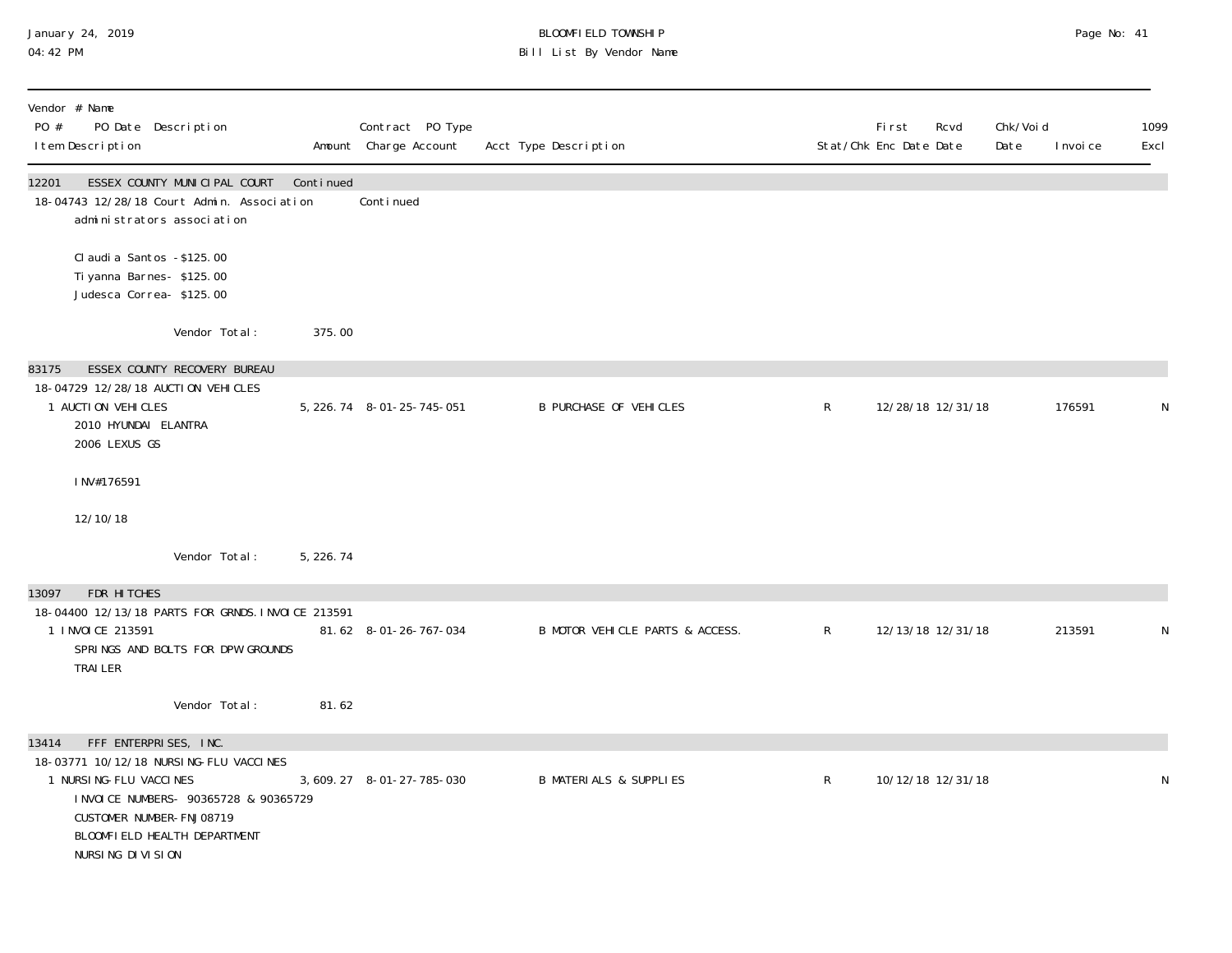| Vendor # Name<br>PO # PO Date Description<br>Item Description | Amount | Contract PO Type<br>Charge Account | Acct Type Description | Stat/Chk | First<br>Enc Date | Rcvd<br>Date | Chk/Void<br>Date | Invoice | 1099<br>Excl |
|---|---|---|---|---|---|---|---|---|---|
| 12201 ESSEX COUNTY MUNICIPAL COURT | Continued | | | | | | | | |
| 18-04743 12/28/18 Court Admin. Association | | Continued | | | | | | | |
| administrators association<br><br>Claudia Santos -$125.00<br>Tiyanna Barnes- $125.00<br>Judesca Correa- $125.00 | | | | | | | | | |
| Vendor Total: | 375.00 | | | | | | | | |
| 83175 ESSEX COUNTY RECOVERY BUREAU | | | | | | | | | |
| 18-04729 12/28/18 AUCTION VEHICLES | | | | | | | | | |
| 1 AUCTION VEHICLES<br>2010 HYUNDAI ELANTRA<br>2006 LEXUS GS<br><br>INV#176591<br><br>12/10/18 | 5,226.74 | 8-01-25-745-051 | B PURCHASE OF VEHICLES | R | 12/28/18 | 12/31/18 | | 176591 | N |
| Vendor Total: | 5,226.74 | | | | | | | | |
| 13097 FDR HITCHES | | | | | | | | | |
| 18-04400 12/13/18 PARTS FOR GRNDS.INVOICE 213591 | | | | | | | | | |
| 1 INVOICE 213591<br>SPRINGS AND BOLTS FOR DPW GROUNDS<br>TRAILER | 81.62 | 8-01-26-767-034 | B MOTOR VEHICLE PARTS & ACCESS. | R | 12/13/18 | 12/31/18 | | 213591 | N |
| Vendor Total: | 81.62 | | | | | | | | |
| 13414 FFF ENTERPRISES, INC. | | | | | | | | | |
| 18-03771 10/12/18 NURSING-FLU VACCINES | | | | | | | | | |
| 1 NURSING-FLU VACCINES<br>INVOICE NUMBERS- 90365728 & 90365729<br>CUSTOMER NUMBER-FNJ08719<br>BLOOMFIELD HEALTH DEPARTMENT<br>NURSING DIVISION | 3,609.27 | 8-01-27-785-030 | B MATERIALS & SUPPLIES | R | 10/12/18 | 12/31/18 | | | N |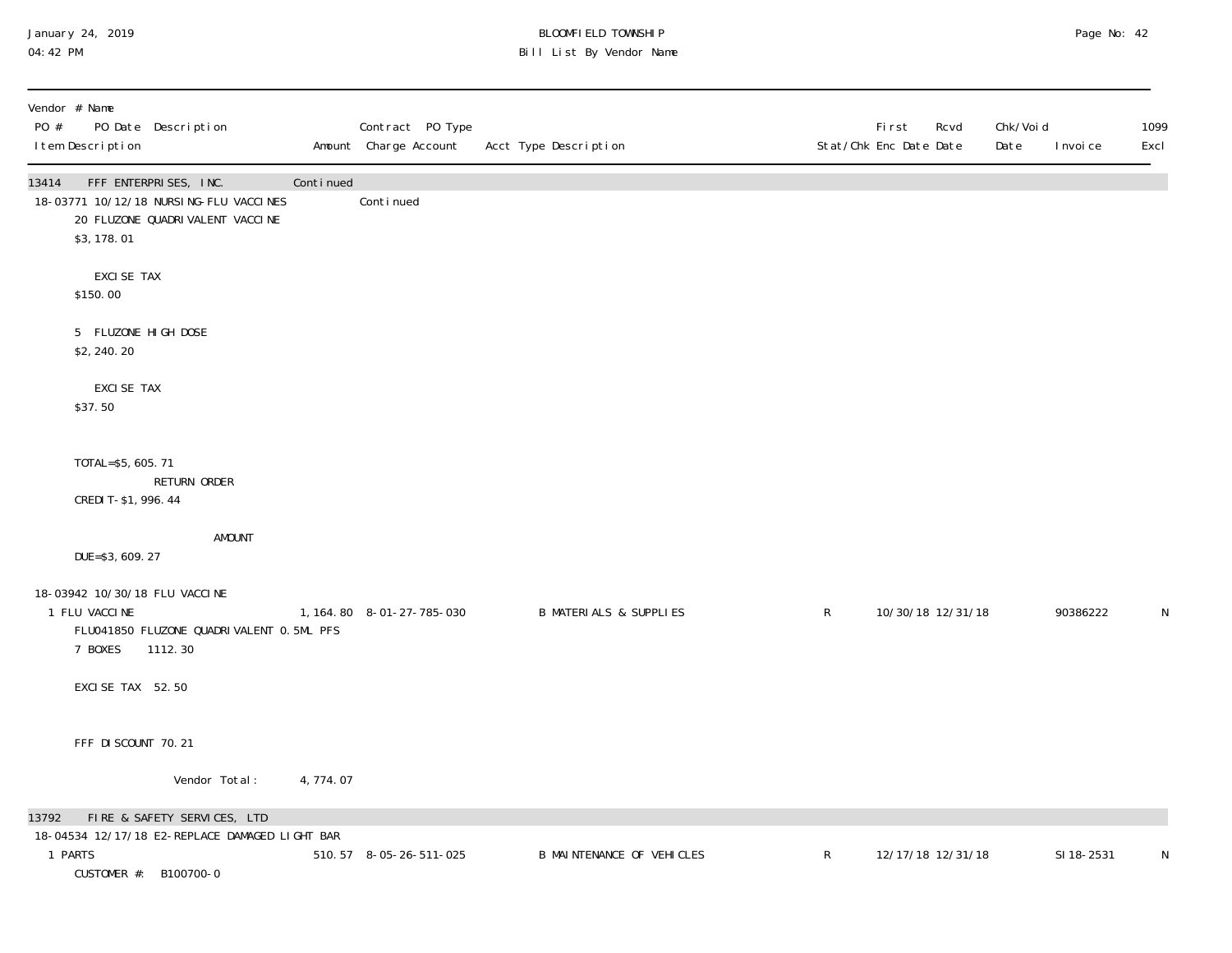| Vendor # Name PO # PO Date Description Item Description | Amount | Contract PO Type Charge Account | Acct Type Description | Stat/Chk | First Enc Date | Rcvd Date | Chk/Void Date | Invoice | 1099 Excl |
|---|---|---|---|---|---|---|---|---|---|
| 13414 FFF ENTERPRISES, INC. | Continued | | | | | | | | |
| 18-03771 10/12/18 NURSING-FLU VACCINES | | Continued | | | | | | | |
| 20 FLUZONE QUADRIVALENT VACCINE $3,178.01 | | | | | | | | | |
| EXCISE TAX $150.00 | | | | | | | | | |
| 5 FLUZONE HIGH DOSE $2,240.20 | | | | | | | | | |
| EXCISE TAX $37.50 | | | | | | | | | |
| TOTAL=$5,605.71 RETURN ORDER CREDIT-$1,996.44 | | | | | | | | | |
| AMOUNT DUE=$3,609.27 | | | | | | | | | |
| 18-03942 10/30/18 FLU VACCINE | | | | | | | | | |
| 1 FLU VACCINE FLU041850 FLUZONE QUADRIVALENT 0.5ML PFS 7 BOXES 1112.30 | 1,164.80 | 8-01-27-785-030 | B MATERIALS & SUPPLIES | R | 10/30/18 | 12/31/18 | | 90386222 | N |
| EXCISE TAX 52.50 | | | | | | | | | |
| FFF DISCOUNT 70.21 | | | | | | | | | |
| Vendor Total: | 4,774.07 | | | | | | | | |
| 13792 FIRE & SAFETY SERVICES, LTD | | | | | | | | | |
| 18-04534 12/17/18 E2-REPLACE DAMAGED LIGHT BAR | | | | | | | | | |
| 1 PARTS CUSTOMER #: B100700-0 | 510.57 | 8-05-26-511-025 | B MAINTENANCE OF VEHICLES | R | 12/17/18 | 12/31/18 | | SI18-2531 | N |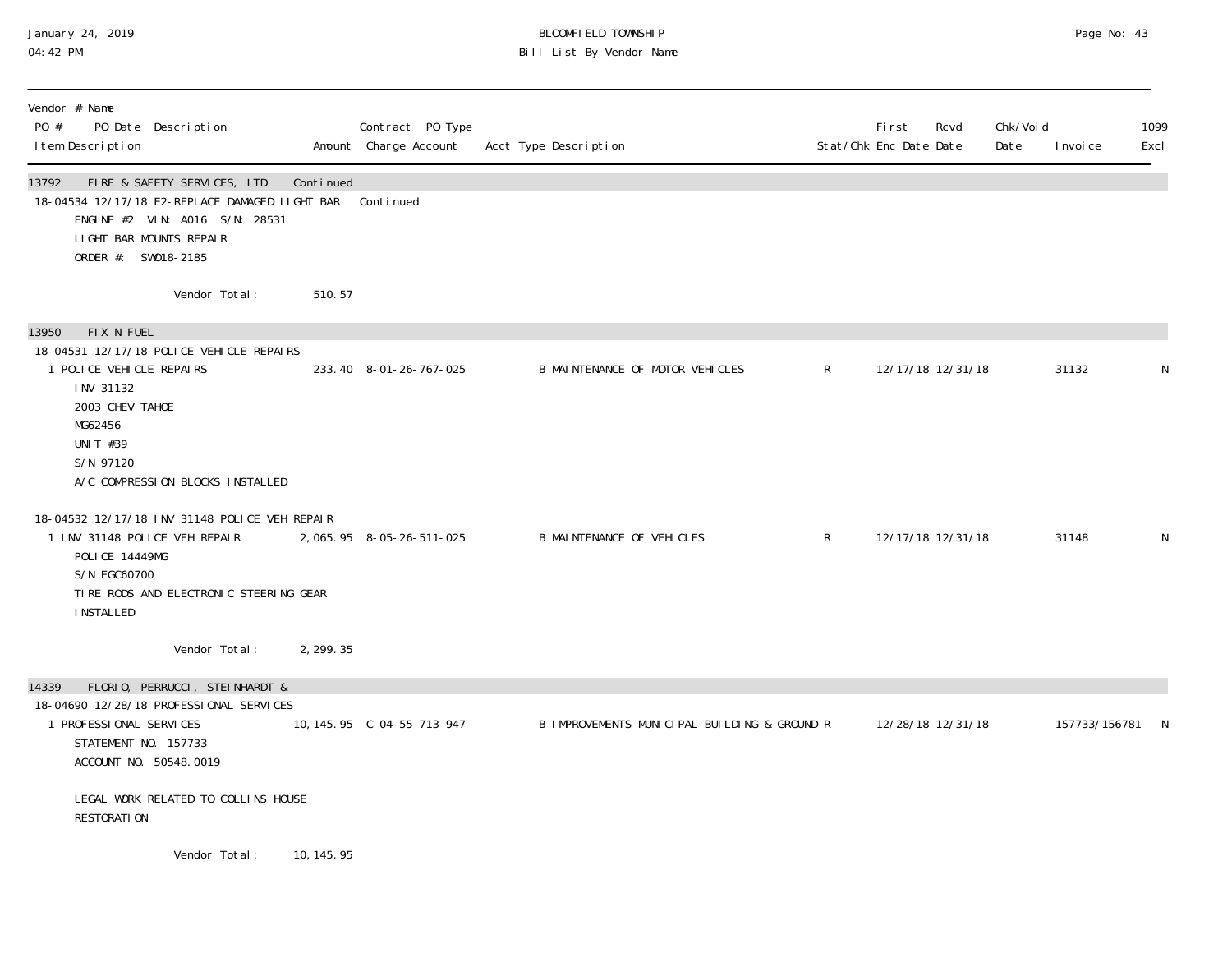| Vendor # Name PO # PO Date Description Item Description | Amount | Contract PO Type Charge Account | Acct Type Description | Stat/Chk | First Enc Date | Rcvd Date | Chk/Void Date | Invoice | 1099 Excl |
|---|---|---|---|---|---|---|---|---|---|
| **13792 FIRE & SAFETY SERVICES, LTD** | Continued | | | | | | | | |
| 18-04534 12/17/18 E2-REPLACE DAMAGED LIGHT BAR | | Continued | | | | | | | |
| ENGINE #2 VIN: A016 S/N: 28531<br>LIGHT BAR MOUNTS REPAIR<br>ORDER #: SWO18-2185 | | | | | | | | | |
| Vendor Total: | 510.57 | | | | | | | | |
| **13950 FIX N FUEL** | | | | | | | | | |
| 18-04531 12/17/18 POLICE VEHICLE REPAIRS | | | | | | | | | |
| 1 POLICE VEHICLE REPAIRS<br>INV 31132<br>2003 CHEV TAHOE<br>MG62456<br>UNIT #39<br>S/N 97120<br>A/C COMPRESSION BLOCKS INSTALLED | 233.40 | 8-01-26-767-025 | B MAINTENANCE OF MOTOR VEHICLES | R | 12/17/18 | 12/31/18 | | 31132 | N |
| 18-04532 12/17/18 INV 31148 POLICE VEH REPAIR | | | | | | | | | |
| 1 INV 31148 POLICE VEH REPAIR<br>POLICE 14449MG<br>S/N EGC60700<br>TIRE RODS AND ELECTRONIC STEERING GEAR<br>INSTALLED | 2,065.95 | 8-05-26-511-025 | B MAINTENANCE OF VEHICLES | R | 12/17/18 | 12/31/18 | | 31148 | N |
| Vendor Total: | 2,299.35 | | | | | | | | |
| **14339 FLORIO, PERRUCCI, STEINHARDT &** | | | | | | | | | |
| 18-04690 12/28/18 PROFESSIONAL SERVICES | | | | | | | | | |
| 1 PROFESSIONAL SERVICES<br>STATEMENT NO. 157733<br>ACCOUNT NO. 50548.0019<br><br>LEGAL WORK RELATED TO COLLINS HOUSE<br>RESTORATION | 10,145.95 | C-04-55-713-947 | B IMPROVEMENTS MUNICIPAL BUILDING & GROUND | R | 12/28/18 | 12/31/18 | | 157733/156781 | N |
| Vendor Total: | 10,145.95 | | | | | | | | |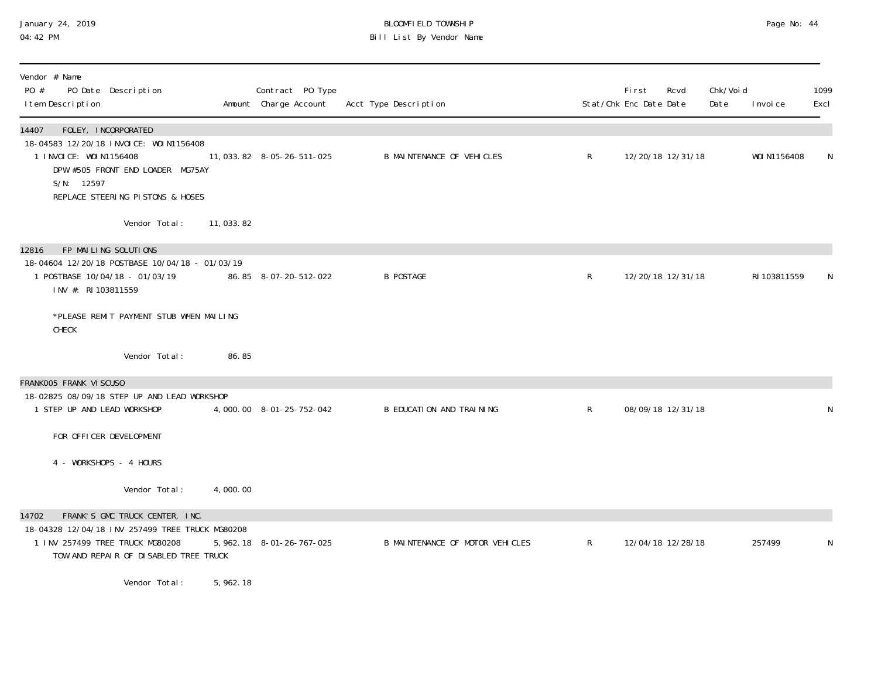| Vendor # Name<br>PO # PO Date Description<br>Item Description | Amount | Contract PO Type<br>Charge Account | Acct Type Description | Stat/Chk | First Enc Date | Rcvd Date | Chk/Void Date | Invoice | 1099 Excl |
|---|---|---|---|---|---|---|---|---|---|
| **14407 FOLEY, INCORPORATED** | | | | | | | | | |
| 18-04583 12/20/18 INVOICE: WOIN1156408 | | | | | | | | | |
| 1 INVOICE: WOIN1156408<br>DPW #505 FRONT END LOADER MG75AY<br>S/N: 12597<br>REPLACE STEERING PISTONS & HOSES | 11,033.82 | 8-05-26-511-025 | B MAINTENANCE OF VEHICLES | R | 12/20/18 | 12/31/18 | | WOIN1156408 | N |
| Vendor Total: | 11,033.82 | | | | | | | | |
| **12816 FP MAILING SOLUTIONS** | | | | | | | | | |
| 18-04604 12/20/18 POSTBASE 10/04/18 - 01/03/19 | | | | | | | | | |
| 1 POSTBASE 10/04/18 - 01/03/19<br>INV #: RI103811559<br><br>*PLEASE REMIT PAYMENT STUB WHEN MAILING CHECK | 86.85 | 8-07-20-512-022 | B POSTAGE | R | 12/20/18 | 12/31/18 | | RI103811559 | N |
| Vendor Total: | 86.85 | | | | | | | | |
| **FRANK005 FRANK VISCUSO** | | | | | | | | | |
| 18-02825 08/09/18 STEP UP AND LEAD WORKSHOP | | | | | | | | | |
| 1 STEP UP AND LEAD WORKSHOP<br><br>FOR OFFICER DEVELOPMENT<br><br>4 - WORKSHOPS - 4 HOURS | 4,000.00 | 8-01-25-752-042 | B EDUCATION AND TRAINING | R | 08/09/18 | 12/31/18 | | | N |
| Vendor Total: | 4,000.00 | | | | | | | | |
| **14702 FRANK'S GMC TRUCK CENTER, INC.** | | | | | | | | | |
| 18-04328 12/04/18 INV 257499 TREE TRUCK MG80208 | | | | | | | | | |
| 1 INV 257499 TREE TRUCK MG80208<br>TOW AND REPAIR OF DISABLED TREE TRUCK | 5,962.18 | 8-01-26-767-025 | B MAINTENANCE OF MOTOR VEHICLES | R | 12/04/18 | 12/28/18 | | 257499 | N |
| Vendor Total: | 5,962.18 | | | | | | | | |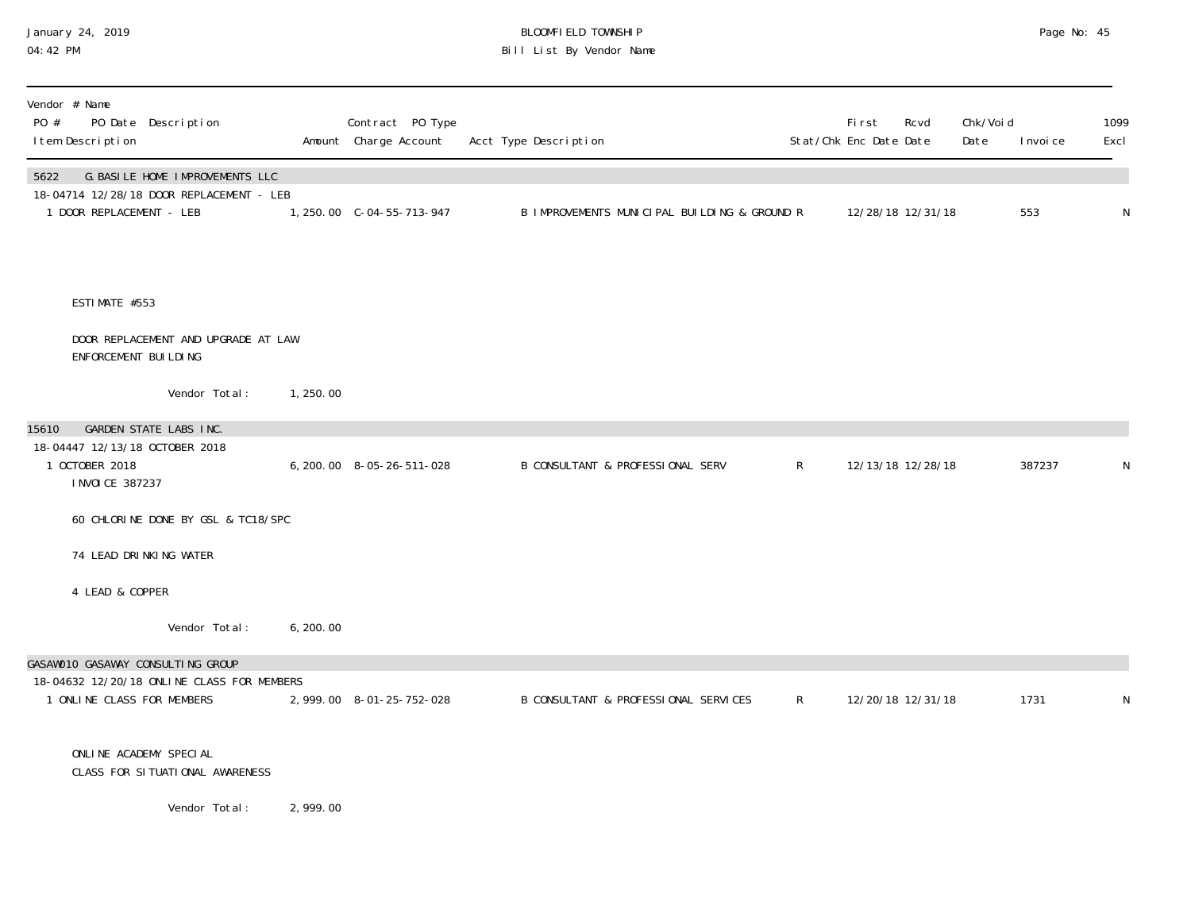BLOOMFIELD TOWNSHIP

Bill List By Vendor Name

January 24, 2019
04:42 PM

| Vendor # Name<br>PO # PO Date Description<br>Item Description | Amount | Contract PO Type<br>Charge Account | Acct Type Description | Stat/Chk | First Enc Date | Rcvd Date | Chk/Void Date | Invoice | 1099 Excl |
|---|---|---|---|---|---|---|---|---|---|
| **5622 G.BASILE HOME IMPROVEMENTS LLC** | | | | | | | | | |
| 18-04714 12/28/18 DOOR REPLACEMENT - LEB | | | | | | | | | |
| 1 DOOR REPLACEMENT - LEB | 1,250.00 | C-04-55-713-947 | B IMPROVEMENTS MUNICIPAL BUILDING & GROUND | R | 12/28/18 | 12/31/18 | | 553 | N |
| ESTIMATE #553 | | | | | | | | | |
| DOOR REPLACEMENT AND UPGRADE AT LAW ENFORCEMENT BUILDING | | | | | | | | | |
| Vendor Total: | 1,250.00 | | | | | | | | |
| **15610 GARDEN STATE LABS INC.** | | | | | | | | | |
| 18-04447 12/13/18 OCTOBER 2018 | | | | | | | | | |
| 1 OCTOBER 2018<br>INVOICE 387237 | 6,200.00 | 8-05-26-511-028 | B CONSULTANT & PROFESSIONAL SERV | R | 12/13/18 | 12/28/18 | | 387237 | N |
| 60 CHLORINE DONE BY GSL & TC18/SPC | | | | | | | | | |
| 74 LEAD DRINKING WATER | | | | | | | | | |
| 4 LEAD & COPPER | | | | | | | | | |
| Vendor Total: | 6,200.00 | | | | | | | | |
| **GASAW010 GASAWAY CONSULTING GROUP** | | | | | | | | | |
| 18-04632 12/20/18 ONLINE CLASS FOR MEMBERS | | | | | | | | | |
| 1 ONLINE CLASS FOR MEMBERS | 2,999.00 | 8-01-25-752-028 | B CONSULTANT & PROFESSIONAL SERVICES | R | 12/20/18 | 12/31/18 | | 1731 | N |
| ONLINE ACADEMY SPECIAL CLASS FOR SITUATIONAL AWARENESS | | | | | | | | | |
| Vendor Total: | 2,999.00 | | | | | | | | |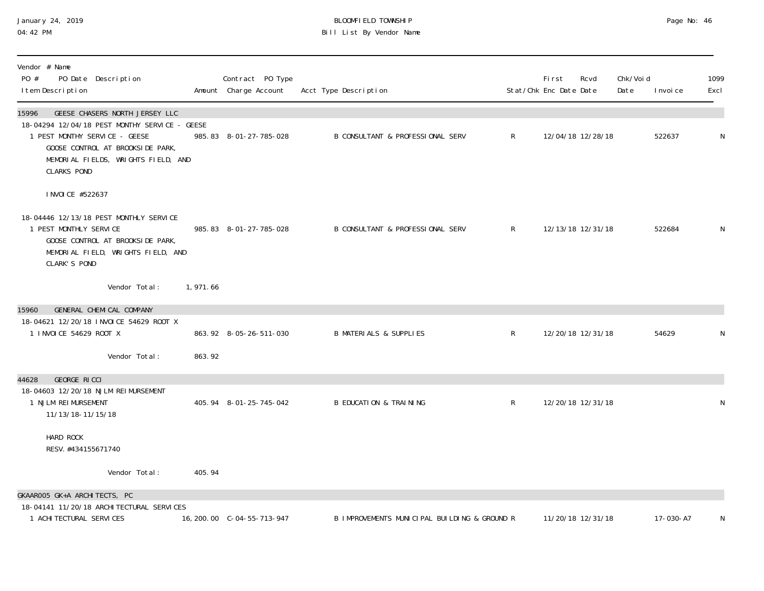January 24, 2019
04:42 PM

BLOOMFIELD TOWNSHIP
Bill List By Vendor Name

| Vendor # Name<br>PO # PO Date Description<br>Item Description | Amount | Contract PO Type<br>Charge Account | Acct Type Description | Stat/Chk | First<br>Enc Date | Rcvd<br>Date | Chk/Void<br>Date | Invoice | 1099<br>Excl |
|---|---|---|---|---|---|---|---|---|---|
| **15996 GEESE CHASERS NORTH JERSEY LLC** | | | | | | | | | |
| 18-04294 12/04/18 PEST MONTHY SERVICE - GEESE | | | | | | | | | |
| 1 PEST MONTHY SERVICE - GEESE<br>GOOSE CONTROL AT BROOKSIDE PARK, MEMORIAL FIELDS, WRIGHTS FIELD, AND CLARKS POND<br><br>INVOICE #522637 | 985.83 | 8-01-27-785-028 | B CONSULTANT & PROFESSIONAL SERV | R | 12/04/18 | 12/28/18 | | 522637 | N |
| 18-04446 12/13/18 PEST MONTHLY SERVICE | | | | | | | | | |
| 1 PEST MONTHLY SERVICE<br>GOOSE CONTROL AT BROOKSIDE PARK, MEMORIAL FIELD, WRIGHTS FIELD, AND CLARK'S POND | 985.83 | 8-01-27-785-028 | B CONSULTANT & PROFESSIONAL SERV | R | 12/13/18 | 12/31/18 | | 522684 | N |
| Vendor Total: | 1,971.66 | | | | | | | | |
| **15960 GENERAL CHEMICAL COMPANY** | | | | | | | | | |
| 18-04621 12/20/18 INVOICE 54629 ROOT X | | | | | | | | | |
| 1 INVOICE 54629 ROOT X | 863.92 | 8-05-26-511-030 | B MATERIALS & SUPPLIES | R | 12/20/18 | 12/31/18 | | 54629 | N |
| Vendor Total: | 863.92 | | | | | | | | |
| **44628 GEORGE RICCI** | | | | | | | | | |
| 18-04603 12/20/18 NJLM REIMURSEMENT | | | | | | | | | |
| 1 NJLM REIMURSEMENT<br>11/13/18-11/15/18<br><br>HARD ROCK<br>RESV.#434155671740 | 405.94 | 8-01-25-745-042 | B EDUCATION & TRAINING | R | 12/20/18 | 12/31/18 | | | N |
| Vendor Total: | 405.94 | | | | | | | | |
| **GKAAR005 GK+A ARCHITECTS, PC** | | | | | | | | | |
| 18-04141 11/20/18 ARCHITECTURAL SERVICES | | | | | | | | | |
| 1 ACHITECTURAL SERVICES | 16,200.00 | C-04-55-713-947 | B IMPROVEMENTS MUNICIPAL BUILDING & GROUND | R | 11/20/18 | 12/31/18 | | 17-030-A7 | N |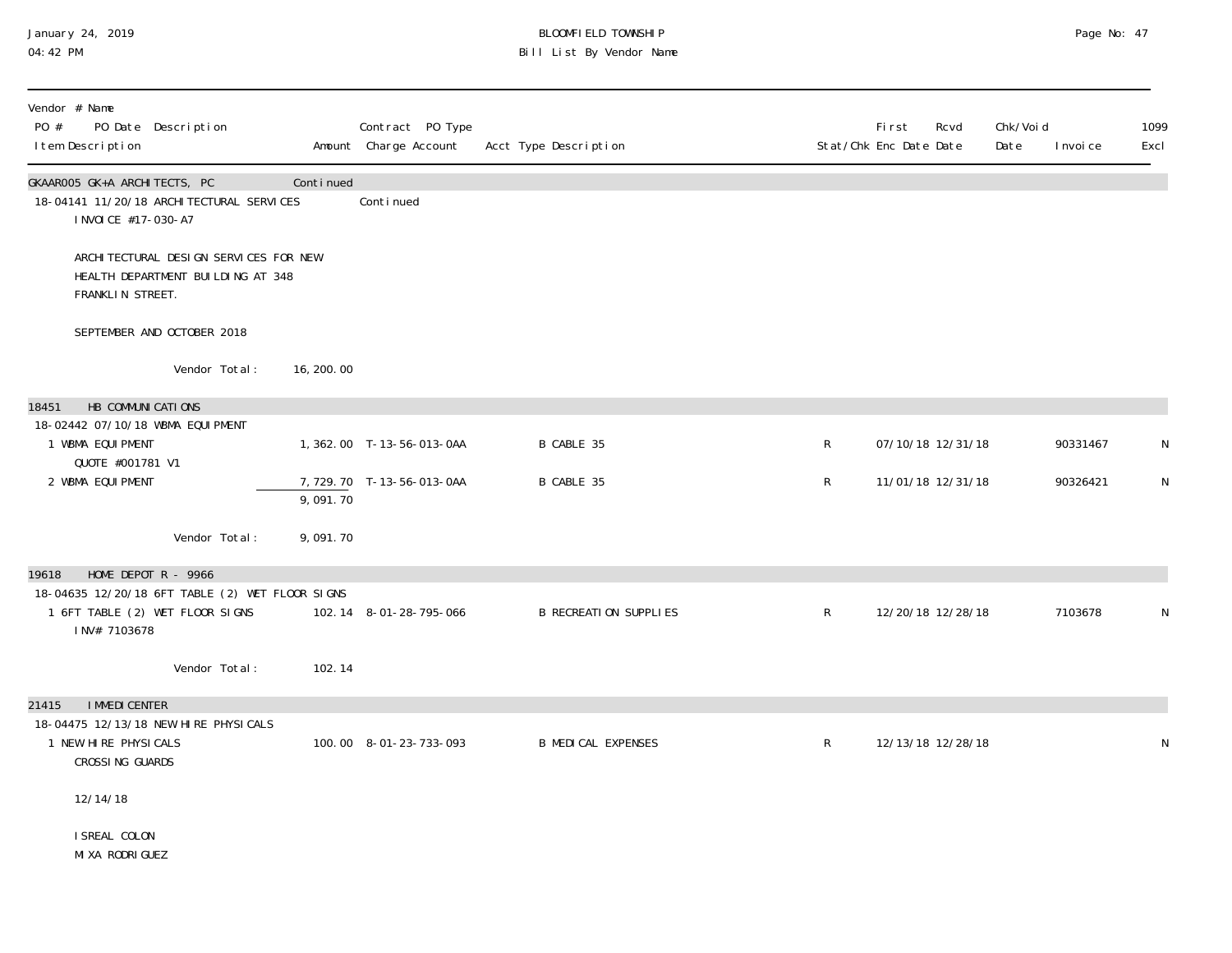BLOOMFIELD TOWNSHIP

Bill List By Vendor Name

January 24, 2019
04:42 PM

| Vendor # Name<br>PO # PO Date Description<br>Item Description | Amount | Contract PO Type<br>Charge Account | Acct Type Description | Stat/Chk | First Enc Date | Rcvd Date | Chk/Void Date | Invoice | 1099 Excl |
|---|---|---|---|---|---|---|---|---|---|
| **GKAAR005 GK+A ARCHITECTS, PC** | Continued | | | | | | | | |
| 18-04141 11/20/18 ARCHITECTURAL SERVICES | | Continued | | | | | | | |
| INVOICE #17-030-A7<br><br>ARCHITECTURAL DESIGN SERVICES FOR NEW HEALTH DEPARTMENT BUILDING AT 348 FRANKLIN STREET.<br><br>SEPTEMBER AND OCTOBER 2018 | | | | | | | | | |
| Vendor Total: | 16,200.00 | | | | | | | | |
| **18451 HB COMMUNICATIONS** | | | | | | | | | |
| 18-02442 07/10/18 WBMA EQUIPMENT | | | | | | | | | |
| 1 WBMA EQUIPMENT<br>QUOTE #001781 V1 | 1,362.00 | T-13-56-013-0AA | B CABLE 35 | R | 07/10/18 | 12/31/18 | | 90331467 | N |
| 2 WBMA EQUIPMENT | 7,729.70 | T-13-56-013-0AA | B CABLE 35 | R | 11/01/18 | 12/31/18 | | 90326421 | N |
| | 9,091.70 | | | | | | | | |
| Vendor Total: | 9,091.70 | | | | | | | | |
| **19618 HOME DEPOT R - 9966** | | | | | | | | | |
| 18-04635 12/20/18 6FT TABLE (2) WET FLOOR SIGNS | | | | | | | | | |
| 1 6FT TABLE (2) WET FLOOR SIGNS<br>INV# 7103678 | 102.14 | 8-01-28-795-066 | B RECREATION SUPPLIES | R | 12/20/18 | 12/28/18 | | 7103678 | N |
| Vendor Total: | 102.14 | | | | | | | | |
| **21415 IMMEDICENTER** | | | | | | | | | |
| 18-04475 12/13/18 NEW HIRE PHYSICALS | | | | | | | | | |
| 1 NEW HIRE PHYSICALS<br>CROSSING GUARDS<br><br>12/14/18<br><br>ISREAL COLON<br>MIXA RODRIGUEZ | 100.00 | 8-01-23-733-093 | B MEDICAL EXPENSES | R | 12/13/18 | 12/28/18 | | | N |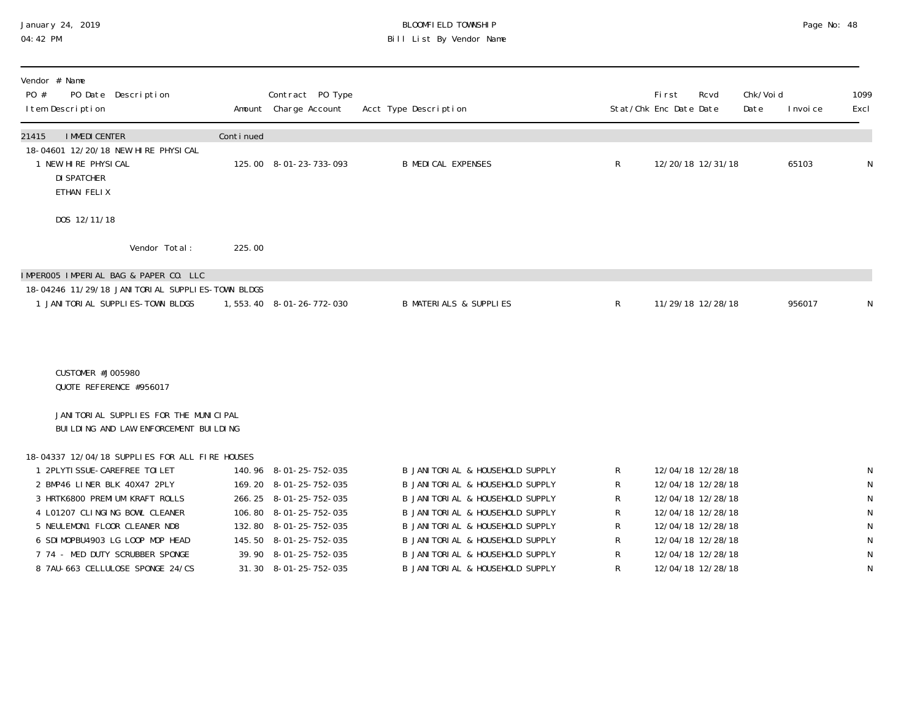BLOOMFIELD TOWNSHIP

Bill List By Vendor Name

January 24, 2019
04:42 PM

| Vendor # Name<br>PO # PO Date Description<br>Item Description | Amount | Contract PO Type<br>Charge Account | Acct Type Description | Stat/Chk | First Enc Date | Rcvd Date | Chk/Void Date | Invoice | 1099 Excl |
|---|---|---|---|---|---|---|---|---|---|
| **21415 IMMEDICENTER** | Continued | | | | | | | | |
| 18-04601 12/20/18 NEW HIRE PHYSICAL | | | | | | | | | |
| 1 NEW HIRE PHYSICAL<br>DISPATCHER<br>ETHAN FELIX<br><br>DOS 12/11/18 | 125.00 | 8-01-23-733-093 | B MEDICAL EXPENSES | R | 12/20/18 | 12/31/18 | | 65103 | N |
| Vendor Total: | 225.00 | | | | | | | | |
| **IMPER005 IMPERIAL BAG & PAPER CO. LLC** | | | | | | | | | |
| 18-04246 11/29/18 JANITORIAL SUPPLIES-TOWN BLDGS | | | | | | | | | |
| 1 JANITORIAL SUPPLIES-TOWN BLDGS<br><br>CUSTOMER #J005980<br>QUOTE REFERENCE #956017<br><br>JANITORIAL SUPPLIES FOR THE MUNICIPAL BUILDING AND LAW ENFORCEMENT BUILDING | 1,553.40 | 8-01-26-772-030 | B MATERIALS & SUPPLIES | R | 11/29/18 | 12/28/18 | | 956017 | N |
| 18-04337 12/04/18 SUPPLIES FOR ALL FIRE HOUSES | | | | | | | | | |
| 1 2PLYTISSUE-CAREFREE TOILET | 140.96 | 8-01-25-752-035 | B JANITORIAL & HOUSEHOLD SUPPLY | R | 12/04/18 | 12/28/18 | | | N |
| 2 BMP46 LINER BLK 40X47 2PLY | 169.20 | 8-01-25-752-035 | B JANITORIAL & HOUSEHOLD SUPPLY | R | 12/04/18 | 12/28/18 | | | N |
| 3 HRTK6800 PREMIUM KRAFT ROLLS | 266.25 | 8-01-25-752-035 | B JANITORIAL & HOUSEHOLD SUPPLY | R | 12/04/18 | 12/28/18 | | | N |
| 4 L01207 CLINGING BOWL CLEANER | 106.80 | 8-01-25-752-035 | B JANITORIAL & HOUSEHOLD SUPPLY | R | 12/04/18 | 12/28/18 | | | N |
| 5 NEULEMON1 FLOOR CLEANER ND8 | 132.80 | 8-01-25-752-035 | B JANITORIAL & HOUSEHOLD SUPPLY | R | 12/04/18 | 12/28/18 | | | N |
| 6 SDIMOPBU4903 LG LOOP MOP HEAD | 145.50 | 8-01-25-752-035 | B JANITORIAL & HOUSEHOLD SUPPLY | R | 12/04/18 | 12/28/18 | | | N |
| 7 74 - MED DUTY SCRUBBER SPONGE | 39.90 | 8-01-25-752-035 | B JANITORIAL & HOUSEHOLD SUPPLY | R | 12/04/18 | 12/28/18 | | | N |
| 8 7AU-663 CELLULOSE SPONGE 24/CS | 31.30 | 8-01-25-752-035 | B JANITORIAL & HOUSEHOLD SUPPLY | R | 12/04/18 | 12/28/18 | | | N |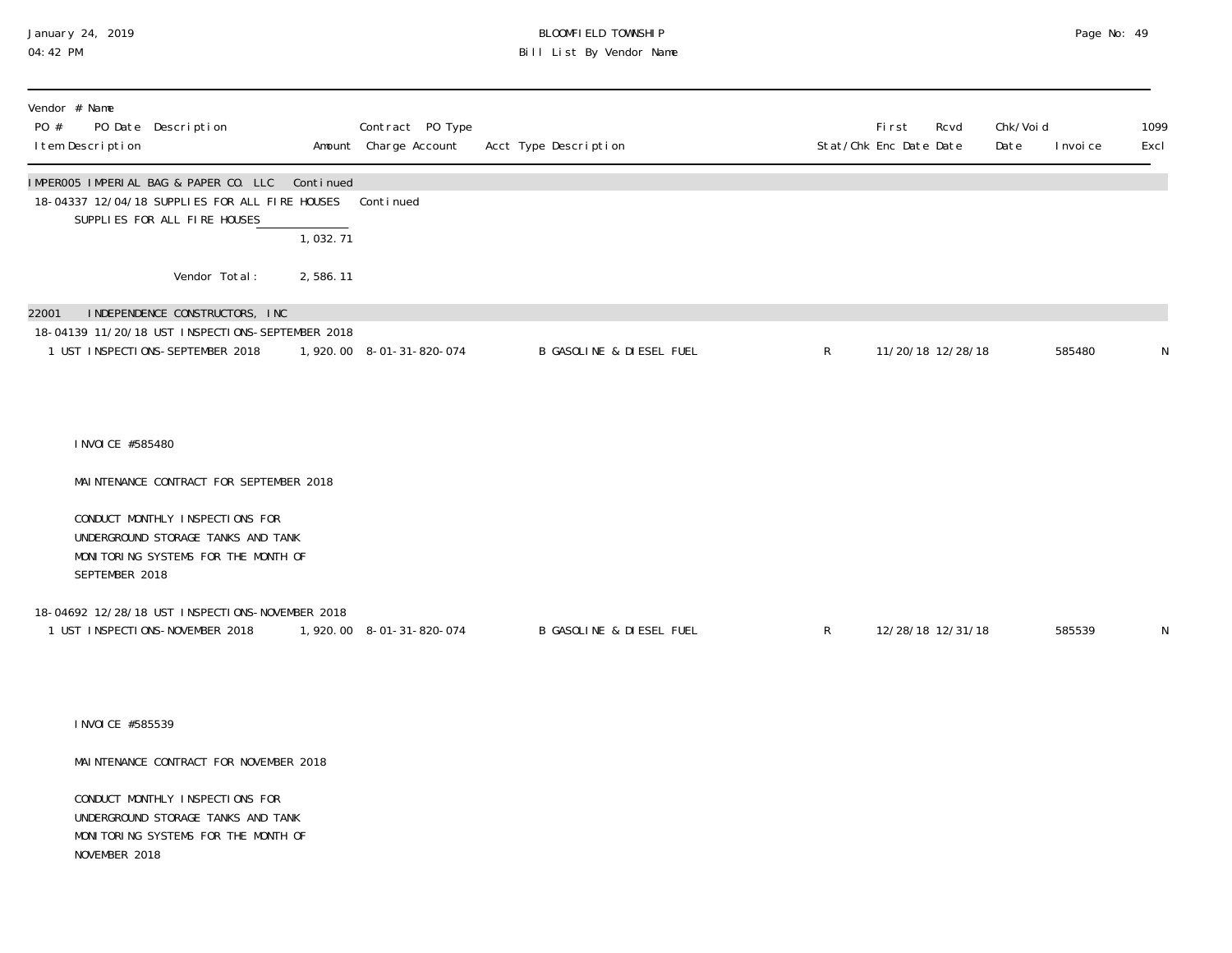| Vendor # Name<br>PO # PO Date Description<br>Item Description | Amount | Contract PO Type<br>Charge Account | Acct Type Description | Stat/Chk | First Enc Date | Rcvd Date | Chk/Void Date | Invoice | 1099 Excl |
|---|---|---|---|---|---|---|---|---|---|
| IMPER005 IMPERIAL BAG & PAPER CO. LLC | Continued | | | | | | | | |
| 18-04337 12/04/18 SUPPLIES FOR ALL FIRE HOUSES | | Continued | | | | | | | |
| SUPPLIES FOR ALL FIRE HOUSES | 1,032.71 | | | | | | | | |
| Vendor Total: | 2,586.11 | | | | | | | | |
| 22001 INDEPENDENCE CONSTRUCTORS, INC | | | | | | | | | |
| 18-04139 11/20/18 UST INSPECTIONS-SEPTEMBER 2018 | | | | | | | | | |
| 1 UST INSPECTIONS-SEPTEMBER 2018 | 1,920.00 | 8-01-31-820-074 | B GASOLINE & DIESEL FUEL | R | 11/20/18 | 12/28/18 | | 585480 | N |
| INVOICE #585480<br><br>MAINTENANCE CONTRACT FOR SEPTEMBER 2018<br><br>CONDUCT MONTHLY INSPECTIONS FOR UNDERGROUND STORAGE TANKS AND TANK MONITORING SYSTEMS FOR THE MONTH OF SEPTEMBER 2018 | | | | | | | | | |
| 18-04692 12/28/18 UST INSPECTIONS-NOVEMBER 2018 | | | | | | | | | |
| 1 UST INSPECTIONS-NOVEMBER 2018 | 1,920.00 | 8-01-31-820-074 | B GASOLINE & DIESEL FUEL | R | 12/28/18 | 12/31/18 | | 585539 | N |
| INVOICE #585539<br><br>MAINTENANCE CONTRACT FOR NOVEMBER 2018<br><br>CONDUCT MONTHLY INSPECTIONS FOR UNDERGROUND STORAGE TANKS AND TANK MONITORING SYSTEMS FOR THE MONTH OF NOVEMBER 2018 | | | | | | | | | |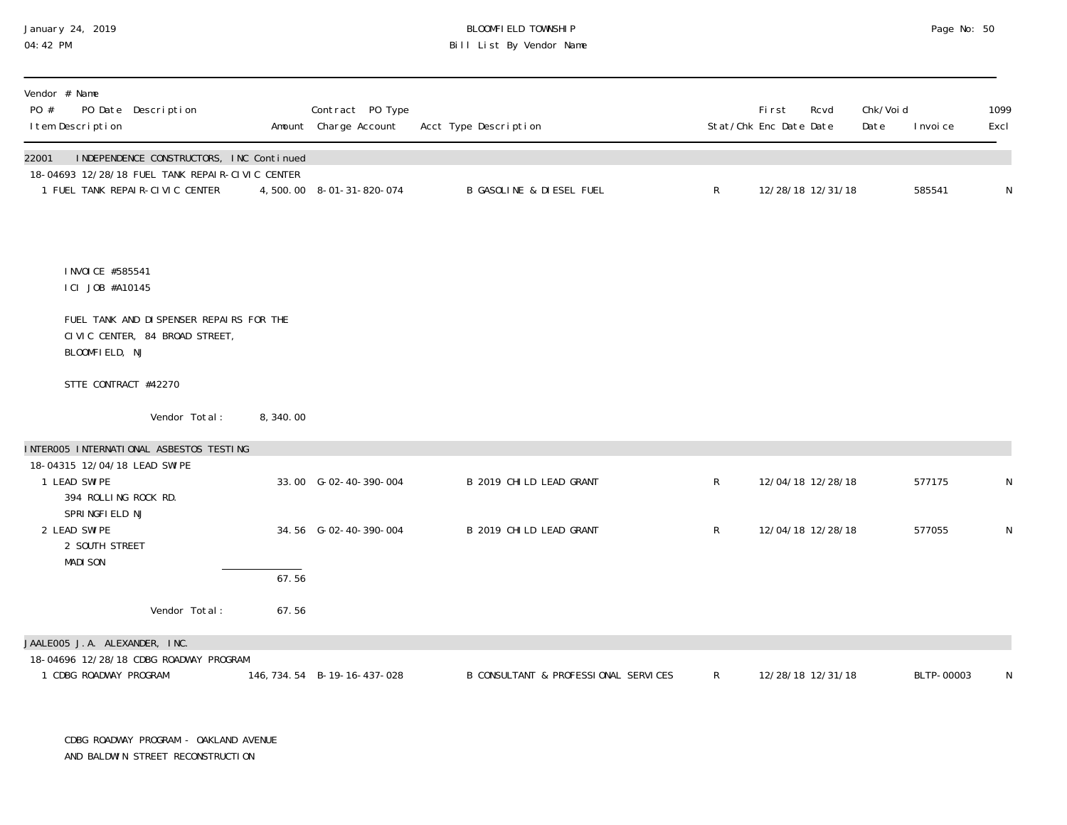**BLOOMFIELD TOWNSHIP**
**Bill List By Vendor Name**

January 24, 2019
04:42 PM

| Vendor # Name / PO # PO Date Description / Item Description | Amount | Contract PO Type / Charge Account | Acct Type Description | Stat/Chk | First Enc Date | Rcvd Date | Chk/Void Date | Invoice | 1099 Excl |
|---|---|---|---|---|---|---|---|---|---|
| **22001 INDEPENDENCE CONSTRUCTORS, INC Continued** | | | | | | | | | |
| 18-04693 12/28/18 FUEL TANK REPAIR-CIVIC CENTER | | | | | | | | | |
| 1 FUEL TANK REPAIR-CIVIC CENTER | 4,500.00 | 8-01-31-820-074 | B GASOLINE & DIESEL FUEL | R | 12/28/18 | 12/31/18 | | 585541 | N |
| INVOICE #585541<br>ICI JOB #A10145<br><br>FUEL TANK AND DISPENSER REPAIRS FOR THE CIVIC CENTER, 84 BROAD STREET, BLOOMFIELD, NJ<br><br>STTE CONTRACT #42270 | | | | | | | | | |
| Vendor Total: | 8,340.00 | | | | | | | | |
| **INTER005 INTERNATIONAL ASBESTOS TESTING** | | | | | | | | | |
| 18-04315 12/04/18 LEAD SWIPE | | | | | | | | | |
| 1 LEAD SWIPE<br>394 ROLLING ROCK RD.<br>SPRINGFIELD NJ | 33.00 | G-02-40-390-004 | B 2019 CHILD LEAD GRANT | R | 12/04/18 | 12/28/18 | | 577175 | N |
| 2 LEAD SWIPE<br>2 SOUTH STREET<br>MADISON | 34.56 | G-02-40-390-004 | B 2019 CHILD LEAD GRANT | R | 12/04/18 | 12/28/18 | | 577055 | N |
| | 67.56 | | | | | | | | |
| Vendor Total: | 67.56 | | | | | | | | |
| **JAALE005 J.A. ALEXANDER, INC.** | | | | | | | | | |
| 18-04696 12/28/18 CDBG ROADWAY PROGRAM | | | | | | | | | |
| 1 CDBG ROADWAY PROGRAM | 146,734.54 | B-19-16-437-028 | B CONSULTANT & PROFESSIONAL SERVICES | R | 12/28/18 | 12/31/18 | | BLTP-00003 | N |
| CDBG ROADWAY PROGRAM - OAKLAND AVENUE AND BALDWIN STREET RECONSTRUCTION | | | | | | | | | |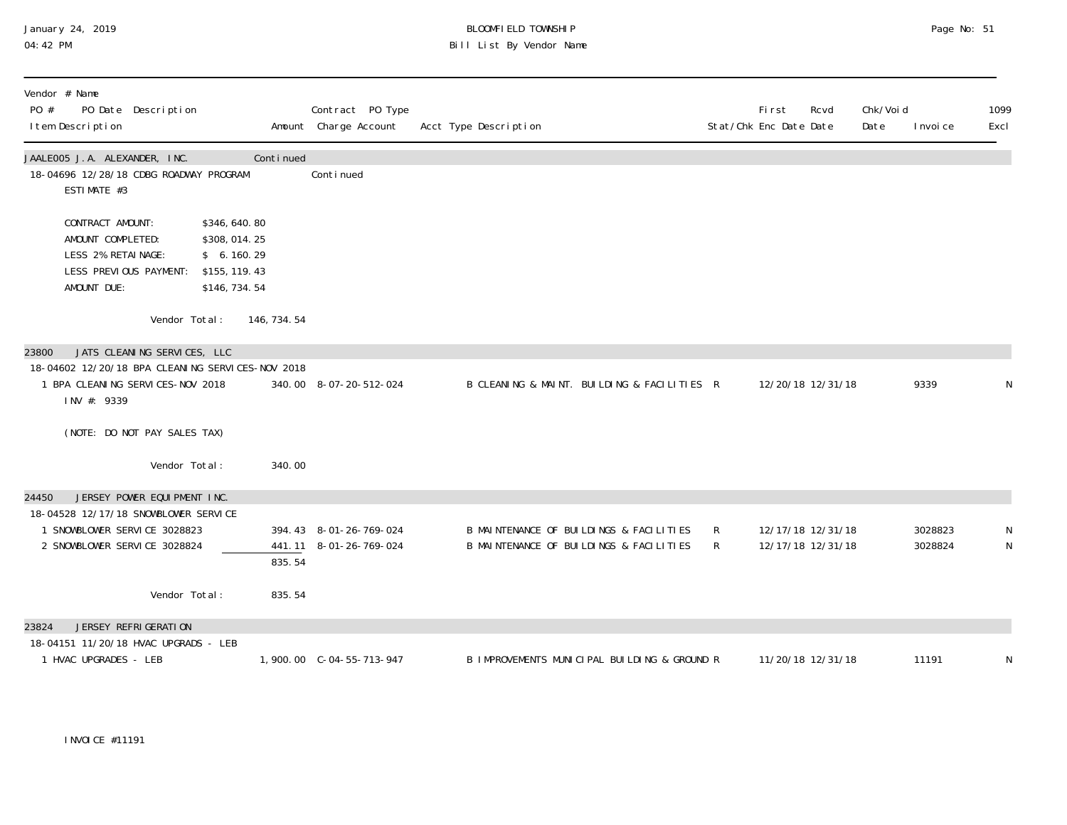| Vendor # Name PO # PO Date Description Item Description | Amount | Contract PO Type Charge Account | Acct Type Description | Stat/Chk | First Enc Date | Rcvd Date | Chk/Void Date | Invoice | 1099 Excl |
|---|---|---|---|---|---|---|---|---|---|
| **JAALE005 J.A. ALEXANDER, INC.** | Continued | | | | | | | | |
| 18-04696 12/28/18 CDBG ROADWAY PROGRAM | | Continued | | | | | | | |
| ESTIMATE #3 | | | | | | | | | |
| CONTRACT AMOUNT: $346,640.80 | | | | | | | | | |
| AMOUNT COMPLETED: $308,014.25 | | | | | | | | | |
| LESS 2% RETAINAGE: $ 6.160.29 | | | | | | | | | |
| LESS PREVIOUS PAYMENT: $155,119.43 | | | | | | | | | |
| AMOUNT DUE: $146,734.54 | | | | | | | | | |
| Vendor Total: | 146,734.54 | | | | | | | | |
| **23800 JATS CLEANING SERVICES, LLC** | | | | | | | | | |
| 18-04602 12/20/18 BPA CLEANING SERVICES-NOV 2018 | | | | | | | | | |
| 1 BPA CLEANING SERVICES-NOV 2018 INV #: 9339 (NOTE: DO NOT PAY SALES TAX) | 340.00 | 8-07-20-512-024 | B CLEANING & MAINT. BUILDING & FACILITIES | R | 12/20/18 | 12/31/18 | | 9339 | N |
| Vendor Total: | 340.00 | | | | | | | | |
| **24450 JERSEY POWER EQUIPMENT INC.** | | | | | | | | | |
| 18-04528 12/17/18 SNOWBLOWER SERVICE | | | | | | | | | |
| 1 SNOWBLOWER SERVICE 3028823 | 394.43 | 8-01-26-769-024 | B MAINTENANCE OF BUILDINGS & FACILITIES | R | 12/17/18 | 12/31/18 | | 3028823 | N |
| 2 SNOWBLOWER SERVICE 3028824 | 441.11 | 8-01-26-769-024 | B MAINTENANCE OF BUILDINGS & FACILITIES | R | 12/17/18 | 12/31/18 | | 3028824 | N |
| | 835.54 | | | | | | | | |
| Vendor Total: | 835.54 | | | | | | | | |
| **23824 JERSEY REFRIGERATION** | | | | | | | | | |
| 18-04151 11/20/18 HVAC UPGRADS - LEB | | | | | | | | | |
| 1 HVAC UPGRADES - LEB INVOICE #11191 | 1,900.00 | C-04-55-713-947 | B IMPROVEMENTS MUNICIPAL BUILDING & GROUND | R | 11/20/18 | 12/31/18 | | 11191 | N |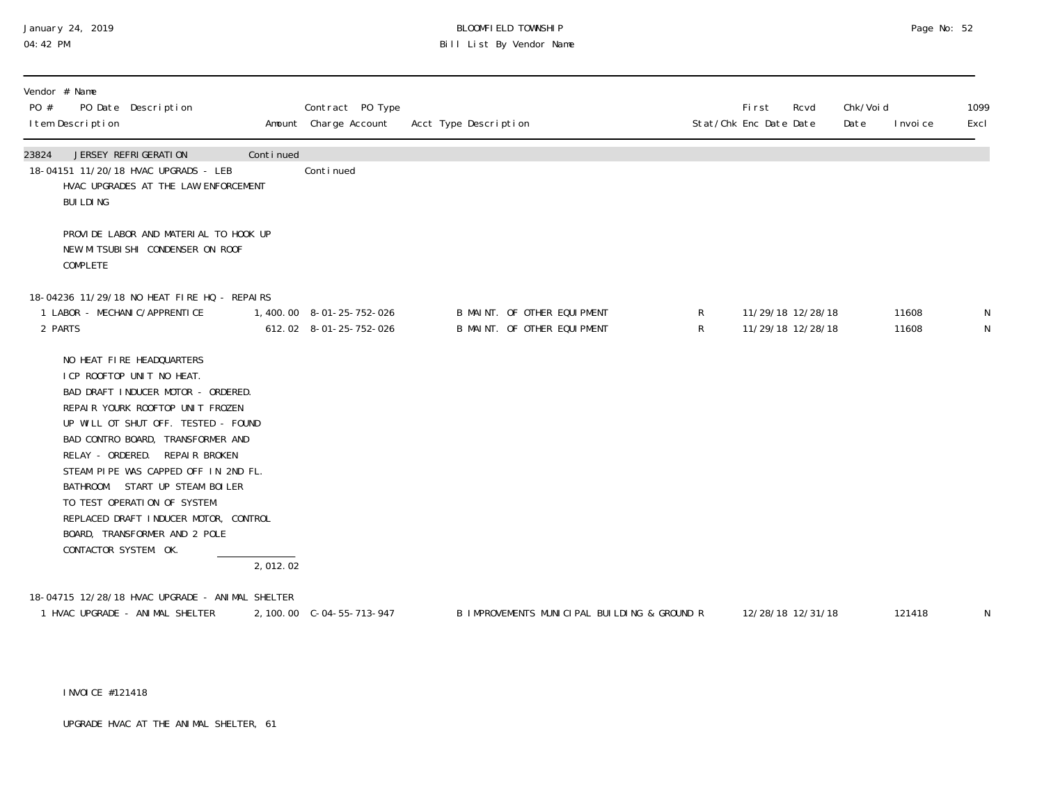| Vendor # Name PO # PO Date Description Item Description | Amount | Contract PO Type Charge Account | Acct Type Description | Stat/Chk | First Enc Date | Rcvd Date | Chk/Void Date | Invoice | 1099 Excl |
|---|---|---|---|---|---|---|---|---|---|
| 23824 JERSEY REFRIGERATION | Continued | | | | | | | | |
| 18-04151 11/20/18 HVAC UPGRADS - LEB | | Continued | | | | | | | |
| HVAC UPGRADES AT THE LAW ENFORCEMENT BUILDING | | | | | | | | | |
| PROVIDE LABOR AND MATERIAL TO HOOK UP NEW MITSUBISHI CONDENSER ON ROOF COMPLETE | | | | | | | | | |
| 18-04236 11/29/18 NO HEAT FIRE HQ - REPAIRS | | | | | | | | | |
| 1 LABOR - MECHANIC/APPRENTICE | 1,400.00 | 8-01-25-752-026 | B MAINT. OF OTHER EQUIPMENT | R | 11/29/18 | 12/28/18 | | 11608 | N |
| 2 PARTS | 612.02 | 8-01-25-752-026 | B MAINT. OF OTHER EQUIPMENT | R | 11/29/18 | 12/28/18 | | 11608 | N |
| NO HEAT FIRE HEADQUARTERS ICP ROOFTOP UNIT NO HEAT. BAD DRAFT INDUCER MOTOR - ORDERED. REPAIR YOURK ROOFTOP UNIT FROZEN UP WILL OT SHUT OFF. TESTED - FOUND BAD CONTRO BOARD, TRANSFORMER AND RELAY - ORDERED. REPAIR BROKEN STEAM PIPE WAS CAPPED OFF IN 2ND FL. BATHROOM. START UP STEAM BOILER TO TEST OPERATION OF SYSTEM. REPLACED DRAFT INDUCER MOTOR, CONTROL BOARD, TRANSFORMER AND 2 POLE CONTACTOR SYSTEM. OK. | 2,012.02 | | | | | | | | |
| 18-04715 12/28/18 HVAC UPGRADE - ANIMAL SHELTER | | | | | | | | | |
| 1 HVAC UPGRADE - ANIMAL SHELTER | 2,100.00 | C-04-55-713-947 | B IMPROVEMENTS MUNICIPAL BUILDING & GROUND | R | 12/28/18 | 12/31/18 | | 121418 | N |
| INVOICE #121418 UPGRADE HVAC AT THE ANIMAL SHELTER, 61 | | | | | | | | | |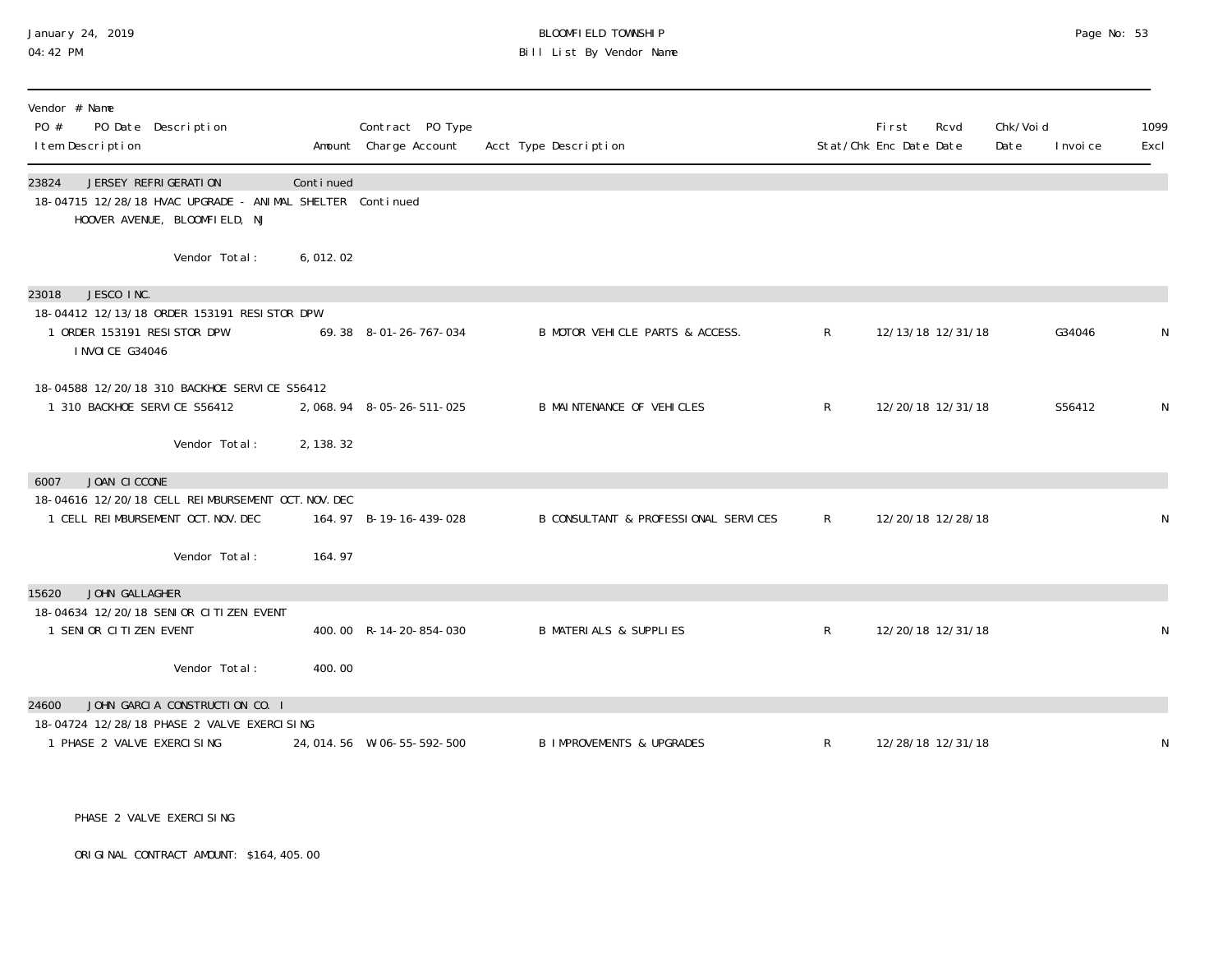| Vendor # Name PO # PO Date Description Item Description | Amount | Contract PO Type Charge Account | Acct Type Description | Stat/Chk | First Enc Date | Rcvd Date | Chk/Void Date | Invoice | 1099 Excl |
|---|---|---|---|---|---|---|---|---|---|
| **23824 JERSEY REFRIGERATION** | Continued | | | | | | | | |
| 18-04715 12/28/18 HVAC UPGRADE - ANIMAL SHELTER | | Continued | | | | | | | |
| HOOVER AVENUE, BLOOMFIELD, NJ | | | | | | | | | |
| Vendor Total: | 6,012.02 | | | | | | | | |
| **23018 JESCO INC.** | | | | | | | | | |
| 18-04412 12/13/18 ORDER 153191 RESISTOR DPW | | | | | | | | | |
| 1 ORDER 153191 RESISTOR DPW INVOICE G34046 | 69.38 | 8-01-26-767-034 | B MOTOR VEHICLE PARTS & ACCESS. | R | 12/13/18 | 12/31/18 | | G34046 | N |
| 18-04588 12/20/18 310 BACKHOE SERVICE S56412 | | | | | | | | | |
| 1 310 BACKHOE SERVICE S56412 | 2,068.94 | 8-05-26-511-025 | B MAINTENANCE OF VEHICLES | R | 12/20/18 | 12/31/18 | | S56412 | N |
| Vendor Total: | 2,138.32 | | | | | | | | |
| **6007 JOAN CICCONE** | | | | | | | | | |
| 18-04616 12/20/18 CELL REIMBURSEMENT OCT.NOV.DEC | | | | | | | | | |
| 1 CELL REIMBURSEMENT OCT.NOV.DEC | 164.97 | B-19-16-439-028 | B CONSULTANT & PROFESSIONAL SERVICES | R | 12/20/18 | 12/28/18 | | | N |
| Vendor Total: | 164.97 | | | | | | | | |
| **15620 JOHN GALLAGHER** | | | | | | | | | |
| 18-04634 12/20/18 SENIOR CITIZEN EVENT | | | | | | | | | |
| 1 SENIOR CITIZEN EVENT | 400.00 | R-14-20-854-030 | B MATERIALS & SUPPLIES | R | 12/20/18 | 12/31/18 | | | N |
| Vendor Total: | 400.00 | | | | | | | | |
| **24600 JOHN GARCIA CONSTRUCTION CO. I** | | | | | | | | | |
| 18-04724 12/28/18 PHASE 2 VALVE EXERCISING | | | | | | | | | |
| 1 PHASE 2 VALVE EXERCISING | 24,014.56 | W-06-55-592-500 | B IMPROVEMENTS & UPGRADES | R | 12/28/18 | 12/31/18 | | | N |

PHASE 2 VALVE EXERCISING

ORIGINAL CONTRACT AMOUNT: $164,405.00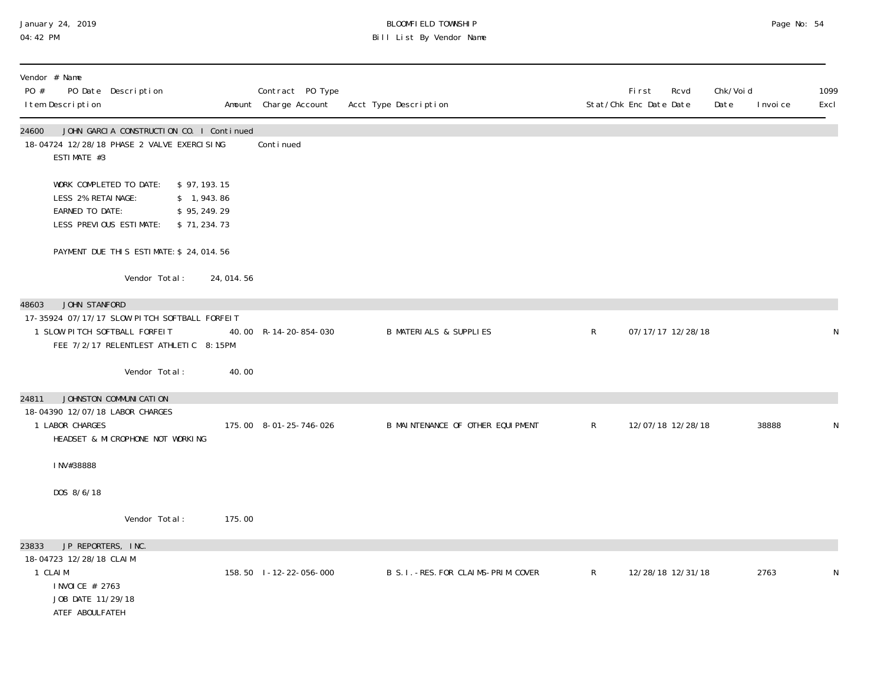January 24, 2019
04:42 PM

BLOOMFIELD TOWNSHIP
Bill List By Vendor Name

| Vendor # Name<br>PO # PO Date Description<br>Item Description | Amount | Contract PO Type<br>Charge Account | Acct Type Description | Stat/Chk | First Enc Date | Rcvd Date | Chk/Void Date | Invoice | 1099 Excl |
|---|---|---|---|---|---|---|---|---|---|
| **24600 JOHN GARCIA CONSTRUCTION CO. I Continued** | | | | | | | | | |
| 18-04724 12/28/18 PHASE 2 VALVE EXERCISING | | Continued | | | | | | | |
| ESTIMATE #3 | | | | | | | | | |
| WORK COMPLETED TO DATE: $ 97,193.15 | | | | | | | | | |
| LESS 2% RETAINAGE: $ 1,943.86 | | | | | | | | | |
| EARNED TO DATE: $ 95,249.29 | | | | | | | | | |
| LESS PREVIOUS ESTIMATE: $ 71,234.73 | | | | | | | | | |
| PAYMENT DUE THIS ESTIMATE: $ 24,014.56 | | | | | | | | | |
| Vendor Total: | 24,014.56 | | | | | | | | |
| **48603 JOHN STANFORD** | | | | | | | | | |
| 17-35924 07/17/17 SLOW PITCH SOFTBALL FORFEIT | | | | | | | | | |
| 1 SLOW PITCH SOFTBALL FORFEIT | 40.00 | R-14-20-854-030 | B MATERIALS & SUPPLIES | R | 07/17/17 | 12/28/18 | | | N |
| FEE 7/2/17 RELENTLEST ATHLETIC 8:15PM | | | | | | | | | |
| Vendor Total: | 40.00 | | | | | | | | |
| **24811 JOHNSTON COMMUNICATION** | | | | | | | | | |
| 18-04390 12/07/18 LABOR CHARGES | | | | | | | | | |
| 1 LABOR CHARGES | 175.00 | 8-01-25-746-026 | B MAINTENANCE OF OTHER EQUIPMENT | R | 12/07/18 | 12/28/18 | | 38888 | N |
| HEADSET & MICROPHONE NOT WORKING | | | | | | | | | |
| INV#38888 | | | | | | | | | |
| DOS 8/6/18 | | | | | | | | | |
| Vendor Total: | 175.00 | | | | | | | | |
| **23833 JP REPORTERS, INC.** | | | | | | | | | |
| 18-04723 12/28/18 CLAIM | | | | | | | | | |
| 1 CLAIM | 158.50 | I-12-22-056-000 | B S.I.-RES.FOR CLAIMS-PRIM COVER | R | 12/28/18 | 12/31/18 | | 2763 | N |
| INVOICE # 2763 | | | | | | | | | |
| JOB DATE 11/29/18 | | | | | | | | | |
| ATEF ABOULFATEH | | | | | | | | | |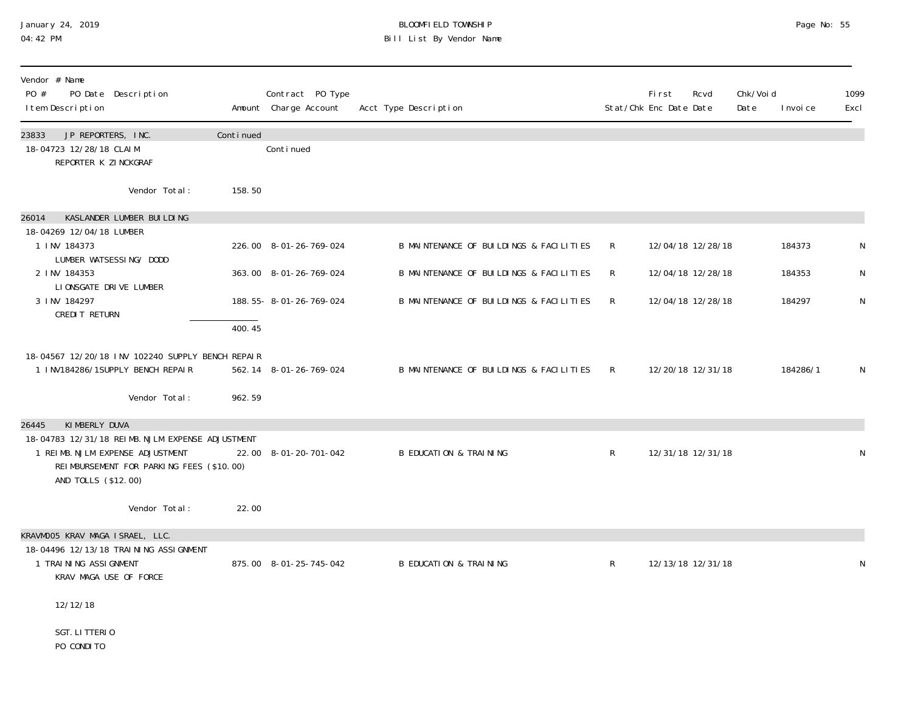January 24, 2019
04:42 PM

BLOOMFIELD TOWNSHIP
Bill List By Vendor Name

| Vendor # Name<br>PO # PO Date Description<br>Item Description | Amount | Contract PO Type<br>Charge Account | Acct Type Description | Stat/Chk | First Enc Date | Rcvd Date | Chk/Void Date | Invoice | 1099 Excl |
|---|---|---|---|---|---|---|---|---|---|
| **23833 JP REPORTERS, INC.** | Continued | | | | | | | | |
| 18-04723 12/28/18 CLAIM | | Continued | | | | | | | |
| REPORTER K ZINCKGRAF | | | | | | | | | |
| Vendor Total: | 158.50 | | | | | | | | |
| **26014 KASLANDER LUMBER BUILDING** | | | | | | | | | |
| 18-04269 12/04/18 LUMBER | | | | | | | | | |
| 1 INV 184373<br>LUMBER WATSESSING/ DODD | 226.00 | 8-01-26-769-024 | B MAINTENANCE OF BUILDINGS & FACILITIES | R | 12/04/18 | 12/28/18 | | 184373 | N |
| 2 INV 184353<br>LIONSGATE DRIVE LUMBER | 363.00 | 8-01-26-769-024 | B MAINTENANCE OF BUILDINGS & FACILITIES | R | 12/04/18 | 12/28/18 | | 184353 | N |
| 3 INV 184297<br>CREDIT RETURN | 188.55- | 8-01-26-769-024 | B MAINTENANCE OF BUILDINGS & FACILITIES | R | 12/04/18 | 12/28/18 | | 184297 | N |
| | 400.45 | | | | | | | | |
| 18-04567 12/20/18 INV 102240 SUPPLY BENCH REPAIR | | | | | | | | | |
| 1 INV184286/1SUPPLY BENCH REPAIR | 562.14 | 8-01-26-769-024 | B MAINTENANCE OF BUILDINGS & FACILITIES | R | 12/20/18 | 12/31/18 | | 184286/1 | N |
| Vendor Total: | 962.59 | | | | | | | | |
| **26445 KIMBERLY DUVA** | | | | | | | | | |
| 18-04783 12/31/18 REIMB.NJLM EXPENSE ADJUSTMENT | | | | | | | | | |
| 1 REIMB.NJLM EXPENSE ADJUSTMENT<br>REIMBURSEMENT FOR PARKING FEES ($10.00)<br>AND TOLLS ($12.00) | 22.00 | 8-01-20-701-042 | B EDUCATION & TRAINING | R | 12/31/18 | 12/31/18 | | | N |
| Vendor Total: | 22.00 | | | | | | | | |
| **KRAVM005 KRAV MAGA ISRAEL, LLC.** | | | | | | | | | |
| 18-04496 12/13/18 TRAINING ASSIGNMENT | | | | | | | | | |
| 1 TRAINING ASSIGNMENT<br>KRAV MAGA USE OF FORCE<br><br>12/12/18<br><br>SGT.LITTERIO<br>PO CONDITO | 875.00 | 8-01-25-745-042 | B EDUCATION & TRAINING | R | 12/13/18 | 12/31/18 | | | N |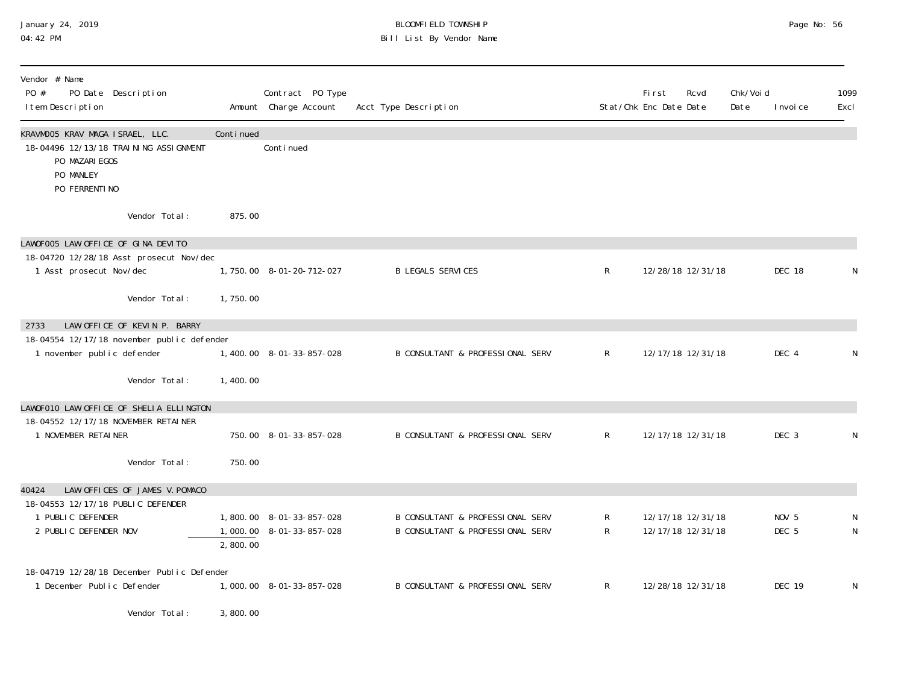January 24, 2019
04:42 PM

BLOOMFIELD TOWNSHIP
Bill List By Vendor Name

| Vendor # Name<br>PO # PO Date Description<br>Item Description | Amount | Contract PO Type<br>Charge Account | Acct Type Description | Stat/Chk | First Enc Date | Rcvd Date | Chk/Void Date | Invoice | 1099 Excl |
|---|---|---|---|---|---|---|---|---|---|
| KRAVM005 KRAV MAGA ISRAEL, LLC. | Continued | | | | | | | | |
| 18-04496 12/13/18 TRAINING ASSIGNMENT | | Continued | | | | | | | |
| PO MAZARIEGOS | | | | | | | | | |
| PO MANLEY | | | | | | | | | |
| PO FERRENTINO | | | | | | | | | |
| Vendor Total: | 875.00 | | | | | | | | |
| LAWOF005 LAW OFFICE OF GINA DEVITO | | | | | | | | | |
| 18-04720 12/28/18 Asst prosecut Nov/dec | | | | | | | | | |
| 1 Asst prosecut Nov/dec | 1,750.00 | 8-01-20-712-027 | B LEGALS SERVICES | R | 12/28/18 | 12/31/18 | | DEC 18 | N |
| Vendor Total: | 1,750.00 | | | | | | | | |
| 2733 LAW OFFICE OF KEVIN P. BARRY | | | | | | | | | |
| 18-04554 12/17/18 november public defender | | | | | | | | | |
| 1 november public defender | 1,400.00 | 8-01-33-857-028 | B CONSULTANT & PROFESSIONAL SERV | R | 12/17/18 | 12/31/18 | | DEC 4 | N |
| Vendor Total: | 1,400.00 | | | | | | | | |
| LAWOF010 LAW OFFICE OF SHELIA ELLINGTON | | | | | | | | | |
| 18-04552 12/17/18 NOVEMBER RETAINER | | | | | | | | | |
| 1 NOVEMBER RETAINER | 750.00 | 8-01-33-857-028 | B CONSULTANT & PROFESSIONAL SERV | R | 12/17/18 | 12/31/18 | | DEC 3 | N |
| Vendor Total: | 750.00 | | | | | | | | |
| 40424 LAW OFFICES OF JAMES V. POMACO | | | | | | | | | |
| 18-04553 12/17/18 PUBLIC DEFENDER | | | | | | | | | |
| 1 PUBLIC DEFENDER | 1,800.00 | 8-01-33-857-028 | B CONSULTANT & PROFESSIONAL SERV | R | 12/17/18 | 12/31/18 | | NOV 5 | N |
| 2 PUBLIC DEFENDER NOV | 1,000.00 | 8-01-33-857-028 | B CONSULTANT & PROFESSIONAL SERV | R | 12/17/18 | 12/31/18 | | DEC 5 | N |
| | 2,800.00 | | | | | | | | |
| 18-04719 12/28/18 December Public Defender | | | | | | | | | |
| 1 December Public Defender | 1,000.00 | 8-01-33-857-028 | B CONSULTANT & PROFESSIONAL SERV | R | 12/28/18 | 12/31/18 | | DEC 19 | N |
| Vendor Total: | 3,800.00 | | | | | | | | |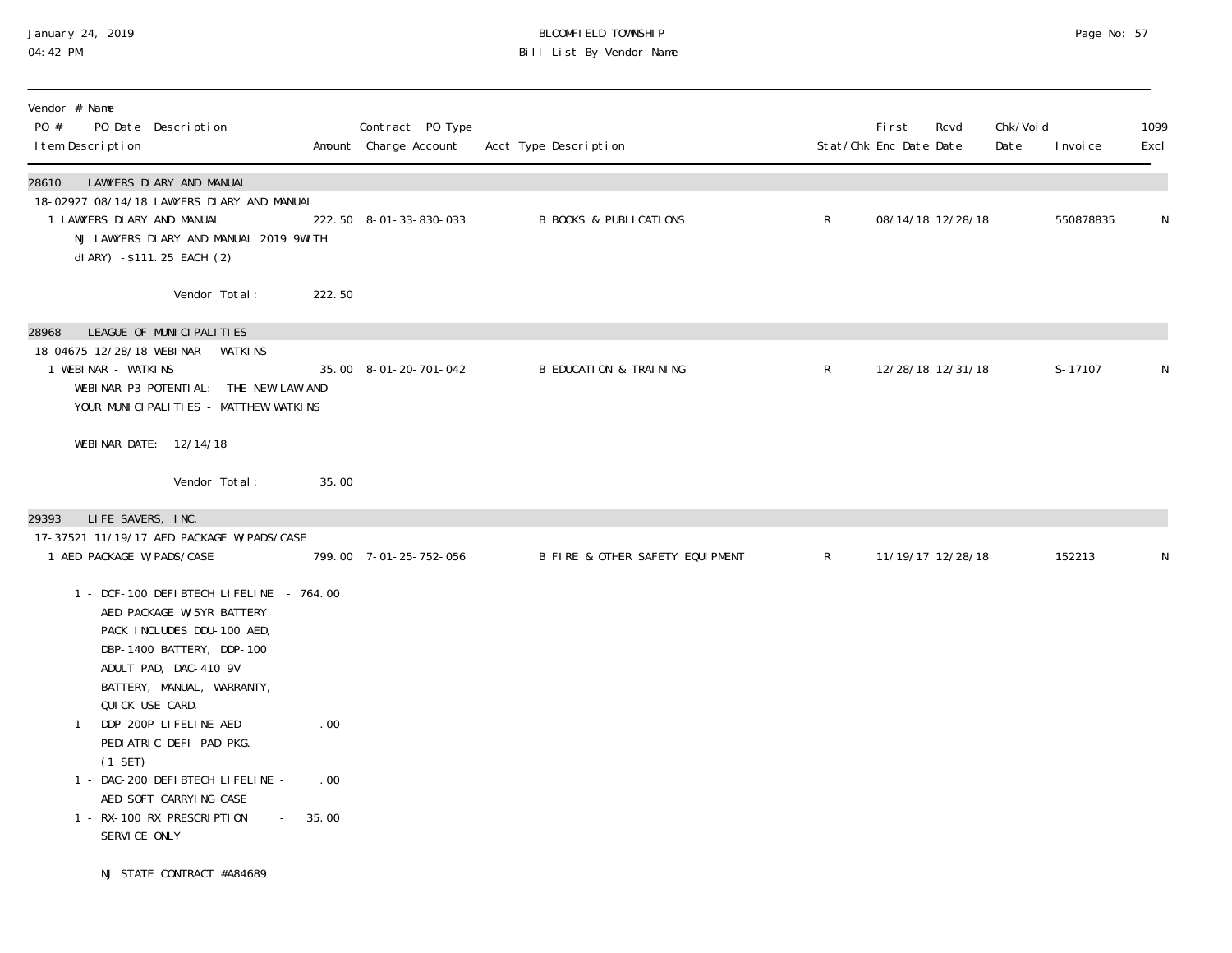| Vendor # Name<br>PO # PO Date Description<br>Item Description | Amount | Contract PO Type<br>Charge Account | Acct Type Description | Stat/Chk | First<br>Enc Date | Rcvd<br>Date | Chk/Void<br>Date | Invoice | 1099<br>Excl |
|---|---|---|---|---|---|---|---|---|---|
| **28610 LAWYERS DIARY AND MANUAL** | | | | | | | | | |
| 18-02927 08/14/18 LAWYERS DIARY AND MANUAL | | | | | | | | | |
| 1 LAWYERS DIARY AND MANUAL<br>NJ LAWYERS DIARY AND MANUAL 2019 9WITH dIARY) - $111.25 EACH (2) | 222.50 | 8-01-33-830-033 | B BOOKS & PUBLICATIONS | R | 08/14/18 | 12/28/18 | | 550878835 | N |
| Vendor Total: | 222.50 | | | | | | | | |
| **28968 LEAGUE OF MUNICIPALITIES** | | | | | | | | | |
| 18-04675 12/28/18 WEBINAR - WATKINS | | | | | | | | | |
| 1 WEBINAR - WATKINS<br>WEBINAR P3 POTENTIAL: THE NEW LAW AND YOUR MUNICIPALITIES - MATTHEW WATKINS<br>WEBINAR DATE: 12/14/18 | 35.00 | 8-01-20-701-042 | B EDUCATION & TRAINING | R | 12/28/18 | 12/31/18 | | S-17107 | N |
| Vendor Total: | 35.00 | | | | | | | | |
| **29393 LIFE SAVERS, INC.** | | | | | | | | | |
| 17-37521 11/19/17 AED PACKAGE W/PADS/CASE | | | | | | | | | |
| 1 AED PACKAGE W/PADS/CASE<br>1 - DCF-100 DEFIBTECH LIFELINE - 764.00 AED PACKAGE W/5YR BATTERY PACK INCLUDES DDU-100 AED, DBP-1400 BATTERY, DDP-100 ADULT PAD, DAC-410 9V BATTERY, MANUAL, WARRANTY, QUICK USE CARD.<br>1 - DDP-200P LIFELINE AED - .00 PEDIATRIC DEFI PAD PKG. (1 SET)<br>1 - DAC-200 DEFIBTECH LIFELINE - .00 AED SOFT CARRYING CASE<br>1 - RX-100 RX PRESCRIPTION - 35.00 SERVICE ONLY<br>NJ STATE CONTRACT #A84689 | 799.00 | 7-01-25-752-056 | B FIRE & OTHER SAFETY EQUIPMENT | R | 11/19/17 | 12/28/18 | | 152213 | N |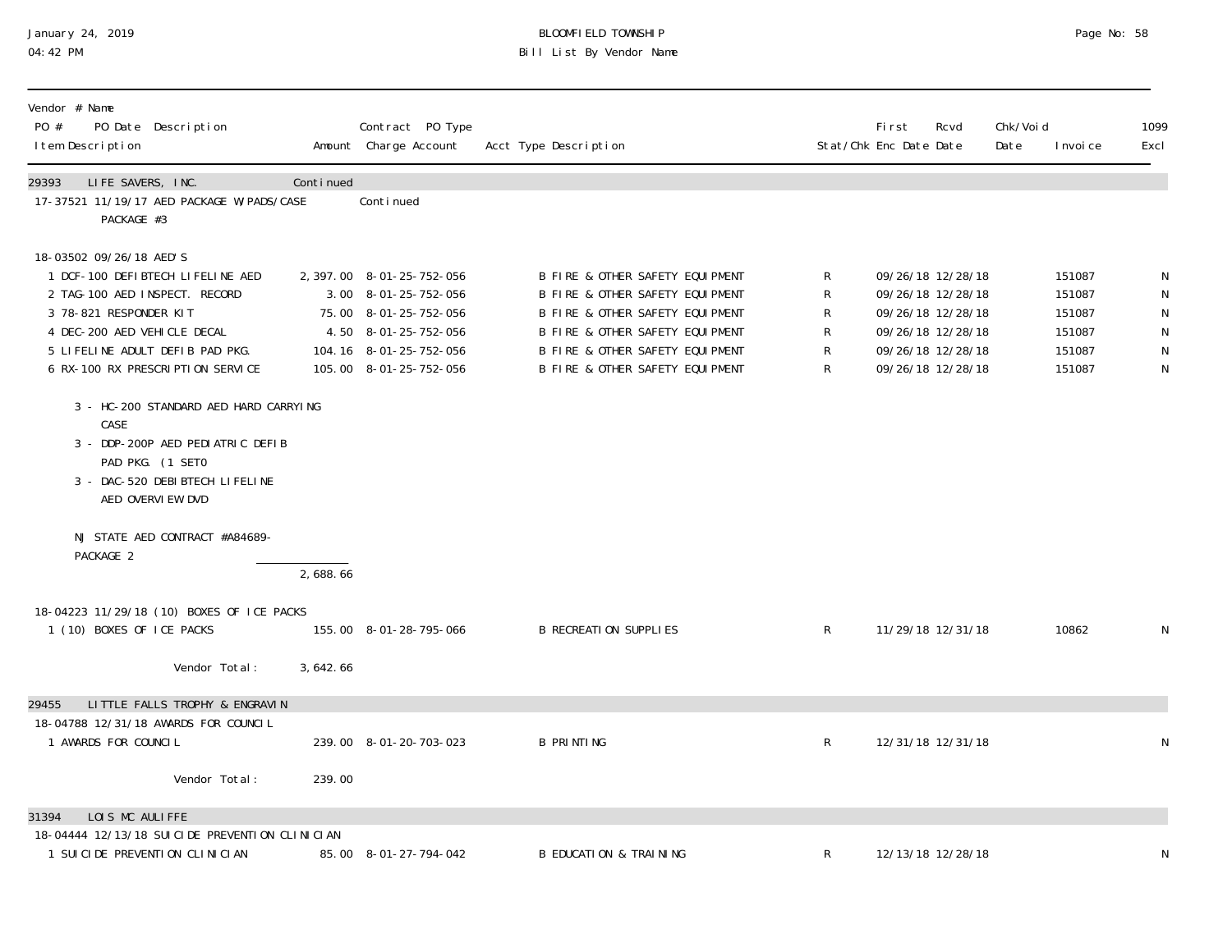| Vendor # Name PO # PO Date Description Item Description | Amount | Contract PO Type Charge Account | Acct Type Description | Stat/Chk | First Enc Date | Rcvd Date | Chk/Void Date | Invoice | 1099 Excl |
|---|---|---|---|---|---|---|---|---|---|
| **29393 LIFE SAVERS, INC.** | Continued | | | | | | | | |
| 17-37521 11/19/17 AED PACKAGE W/PADS/CASE PACKAGE #3 | | Continued | | | | | | | |
| 18-03502 09/26/18 AED'S | | | | | | | | | |
| 1 DCF-100 DEFIBTECH LIFELINE AED | 2,397.00 | 8-01-25-752-056 | B FIRE & OTHER SAFETY EQUIPMENT | R | 09/26/18 | 12/28/18 | | 151087 | N |
| 2 TAG-100 AED INSPECT. RECORD | 3.00 | 8-01-25-752-056 | B FIRE & OTHER SAFETY EQUIPMENT | R | 09/26/18 | 12/28/18 | | 151087 | N |
| 3 78-821 RESPONDER KIT | 75.00 | 8-01-25-752-056 | B FIRE & OTHER SAFETY EQUIPMENT | R | 09/26/18 | 12/28/18 | | 151087 | N |
| 4 DEC-200 AED VEHICLE DECAL | 4.50 | 8-01-25-752-056 | B FIRE & OTHER SAFETY EQUIPMENT | R | 09/26/18 | 12/28/18 | | 151087 | N |
| 5 LIFELINE ADULT DEFIB PAD PKG. | 104.16 | 8-01-25-752-056 | B FIRE & OTHER SAFETY EQUIPMENT | R | 09/26/18 | 12/28/18 | | 151087 | N |
| 6 RX-100 RX PRESCRIPTION SERVICE | 105.00 | 8-01-25-752-056 | B FIRE & OTHER SAFETY EQUIPMENT | R | 09/26/18 | 12/28/18 | | 151087 | N |
| 3 - HC-200 STANDARD AED HARD CARRYING CASE | | | | | | | | | |
| 3 - DDP-200P AED PEDIATRIC DEFIB PAD PKG. (1 SET0 | | | | | | | | | |
| 3 - DAC-520 DEBIBTECH LIFELINE AED OVERVIEW DVD | | | | | | | | | |
| NJ STATE AED CONTRACT #A84689-PACKAGE 2 | | | | | | | | | |
| | 2,688.66 | | | | | | | | |
| 18-04223 11/29/18 (10) BOXES OF ICE PACKS | | | | | | | | | |
| 1 (10) BOXES OF ICE PACKS | 155.00 | 8-01-28-795-066 | B RECREATION SUPPLIES | R | 11/29/18 | 12/31/18 | | 10862 | N |
| Vendor Total: | 3,642.66 | | | | | | | | |
| **29455 LITTLE FALLS TROPHY & ENGRAVIN** | | | | | | | | | |
| 18-04788 12/31/18 AWARDS FOR COUNCIL | | | | | | | | | |
| 1 AWARDS FOR COUNCIL | 239.00 | 8-01-20-703-023 | B PRINTING | R | 12/31/18 | 12/31/18 | | | N |
| Vendor Total: | 239.00 | | | | | | | | |
| **31394 LOIS MC AULIFFE** | | | | | | | | | |
| 18-04444 12/13/18 SUICIDE PREVENTION CLINICIAN | | | | | | | | | |
| 1 SUICIDE PREVENTION CLINICIAN | 85.00 | 8-01-27-794-042 | B EDUCATION & TRAINING | R | 12/13/18 | 12/28/18 | | | N |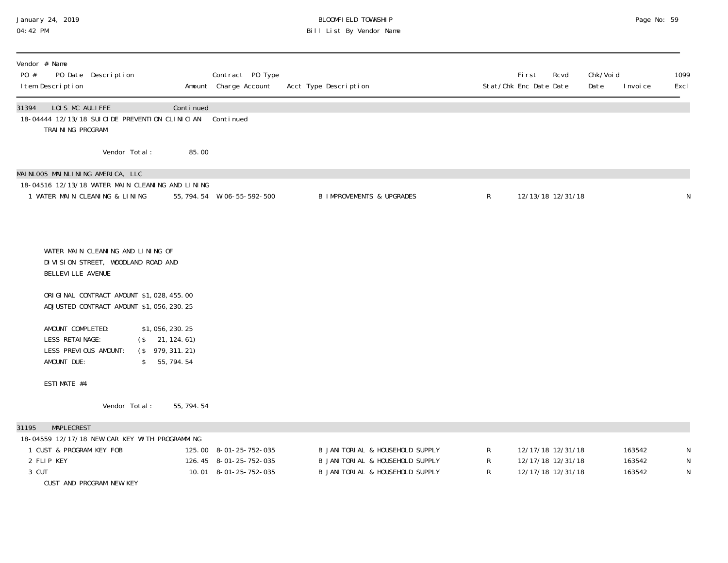# BLOOMFIELD TOWNSHIP

## Bill List By Vendor Name

January 24, 2019
04:42 PM

| Vendor # Name<br>PO # PO Date Description<br>Item Description | Amount | Contract PO Type<br>Charge Account | Acct Type Description | Stat/Chk | First Enc Date | Rcvd Date | Chk/Void Date | Invoice | 1099 Excl |
|---|---|---|---|---|---|---|---|---|---|
| **31394 LOIS MC AULIFFE** | Continued | | | | | | | | |
| 18-04444 12/13/18 SUICIDE PREVENTION CLINICIAN TRAINING PROGRAM | | Continued | | | | | | | |
| Vendor Total: | 85.00 | | | | | | | | |
| **MAINL005 MAINLINING AMERICA, LLC** | | | | | | | | | |
| 18-04516 12/13/18 WATER MAIN CLEANING AND LINING | | | | | | | | | |
| 1 WATER MAIN CLEANING & LINING | 55,794.54 | W-06-55-592-500 | B IMPROVEMENTS & UPGRADES | R | 12/13/18 | 12/31/18 | | | N |

WATER MAIN CLEANING AND LINING OF DIVISION STREET, WOODLAND ROAD AND BELLEVILLE AVENUE

ORIGINAL CONTRACT AMOUNT $1,028,455.00
ADJUSTED CONTRACT AMOUNT $1,056,230.25

| | |
|---|---|
| AMOUNT COMPLETED: | $1,056,230.25 |
| LESS RETAINAGE: | ($ 21,124.61) |
| LESS PREVIOUS AMOUNT: | ($ 979,311.21) |
| AMOUNT DUE: | $ 55,794.54 |

ESTIMATE #4

| Vendor # Name<br>PO # PO Date Description<br>Item Description | Amount | Contract PO Type<br>Charge Account | Acct Type Description | Stat/Chk | First Enc Date | Rcvd Date | Chk/Void Date | Invoice | 1099 Excl |
|---|---|---|---|---|---|---|---|---|---|
| Vendor Total: | 55,794.54 | | | | | | | | |
| **31195 MAPLECREST** | | | | | | | | | |
| 18-04559 12/17/18 NEW CAR KEY WITH PROGRAMMING | | | | | | | | | |
| 1 CUST & PROGRAM KEY FOB | 125.00 | 8-01-25-752-035 | B JANITORIAL & HOUSEHOLD SUPPLY | R | 12/17/18 | 12/31/18 | | 163542 | N |
| 2 FLIP KEY | 126.45 | 8-01-25-752-035 | B JANITORIAL & HOUSEHOLD SUPPLY | R | 12/17/18 | 12/31/18 | | 163542 | N |
| 3 CUT | 10.01 | 8-01-25-752-035 | B JANITORIAL & HOUSEHOLD SUPPLY | R | 12/17/18 | 12/31/18 | | 163542 | N |

CUST AND PROGRAM NEW KEY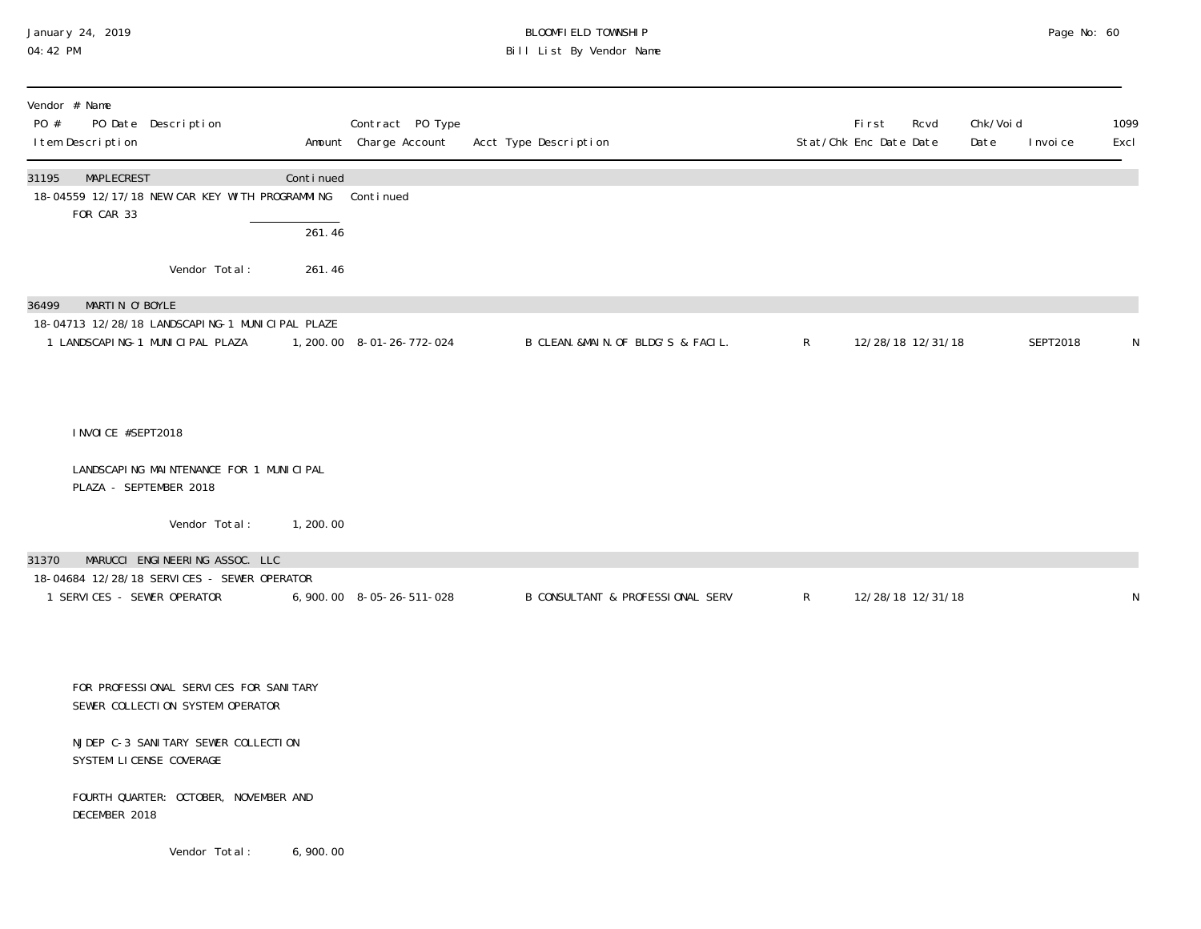| Vendor # Name PO # PO Date Description Item Description | Amount | Contract PO Type Charge Account | Acct Type Description | Stat/Chk | First Enc Date | Rcvd Date | Chk/Void Date | Invoice | 1099 Excl |
|---|---|---|---|---|---|---|---|---|---|
| 31195 MAPLECREST | Continued | | | | | | | | |
| 18-04559 12/17/18 NEW CAR KEY WITH PROGRAMMING FOR CAR 33 | | Continued | | | | | | | |
| | 261.46 | | | | | | | | |
| Vendor Total: | 261.46 | | | | | | | | |
| 36499 MARTIN O'BOYLE | | | | | | | | | |
| 18-04713 12/28/18 LANDSCAPING-1 MUNICIPAL PLAZE | | | | | | | | | |
| 1 LANDSCAPING-1 MUNICIPAL PLAZA | 1,200.00 | 8-01-26-772-024 | B CLEAN.&MAIN.OF BLDG'S & FACIL. | R | 12/28/18 | 12/31/18 | | SEPT2018 | N |
| INVOICE #SEPT2018 | | | | | | | | | |
| LANDSCAPING MAINTENANCE FOR 1 MUNICIPAL PLAZA - SEPTEMBER 2018 | | | | | | | | | |
| Vendor Total: | 1,200.00 | | | | | | | | |
| 31370 MARUCCI ENGINEERING ASSOC. LLC | | | | | | | | | |
| 18-04684 12/28/18 SERVICES - SEWER OPERATOR | | | | | | | | | |
| 1 SERVICES - SEWER OPERATOR | 6,900.00 | 8-05-26-511-028 | B CONSULTANT & PROFESSIONAL SERV | R | 12/28/18 | 12/31/18 | | | N |
| FOR PROFESSIONAL SERVICES FOR SANITARY SEWER COLLECTION SYSTEM OPERATOR | | | | | | | | | |
| NJDEP C-3 SANITARY SEWER COLLECTION SYSTEM LICENSE COVERAGE | | | | | | | | | |
| FOURTH QUARTER: OCTOBER, NOVEMBER AND DECEMBER 2018 | | | | | | | | | |
| Vendor Total: | 6,900.00 | | | | | | | | |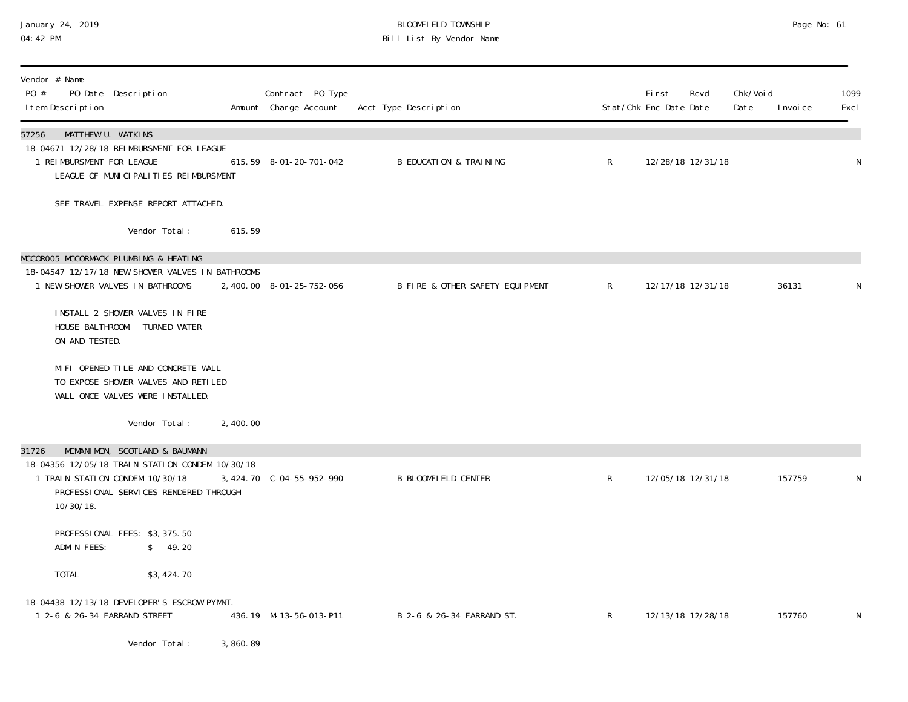January 24, 2019
04:42 PM

BLOOMFIELD TOWNSHIP
Bill List By Vendor Name

| Vendor # Name<br>PO # PO Date Description<br>Item Description | Amount | Contract PO Type<br>Charge Account | Acct Type Description | Stat/Chk | First Enc Date | Rcvd Date | Chk/Void Date | Invoice | 1099 Excl |
|---|---|---|---|---|---|---|---|---|---|
| **57256 MATTHEW U. WATKINS** | | | | | | | | | |
| 18-04671 12/28/18 REIMBURSMENT FOR LEAGUE | | | | | | | | | |
| 1 REIMBURSMENT FOR LEAGUE<br>LEAGUE OF MUNICIPALITIES REIMBURSMENT<br><br>SEE TRAVEL EXPENSE REPORT ATTACHED. | 615.59 | 8-01-20-701-042 | B EDUCATION & TRAINING | R | 12/28/18 | 12/31/18 | | | N |
| Vendor Total: | 615.59 | | | | | | | | |
| **MCCOR005 MCCORMACK PLUMBING & HEATING** | | | | | | | | | |
| 18-04547 12/17/18 NEW SHOWER VALVES IN BATHROOMS | | | | | | | | | |
| 1 NEW SHOWER VALVES IN BATHROOMS<br><br>INSTALL 2 SHOWER VALVES IN FIRE HOUSE BALTHROOM. TURNED WATER ON AND TESTED.<br><br>MIFI OPENED TILE AND CONCRETE WALL TO EXPOSE SHOWER VALVES AND RETILED WALL ONCE VALVES WERE INSTALLED. | 2,400.00 | 8-01-25-752-056 | B FIRE & OTHER SAFETY EQUIPMENT | R | 12/17/18 | 12/31/18 | | 36131 | N |
| Vendor Total: | 2,400.00 | | | | | | | | |
| **31726 MCMANIMON, SCOTLAND & BAUMANN** | | | | | | | | | |
| 18-04356 12/05/18 TRAIN STATION CONDEM 10/30/18 | | | | | | | | | |
| 1 TRAIN STATION CONDEM 10/30/18<br>PROFESSIONAL SERVICES RENDERED THROUGH 10/30/18.<br><br>PROFESSIONAL FEES: $3,375.50<br>ADMIN FEES: $ 49.20<br><br>TOTAL $3,424.70 | 3,424.70 | C-04-55-952-990 | B BLOOMFIELD CENTER | R | 12/05/18 | 12/31/18 | | 157759 | N |
| 18-04438 12/13/18 DEVELOPER'S ESCROW PYMNT. | | | | | | | | | |
| 1 2-6 & 26-34 FARRAND STREET | 436.19 | M-13-56-013-P11 | B 2-6 & 26-34 FARRAND ST. | R | 12/13/18 | 12/28/18 | | 157760 | N |
| Vendor Total: | 3,860.89 | | | | | | | | |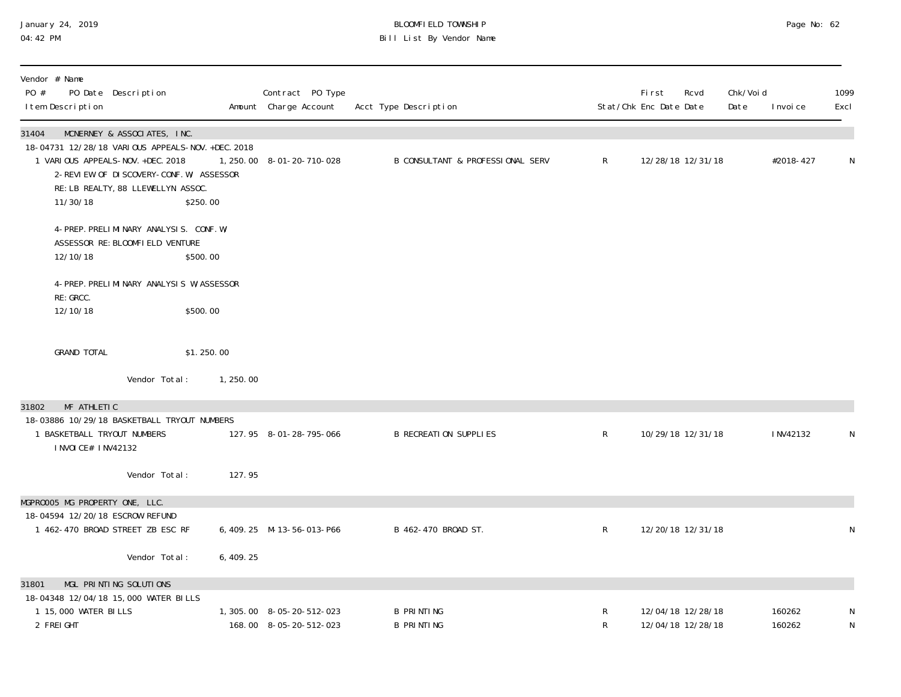January 24, 2019
04:42 PM

BLOOMFIELD TOWNSHIP
Bill List By Vendor Name

| Vendor # Name<br>PO # PO Date Description<br>Item Description | Amount | Contract PO Type<br>Charge Account | Acct Type Description | Stat/Chk | First<br>Enc Date | Rcvd<br>Date | Chk/Void<br>Date | Invoice | 1099<br>Excl |
|---|---|---|---|---|---|---|---|---|---|
| **31404 MCNERNEY & ASSOCIATES, INC.** | | | | | | | | | |
| 18-04731 12/28/18 VARIOUS APPEALS-NOV.+DEC.2018 | | | | | | | | | |
| 1 VARIOUS APPEALS-NOV.+DEC.2018 | 1,250.00 | 8-01-20-710-028 | B CONSULTANT & PROFESSIONAL SERV | R | 12/28/18 | 12/31/18 | | #2018-427 | N |
| 2-REVIEW OF DISCOVERY-CONF.W/ ASSESSOR RE:LB REALTY,88 LLEWELLYN ASSOC. 11/30/18 $250.00 | | | | | | | | | |
| 4-PREP.PRELIMINARY ANALYSIS. CONF.W/ ASSESSOR RE:BLOOMFIELD VENTURE 12/10/18 $500.00 | | | | | | | | | |
| 4-PREP.PRELIMINARY ANALYSIS W/ASSESSOR RE:GRCC. 12/10/18 $500.00 | | | | | | | | | |
| GRAND TOTAL $1.250.00 | | | | | | | | | |
| Vendor Total: | 1,250.00 | | | | | | | | |
| **31802 MF ATHLETIC** | | | | | | | | | |
| 18-03886 10/29/18 BASKETBALL TRYOUT NUMBERS | | | | | | | | | |
| 1 BASKETBALL TRYOUT NUMBERS<br>INVOICE# INV42132 | 127.95 | 8-01-28-795-066 | B RECREATION SUPPLIES | R | 10/29/18 | 12/31/18 | | INV42132 | N |
| Vendor Total: | 127.95 | | | | | | | | |
| **MGPRO005 MG PROPERTY ONE, LLC.** | | | | | | | | | |
| 18-04594 12/20/18 ESCROW REFUND | | | | | | | | | |
| 1 462-470 BROAD STREET ZB ESC RF | 6,409.25 | M-13-56-013-P66 | B 462-470 BROAD ST. | R | 12/20/18 | 12/31/18 | | | N |
| Vendor Total: | 6,409.25 | | | | | | | | |
| **31801 MGL PRINTING SOLUTIONS** | | | | | | | | | |
| 18-04348 12/04/18 15,000 WATER BILLS | | | | | | | | | |
| 1 15,000 WATER BILLS | 1,305.00 | 8-05-20-512-023 | B PRINTING | R | 12/04/18 | 12/28/18 | | 160262 | N |
| 2 FREIGHT | 168.00 | 8-05-20-512-023 | B PRINTING | R | 12/04/18 | 12/28/18 | | 160262 | N |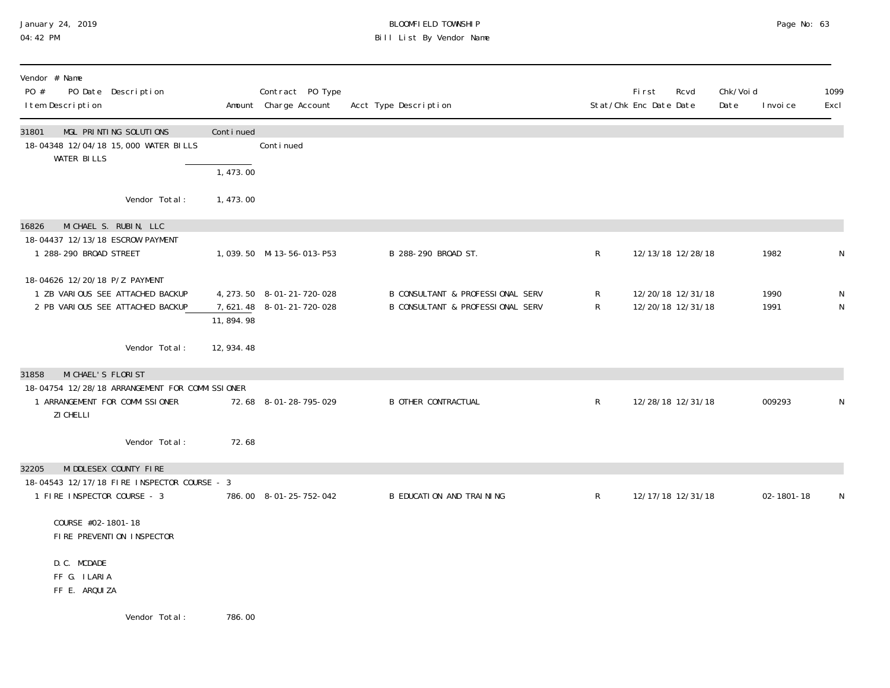| Vendor # Name<br>PO # PO Date Description<br>Item Description | Amount | Contract PO Type<br>Charge Account | Acct Type Description | Stat/Chk | First<br>Enc Date | Rcvd<br>Date | Chk/Void<br>Date | Invoice | 1099<br>Excl |
|---|---|---|---|---|---|---|---|---|---|
| **31801 MGL PRINTING SOLUTIONS** | Continued | | | | | | | | |
| 18-04348 12/04/18 15,000 WATER BILLS | | Continued | | | | | | | |
| WATER BILLS | | | | | | | | | |
| | 1,473.00 | | | | | | | | |
| Vendor Total: | 1,473.00 | | | | | | | | |
| **16826 MICHAEL S. RUBIN, LLC** | | | | | | | | | |
| 18-04437 12/13/18 ESCROW PAYMENT | | | | | | | | | |
| 1 288-290 BROAD STREET | 1,039.50 | M-13-56-013-P53 | B 288-290 BROAD ST. | R | 12/13/18 | 12/28/18 | | 1982 | N |
| 18-04626 12/20/18 P/Z PAYMENT | | | | | | | | | |
| 1 ZB VARIOUS SEE ATTACHED BACKUP | 4,273.50 | 8-01-21-720-028 | B CONSULTANT & PROFESSIONAL SERV | R | 12/20/18 | 12/31/18 | | 1990 | N |
| 2 PB VARIOUS SEE ATTACHED BACKUP | 7,621.48 | 8-01-21-720-028 | B CONSULTANT & PROFESSIONAL SERV | R | 12/20/18 | 12/31/18 | | 1991 | N |
| | 11,894.98 | | | | | | | | |
| Vendor Total: | 12,934.48 | | | | | | | | |
| **31858 MICHAEL'S FLORIST** | | | | | | | | | |
| 18-04754 12/28/18 ARRANGEMENT FOR COMMISSIONER | | | | | | | | | |
| 1 ARRANGEMENT FOR COMMISSIONER ZICHELLI | 72.68 | 8-01-28-795-029 | B OTHER CONTRACTUAL | R | 12/28/18 | 12/31/18 | | 009293 | N |
| Vendor Total: | 72.68 | | | | | | | | |
| **32205 MIDDLESEX COUNTY FIRE** | | | | | | | | | |
| 18-04543 12/17/18 FIRE INSPECTOR COURSE - 3 | | | | | | | | | |
| 1 FIRE INSPECTOR COURSE - 3 | 786.00 | 8-01-25-752-042 | B EDUCATION AND TRAINING | R | 12/17/18 | 12/31/18 | | 02-1801-18 | N |
| COURSE #02-1801-18<br>FIRE PREVENTION INSPECTOR<br><br>D.C. MCDADE<br>FF G. ILARIA<br>FF E. ARQUIZA | | | | | | | | | |
| Vendor Total: | 786.00 | | | | | | | | |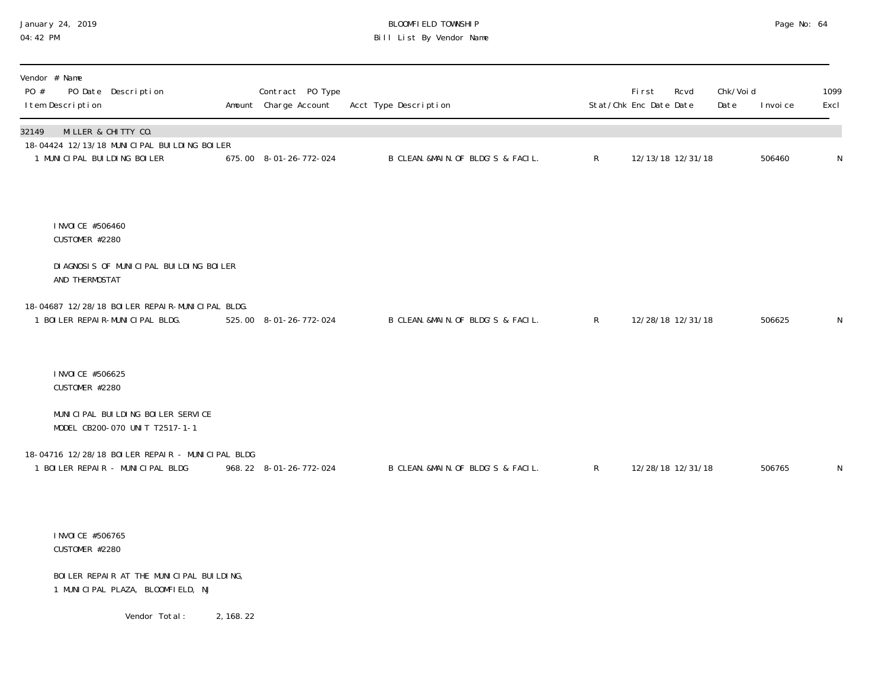BLOOMFIELD TOWNSHIP

Bill List By Vendor Name

January 24, 2019
04:42 PM

| Vendor # Name<br>PO # PO Date Description<br>Item Description | Amount | Contract PO Type<br>Charge Account | Acct Type Description | Stat/Chk | First Enc Date | Rcvd Date | Chk/Void Date | Invoice | 1099 Excl |
|---|---|---|---|---|---|---|---|---|---|
| **32149 MILLER & CHITTY CO.** | | | | | | | | | |
| 18-04424 12/13/18 MUNICIPAL BUILDING BOILER | | | | | | | | | |
| 1 MUNICIPAL BUILDING BOILER | 675.00 | 8-01-26-772-024 | B CLEAN.&MAIN.OF BLDG'S & FACIL. | R | 12/13/18 | 12/31/18 | | 506460 | N |
| INVOICE #506460<br>CUSTOMER #2280<br>DIAGNOSIS OF MUNICIPAL BUILDING BOILER AND THERMOSTAT | | | | | | | | | |
| 18-04687 12/28/18 BOILER REPAIR-MUNICIPAL BLDG. | | | | | | | | | |
| 1 BOILER REPAIR-MUNICIPAL BLDG. | 525.00 | 8-01-26-772-024 | B CLEAN.&MAIN.OF BLDG'S & FACIL. | R | 12/28/18 | 12/31/18 | | 506625 | N |
| INVOICE #506625<br>CUSTOMER #2280<br>MUNICIPAL BUILDING BOILER SERVICE<br>MODEL CB200-070 UNIT T2517-1-1 | | | | | | | | | |
| 18-04716 12/28/18 BOILER REPAIR - MUNICIPAL BLDG | | | | | | | | | |
| 1 BOILER REPAIR - MUNICIPAL BLDG | 968.22 | 8-01-26-772-024 | B CLEAN.&MAIN.OF BLDG'S & FACIL. | R | 12/28/18 | 12/31/18 | | 506765 | N |
| INVOICE #506765<br>CUSTOMER #2280<br>BOILER REPAIR AT THE MUNICIPAL BUILDING,<br>1 MUNICIPAL PLAZA, BLOOMFIELD, NJ | | | | | | | | | |
| Vendor Total: | 2,168.22 | | | | | | | | |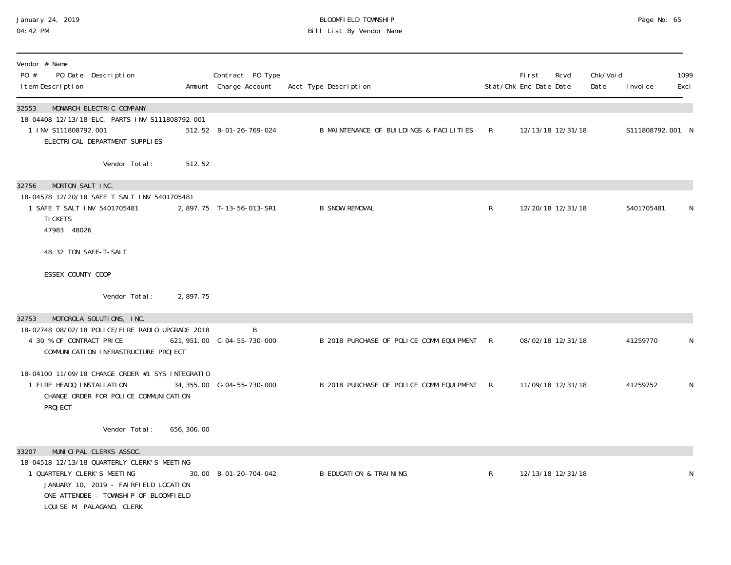| Vendor # Name<br>PO # PO Date Description<br>Item Description | Amount | Contract PO Type<br>Charge Account | Acct Type Description | Stat/Chk | First Enc Date | Rcvd Date | Chk/Void Date | Invoice | 1099 Excl |
|---|---|---|---|---|---|---|---|---|---|
| **32553 MONARCH ELECTRIC COMPANY** | | | | | | | | | |
| 18-04408 12/13/18 ELC. PARTS INV S111808792.001 | | | | | | | | | |
| 1 INV S111808792.001<br>ELECTRICAL DEPARTMENT SUPPLIES | 512.52 | 8-01-26-769-024 | B MAINTENANCE OF BUILDINGS & FACILITIES | R | 12/13/18 | 12/31/18 | | S111808792.001 | N |
| Vendor Total: | 512.52 | | | | | | | | |
| **32756 MORTON SALT INC.** | | | | | | | | | |
| 18-04578 12/20/18 SAFE T SALT INV 5401705481 | | | | | | | | | |
| 1 SAFE T SALT INV 5401705481<br>TICKETS<br>47983 48026<br><br>48.32 TON SAFE-T-SALT<br><br>ESSEX COUNTY COOP | 2,897.75 | T-13-56-013-SR1 | B SNOW REMOVAL | R | 12/20/18 | 12/31/18 | | 5401705481 | N |
| Vendor Total: | 2,897.75 | | | | | | | | |
| **32753 MOTOROLA SOLUTIONS, INC.** | | | | | | | | | |
| 18-02748 08/02/18 POLICE/FIRE RADIO UPGRADE 2018 | | B | | | | | | | |
| 4 30 % OF CONTRACT PRICE<br>COMMUNICATION INFRASTRUCTURE PROJECT | 621,951.00 | C-04-55-730-000 | B 2018 PURCHASE OF POLICE COMM EQUIPMENT | R | 08/02/18 | 12/31/18 | | 41259770 | N |
| 18-04100 11/09/18 CHANGE ORDER #1 SYS INTEGRATIO | | | | | | | | | |
| 1 FIRE HEADQ INSTALLATION<br>CHANGE ORDER FOR POLICE COMMUNICATION PROJECT | 34,355.00 | C-04-55-730-000 | B 2018 PURCHASE OF POLICE COMM EQUIPMENT | R | 11/09/18 | 12/31/18 | | 41259752 | N |
| Vendor Total: | 656,306.00 | | | | | | | | |
| **33207 MUNICIPAL CLERKS ASSOC.** | | | | | | | | | |
| 18-04518 12/13/18 QUARTERLY CLERK'S MEETING | | | | | | | | | |
| 1 QUARTERLY CLERK'S MEETING<br>JANUARY 10, 2019 - FAIRFIELD LOCATION<br>ONE ATTENDEE - TOWNSHIP OF BLOOMFIELD<br>LOUISE M. PALAGANO, CLERK | 30.00 | 8-01-20-704-042 | B EDUCATION & TRAINING | R | 12/13/18 | 12/31/18 | | | N |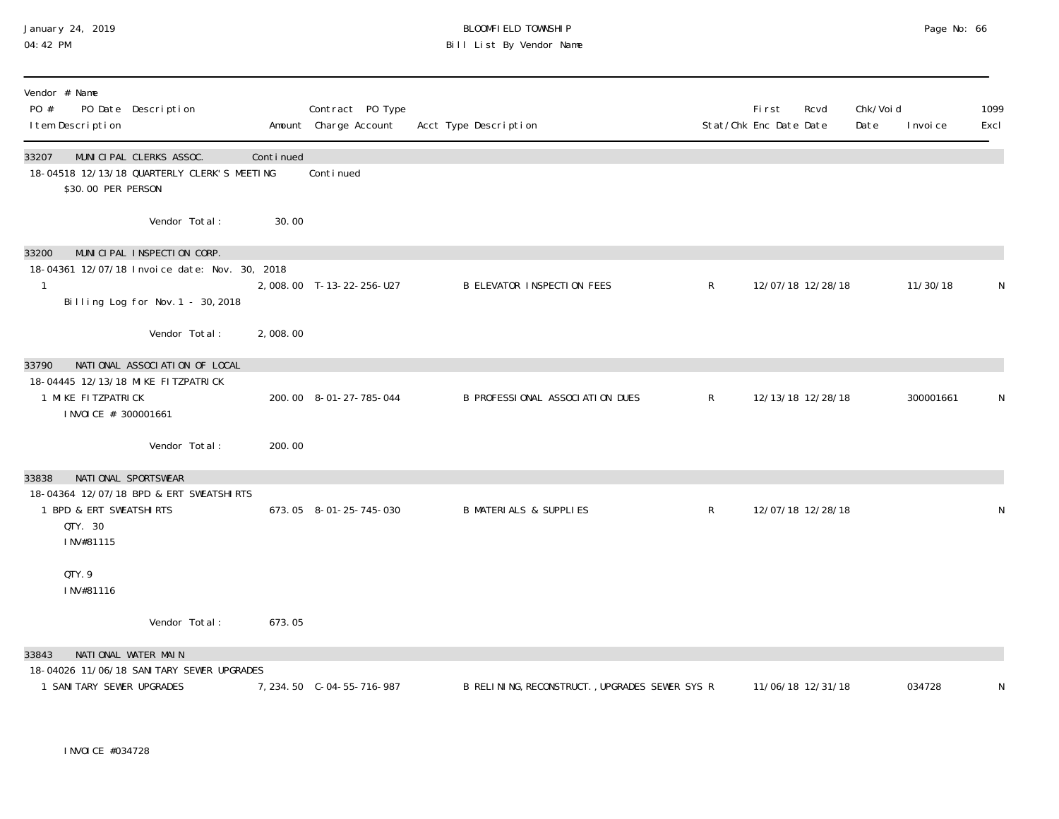January 24, 2019
04:42 PM

BLOOMFIELD TOWNSHIP
Bill List By Vendor Name

| Vendor # Name<br>PO # PO Date Description<br>Item Description | Amount | Contract PO Type<br>Charge Account | Acct Type Description | Stat/Chk | First Enc Date | Rcvd Date | Chk/Void Date | Invoice | 1099 Excl |
|---|---|---|---|---|---|---|---|---|---|
| **33207 MUNICIPAL CLERKS ASSOC.** | Continued | | | | | | | | |
| 18-04518 12/13/18 QUARTERLY CLERK'S MEETING | | Continued | | | | | | | |
| $30.00 PER PERSON | | | | | | | | | |
| Vendor Total: | 30.00 | | | | | | | | |
| **33200 MUNICIPAL INSPECTION CORP.** | | | | | | | | | |
| 18-04361 12/07/18 Invoice date: Nov. 30, 2018 | | | | | | | | | |
| 1 | 2,008.00 | T-13-22-256-U27 | B ELEVATOR INSPECTION FEES | R | 12/07/18 | 12/28/18 | | 11/30/18 | N |
| Billing Log for Nov.1 - 30,2018 | | | | | | | | | |
| Vendor Total: | 2,008.00 | | | | | | | | |
| **33790 NATIONAL ASSOCIATION OF LOCAL** | | | | | | | | | |
| 18-04445 12/13/18 MIKE FITZPATRICK | | | | | | | | | |
| 1 MIKE FITZPATRICK | 200.00 | 8-01-27-785-044 | B PROFESSIONAL ASSOCIATION DUES | R | 12/13/18 | 12/28/18 | | 300001661 | N |
| INVOICE # 300001661 | | | | | | | | | |
| Vendor Total: | 200.00 | | | | | | | | |
| **33838 NATIONAL SPORTSWEAR** | | | | | | | | | |
| 18-04364 12/07/18 BPD & ERT SWEATSHIRTS | | | | | | | | | |
| 1 BPD & ERT SWEATSHIRTS | 673.05 | 8-01-25-745-030 | B MATERIALS & SUPPLIES | R | 12/07/18 | 12/28/18 | | | N |
| QTY. 30<br>INV#81115<br><br>QTY. 9<br>INV#81116 | | | | | | | | | |
| Vendor Total: | 673.05 | | | | | | | | |
| **33843 NATIONAL WATER MAIN** | | | | | | | | | |
| 18-04026 11/06/18 SANITARY SEWER UPGRADES | | | | | | | | | |
| 1 SANITARY SEWER UPGRADES | 7,234.50 | C-04-55-716-987 | B RELINING,RECONSTRUCT.,UPGRADES SEWER SYS | R | 11/06/18 | 12/31/18 | | 034728 | N |
| INVOICE #034728 | | | | | | | | | |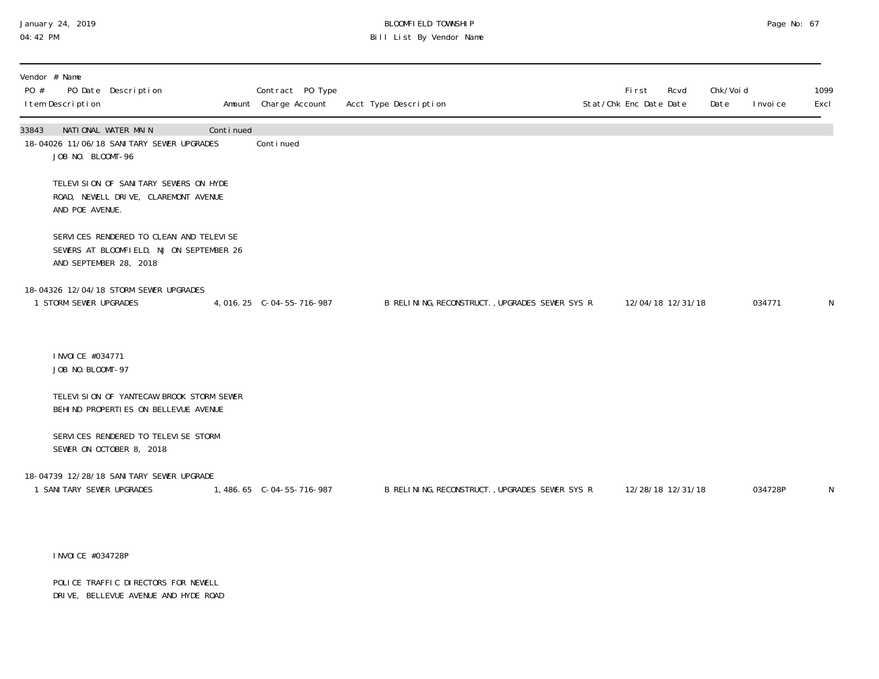BLOOMFIELD TOWNSHIP
Bill List By Vendor Name

January 24, 2019
04:42 PM

| Vendor # Name<br>PO # PO Date Description<br>Item Description | Amount | Contract PO Type<br>Charge Account | Acct Type Description | Stat/Chk | First Enc Date | Rcvd Date | Chk/Void Date | Invoice | 1099 Excl |
|---|---|---|---|---|---|---|---|---|---|
| 33843 NATIONAL WATER MAIN | Continued | | | | | | | | |
| 18-04026 11/06/18 SANITARY SEWER UPGRADES | | Continued | | | | | | | |
| JOB NO. BLOOMT-96<br><br>TELEVISION OF SANITARY SEWERS ON HYDE ROAD, NEWELL DRIVE, CLAREMONT AVENUE AND POE AVENUE.<br><br>SERVICES RENDERED TO CLEAN AND TELEVISE SEWERS AT BLOOMFIELD, NJ ON SEPTEMBER 26 AND SEPTEMBER 28, 2018 | | | | | | | | | |
| 18-04326 12/04/18 STORM SEWER UPGRADES | | | | | | | | | |
| 1 STORM SEWER UPGRADES | 4,016.25 | C-04-55-716-987 | B RELINING,RECONSTRUCT.,UPGRADES SEWER SYS | R | 12/04/18 | 12/31/18 | | 034771 | N |
| INVOICE #034771<br>JOB NO.BLOOMT-97<br><br>TELEVISION OF YANTECAW BROOK STORM SEWER BEHIND PROPERTIES ON BELLEVUE AVENUE<br><br>SERVICES RENDERED TO TELEVISE STORM SEWER ON OCTOBER 8, 2018 | | | | | | | | | |
| 18-04739 12/28/18 SANITARY SEWER UPGRADE | | | | | | | | | |
| 1 SANITARY SEWER UPGRADES | 1,486.65 | C-04-55-716-987 | B RELINING,RECONSTRUCT.,UPGRADES SEWER SYS | R | 12/28/18 | 12/31/18 | | 034728P | N |
| INVOICE #034728P<br><br>POLICE TRAFFIC DIRECTORS FOR NEWELL DRIVE, BELLEVUE AVENUE AND HYDE ROAD | | | | | | | | | |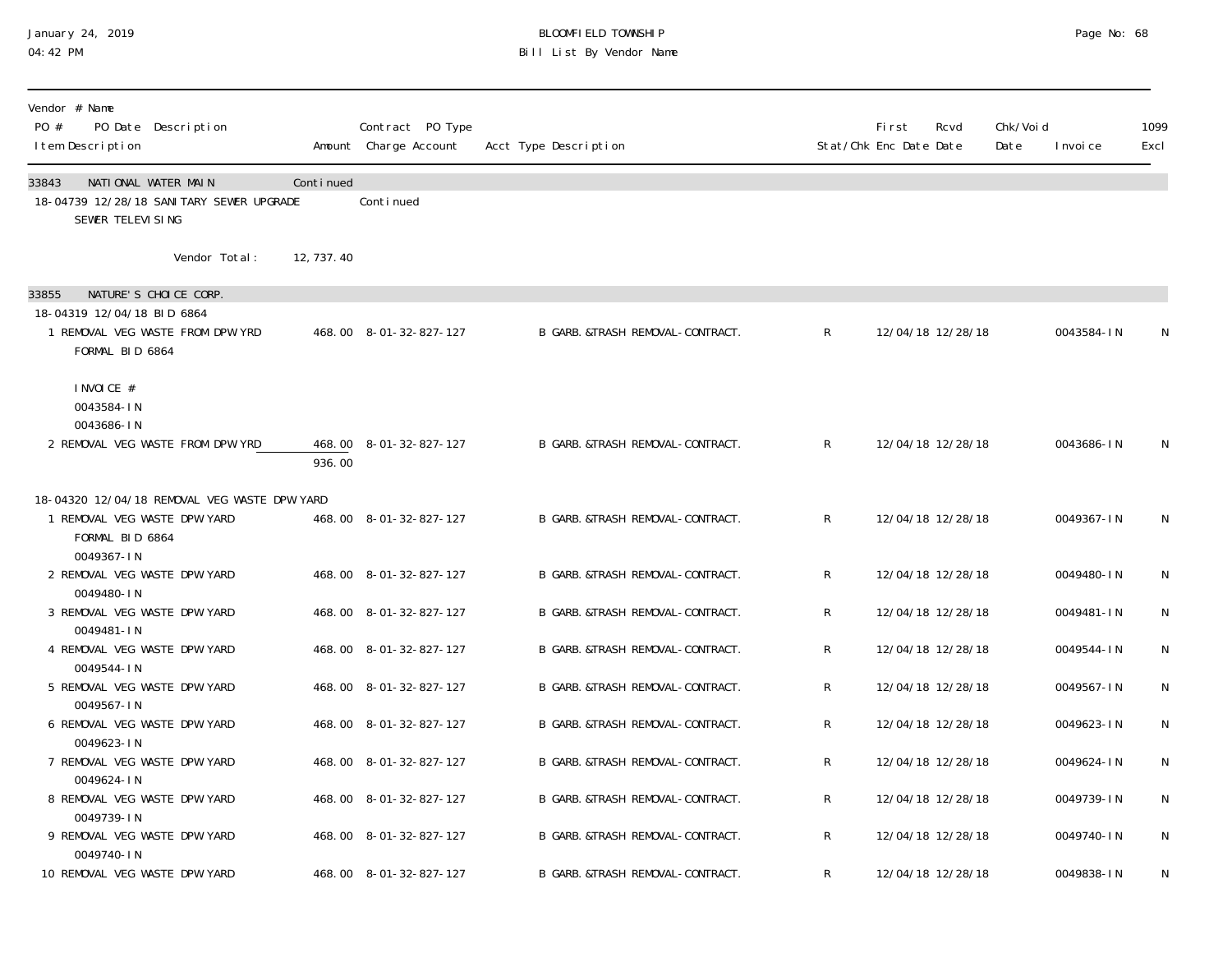BLOOMFIELD TOWNSHIP
Bill List By Vendor Name

January 24, 2019
04:42 PM

| Vendor # Name / PO # PO Date Description / Item Description | Amount | Contract PO Type / Charge Account | Acct Type Description | Stat/Chk | First Enc Date | Rcvd Date | Chk/Void Date | Invoice | 1099 Excl |
|---|---|---|---|---|---|---|---|---|---|
| 33843 NATIONAL WATER MAIN | Continued | | | | | | | | |
| 18-04739 12/28/18 SANITARY SEWER UPGRADE | | Continued | | | | | | | |
| SEWER TELEVISING | | | | | | | | | |
| Vendor Total: | 12,737.40 | | | | | | | | |
| 33855 NATURE'S CHOICE CORP. | | | | | | | | | |
| 18-04319 12/04/18 BID 6864 | | | | | | | | | |
| 1 REMOVAL VEG WASTE FROM DPW YRD FORMAL BID 6864 | 468.00 | 8-01-32-827-127 | B GARB.&TRASH REMOVAL-CONTRACT. | R | 12/04/18 | 12/28/18 | | 0043584-IN | N |
| INVOICE # 0043584-IN 0043686-IN | | | | | | | | | |
| 2 REMOVAL VEG WASTE FROM DPW YRD | 468.00 | 8-01-32-827-127 | B GARB.&TRASH REMOVAL-CONTRACT. | R | 12/04/18 | 12/28/18 | | 0043686-IN | N |
| | 936.00 | | | | | | | | |
| 18-04320 12/04/18 REMOVAL VEG WASTE DPW YARD | | | | | | | | | |
| 1 REMOVAL VEG WASTE DPW YARD FORMAL BID 6864 0049367-IN | 468.00 | 8-01-32-827-127 | B GARB.&TRASH REMOVAL-CONTRACT. | R | 12/04/18 | 12/28/18 | | 0049367-IN | N |
| 2 REMOVAL VEG WASTE DPW YARD 0049480-IN | 468.00 | 8-01-32-827-127 | B GARB.&TRASH REMOVAL-CONTRACT. | R | 12/04/18 | 12/28/18 | | 0049480-IN | N |
| 3 REMOVAL VEG WASTE DPW YARD 0049481-IN | 468.00 | 8-01-32-827-127 | B GARB.&TRASH REMOVAL-CONTRACT. | R | 12/04/18 | 12/28/18 | | 0049481-IN | N |
| 4 REMOVAL VEG WASTE DPW YARD 0049544-IN | 468.00 | 8-01-32-827-127 | B GARB.&TRASH REMOVAL-CONTRACT. | R | 12/04/18 | 12/28/18 | | 0049544-IN | N |
| 5 REMOVAL VEG WASTE DPW YARD 0049567-IN | 468.00 | 8-01-32-827-127 | B GARB.&TRASH REMOVAL-CONTRACT. | R | 12/04/18 | 12/28/18 | | 0049567-IN | N |
| 6 REMOVAL VEG WASTE DPW YARD 0049623-IN | 468.00 | 8-01-32-827-127 | B GARB.&TRASH REMOVAL-CONTRACT. | R | 12/04/18 | 12/28/18 | | 0049623-IN | N |
| 7 REMOVAL VEG WASTE DPW YARD 0049624-IN | 468.00 | 8-01-32-827-127 | B GARB.&TRASH REMOVAL-CONTRACT. | R | 12/04/18 | 12/28/18 | | 0049624-IN | N |
| 8 REMOVAL VEG WASTE DPW YARD 0049739-IN | 468.00 | 8-01-32-827-127 | B GARB.&TRASH REMOVAL-CONTRACT. | R | 12/04/18 | 12/28/18 | | 0049739-IN | N |
| 9 REMOVAL VEG WASTE DPW YARD 0049740-IN | 468.00 | 8-01-32-827-127 | B GARB.&TRASH REMOVAL-CONTRACT. | R | 12/04/18 | 12/28/18 | | 0049740-IN | N |
| 10 REMOVAL VEG WASTE DPW YARD | 468.00 | 8-01-32-827-127 | B GARB.&TRASH REMOVAL-CONTRACT. | R | 12/04/18 | 12/28/18 | | 0049838-IN | N |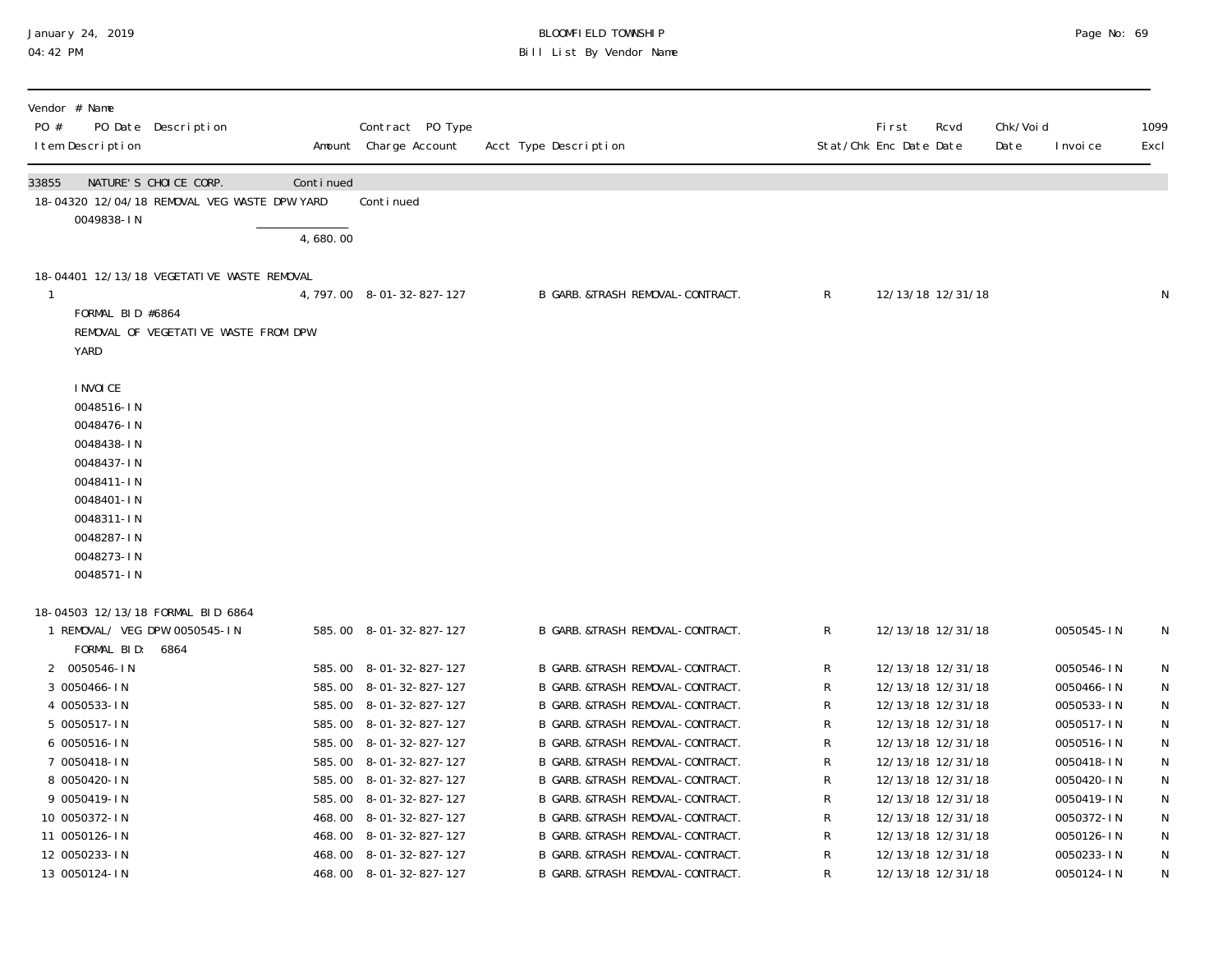| Vendor # Name<br>PO # PO Date Description<br>Item Description | Amount | Contract PO Type<br>Charge Account | Acct Type Description | Stat/Chk | First Enc Date | Rcvd Date | Chk/Void Date | Invoice | 1099 Excl |
|---|---|---|---|---|---|---|---|---|---|
| 33855 NATURE'S CHOICE CORP. | Continued | | | | | | | | |
| 18-04320 12/04/18 REMOVAL VEG WASTE DPW YARD | | Continued | | | | | | | |
| 0049838-IN | | | | | | | | | |
| | 4,680.00 | | | | | | | | |
| 18-04401 12/13/18 VEGETATIVE WASTE REMOVAL | | | | | | | | | |
| 1 | 4,797.00 | 8-01-32-827-127 | B GARB.&TRASH REMOVAL-CONTRACT. | R | 12/13/18 | 12/31/18 | | | N |
| FORMAL BID #6864<br>REMOVAL OF VEGETATIVE WASTE FROM DPW YARD<br><br>INVOICE<br>0048516-IN<br>0048476-IN<br>0048438-IN<br>0048437-IN<br>0048411-IN<br>0048401-IN<br>0048311-IN<br>0048287-IN<br>0048273-IN<br>0048571-IN | | | | | | | | | |
| 18-04503 12/13/18 FORMAL BID 6864 | | | | | | | | | |
| 1 REMOVAL/ VEG DPW 0050545-IN<br>FORMAL BID: 6864 | 585.00 | 8-01-32-827-127 | B GARB.&TRASH REMOVAL-CONTRACT. | R | 12/13/18 | 12/31/18 | | 0050545-IN | N |
| 2 0050546-IN | 585.00 | 8-01-32-827-127 | B GARB.&TRASH REMOVAL-CONTRACT. | R | 12/13/18 | 12/31/18 | | 0050546-IN | N |
| 3 0050466-IN | 585.00 | 8-01-32-827-127 | B GARB.&TRASH REMOVAL-CONTRACT. | R | 12/13/18 | 12/31/18 | | 0050466-IN | N |
| 4 0050533-IN | 585.00 | 8-01-32-827-127 | B GARB.&TRASH REMOVAL-CONTRACT. | R | 12/13/18 | 12/31/18 | | 0050533-IN | N |
| 5 0050517-IN | 585.00 | 8-01-32-827-127 | B GARB.&TRASH REMOVAL-CONTRACT. | R | 12/13/18 | 12/31/18 | | 0050517-IN | N |
| 6 0050516-IN | 585.00 | 8-01-32-827-127 | B GARB.&TRASH REMOVAL-CONTRACT. | R | 12/13/18 | 12/31/18 | | 0050516-IN | N |
| 7 0050418-IN | 585.00 | 8-01-32-827-127 | B GARB.&TRASH REMOVAL-CONTRACT. | R | 12/13/18 | 12/31/18 | | 0050418-IN | N |
| 8 0050420-IN | 585.00 | 8-01-32-827-127 | B GARB.&TRASH REMOVAL-CONTRACT. | R | 12/13/18 | 12/31/18 | | 0050420-IN | N |
| 9 0050419-IN | 585.00 | 8-01-32-827-127 | B GARB.&TRASH REMOVAL-CONTRACT. | R | 12/13/18 | 12/31/18 | | 0050419-IN | N |
| 10 0050372-IN | 468.00 | 8-01-32-827-127 | B GARB.&TRASH REMOVAL-CONTRACT. | R | 12/13/18 | 12/31/18 | | 0050372-IN | N |
| 11 0050126-IN | 468.00 | 8-01-32-827-127 | B GARB.&TRASH REMOVAL-CONTRACT. | R | 12/13/18 | 12/31/18 | | 0050126-IN | N |
| 12 0050233-IN | 468.00 | 8-01-32-827-127 | B GARB.&TRASH REMOVAL-CONTRACT. | R | 12/13/18 | 12/31/18 | | 0050233-IN | N |
| 13 0050124-IN | 468.00 | 8-01-32-827-127 | B GARB.&TRASH REMOVAL-CONTRACT. | R | 12/13/18 | 12/31/18 | | 0050124-IN | N |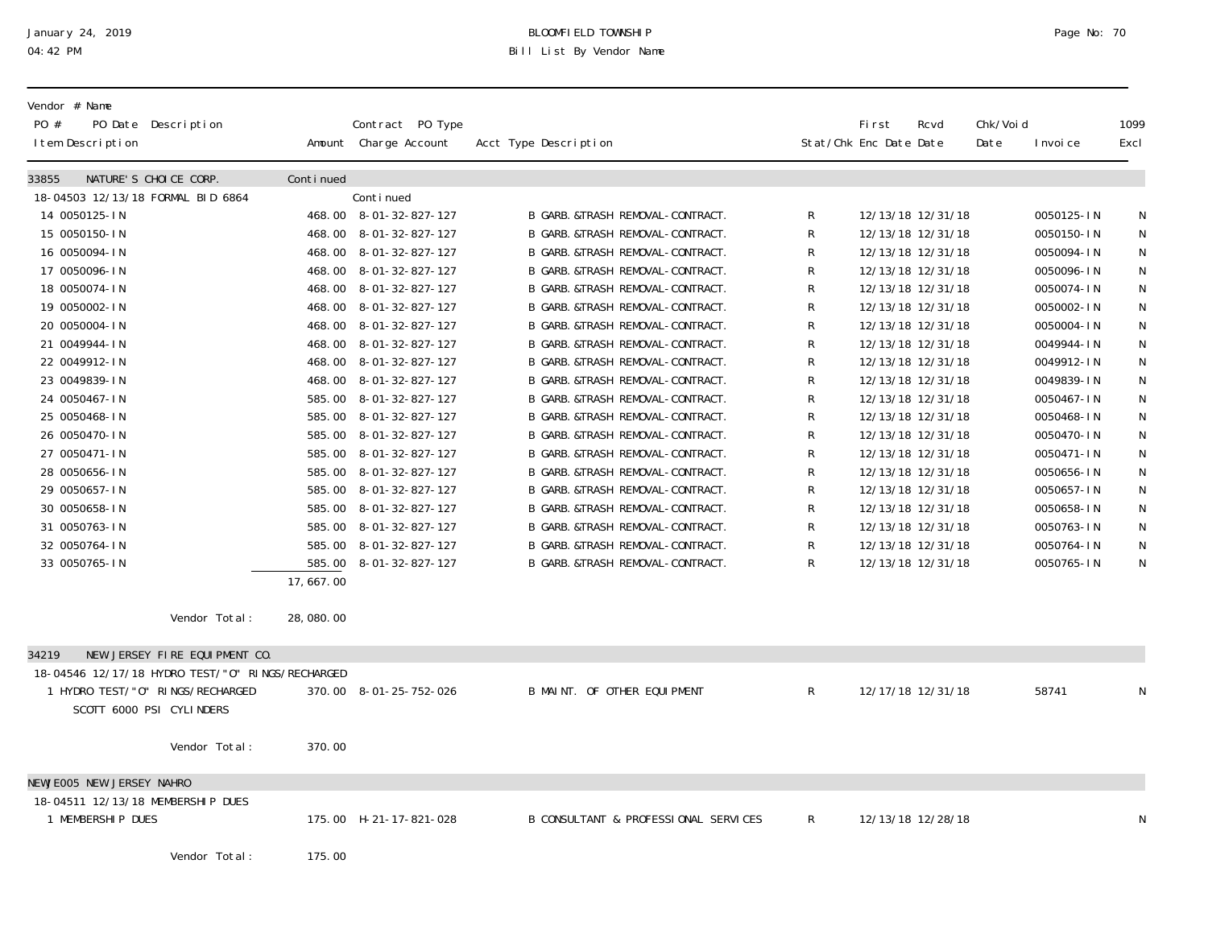BLOOMFIELD TOWNSHIP
Bill List By Vendor Name

| Vendor # Name<br>PO # PO Date Description<br>Item Description | Amount | Contract PO Type<br>Charge Account | Acct Type Description | Stat/Chk | First Enc Date | Rcvd Date | Chk/Void Date | Invoice | 1099 Excl |
|---|---|---|---|---|---|---|---|---|---|
| 33855 NATURE'S CHOICE CORP. | Continued | | | | | | | | |
| 18-04503 12/13/18 FORMAL BID 6864 | | Continued | | | | | | | |
| 14 0050125-IN | 468.00 | 8-01-32-827-127 | B GARB.&TRASH REMOVAL-CONTRACT. | R | 12/13/18 | 12/31/18 | | 0050125-IN | N |
| 15 0050150-IN | 468.00 | 8-01-32-827-127 | B GARB.&TRASH REMOVAL-CONTRACT. | R | 12/13/18 | 12/31/18 | | 0050150-IN | N |
| 16 0050094-IN | 468.00 | 8-01-32-827-127 | B GARB.&TRASH REMOVAL-CONTRACT. | R | 12/13/18 | 12/31/18 | | 0050094-IN | N |
| 17 0050096-IN | 468.00 | 8-01-32-827-127 | B GARB.&TRASH REMOVAL-CONTRACT. | R | 12/13/18 | 12/31/18 | | 0050096-IN | N |
| 18 0050074-IN | 468.00 | 8-01-32-827-127 | B GARB.&TRASH REMOVAL-CONTRACT. | R | 12/13/18 | 12/31/18 | | 0050074-IN | N |
| 19 0050002-IN | 468.00 | 8-01-32-827-127 | B GARB.&TRASH REMOVAL-CONTRACT. | R | 12/13/18 | 12/31/18 | | 0050002-IN | N |
| 20 0050004-IN | 468.00 | 8-01-32-827-127 | B GARB.&TRASH REMOVAL-CONTRACT. | R | 12/13/18 | 12/31/18 | | 0050004-IN | N |
| 21 0049944-IN | 468.00 | 8-01-32-827-127 | B GARB.&TRASH REMOVAL-CONTRACT. | R | 12/13/18 | 12/31/18 | | 0049944-IN | N |
| 22 0049912-IN | 468.00 | 8-01-32-827-127 | B GARB.&TRASH REMOVAL-CONTRACT. | R | 12/13/18 | 12/31/18 | | 0049912-IN | N |
| 23 0049839-IN | 468.00 | 8-01-32-827-127 | B GARB.&TRASH REMOVAL-CONTRACT. | R | 12/13/18 | 12/31/18 | | 0049839-IN | N |
| 24 0050467-IN | 585.00 | 8-01-32-827-127 | B GARB.&TRASH REMOVAL-CONTRACT. | R | 12/13/18 | 12/31/18 | | 0050467-IN | N |
| 25 0050468-IN | 585.00 | 8-01-32-827-127 | B GARB.&TRASH REMOVAL-CONTRACT. | R | 12/13/18 | 12/31/18 | | 0050468-IN | N |
| 26 0050470-IN | 585.00 | 8-01-32-827-127 | B GARB.&TRASH REMOVAL-CONTRACT. | R | 12/13/18 | 12/31/18 | | 0050470-IN | N |
| 27 0050471-IN | 585.00 | 8-01-32-827-127 | B GARB.&TRASH REMOVAL-CONTRACT. | R | 12/13/18 | 12/31/18 | | 0050471-IN | N |
| 28 0050656-IN | 585.00 | 8-01-32-827-127 | B GARB.&TRASH REMOVAL-CONTRACT. | R | 12/13/18 | 12/31/18 | | 0050656-IN | N |
| 29 0050657-IN | 585.00 | 8-01-32-827-127 | B GARB.&TRASH REMOVAL-CONTRACT. | R | 12/13/18 | 12/31/18 | | 0050657-IN | N |
| 30 0050658-IN | 585.00 | 8-01-32-827-127 | B GARB.&TRASH REMOVAL-CONTRACT. | R | 12/13/18 | 12/31/18 | | 0050658-IN | N |
| 31 0050763-IN | 585.00 | 8-01-32-827-127 | B GARB.&TRASH REMOVAL-CONTRACT. | R | 12/13/18 | 12/31/18 | | 0050763-IN | N |
| 32 0050764-IN | 585.00 | 8-01-32-827-127 | B GARB.&TRASH REMOVAL-CONTRACT. | R | 12/13/18 | 12/31/18 | | 0050764-IN | N |
| 33 0050765-IN | 585.00 | 8-01-32-827-127 | B GARB.&TRASH REMOVAL-CONTRACT. | R | 12/13/18 | 12/31/18 | | 0050765-IN | N |
| | 17,667.00 | | | | | | | | |
| Vendor Total: | 28,080.00 | | | | | | | | |
| 34219 NEW JERSEY FIRE EQUIPMENT CO. | | | | | | | | | |
| 18-04546 12/17/18 HYDRO TEST/"O" RINGS/RECHARGED | | | | | | | | | |
| 1 HYDRO TEST/"O" RINGS/RECHARGED SCOTT 6000 PSI CYLINDERS | 370.00 | 8-01-25-752-026 | B MAINT. OF OTHER EQUIPMENT | R | 12/17/18 | 12/31/18 | | 58741 | N |
| Vendor Total: | 370.00 | | | | | | | | |
| NEWJE005 NEW JERSEY NAHRO | | | | | | | | | |
| 18-04511 12/13/18 MEMBERSHIP DUES | | | | | | | | | |
| 1 MEMBERSHIP DUES | 175.00 | H-21-17-821-028 | B CONSULTANT & PROFESSIONAL SERVICES | R | 12/13/18 | 12/28/18 | | | N |
| Vendor Total: | 175.00 | | | | | | | | |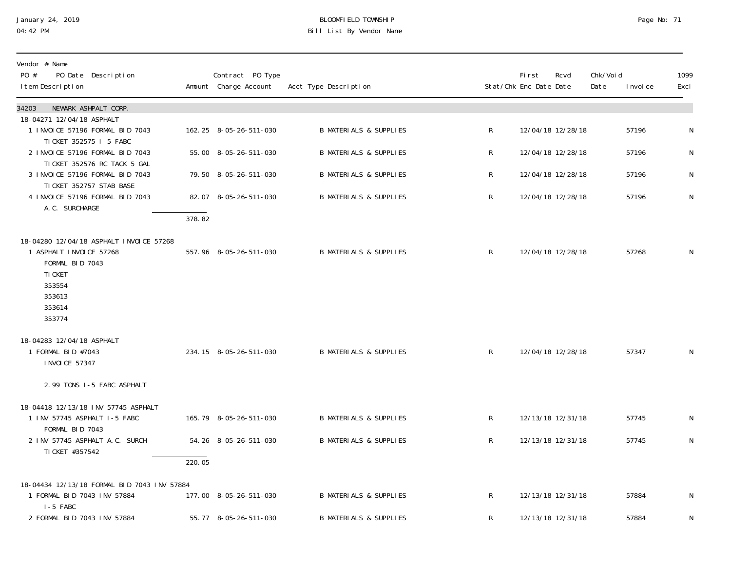| Vendor # Name<br>PO # PO Date Description<br>Item Description | Amount | Contract PO Type<br>Charge Account | Acct Type Description | Stat/Chk | First<br>Enc Date | Rcvd<br>Date | Chk/Void<br>Date | Invoice | 1099<br>Excl |
|---|---|---|---|---|---|---|---|---|---|
| **34203 NEWARK ASHPALT CORP.** | | | | | | | | | |
| 18-04271 12/04/18 ASPHALT | | | | | | | | | |
| 1 INVOICE 57196 FORMAL BID 7043<br>TICKET 352575 I-5 FABC | 162.25 | 8-05-26-511-030 | B MATERIALS & SUPPLIES | R | 12/04/18 | 12/28/18 | | 57196 | N |
| 2 INVOICE 57196 FORMAL BID 7043<br>TICKET 352576 RC TACK 5 GAL | 55.00 | 8-05-26-511-030 | B MATERIALS & SUPPLIES | R | 12/04/18 | 12/28/18 | | 57196 | N |
| 3 INVOICE 57196 FORMAL BID 7043<br>TICKET 352757 STAB BASE | 79.50 | 8-05-26-511-030 | B MATERIALS & SUPPLIES | R | 12/04/18 | 12/28/18 | | 57196 | N |
| 4 INVOICE 57196 FORMAL BID 7043<br>A.C. SURCHARGE | 82.07 | 8-05-26-511-030 | B MATERIALS & SUPPLIES | R | 12/04/18 | 12/28/18 | | 57196 | N |
| | 378.82 | | | | | | | | |
| 18-04280 12/04/18 ASPHALT INVOICE 57268 | | | | | | | | | |
| 1 ASPHALT INVOICE 57268<br>FORMAL BID 7043<br>TICKET<br>353554<br>353613<br>353614<br>353774 | 557.96 | 8-05-26-511-030 | B MATERIALS & SUPPLIES | R | 12/04/18 | 12/28/18 | | 57268 | N |
| 18-04283 12/04/18 ASPHALT | | | | | | | | | |
| 1 FORMAL BID #7043<br>INVOICE 57347<br><br>2.99 TONS I-5 FABC ASPHALT | 234.15 | 8-05-26-511-030 | B MATERIALS & SUPPLIES | R | 12/04/18 | 12/28/18 | | 57347 | N |
| 18-04418 12/13/18 INV 57745 ASPHALT | | | | | | | | | |
| 1 INV 57745 ASPHALT I-5 FABC<br>FORMAL BID 7043 | 165.79 | 8-05-26-511-030 | B MATERIALS & SUPPLIES | R | 12/13/18 | 12/31/18 | | 57745 | N |
| 2 INV 57745 ASPHALT A.C. SURCH<br>TICKET #357542 | 54.26 | 8-05-26-511-030 | B MATERIALS & SUPPLIES | R | 12/13/18 | 12/31/18 | | 57745 | N |
| | 220.05 | | | | | | | | |
| 18-04434 12/13/18 FORMAL BID 7043 INV 57884 | | | | | | | | | |
| 1 FORMAL BID 7043 INV 57884<br>I-5 FABC | 177.00 | 8-05-26-511-030 | B MATERIALS & SUPPLIES | R | 12/13/18 | 12/31/18 | | 57884 | N |
| 2 FORMAL BID 7043 INV 57884 | 55.77 | 8-05-26-511-030 | B MATERIALS & SUPPLIES | R | 12/13/18 | 12/31/18 | | 57884 | N |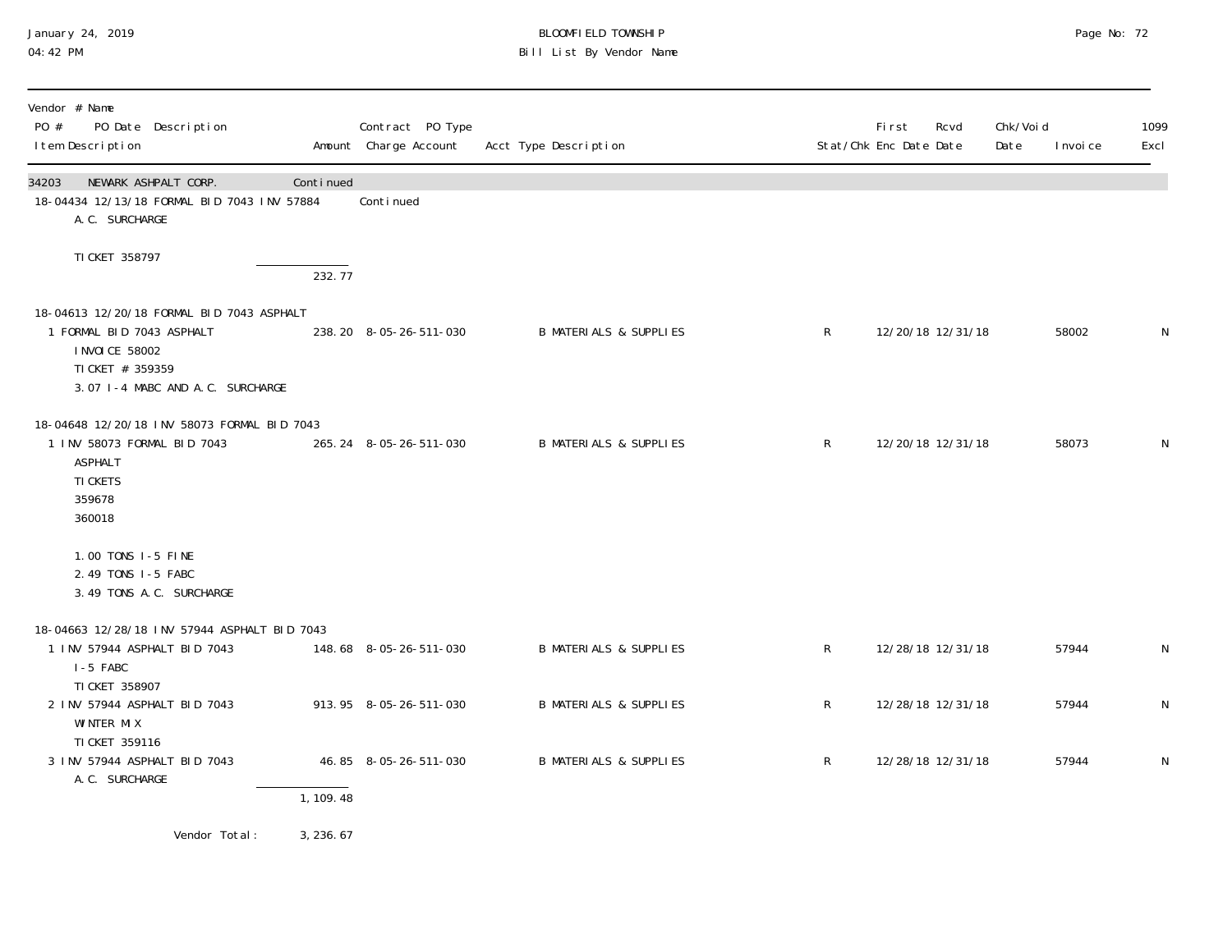| Vendor # Name<br>PO # PO Date Description<br>Item Description | Amount | Contract PO Type<br>Charge Account | Acct Type Description | Stat/Chk | First<br>Enc Date | Rcvd<br>Date | Chk/Void<br>Date | Invoice | 1099<br>Excl |
|---|---|---|---|---|---|---|---|---|---|
| 34203 NEWARK ASHPALT CORP. | Continued | | | | | | | | |
| 18-04434 12/13/18 FORMAL BID 7043 INV 57884 | | Continued | | | | | | | |
| A.C. SURCHARGE<br><br>TICKET 358797 | | | | | | | | | |
| | 232.77 | | | | | | | | |
| 18-04613 12/20/18 FORMAL BID 7043 ASPHALT | | | | | | | | | |
| 1 FORMAL BID 7043 ASPHALT<br>INVOICE 58002<br>TICKET # 359359<br>3.07 I-4 MABC AND A.C. SURCHARGE | 238.20 | 8-05-26-511-030 | B MATERIALS & SUPPLIES | R | 12/20/18 | 12/31/18 | | 58002 | N |
| 18-04648 12/20/18 INV 58073 FORMAL BID 7043 | | | | | | | | | |
| 1 INV 58073 FORMAL BID 7043<br>ASPHALT<br>TICKETS<br>359678<br>360018<br><br>1.00 TONS I-5 FINE<br>2.49 TONS I-5 FABC<br>3.49 TONS A.C. SURCHARGE | 265.24 | 8-05-26-511-030 | B MATERIALS & SUPPLIES | R | 12/20/18 | 12/31/18 | | 58073 | N |
| 18-04663 12/28/18 INV 57944 ASPHALT BID 7043 | | | | | | | | | |
| 1 INV 57944 ASPHALT BID 7043<br>I-5 FABC<br>TICKET 358907 | 148.68 | 8-05-26-511-030 | B MATERIALS & SUPPLIES | R | 12/28/18 | 12/31/18 | | 57944 | N |
| 2 INV 57944 ASPHALT BID 7043<br>WINTER MIX<br>TICKET 359116 | 913.95 | 8-05-26-511-030 | B MATERIALS & SUPPLIES | R | 12/28/18 | 12/31/18 | | 57944 | N |
| 3 INV 57944 ASPHALT BID 7043<br>A.C. SURCHARGE | 46.85 | 8-05-26-511-030 | B MATERIALS & SUPPLIES | R | 12/28/18 | 12/31/18 | | 57944 | N |
| | 1,109.48 | | | | | | | | |
| Vendor Total: | 3,236.67 | | | | | | | | |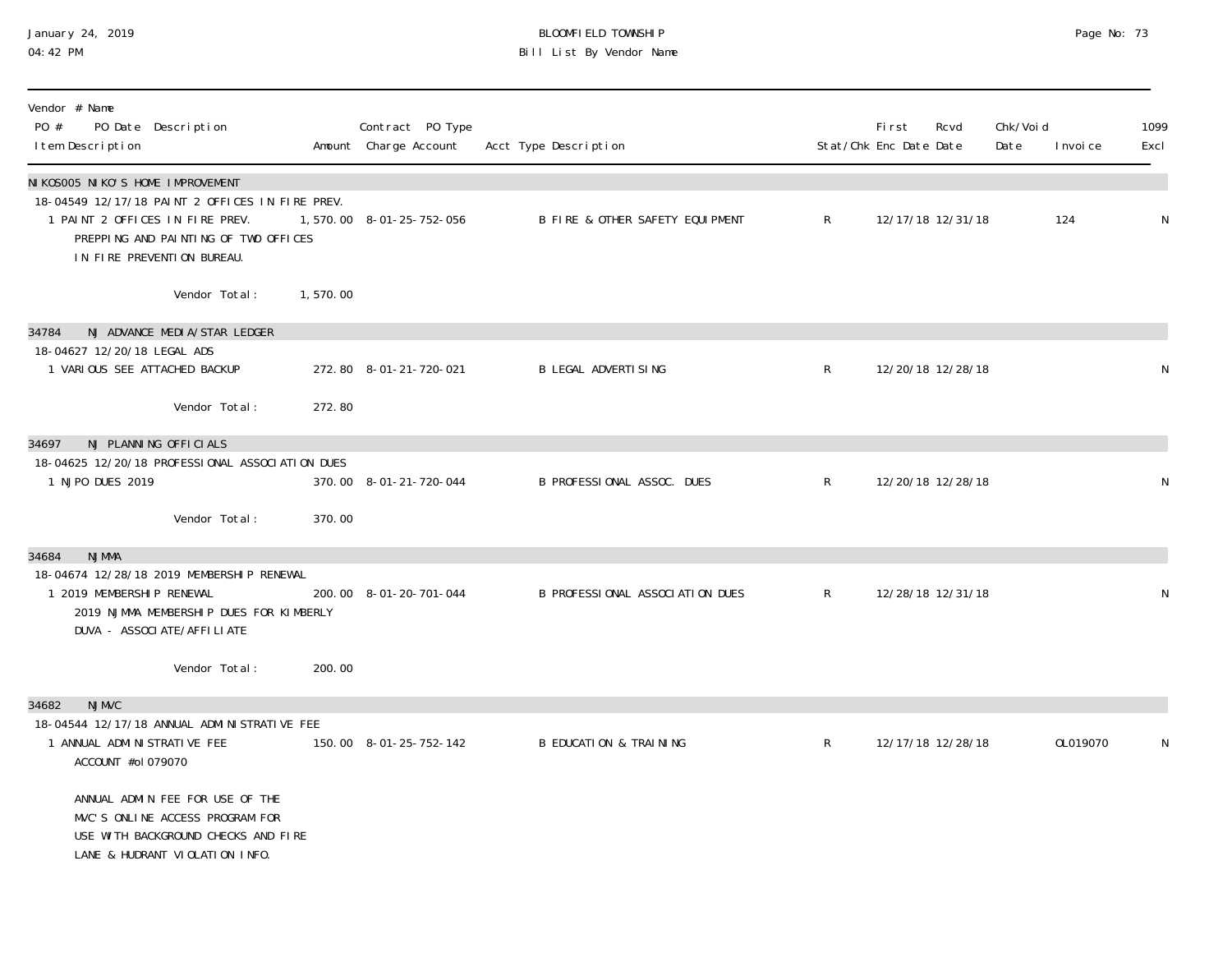BLOOMFIELD TOWNSHIP
Bill List By Vendor Name

| Vendor # Name<br>PO # PO Date Description<br>Item Description | Amount | Contract PO Type<br>Charge Account | Acct Type Description | Stat/Chk | First Enc Date | Rcvd Date | Chk/Void Date | Invoice | 1099 Excl |
|---|---|---|---|---|---|---|---|---|---|
| **NIKOS005 NIKO'S HOME IMPROVEMENT** | | | | | | | | | |
| 18-04549 12/17/18 PAINT 2 OFFICES IN FIRE PREV. | | | | | | | | | |
| 1 PAINT 2 OFFICES IN FIRE PREV.<br>PREPPING AND PAINTING OF TWO OFFICES<br>IN FIRE PREVENTION BUREAU. | 1,570.00 | 8-01-25-752-056 | B FIRE & OTHER SAFETY EQUIPMENT | R | 12/17/18 | 12/31/18 | | 124 | N |
| Vendor Total: | 1,570.00 | | | | | | | | |
| **34784 NJ ADVANCE MEDIA/STAR LEDGER** | | | | | | | | | |
| 18-04627 12/20/18 LEGAL ADS | | | | | | | | | |
| 1 VARIOUS SEE ATTACHED BACKUP | 272.80 | 8-01-21-720-021 | B LEGAL ADVERTISING | R | 12/20/18 | 12/28/18 | | | N |
| Vendor Total: | 272.80 | | | | | | | | |
| **34697 NJ PLANNING OFFICIALS** | | | | | | | | | |
| 18-04625 12/20/18 PROFESSIONAL ASSOCIATION DUES | | | | | | | | | |
| 1 NJPO DUES 2019 | 370.00 | 8-01-21-720-044 | B PROFESSIONAL ASSOC. DUES | R | 12/20/18 | 12/28/18 | | | N |
| Vendor Total: | 370.00 | | | | | | | | |
| **34684 NJMMA** | | | | | | | | | |
| 18-04674 12/28/18 2019 MEMBERSHIP RENEWAL | | | | | | | | | |
| 1 2019 MEMBERSHIP RENEWAL<br>2019 NJMMA MEMBERSHIP DUES FOR KIMBERLY<br>DUVA - ASSOCIATE/AFFILIATE | 200.00 | 8-01-20-701-044 | B PROFESSIONAL ASSOCIATION DUES | R | 12/28/18 | 12/31/18 | | | N |
| Vendor Total: | 200.00 | | | | | | | | |
| **34682 NJMVC** | | | | | | | | | |
| 18-04544 12/17/18 ANNUAL ADMINISTRATIVE FEE | | | | | | | | | |
| 1 ANNUAL ADMINISTRATIVE FEE<br>ACCOUNT #ol079070<br><br>ANNUAL ADMIN FEE FOR USE OF THE<br>MVC'S ONLINE ACCESS PROGRAM FOR<br>USE WITH BACKGROUND CHECKS AND FIRE<br>LANE & HUDRANT VIOLATION INFO. | 150.00 | 8-01-25-752-142 | B EDUCATION & TRAINING | R | 12/17/18 | 12/28/18 | | OL019070 | N |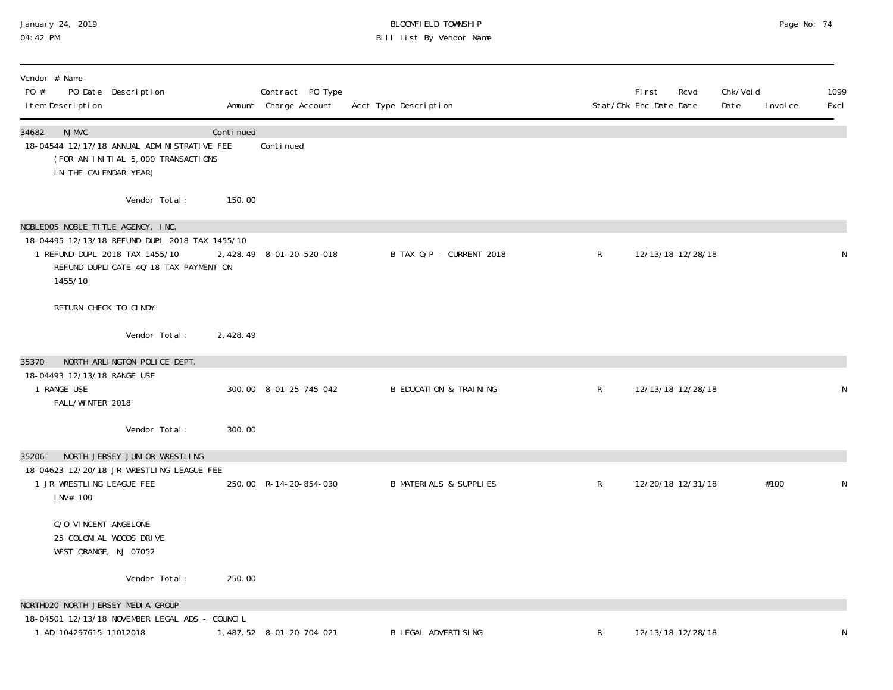BLOOMFIELD TOWNSHIP

Bill List By Vendor Name

January 24, 2019
04:42 PM

| Vendor # Name<br>PO # PO Date Description<br>Item Description | Amount | Contract PO Type<br>Charge Account | Acct Type Description | Stat/Chk | First Enc Date | Rcvd Date | Chk/Void Date | Invoice | 1099 Excl |
|---|---|---|---|---|---|---|---|---|---|
| 34682 NJMVC | Continued | | | | | | | | |
| 18-04544 12/17/18 ANNUAL ADMINISTRATIVE FEE (FOR AN INITIAL 5,000 TRANSACTIONS IN THE CALENDAR YEAR) | | Continued | | | | | | | |
| Vendor Total: | 150.00 | | | | | | | | |
| NOBLE005 NOBLE TITLE AGENCY, INC. | | | | | | | | | |
| 18-04495 12/13/18 REFUND DUPL 2018 TAX 1455/10 | | | | | | | | | |
| 1 REFUND DUPL 2018 TAX 1455/10<br>REFUND DUPLICATE 4Q'18 TAX PAYMENT ON 1455/10<br><br>RETURN CHECK TO CINDY | 2,428.49 | 8-01-20-520-018 | B TAX O/P - CURRENT 2018 | R | 12/13/18 | 12/28/18 | | | N |
| Vendor Total: | 2,428.49 | | | | | | | | |
| 35370 NORTH ARLINGTON POLICE DEPT. | | | | | | | | | |
| 18-04493 12/13/18 RANGE USE | | | | | | | | | |
| 1 RANGE USE<br>FALL/WINTER 2018 | 300.00 | 8-01-25-745-042 | B EDUCATION & TRAINING | R | 12/13/18 | 12/28/18 | | | N |
| Vendor Total: | 300.00 | | | | | | | | |
| 35206 NORTH JERSEY JUNIOR WRESTLING | | | | | | | | | |
| 18-04623 12/20/18 JR WRESTLING LEAGUE FEE | | | | | | | | | |
| 1 JR WRESTLING LEAGUE FEE<br>INV# 100<br><br>C/O VINCENT ANGELONE<br>25 COLONIAL WOODS DRIVE<br>WEST ORANGE, NJ 07052 | 250.00 | R-14-20-854-030 | B MATERIALS & SUPPLIES | R | 12/20/18 | 12/31/18 | | #100 | N |
| Vendor Total: | 250.00 | | | | | | | | |
| NORTH020 NORTH JERSEY MEDIA GROUP | | | | | | | | | |
| 18-04501 12/13/18 NOVEMBER LEGAL ADS - COUNCIL | | | | | | | | | |
| 1 AD 104297615-11012018 | 1,487.52 | 8-01-20-704-021 | B LEGAL ADVERTISING | R | 12/13/18 | 12/28/18 | | | N |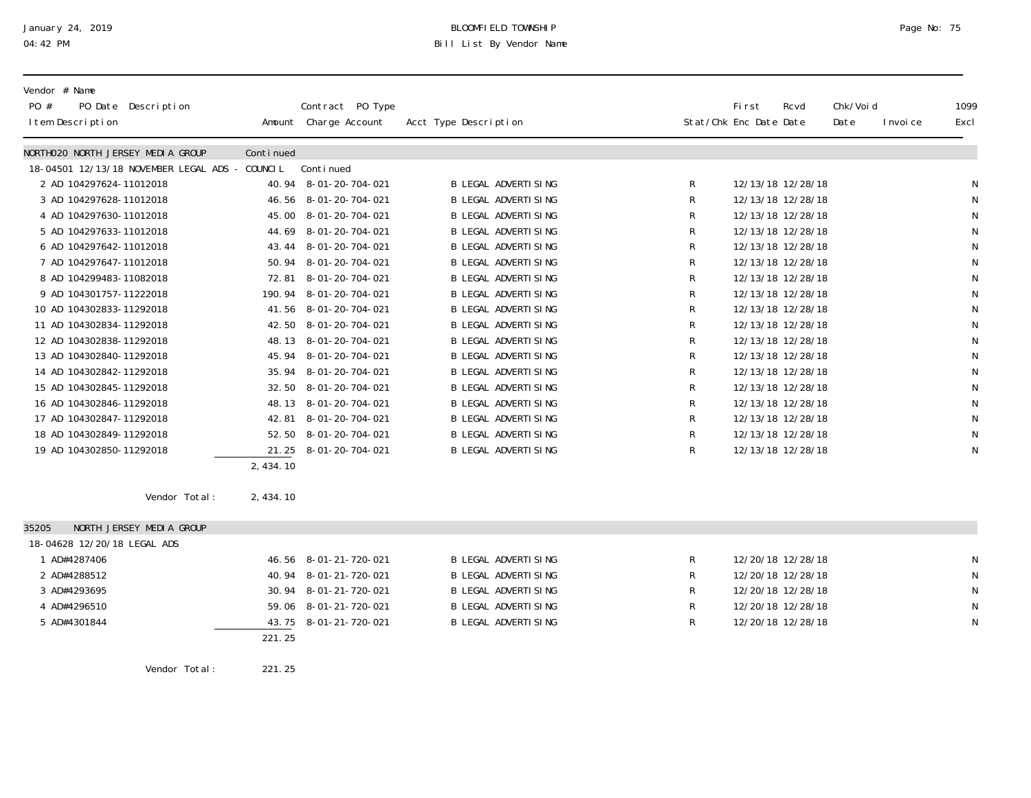BLOOMFIELD TOWNSHIP

Bill List By Vendor Name

January 24, 2019
04:42 PM

| Vendor # Name<br>PO # PO Date Description<br>Item Description | Amount | Contract PO Type<br>Charge Account | Acct Type Description | Stat/Chk | First Enc Date | Rcvd Date | Chk/Void Date | Invoice | 1099 Excl |
|---|---|---|---|---|---|---|---|---|---|
| **NORTH020 NORTH JERSEY MEDIA GROUP** | Continued | | | | | | | | |
| 18-04501 12/13/18 NOVEMBER LEGAL ADS - COUNCIL | | Continued | | | | | | | |
| 2 AD 104297624-11012018 | 40.94 | 8-01-20-704-021 | B LEGAL ADVERTISING | R | 12/13/18 | 12/28/18 | | | N |
| 3 AD 104297628-11012018 | 46.56 | 8-01-20-704-021 | B LEGAL ADVERTISING | R | 12/13/18 | 12/28/18 | | | N |
| 4 AD 104297630-11012018 | 45.00 | 8-01-20-704-021 | B LEGAL ADVERTISING | R | 12/13/18 | 12/28/18 | | | N |
| 5 AD 104297633-11012018 | 44.69 | 8-01-20-704-021 | B LEGAL ADVERTISING | R | 12/13/18 | 12/28/18 | | | N |
| 6 AD 104297642-11012018 | 43.44 | 8-01-20-704-021 | B LEGAL ADVERTISING | R | 12/13/18 | 12/28/18 | | | N |
| 7 AD 104297647-11012018 | 50.94 | 8-01-20-704-021 | B LEGAL ADVERTISING | R | 12/13/18 | 12/28/18 | | | N |
| 8 AD 104299483-11082018 | 72.81 | 8-01-20-704-021 | B LEGAL ADVERTISING | R | 12/13/18 | 12/28/18 | | | N |
| 9 AD 104301757-11222018 | 190.94 | 8-01-20-704-021 | B LEGAL ADVERTISING | R | 12/13/18 | 12/28/18 | | | N |
| 10 AD 104302833-11292018 | 41.56 | 8-01-20-704-021 | B LEGAL ADVERTISING | R | 12/13/18 | 12/28/18 | | | N |
| 11 AD 104302834-11292018 | 42.50 | 8-01-20-704-021 | B LEGAL ADVERTISING | R | 12/13/18 | 12/28/18 | | | N |
| 12 AD 104302838-11292018 | 48.13 | 8-01-20-704-021 | B LEGAL ADVERTISING | R | 12/13/18 | 12/28/18 | | | N |
| 13 AD 104302840-11292018 | 45.94 | 8-01-20-704-021 | B LEGAL ADVERTISING | R | 12/13/18 | 12/28/18 | | | N |
| 14 AD 104302842-11292018 | 35.94 | 8-01-20-704-021 | B LEGAL ADVERTISING | R | 12/13/18 | 12/28/18 | | | N |
| 15 AD 104302845-11292018 | 32.50 | 8-01-20-704-021 | B LEGAL ADVERTISING | R | 12/13/18 | 12/28/18 | | | N |
| 16 AD 104302846-11292018 | 48.13 | 8-01-20-704-021 | B LEGAL ADVERTISING | R | 12/13/18 | 12/28/18 | | | N |
| 17 AD 104302847-11292018 | 42.81 | 8-01-20-704-021 | B LEGAL ADVERTISING | R | 12/13/18 | 12/28/18 | | | N |
| 18 AD 104302849-11292018 | 52.50 | 8-01-20-704-021 | B LEGAL ADVERTISING | R | 12/13/18 | 12/28/18 | | | N |
| 19 AD 104302850-11292018 | 21.25 | 8-01-20-704-021 | B LEGAL ADVERTISING | R | 12/13/18 | 12/28/18 | | | N |
| | 2,434.10 | | | | | | | | |
| Vendor Total: | 2,434.10 | | | | | | | | |
| **35205 NORTH JERSEY MEDIA GROUP** | | | | | | | | | |
| 18-04628 12/20/18 LEGAL ADS | | | | | | | | | |
| 1 AD#4287406 | 46.56 | 8-01-21-720-021 | B LEGAL ADVERTISING | R | 12/20/18 | 12/28/18 | | | N |
| 2 AD#4288512 | 40.94 | 8-01-21-720-021 | B LEGAL ADVERTISING | R | 12/20/18 | 12/28/18 | | | N |
| 3 AD#4293695 | 30.94 | 8-01-21-720-021 | B LEGAL ADVERTISING | R | 12/20/18 | 12/28/18 | | | N |
| 4 AD#4296510 | 59.06 | 8-01-21-720-021 | B LEGAL ADVERTISING | R | 12/20/18 | 12/28/18 | | | N |
| 5 AD#4301844 | 43.75 | 8-01-21-720-021 | B LEGAL ADVERTISING | R | 12/20/18 | 12/28/18 | | | N |
| | 221.25 | | | | | | | | |
| Vendor Total: | 221.25 | | | | | | | | |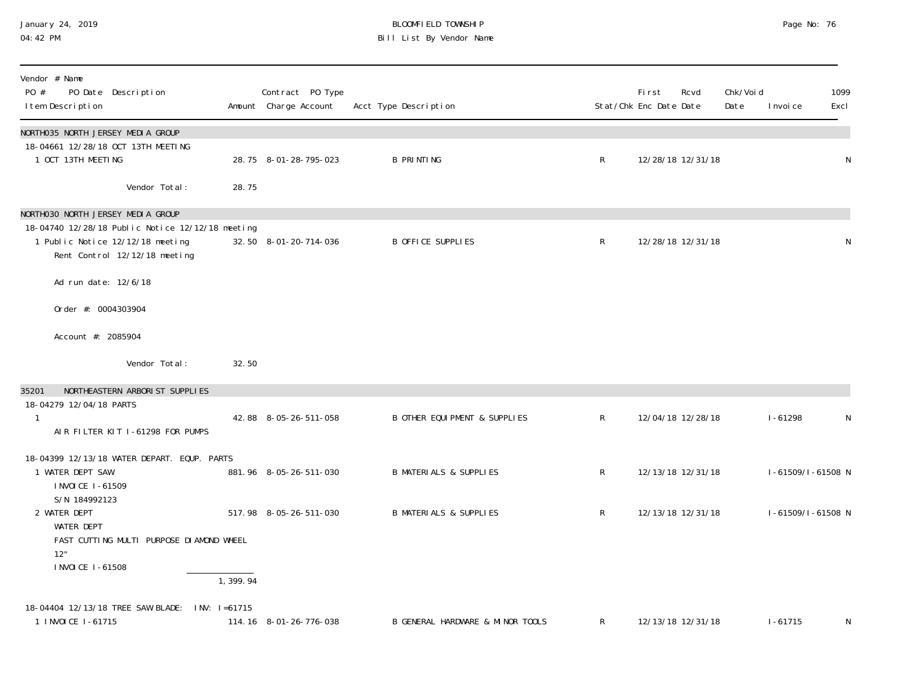# BLOOMFIELD TOWNSHIP

## Bill List By Vendor Name

January 24, 2019
04:42 PM

| Vendor # Name<br>PO # PO Date Description<br>Item Description | Amount | Contract PO Type<br>Charge Account | Acct Type Description | Stat/Chk | First Enc Date | Rcvd Date | Chk/Void Date | Invoice | 1099 Excl |
|---|---|---|---|---|---|---|---|---|---|
| **NORTH035 NORTH JERSEY MEDIA GROUP** | | | | | | | | | |
| 18-04661 12/28/18 OCT 13TH MEETING | | | | | | | | | |
| 1 OCT 13TH MEETING | 28.75 | 8-01-28-795-023 | B PRINTING | R | 12/28/18 | 12/31/18 | | | N |
| Vendor Total: | 28.75 | | | | | | | | |
| **NORTH030 NORTH JERSEY MEDIA GROUP** | | | | | | | | | |
| 18-04740 12/28/18 Public Notice 12/12/18 meeting | | | | | | | | | |
| 1 Public Notice 12/12/18 meeting<br>Rent Control 12/12/18 meeting<br>Ad run date: 12/6/18<br>Order #: 0004303904<br>Account #: 2085904 | 32.50 | 8-01-20-714-036 | B OFFICE SUPPLIES | R | 12/28/18 | 12/31/18 | | | N |
| Vendor Total: | 32.50 | | | | | | | | |
| **35201 NORTHEASTERN ARBORIST SUPPLIES** | | | | | | | | | |
| 18-04279 12/04/18 PARTS | | | | | | | | | |
| 1<br>AIR FILTER KIT I-61298 FOR PUMPS | 42.88 | 8-05-26-511-058 | B OTHER EQUIPMENT & SUPPLIES | R | 12/04/18 | 12/28/18 | | I-61298 | N |
| 18-04399 12/13/18 WATER DEPART. EQUP. PARTS | | | | | | | | | |
| 1 WATER DEPT SAW<br>INVOICE I-61509<br>S/N 184992123 | 881.96 | 8-05-26-511-030 | B MATERIALS & SUPPLIES | R | 12/13/18 | 12/31/18 | | I-61509/I-61508 | N |
| 2 WATER DEPT<br>WATER DEPT<br>FAST CUTTING MULTI PURPOSE DIAMOND WHEEL<br>12"<br>INVOICE I-61508 | 517.98 | 8-05-26-511-030 | B MATERIALS & SUPPLIES | R | 12/13/18 | 12/31/18 | | I-61509/I-61508 | N |
| | 1,399.94 | | | | | | | | |
| 18-04404 12/13/18 TREE SAW BLADE: INV: I=61715 | | | | | | | | | |
| 1 INVOICE I-61715 | 114.16 | 8-01-26-776-038 | B GENERAL HARDWARE & MINOR TOOLS | R | 12/13/18 | 12/31/18 | | I-61715 | N |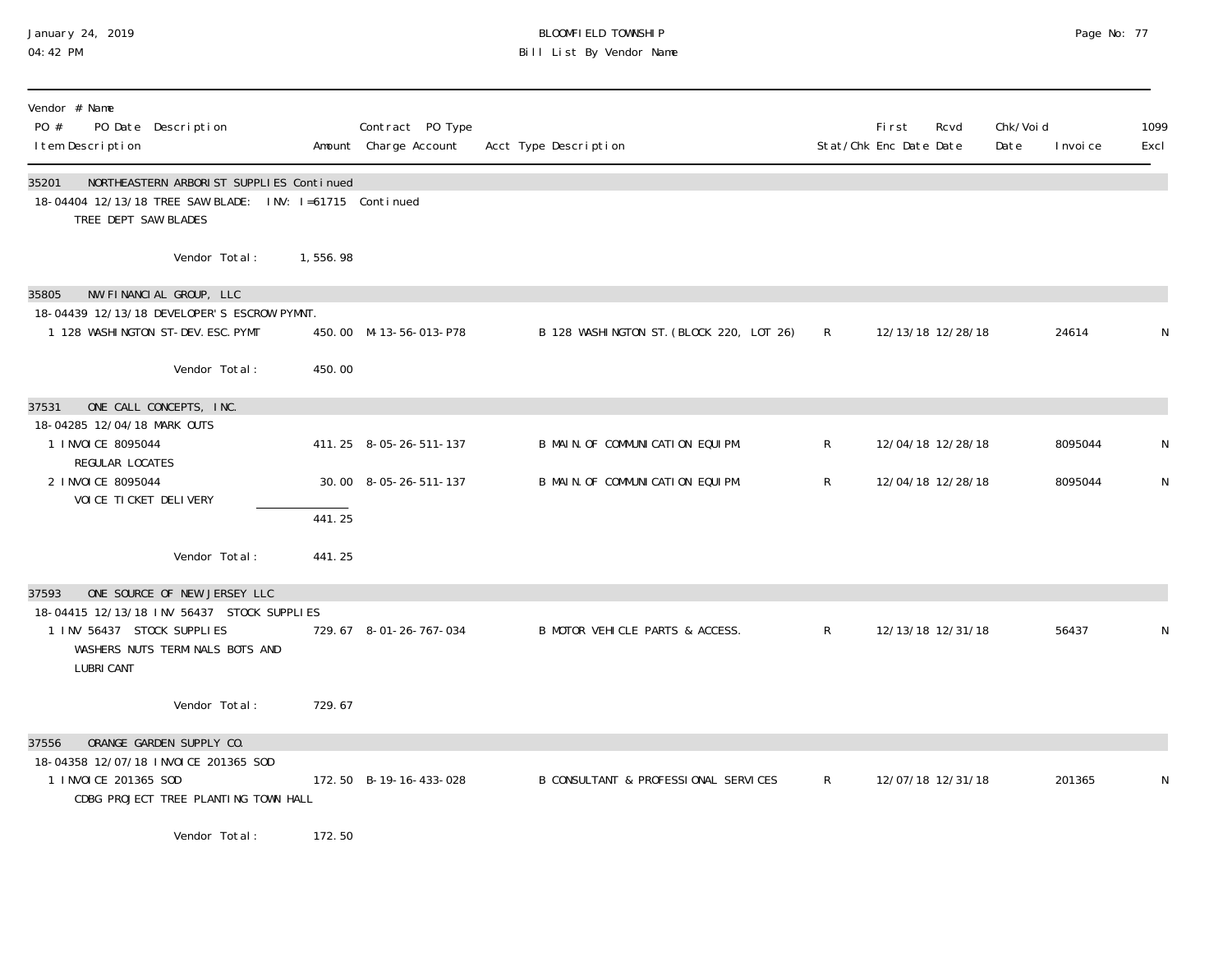| Vendor # Name<br>PO # PO Date Description<br>Item Description | Amount | Contract PO Type<br>Charge Account | Acct Type Description | Stat/Chk | First Enc Date | Rcvd Date | Chk/Void Date | Invoice | 1099 Excl |
|---|---|---|---|---|---|---|---|---|---|
| 35201 NORTHEASTERN ARBORIST SUPPLIES Continued | | | | | | | | | |
| 18-04404 12/13/18 TREE SAW BLADE: INV: I=61715 Continued | | | | | | | | | |
| TREE DEPT SAW BLADES | | | | | | | | | |
| Vendor Total: | 1,556.98 | | | | | | | | |
| 35805 NW FINANCIAL GROUP, LLC | | | | | | | | | |
| 18-04439 12/13/18 DEVELOPER'S ESCROW PYMNT. | | | | | | | | | |
| 1 128 WASHINGTON ST-DEV.ESC.PYMT | 450.00 | M-13-56-013-P78 | B 128 WASHINGTON ST.(BLOCK 220, LOT 26) | R | 12/13/18 | 12/28/18 | | 24614 | N |
| Vendor Total: | 450.00 | | | | | | | | |
| 37531 ONE CALL CONCEPTS, INC. | | | | | | | | | |
| 18-04285 12/04/18 MARK OUTS | | | | | | | | | |
| 1 INVOICE 8095044<br>REGULAR LOCATES | 411.25 | 8-05-26-511-137 | B MAIN.OF COMMUNICATION EQUIPM. | R | 12/04/18 | 12/28/18 | | 8095044 | N |
| 2 INVOICE 8095044<br>VOICE TICKET DELIVERY | 30.00 | 8-05-26-511-137 | B MAIN.OF COMMUNICATION EQUIPM. | R | 12/04/18 | 12/28/18 | | 8095044 | N |
| | 441.25 | | | | | | | | |
| Vendor Total: | 441.25 | | | | | | | | |
| 37593 ONE SOURCE OF NEW JERSEY LLC | | | | | | | | | |
| 18-04415 12/13/18 INV 56437 STOCK SUPPLIES | | | | | | | | | |
| 1 INV 56437 STOCK SUPPLIES<br>WASHERS NUTS TERMINALS BOTS AND LUBRICANT | 729.67 | 8-01-26-767-034 | B MOTOR VEHICLE PARTS & ACCESS. | R | 12/13/18 | 12/31/18 | | 56437 | N |
| Vendor Total: | 729.67 | | | | | | | | |
| 37556 ORANGE GARDEN SUPPLY CO. | | | | | | | | | |
| 18-04358 12/07/18 INVOICE 201365 SOD | | | | | | | | | |
| 1 INVOICE 201365 SOD<br>CDBG PROJECT TREE PLANTING TOWN HALL | 172.50 | B-19-16-433-028 | B CONSULTANT & PROFESSIONAL SERVICES | R | 12/07/18 | 12/31/18 | | 201365 | N |
| Vendor Total: | 172.50 | | | | | | | | |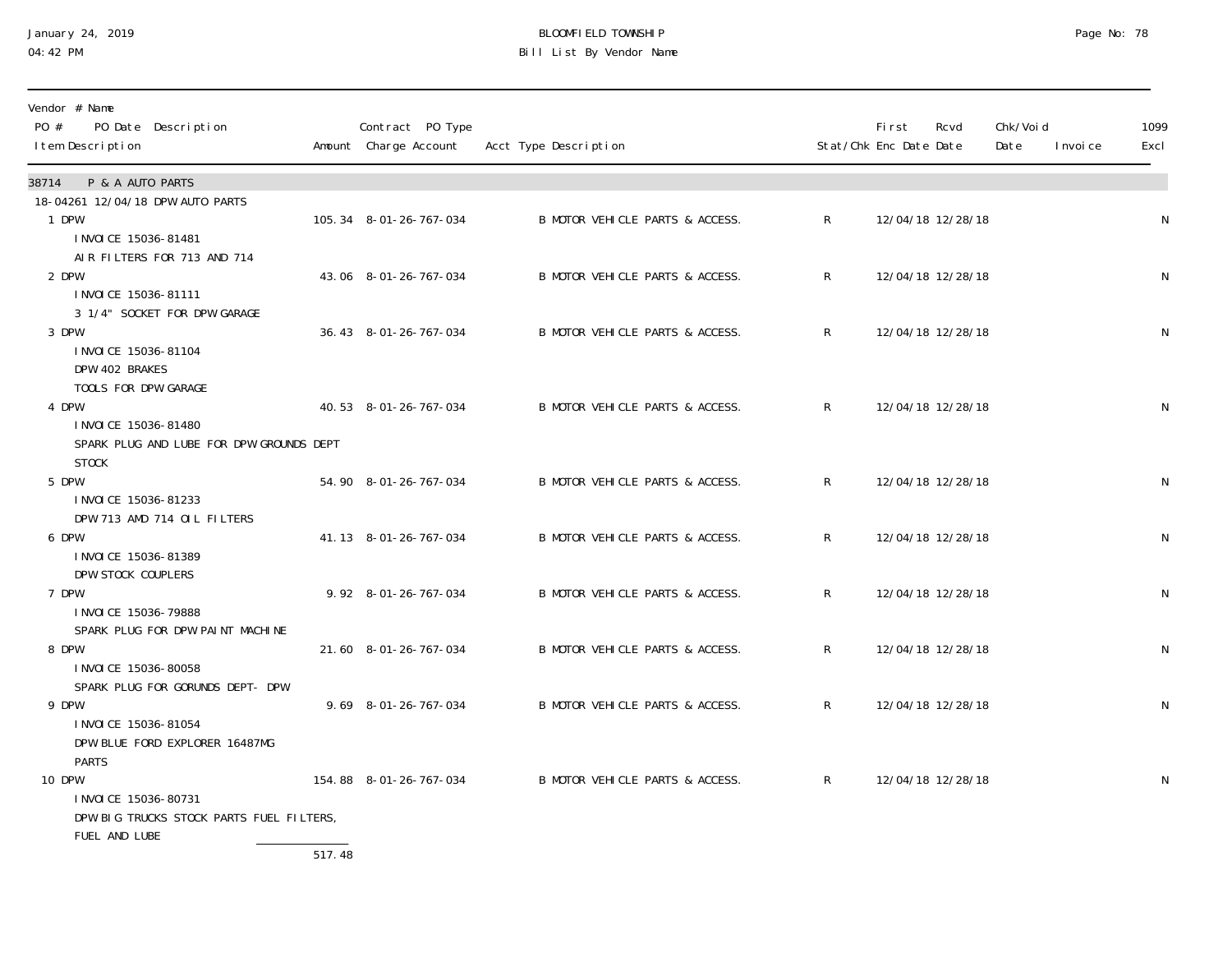BLOOMFIELD TOWNSHIP

Bill List By Vendor Name

January 24, 2019
04:42 PM

| Vendor # Name<br>PO # PO Date Description<br>Item Description | Amount | Contract PO Type<br>Charge Account | Acct Type Description | Stat/Chk | First Enc Date | Rcvd Date | Chk/Void Date | Invoice | 1099 Excl |
|---|---|---|---|---|---|---|---|---|---|
| **38714 P & A AUTO PARTS** | | | | | | | | | |
| 18-04261 12/04/18 DPW AUTO PARTS | | | | | | | | | |
| 1 DPW<br>INVOICE 15036-81481<br>AIR FILTERS FOR 713 AND 714 | 105.34 | 8-01-26-767-034 | B MOTOR VEHICLE PARTS & ACCESS. | R | 12/04/18 | 12/28/18 | | | N |
| 2 DPW<br>INVOICE 15036-81111<br>3 1/4" SOCKET FOR DPW GARAGE | 43.06 | 8-01-26-767-034 | B MOTOR VEHICLE PARTS & ACCESS. | R | 12/04/18 | 12/28/18 | | | N |
| 3 DPW<br>INVOICE 15036-81104<br>DPW 402 BRAKES<br>TOOLS FOR DPW GARAGE | 36.43 | 8-01-26-767-034 | B MOTOR VEHICLE PARTS & ACCESS. | R | 12/04/18 | 12/28/18 | | | N |
| 4 DPW<br>INVOICE 15036-81480<br>SPARK PLUG AND LUBE FOR DPW GROUNDS DEPT<br>STOCK | 40.53 | 8-01-26-767-034 | B MOTOR VEHICLE PARTS & ACCESS. | R | 12/04/18 | 12/28/18 | | | N |
| 5 DPW<br>INVOICE 15036-81233<br>DPW 713 AMD 714 OIL FILTERS | 54.90 | 8-01-26-767-034 | B MOTOR VEHICLE PARTS & ACCESS. | R | 12/04/18 | 12/28/18 | | | N |
| 6 DPW<br>INVOICE 15036-81389<br>DPW STOCK COUPLERS | 41.13 | 8-01-26-767-034 | B MOTOR VEHICLE PARTS & ACCESS. | R | 12/04/18 | 12/28/18 | | | N |
| 7 DPW<br>INVOICE 15036-79888<br>SPARK PLUG FOR DPW PAINT MACHINE | 9.92 | 8-01-26-767-034 | B MOTOR VEHICLE PARTS & ACCESS. | R | 12/04/18 | 12/28/18 | | | N |
| 8 DPW<br>INVOICE 15036-80058<br>SPARK PLUG FOR GORUNDS DEPT- DPW | 21.60 | 8-01-26-767-034 | B MOTOR VEHICLE PARTS & ACCESS. | R | 12/04/18 | 12/28/18 | | | N |
| 9 DPW<br>INVOICE 15036-81054<br>DPW BLUE FORD EXPLORER 16487MG<br>PARTS | 9.69 | 8-01-26-767-034 | B MOTOR VEHICLE PARTS & ACCESS. | R | 12/04/18 | 12/28/18 | | | N |
| 10 DPW<br>INVOICE 15036-80731<br>DPW BIG TRUCKS STOCK PARTS FUEL FILTERS,<br>FUEL AND LUBE | 154.88 | 8-01-26-767-034 | B MOTOR VEHICLE PARTS & ACCESS. | R | 12/04/18 | 12/28/18 | | | N |
| | 517.48 | | | | | | | | |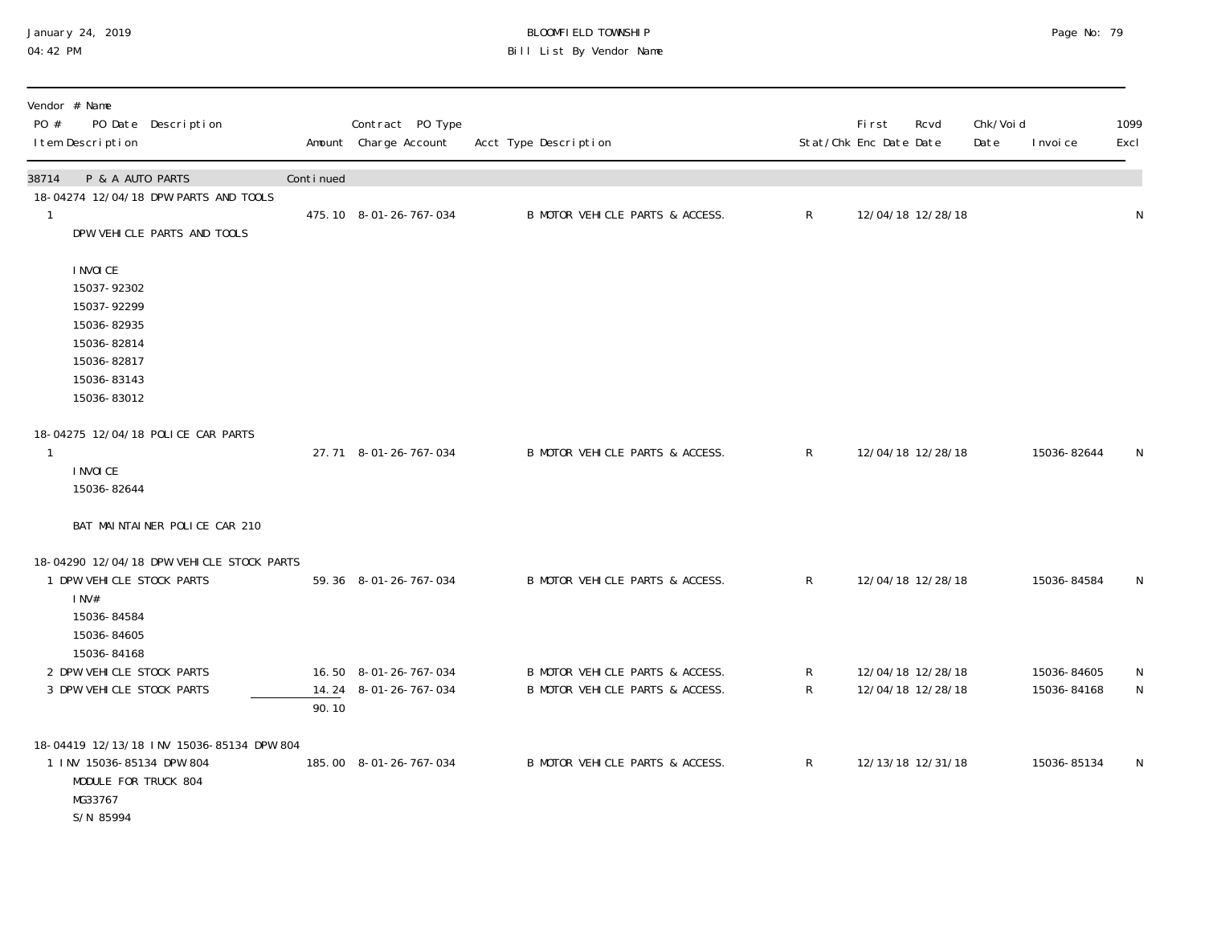| Vendor # Name PO # PO Date Description Item Description | Amount | Contract PO Type Charge Account | Acct Type Description | Stat/Chk | First Enc Date | Rcvd Date | Chk/Void Date | Invoice | 1099 Excl |
|---|---|---|---|---|---|---|---|---|---|
| 38714 P & A AUTO PARTS | Continued | | | | | | | | |
| 18-04274 12/04/18 DPW PARTS AND TOOLS | | | | | | | | | |
| 1 DPW VEHICLE PARTS AND TOOLS<br><br>INVOICE<br>15037-92302<br>15037-92299<br>15036-82935<br>15036-82814<br>15036-82817<br>15036-83143<br>15036-83012 | 475.10 | 8-01-26-767-034 | B MOTOR VEHICLE PARTS & ACCESS. | R | 12/04/18 | 12/28/18 | | | N |
| 18-04275 12/04/18 POLICE CAR PARTS | | | | | | | | | |
| 1 INVOICE<br>15036-82644<br><br>BAT MAINTAINER POLICE CAR 210 | 27.71 | 8-01-26-767-034 | B MOTOR VEHICLE PARTS & ACCESS. | R | 12/04/18 | 12/28/18 | | 15036-82644 | N |
| 18-04290 12/04/18 DPW VEHICLE STOCK PARTS | | | | | | | | | |
| 1 DPW VEHICLE STOCK PARTS<br>INV#<br>15036-84584<br>15036-84605<br>15036-84168 | 59.36 | 8-01-26-767-034 | B MOTOR VEHICLE PARTS & ACCESS. | R | 12/04/18 | 12/28/18 | | 15036-84584 | N |
| 2 DPW VEHICLE STOCK PARTS | 16.50 | 8-01-26-767-034 | B MOTOR VEHICLE PARTS & ACCESS. | R | 12/04/18 | 12/28/18 | | 15036-84605 | N |
| 3 DPW VEHICLE STOCK PARTS | 14.24 | 8-01-26-767-034 | B MOTOR VEHICLE PARTS & ACCESS. | R | 12/04/18 | 12/28/18 | | 15036-84168 | N |
| | 90.10 | | | | | | | | |
| 18-04419 12/13/18 INV 15036-85134 DPW 804 | | | | | | | | | |
| 1 INV 15036-85134 DPW 804<br>MODULE FOR TRUCK 804<br>MG33767<br>S/N 85994 | 185.00 | 8-01-26-767-034 | B MOTOR VEHICLE PARTS & ACCESS. | R | 12/13/18 | 12/31/18 | | 15036-85134 | N |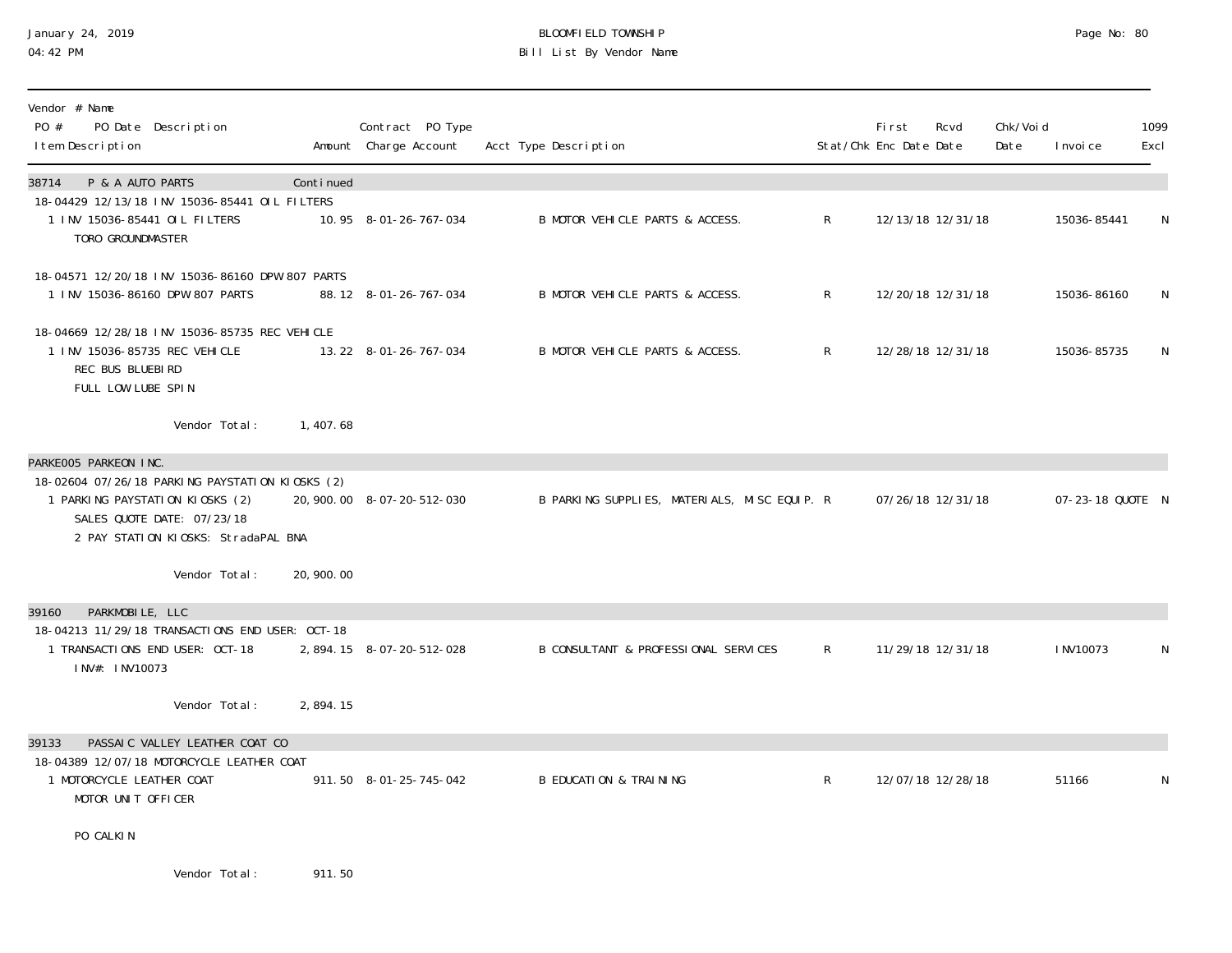| Vendor # Name PO # PO Date Description Item Description | Amount | Contract PO Type Charge Account | Acct Type Description | Stat/Chk | First Enc Date | Rcvd Date | Chk/Void Date | Invoice | 1099 Excl |
|---|---|---|---|---|---|---|---|---|---|
| **38714 P & A AUTO PARTS** | Continued | | | | | | | | |
| 18-04429 12/13/18 INV 15036-85441 OIL FILTERS | | | | | | | | | |
| 1 INV 15036-85441 OIL FILTERS TORO GROUNDMASTER | 10.95 | 8-01-26-767-034 | B MOTOR VEHICLE PARTS & ACCESS. | R | 12/13/18 | 12/31/18 | | 15036-85441 | N |
| 18-04571 12/20/18 INV 15036-86160 DPW 807 PARTS | | | | | | | | | |
| 1 INV 15036-86160 DPW 807 PARTS | 88.12 | 8-01-26-767-034 | B MOTOR VEHICLE PARTS & ACCESS. | R | 12/20/18 | 12/31/18 | | 15036-86160 | N |
| 18-04669 12/28/18 INV 15036-85735 REC VEHICLE | | | | | | | | | |
| 1 INV 15036-85735 REC VEHICLE REC BUS BLUEBIRD FULL LOW LUBE SPIN | 13.22 | 8-01-26-767-034 | B MOTOR VEHICLE PARTS & ACCESS. | R | 12/28/18 | 12/31/18 | | 15036-85735 | N |
| Vendor Total: | 1,407.68 | | | | | | | | |
| **PARKE005 PARKEON INC.** | | | | | | | | | |
| 18-02604 07/26/18 PARKING PAYSTATION KIOSKS (2) | | | | | | | | | |
| 1 PARKING PAYSTATION KIOSKS (2) SALES QUOTE DATE: 07/23/18 2 PAY STATION KIOSKS: StradaPAL BNA | 20,900.00 | 8-07-20-512-030 | B PARKING SUPPLIES, MATERIALS, MISC EQUIP. | R | 07/26/18 | 12/31/18 | | 07-23-18 QUOTE | N |
| Vendor Total: | 20,900.00 | | | | | | | | |
| **39160 PARKMOBILE, LLC** | | | | | | | | | |
| 18-04213 11/29/18 TRANSACTIONS END USER: OCT-18 | | | | | | | | | |
| 1 TRANSACTIONS END USER: OCT-18 INV#: INV10073 | 2,894.15 | 8-07-20-512-028 | B CONSULTANT & PROFESSIONAL SERVICES | R | 11/29/18 | 12/31/18 | | INV10073 | N |
| Vendor Total: | 2,894.15 | | | | | | | | |
| **39133 PASSAIC VALLEY LEATHER COAT CO** | | | | | | | | | |
| 18-04389 12/07/18 MOTORCYCLE LEATHER COAT | | | | | | | | | |
| 1 MOTORCYCLE LEATHER COAT MOTOR UNIT OFFICER PO CALKIN | 911.50 | 8-01-25-745-042 | B EDUCATION & TRAINING | R | 12/07/18 | 12/28/18 | | 51166 | N |
| Vendor Total: | 911.50 | | | | | | | | |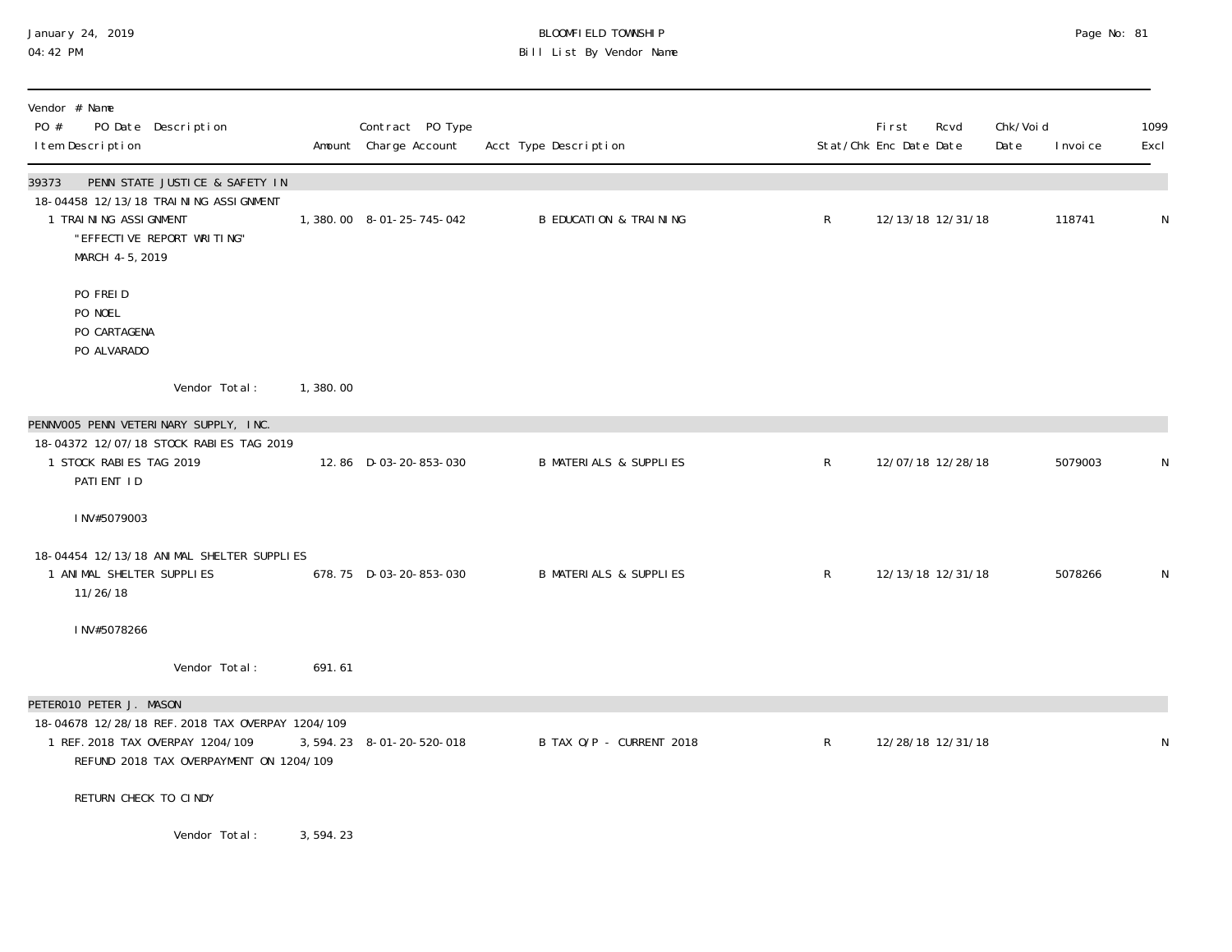BLOOMFIELD TOWNSHIP
Bill List By Vendor Name

January 24, 2019
04:42 PM

| Vendor # Name<br>PO # PO Date Description<br>Item Description | Amount | Contract PO Type<br>Charge Account | Acct Type Description | Stat/Chk | First<br>Enc Date | Rcvd<br>Date | Chk/Void<br>Date | Invoice | 1099<br>Excl |
|---|---|---|---|---|---|---|---|---|---|
| **39373 PENN STATE JUSTICE & SAFETY IN** | | | | | | | | | |
| 18-04458 12/13/18 TRAINING ASSIGNMENT | | | | | | | | | |
| 1 TRAINING ASSIGNMENT<br>"EFFECTIVE REPORT WRITING"<br>MARCH 4-5, 2019<br><br>PO FREID<br>PO NOEL<br>PO CARTAGENA<br>PO ALVARADO | 1,380.00 | 8-01-25-745-042 | B EDUCATION & TRAINING | R | 12/13/18 | 12/31/18 | | 118741 | N |
| Vendor Total: | 1,380.00 | | | | | | | | |
| **PENNV005 PENN VETERINARY SUPPLY, INC.** | | | | | | | | | |
| 18-04372 12/07/18 STOCK RABIES TAG 2019 | | | | | | | | | |
| 1 STOCK RABIES TAG 2019<br>PATIENT ID<br><br>INV#5079003 | 12.86 | D-03-20-853-030 | B MATERIALS & SUPPLIES | R | 12/07/18 | 12/28/18 | | 5079003 | N |
| 18-04454 12/13/18 ANIMAL SHELTER SUPPLIES | | | | | | | | | |
| 1 ANIMAL SHELTER SUPPLIES<br>11/26/18<br><br>INV#5078266 | 678.75 | D-03-20-853-030 | B MATERIALS & SUPPLIES | R | 12/13/18 | 12/31/18 | | 5078266 | N |
| Vendor Total: | 691.61 | | | | | | | | |
| **PETER010 PETER J. MASON** | | | | | | | | | |
| 18-04678 12/28/18 REF. 2018 TAX OVERPAY 1204/109 | | | | | | | | | |
| 1 REF. 2018 TAX OVERPAY 1204/109<br>REFUND 2018 TAX OVERPAYMENT ON 1204/109<br><br>RETURN CHECK TO CINDY | 3,594.23 | 8-01-20-520-018 | B TAX O/P - CURRENT 2018 | R | 12/28/18 | 12/31/18 | | | N |
| Vendor Total: | 3,594.23 | | | | | | | | |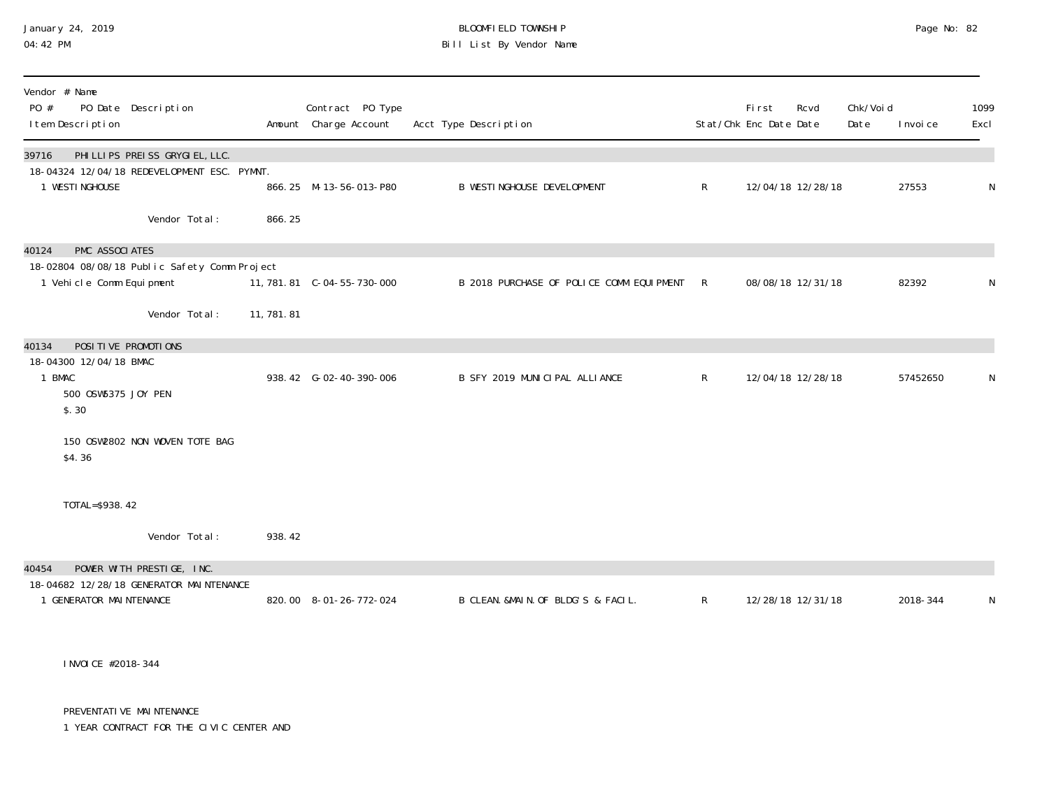**BLOOMFIELD TOWNSHIP**
**Bill List By Vendor Name**

January 24, 2019
04:42 PM

| Vendor # Name<br>PO # PO Date Description<br>Item Description | Amount | Contract PO Type<br>Charge Account | Acct Type Description | Stat/Chk | First Enc Date | Rcvd Date | Chk/Void Date | Invoice | 1099 Excl |
|---|---|---|---|---|---|---|---|---|---|
| **39716 PHILLIPS PREISS GRYGIEL, LLC.** | | | | | | | | | |
| 18-04324 12/04/18 REDEVELOPMENT ESC. PYMNT. | | | | | | | | | |
| 1 WESTINGHOUSE | 866.25 | M-13-56-013-P80 | B WESTINGHOUSE DEVELOPMENT | R | 12/04/18 | 12/28/18 | | 27553 | N |
| Vendor Total: | 866.25 | | | | | | | | |
| **40124 PMC ASSOCIATES** | | | | | | | | | |
| 18-02804 08/08/18 Public Safety Comm Project | | | | | | | | | |
| 1 Vehicle Comm Equipment | 11,781.81 | C-04-55-730-000 | B 2018 PURCHASE OF POLICE COMM EQUIPMENT | R | 08/08/18 | 12/31/18 | | 82392 | N |
| Vendor Total: | 11,781.81 | | | | | | | | |
| **40134 POSITIVE PROMOTIONS** | | | | | | | | | |
| 18-04300 12/04/18 BMAC | | | | | | | | | |
| 1 BMAC<br>500 OSW5375 JOY PEN<br>$.30<br><br>150 OSW2802 NON WOVEN TOTE BAG<br>$4.36<br><br>TOTAL=$938.42 | 938.42 | G-02-40-390-006 | B SFY 2019 MUNICIPAL ALLIANCE | R | 12/04/18 | 12/28/18 | | 57452650 | N |
| Vendor Total: | 938.42 | | | | | | | | |
| **40454 POWER WITH PRESTIGE, INC.** | | | | | | | | | |
| 18-04682 12/28/18 GENERATOR MAINTENANCE | | | | | | | | | |
| 1 GENERATOR MAINTENANCE<br><br>INVOICE #2018-344<br><br>PREVENTATIVE MAINTENANCE<br>1 YEAR CONTRACT FOR THE CIVIC CENTER AND | 820.00 | 8-01-26-772-024 | B CLEAN.&MAIN.OF BLDG'S & FACIL. | R | 12/28/18 | 12/31/18 | | 2018-344 | N |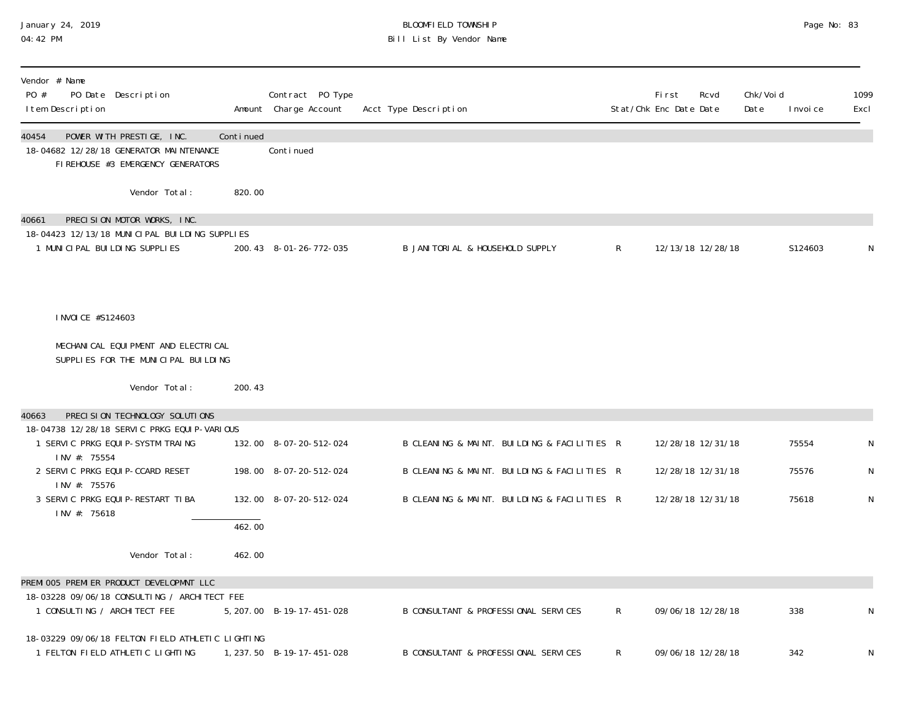| Vendor # Name | | | | | | | | | | | |
|---|---|---|---|---|---|---|---|---|---|---|---|
| PO # PO Date Description | | Contract PO Type | | | | | | | | | |
| Item Description | Amount | Charge Account | Acct Type Description | Stat/Chk | First Enc Date | Rcvd Date | Chk/Void Date | Invoice | 1099 Excl |
| **40454 POWER WITH PRESTIGE, INC.** | Continued | | | | | | | | |
| 18-04682 12/28/18 GENERATOR MAINTENANCE | | Continued | | | | | | | |
| FIREHOUSE #3 EMERGENCY GENERATORS | | | | | | | | | |
| Vendor Total: | 820.00 | | | | | | | | |
| **40661 PRECISION MOTOR WORKS, INC.** | | | | | | | | | |
| 18-04423 12/13/18 MUNICIPAL BUILDING SUPPLIES | | | | | | | | | |
| 1 MUNICIPAL BUILDING SUPPLIES | 200.43 | 8-01-26-772-035 | B JANITORIAL & HOUSEHOLD SUPPLY | R | 12/13/18 | 12/28/18 | | S124603 | N |
| INVOICE #S124603 | | | | | | | | | |
| MECHANICAL EQUIPMENT AND ELECTRICAL SUPPLIES FOR THE MUNICIPAL BUILDING | | | | | | | | | |
| Vendor Total: | 200.43 | | | | | | | | |
| **40663 PRECISION TECHNOLOGY SOLUTIONS** | | | | | | | | | |
| 18-04738 12/28/18 SERVIC PRKG EQUIP-VARIOUS | | | | | | | | | |
| 1 SERVIC PRKG EQUIP-SYSTM TRAING INV #: 75554 | 132.00 | 8-07-20-512-024 | B CLEANING & MAINT. BUILDING & FACILITIES | R | 12/28/18 | 12/31/18 | | 75554 | N |
| 2 SERVIC PRKG EQUIP-CCARD RESET INV #: 75576 | 198.00 | 8-07-20-512-024 | B CLEANING & MAINT. BUILDING & FACILITIES | R | 12/28/18 | 12/31/18 | | 75576 | N |
| 3 SERVIC PRKG EQUIP-RESTART TIBA INV #: 75618 | 132.00 | 8-07-20-512-024 | B CLEANING & MAINT. BUILDING & FACILITIES | R | 12/28/18 | 12/31/18 | | 75618 | N |
| | 462.00 | | | | | | | | |
| Vendor Total: | 462.00 | | | | | | | | |
| **PREMI005 PREMIER PRODUCT DEVELOPMNT LLC** | | | | | | | | | |
| 18-03228 09/06/18 CONSULTING / ARCHITECT FEE | | | | | | | | | |
| 1 CONSULTING / ARCHITECT FEE | 5,207.00 | B-19-17-451-028 | B CONSULTANT & PROFESSIONAL SERVICES | R | 09/06/18 | 12/28/18 | | 338 | N |
| 18-03229 09/06/18 FELTON FIELD ATHLETIC LIGHTING | | | | | | | | | |
| 1 FELTON FIELD ATHLETIC LIGHTING | 1,237.50 | B-19-17-451-028 | B CONSULTANT & PROFESSIONAL SERVICES | R | 09/06/18 | 12/28/18 | | 342 | N |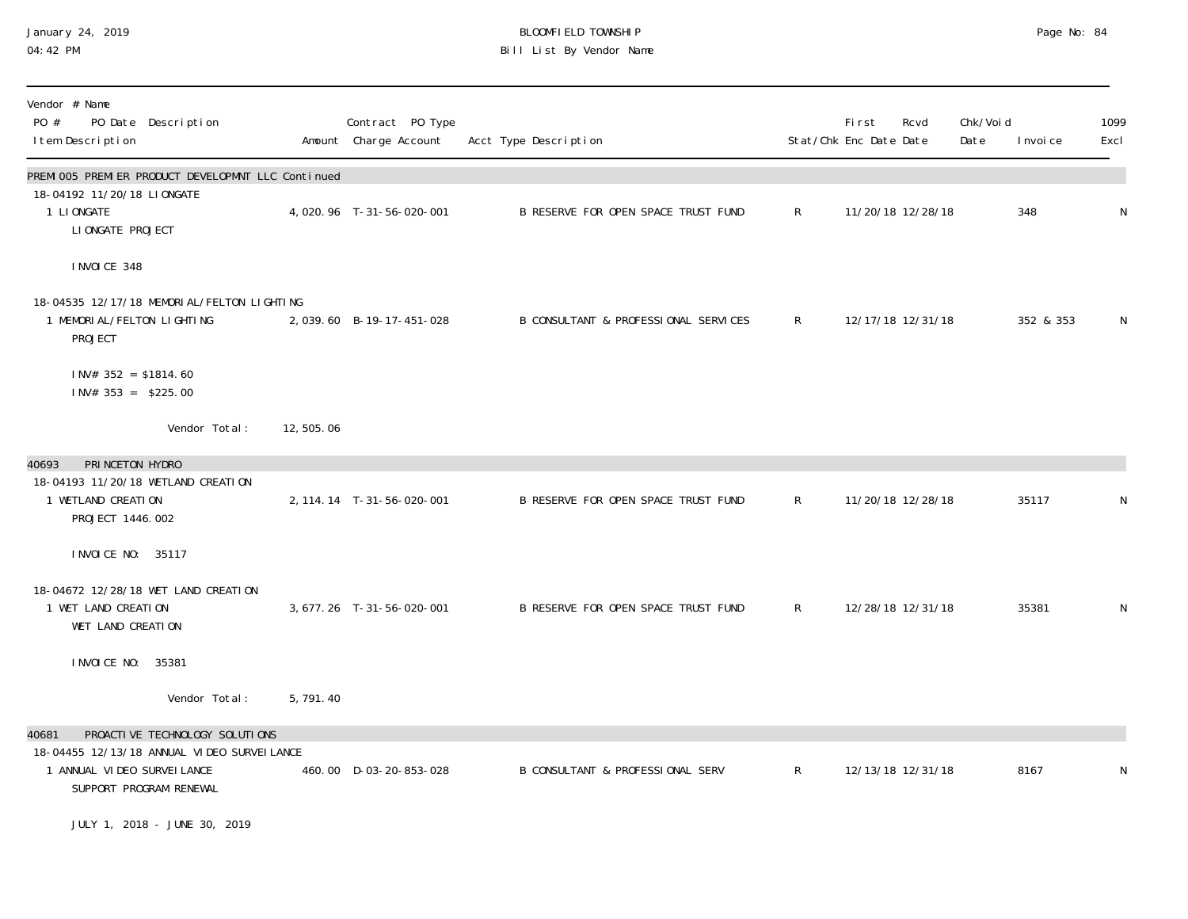| Vendor # Name<br>PO # PO Date Description<br>Item Description | Amount | Contract PO Type<br>Charge Account | Acct Type Description | Stat/Chk | First<br>Enc Date | Rcvd<br>Date | Chk/Void<br>Date | Invoice | 1099<br>Excl |
|---|---|---|---|---|---|---|---|---|---|
| **PREMI005 PREMIER PRODUCT DEVELOPMNT LLC Continued** | | | | | | | | | |
| 18-04192 11/20/18 LIONGATE | | | | | | | | | |
| 1 LIONGATE<br>LIONGATE PROJECT<br><br>INVOICE 348 | 4,020.96 | T-31-56-020-001 | B RESERVE FOR OPEN SPACE TRUST FUND | R | 11/20/18 | 12/28/18 | | 348 | N |
| 18-04535 12/17/18 MEMORIAL/FELTON LIGHTING | | | | | | | | | |
| 1 MEMORIAL/FELTON LIGHTING<br>PROJECT<br><br>INV# 352 = $1814.60<br>INV# 353 = $225.00 | 2,039.60 | B-19-17-451-028 | B CONSULTANT & PROFESSIONAL SERVICES | R | 12/17/18 | 12/31/18 | | 352 & 353 | N |
| Vendor Total: | 12,505.06 | | | | | | | | |
| **40693 PRINCETON HYDRO** | | | | | | | | | |
| 18-04193 11/20/18 WETLAND CREATION | | | | | | | | | |
| 1 WETLAND CREATION<br>PROJECT 1446.002<br><br>INVOICE NO: 35117 | 2,114.14 | T-31-56-020-001 | B RESERVE FOR OPEN SPACE TRUST FUND | R | 11/20/18 | 12/28/18 | | 35117 | N |
| 18-04672 12/28/18 WET LAND CREATION | | | | | | | | | |
| 1 WET LAND CREATION<br>WET LAND CREATION<br><br>INVOICE NO: 35381 | 3,677.26 | T-31-56-020-001 | B RESERVE FOR OPEN SPACE TRUST FUND | R | 12/28/18 | 12/31/18 | | 35381 | N |
| Vendor Total: | 5,791.40 | | | | | | | | |
| **40681 PROACTIVE TECHNOLOGY SOLUTIONS** | | | | | | | | | |
| 18-04455 12/13/18 ANNUAL VIDEO SURVEILANCE | | | | | | | | | |
| 1 ANNUAL VIDEO SURVEILANCE<br>SUPPORT PROGRAM RENEWAL<br><br>JULY 1, 2018 - JUNE 30, 2019 | 460.00 | D-03-20-853-028 | B CONSULTANT & PROFESSIONAL SERV | R | 12/13/18 | 12/31/18 | | 8167 | N |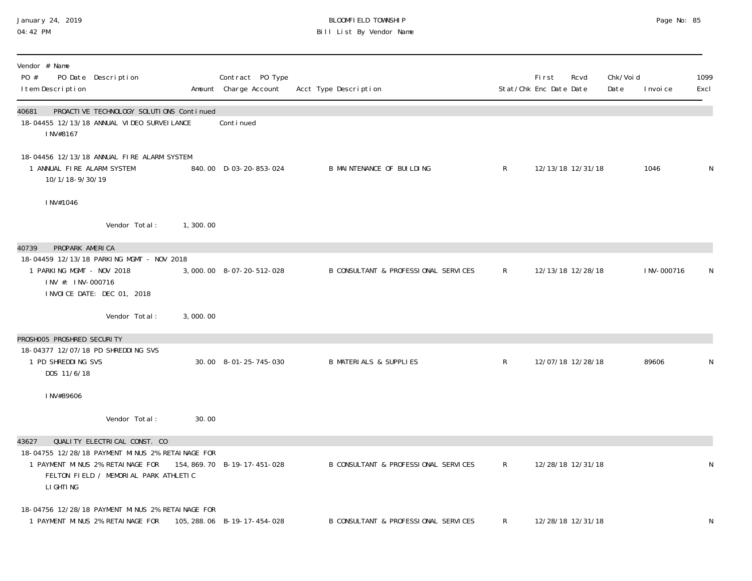| Vendor # Name<br>PO # PO Date Description<br>Item Description | Amount | Contract PO Type<br>Charge Account | Acct Type Description | Stat/Chk | First Enc Date | Rcvd Date | Chk/Void Date | Invoice | 1099 Excl |
|---|---|---|---|---|---|---|---|---|---|
| **40681 PROACTIVE TECHNOLOGY SOLUTIONS Continued** | | | | | | | | | |
| 18-04455 12/13/18 ANNUAL VIDEO SURVEILANCE | | Continued | | | | | | | |
| INV#8167 | | | | | | | | | |
| 18-04456 12/13/18 ANNUAL FIRE ALARM SYSTEM | | | | | | | | | |
| 1 ANNUAL FIRE ALARM SYSTEM<br>10/1/18-9/30/19<br><br>INV#1046 | 840.00 | D-03-20-853-024 | B MAINTENANCE OF BUILDING | R | 12/13/18 | 12/31/18 | | 1046 | N |
| Vendor Total: | 1,300.00 | | | | | | | | |
| **40739 PROPARK AMERICA** | | | | | | | | | |
| 18-04459 12/13/18 PARKING MGMT - NOV 2018 | | | | | | | | | |
| 1 PARKING MGMT - NOV 2018<br>INV #: INV-000716<br>INVOICE DATE: DEC 01, 2018 | 3,000.00 | 8-07-20-512-028 | B CONSULTANT & PROFESSIONAL SERVICES | R | 12/13/18 | 12/28/18 | | INV-000716 | N |
| Vendor Total: | 3,000.00 | | | | | | | | |
| **PROSH005 PROSHRED SECURITY** | | | | | | | | | |
| 18-04377 12/07/18 PD SHREDDING SVS | | | | | | | | | |
| 1 PD SHREDDING SVS<br>DOS 11/6/18<br><br>INV#89606 | 30.00 | 8-01-25-745-030 | B MATERIALS & SUPPLIES | R | 12/07/18 | 12/28/18 | | 89606 | N |
| Vendor Total: | 30.00 | | | | | | | | |
| **43627 QUALITY ELECTRICAL CONST. CO** | | | | | | | | | |
| 18-04755 12/28/18 PAYMENT MINUS 2% RETAINAGE FOR | | | | | | | | | |
| 1 PAYMENT MINUS 2% RETAINAGE FOR<br>FELTON FIELD / MEMORIAL PARK ATHLETIC<br>LIGHTING | 154,869.70 | B-19-17-451-028 | B CONSULTANT & PROFESSIONAL SERVICES | R | 12/28/18 | 12/31/18 | | | N |
| 18-04756 12/28/18 PAYMENT MINUS 2% RETAINAGE FOR | | | | | | | | | |
| 1 PAYMENT MINUS 2% RETAINAGE FOR | 105,288.06 | B-19-17-454-028 | B CONSULTANT & PROFESSIONAL SERVICES | R | 12/28/18 | 12/31/18 | | | N |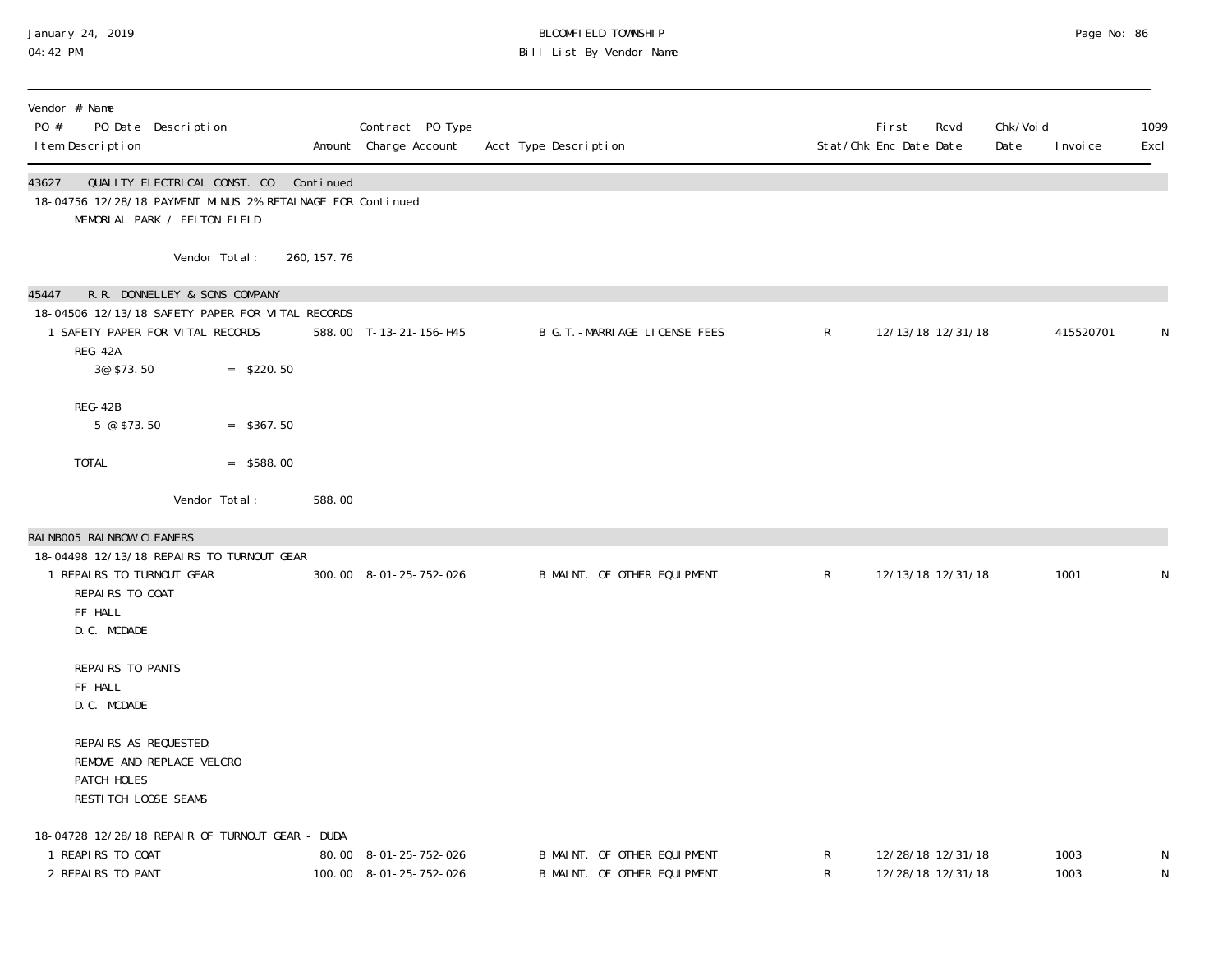BLOOMFIELD TOWNSHIP

Bill List By Vendor Name

January 24, 2019
04:42 PM

| Vendor # Name<br>PO # PO Date Description<br>Item Description | Amount | Contract PO Type<br>Charge Account | Acct Type Description | Stat/Chk | First Enc Date | Rcvd Date | Chk/Void Date | Invoice | 1099 Excl |
|---|---|---|---|---|---|---|---|---|---|
| **43627 QUALITY ELECTRICAL CONST. CO Continued** | | | | | | | | | |
| 18-04756 12/28/18 PAYMENT MINUS 2% RETAINAGE FOR Continued<br>MEMORIAL PARK / FELTON FIELD | | | | | | | | | |
| Vendor Total: | 260,157.76 | | | | | | | | |
| **45447 R.R. DONNELLEY & SONS COMPANY** | | | | | | | | | |
| 18-04506 12/13/18 SAFETY PAPER FOR VITAL RECORDS | | | | | | | | | |
| 1 SAFETY PAPER FOR VITAL RECORDS<br>REG-42A<br>3@ $73.50 = $220.50<br><br>REG-42B<br>5 @ $73.50 = $367.50<br><br>TOTAL = $588.00 | 588.00 | T-13-21-156-H45 | B G.T.-MARRIAGE LICENSE FEES | R | 12/13/18 | 12/31/18 | | 415520701 | N |
| Vendor Total: | 588.00 | | | | | | | | |
| **RAINB005 RAINBOW CLEANERS** | | | | | | | | | |
| 18-04498 12/13/18 REPAIRS TO TURNOUT GEAR | | | | | | | | | |
| 1 REPAIRS TO TURNOUT GEAR<br>REPAIRS TO COAT<br>FF HALL<br>D.C. MCDADE<br><br>REPAIRS TO PANTS<br>FF HALL<br>D.C. MCDADE<br><br>REPAIRS AS REQUESTED:<br>REMOVE AND REPLACE VELCRO<br>PATCH HOLES<br>RESTITCH LOOSE SEAMS | 300.00 | 8-01-25-752-026 | B MAINT. OF OTHER EQUIPMENT | R | 12/13/18 | 12/31/18 | | 1001 | N |
| 18-04728 12/28/18 REPAIR OF TURNOUT GEAR - DUDA | | | | | | | | | |
| 1 REAPIRS TO COAT | 80.00 | 8-01-25-752-026 | B MAINT. OF OTHER EQUIPMENT | R | 12/28/18 | 12/31/18 | | 1003 | N |
| 2 REPAIRS TO PANT | 100.00 | 8-01-25-752-026 | B MAINT. OF OTHER EQUIPMENT | R | 12/28/18 | 12/31/18 | | 1003 | N |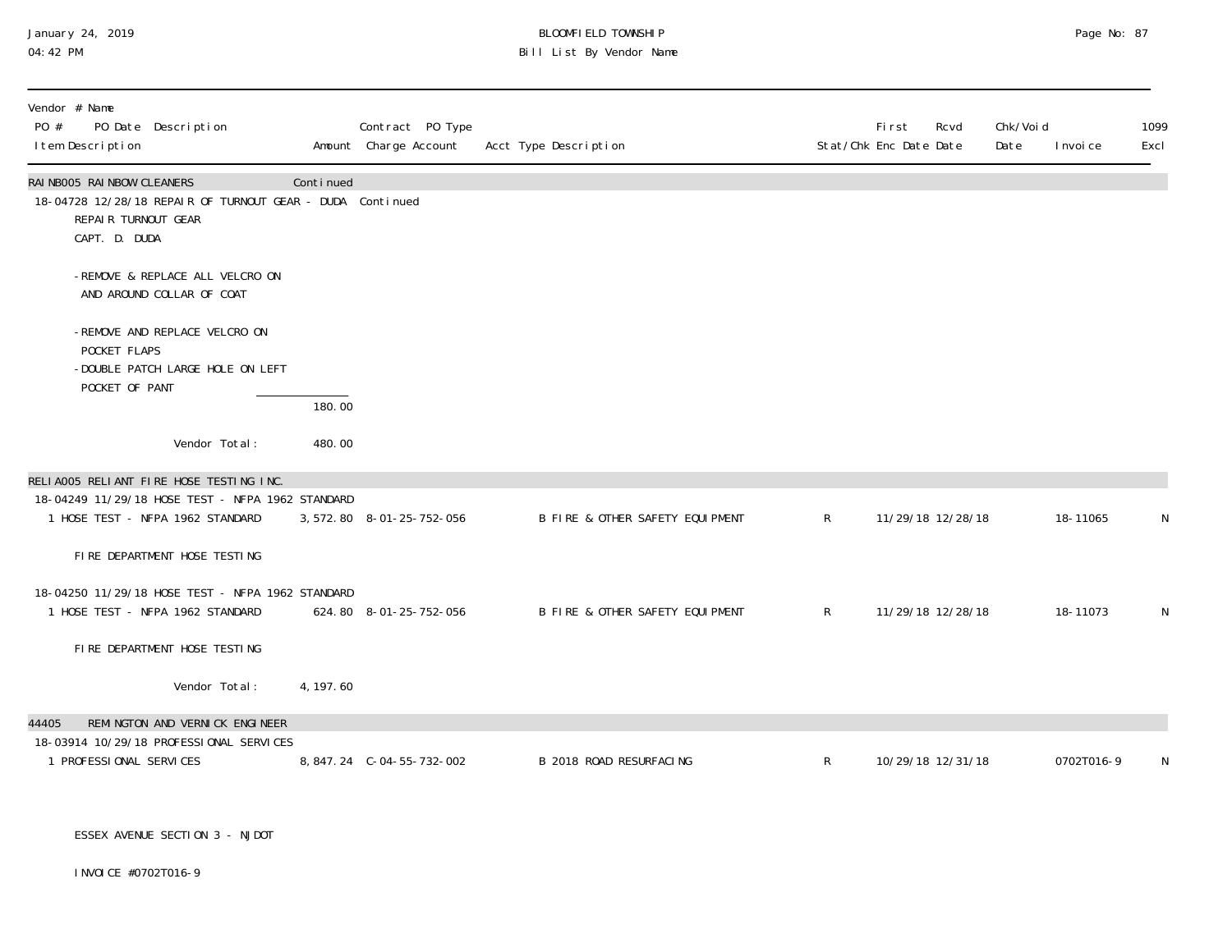| Vendor # Name<br>PO # PO Date Description<br>Item Description | Amount | Contract PO Type<br>Charge Account | Acct Type Description | Stat/Chk | First<br>Enc Date | Rcvd<br>Date | Chk/Void<br>Date | Invoice | 1099<br>Excl |
|---|---|---|---|---|---|---|---|---|---|
| RAINB005 RAINBOW CLEANERS | Continued | | | | | | | | |
| 18-04728 12/28/18 REPAIR OF TURNOUT GEAR - DUDA | | Continued | | | | | | | |
| REPAIR TURNOUT GEAR<br>CAPT. D. DUDA<br><br>-REMOVE & REPLACE ALL VELCRO ON AND AROUND COLLAR OF COAT<br><br>-REMOVE AND REPLACE VELCRO ON POCKET FLAPS<br>-DOUBLE PATCH LARGE HOLE ON LEFT POCKET OF PANT | | | | | | | | | |
| | 180.00 | | | | | | | | |
| Vendor Total: | 480.00 | | | | | | | | |
| RELIA005 RELIANT FIRE HOSE TESTING INC. | | | | | | | | | |
| 18-04249 11/29/18 HOSE TEST - NFPA 1962 STANDARD | | | | | | | | | |
| 1 HOSE TEST - NFPA 1962 STANDARD | 3,572.80 | 8-01-25-752-056 | B FIRE & OTHER SAFETY EQUIPMENT | R | 11/29/18 | 12/28/18 | | 18-11065 | N |
| FIRE DEPARTMENT HOSE TESTING | | | | | | | | | |
| 18-04250 11/29/18 HOSE TEST - NFPA 1962 STANDARD | | | | | | | | | |
| 1 HOSE TEST - NFPA 1962 STANDARD | 624.80 | 8-01-25-752-056 | B FIRE & OTHER SAFETY EQUIPMENT | R | 11/29/18 | 12/28/18 | | 18-11073 | N |
| FIRE DEPARTMENT HOSE TESTING | | | | | | | | | |
| Vendor Total: | 4,197.60 | | | | | | | | |
| 44405 REMINGTON AND VERNICK ENGINEER | | | | | | | | | |
| 18-03914 10/29/18 PROFESSIONAL SERVICES | | | | | | | | | |
| 1 PROFESSIONAL SERVICES | 8,847.24 | C-04-55-732-002 | B 2018 ROAD RESURFACING | R | 10/29/18 | 12/31/18 | | 0702T016-9 | N |
| ESSEX AVENUE SECTION 3 - NJDOT<br><br>INVOICE #0702T016-9 | | | | | | | | | |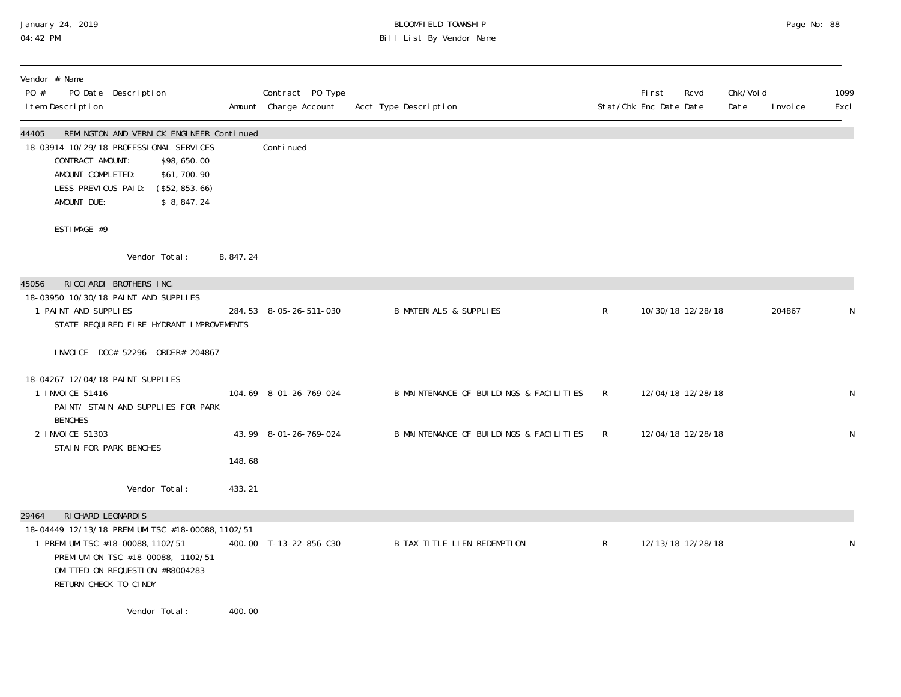BLOOMFIELD TOWNSHIP
Bill List By Vendor Name

January 24, 2019
04:42 PM

| Vendor # Name<br>PO # PO Date Description<br>Item Description | Amount | Contract PO Type<br>Charge Account | Acct Type Description | Stat/Chk | First Enc Date | Rcvd Date | Chk/Void Date | Invoice | 1099 Excl |
|---|---|---|---|---|---|---|---|---|---|
| **44405 REMINGTON AND VERNICK ENGINEER Continued** | | | | | | | | | |
| 18-03914 10/29/18 PROFESSIONAL SERVICES | | Continued | | | | | | | |
| CONTRACT AMOUNT: $98,650.00<br>AMOUNT COMPLETED: $61,700.90<br>LESS PREVIOUS PAID: ($52,853.66)<br>AMOUNT DUE: $ 8,847.24<br><br>ESTIMAGE #9 | | | | | | | | | |
| Vendor Total: | 8,847.24 | | | | | | | | |
| **45056 RICCIARDI BROTHERS INC.** | | | | | | | | | |
| 18-03950 10/30/18 PAINT AND SUPPLIES | | | | | | | | | |
| 1 PAINT AND SUPPLIES<br>STATE REQUIRED FIRE HYDRANT IMPROVEMENTS<br><br>INVOICE DOC# 52296 ORDER# 204867 | 284.53 | 8-05-26-511-030 | B MATERIALS & SUPPLIES | R | 10/30/18 | 12/28/18 | | 204867 | N |
| 18-04267 12/04/18 PAINT SUPPLIES | | | | | | | | | |
| 1 INVOICE 51416<br>PAINT/ STAIN AND SUPPLIES FOR PARK BENCHES | 104.69 | 8-01-26-769-024 | B MAINTENANCE OF BUILDINGS & FACILITIES | R | 12/04/18 | 12/28/18 | | | N |
| 2 INVOICE 51303<br>STAIN FOR PARK BENCHES | 43.99 | 8-01-26-769-024 | B MAINTENANCE OF BUILDINGS & FACILITIES | R | 12/04/18 | 12/28/18 | | | N |
| | 148.68 | | | | | | | | |
| Vendor Total: | 433.21 | | | | | | | | |
| **29464 RICHARD LEONARDIS** | | | | | | | | | |
| 18-04449 12/13/18 PREMIUM TSC #18-00088, 1102/51 | | | | | | | | | |
| 1 PREMIUM TSC #18-00088, 1102/51<br>PREMIUM ON TSC #18-00088, 1102/51<br>OMITTED ON REQUESTION #R8004283<br>RETURN CHECK TO CINDY | 400.00 | T-13-22-856-C30 | B TAX TITLE LIEN REDEMPTION | R | 12/13/18 | 12/28/18 | | | N |
| Vendor Total: | 400.00 | | | | | | | | |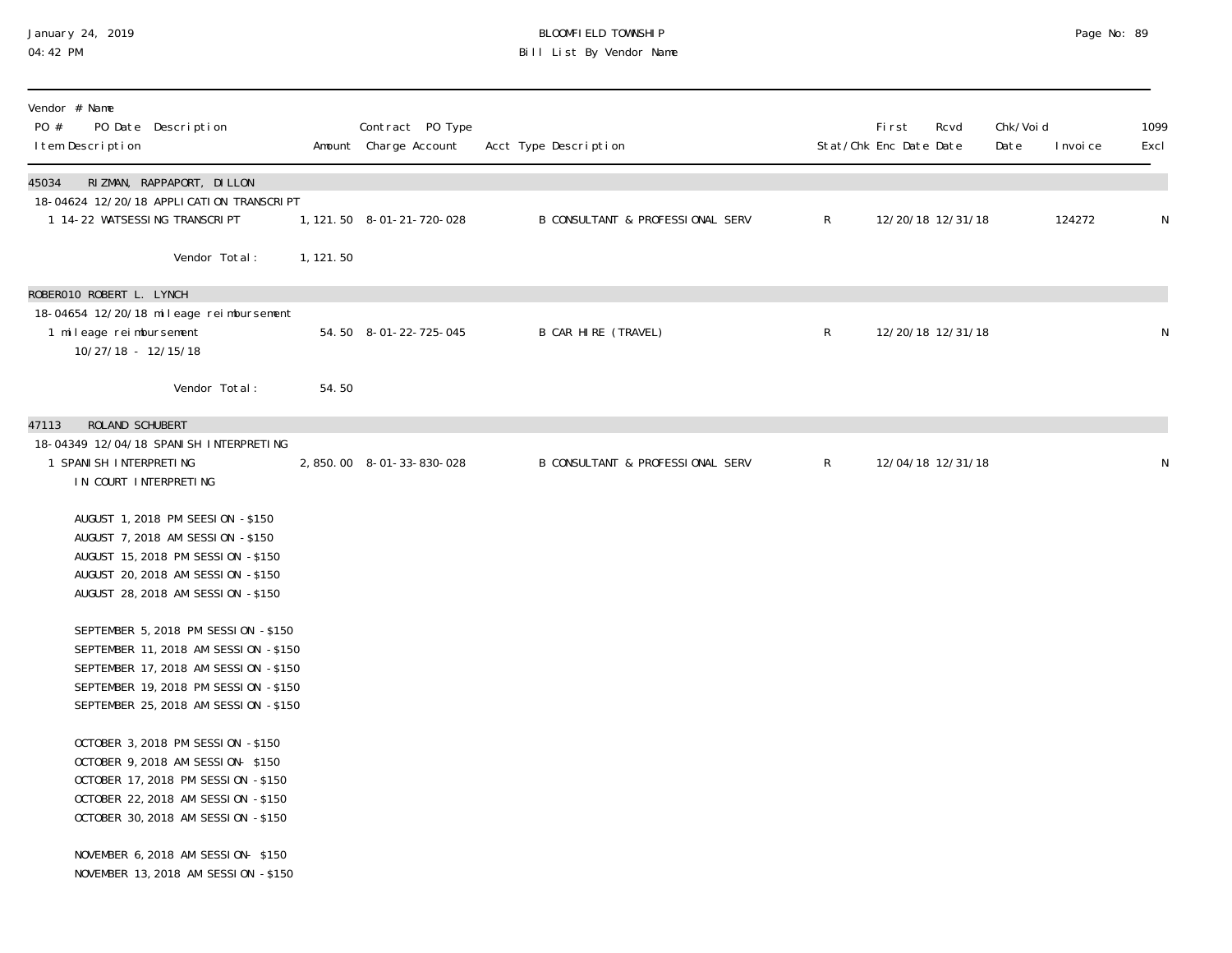Vendor # Name
PO # PO Date Description
Item Description

| Vendor # Name / PO # PO Date Description / Item Description | Amount | Contract PO Type Charge Account | Acct Type Description | Stat/Chk | First Enc Date | Rcvd Date | Chk/Void Date | Invoice | 1099 Excl |
|---|---|---|---|---|---|---|---|---|---|
| **45034 RIZMAN, RAPPAPORT, DILLON** | | | | | | | | | |
| 18-04624 12/20/18 APPLICATION TRANSCRIPT | | | | | | | | | |
| 1 14-22 WATSESSING TRANSCRIPT | 1,121.50 | 8-01-21-720-028 | B CONSULTANT & PROFESSIONAL SERV | R | 12/20/18 | 12/31/18 | | 124272 | N |
| Vendor Total: | 1,121.50 | | | | | | | | |
| **ROBER010 ROBERT L. LYNCH** | | | | | | | | | |
| 18-04654 12/20/18 mileage reimbursement | | | | | | | | | |
| 1 mileage reimbursement 10/27/18 - 12/15/18 | 54.50 | 8-01-22-725-045 | B CAR HIRE (TRAVEL) | R | 12/20/18 | 12/31/18 | | | N |
| Vendor Total: | 54.50 | | | | | | | | |
| **47113 ROLAND SCHUBERT** | | | | | | | | | |
| 18-04349 12/04/18 SPANISH INTERPRETING | | | | | | | | | |
| 1 SPANISH INTERPRETING IN COURT INTERPRETING | 2,850.00 | 8-01-33-830-028 | B CONSULTANT & PROFESSIONAL SERV | R | 12/04/18 | 12/31/18 | | | N |

AUGUST 1, 2018 PM SEESION - $150
AUGUST 7, 2018 AM SESSION - $150
AUGUST 15, 2018 PM SESSION - $150
AUGUST 20, 2018 AM SESSION - $150
AUGUST 28, 2018 AM SESSION - $150

SEPTEMBER 5, 2018 PM SESSION - $150
SEPTEMBER 11, 2018 AM SESSION - $150
SEPTEMBER 17, 2018 AM SESSION - $150
SEPTEMBER 19, 2018 PM SESSION - $150
SEPTEMBER 25, 2018 AM SESSION - $150

OCTOBER 3, 2018 PM SESSION - $150
OCTOBER 9, 2018 AM SESSION- $150
OCTOBER 17, 2018 PM SESSION - $150
OCTOBER 22, 2018 AM SESSION - $150
OCTOBER 30, 2018 AM SESSION - $150

NOVEMBER 6, 2018 AM SESSION- $150
NOVEMBER 13, 2018 AM SESSION - $150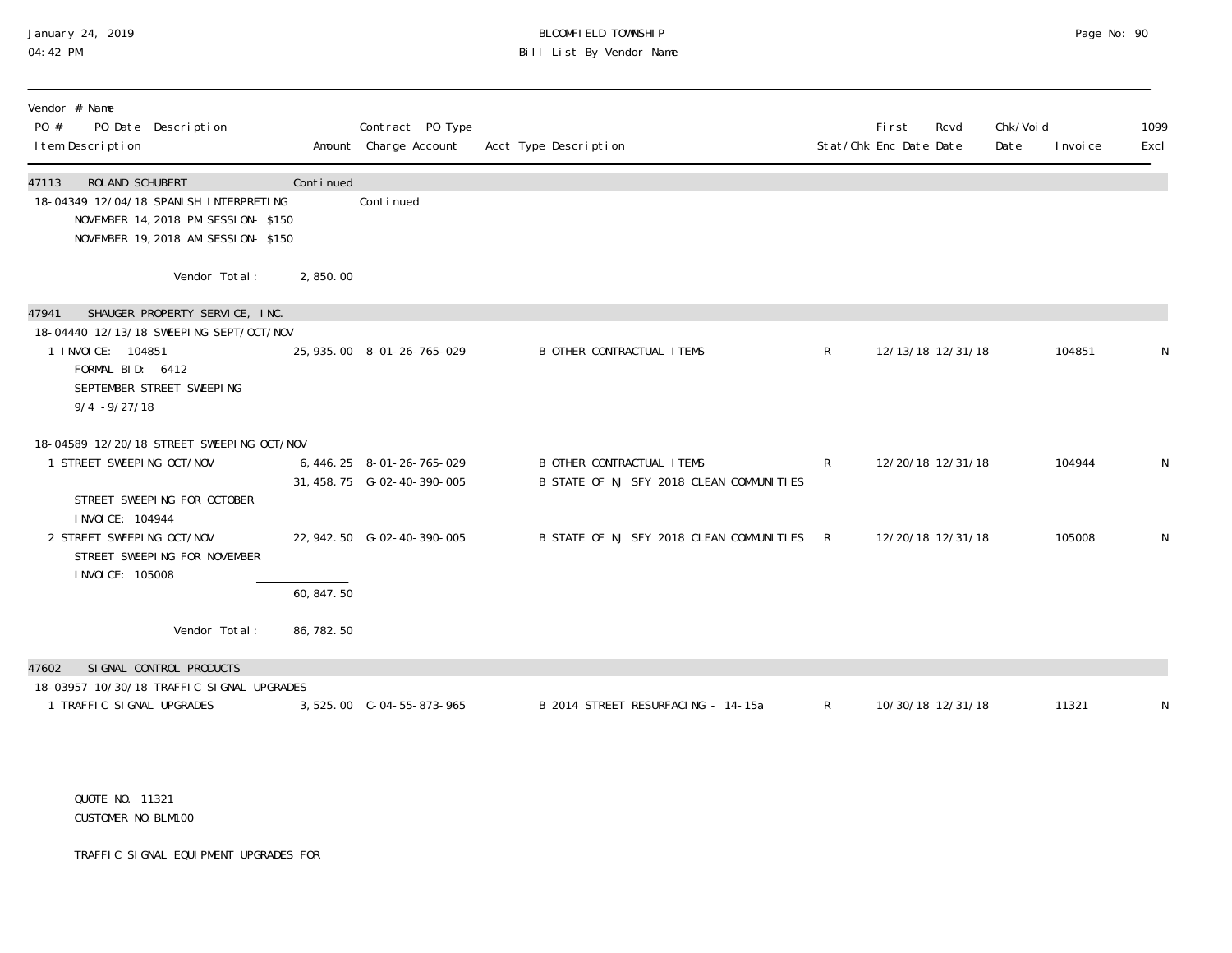January 24, 2019
04:42 PM

BLOOMFIELD TOWNSHIP
Bill List By Vendor Name

| Vendor # Name<br>PO # PO Date Description<br>Item Description | Amount | Contract PO Type<br>Charge Account | Acct Type Description | Stat/Chk | First<br>Enc Date | Rcvd<br>Date | Chk/Void<br>Date | Invoice | 1099<br>Excl |
|---|---|---|---|---|---|---|---|---|---|
| **47113 ROLAND SCHUBERT** | Continued | | | | | | | | |
| 18-04349 12/04/18 SPANISH INTERPRETING | | Continued | | | | | | | |
| NOVEMBER 14, 2018 PM SESSION- $150 | | | | | | | | | |
| NOVEMBER 19, 2018 AM SESSION- $150 | | | | | | | | | |
| Vendor Total: | 2,850.00 | | | | | | | | |
| **47941 SHAUGER PROPERTY SERVICE, INC.** | | | | | | | | | |
| 18-04440 12/13/18 SWEEPING SEPT/OCT/NOV | | | | | | | | | |
| 1 INVOICE: 104851 | 25,935.00 | 8-01-26-765-029 | B OTHER CONTRACTUAL ITEMS | R | 12/13/18 | 12/31/18 | | 104851 | N |
| FORMAL BID: 6412 | | | | | | | | | |
| SEPTEMBER STREET SWEEPING | | | | | | | | | |
| 9/4 -9/27/18 | | | | | | | | | |
| 18-04589 12/20/18 STREET SWEEPING OCT/NOV | | | | | | | | | |
| 1 STREET SWEEPING OCT/NOV | 6,446.25 | 8-01-26-765-029 | B OTHER CONTRACTUAL ITEMS | R | 12/20/18 | 12/31/18 | | 104944 | N |
| | 31,458.75 | G-02-40-390-005 | B STATE OF NJ SFY 2018 CLEAN COMMUNITIES | | | | | | |
| STREET SWEEPING FOR OCTOBER | | | | | | | | | |
| INVOICE: 104944 | | | | | | | | | |
| 2 STREET SWEEPING OCT/NOV | 22,942.50 | G-02-40-390-005 | B STATE OF NJ SFY 2018 CLEAN COMMUNITIES | R | 12/20/18 | 12/31/18 | | 105008 | N |
| STREET SWEEPING FOR NOVEMBER | | | | | | | | | |
| INVOICE: 105008 | | | | | | | | | |
| | 60,847.50 | | | | | | | | |
| Vendor Total: | 86,782.50 | | | | | | | | |
| **47602 SIGNAL CONTROL PRODUCTS** | | | | | | | | | |
| 18-03957 10/30/18 TRAFFIC SIGNAL UPGRADES | | | | | | | | | |
| 1 TRAFFIC SIGNAL UPGRADES | 3,525.00 | C-04-55-873-965 | B 2014 STREET RESURFACING - 14-15a | R | 10/30/18 | 12/31/18 | | 11321 | N |

QUOTE NO. 11321
CUSTOMER NO. BLM100

TRAFFIC SIGNAL EQUIPMENT UPGRADES FOR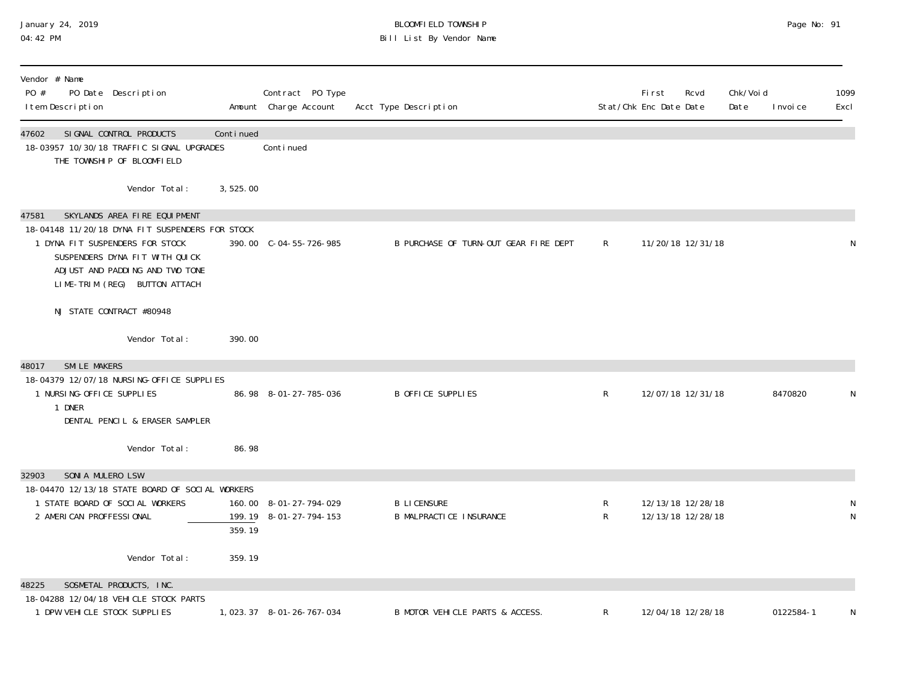| Vendor # Name<br>PO # PO Date Description<br>Item Description | Amount | Contract PO Type<br>Charge Account | Acct Type Description | Stat/Chk | First Enc Date | Rcvd Date | Chk/Void Date | Invoice | 1099 Excl |
|---|---|---|---|---|---|---|---|---|---|
| **47602 SIGNAL CONTROL PRODUCTS** | Continued | | | | | | | | |
| 18-03957 10/30/18 TRAFFIC SIGNAL UPGRADES | | Continued | | | | | | | |
| THE TOWNSHIP OF BLOOMFIELD | | | | | | | | | |
| Vendor Total: | 3,525.00 | | | | | | | | |
| **47581 SKYLANDS AREA FIRE EQUIPMENT** | | | | | | | | | |
| 18-04148 11/20/18 DYNA FIT SUSPENDERS FOR STOCK | | | | | | | | | |
| 1 DYNA FIT SUSPENDERS FOR STOCK<br>SUSPENDERS DYNA FIT WITH QUICK<br>ADJUST AND PADDING AND TWO TONE<br>LIME-TRIM (REG) BUTTON ATTACH<br><br>NJ STATE CONTRACT #80948 | 390.00 | C-04-55-726-985 | B PURCHASE OF TURN-OUT GEAR FIRE DEPT | R | 11/20/18 | 12/31/18 | | | N |
| Vendor Total: | 390.00 | | | | | | | | |
| **48017 SMILE MAKERS** | | | | | | | | | |
| 18-04379 12/07/18 NURSING-OFFICE SUPPLIES | | | | | | | | | |
| 1 NURSING-OFFICE SUPPLIES<br>1 DNER<br>DENTAL PENCIL & ERASER SAMPLER | 86.98 | 8-01-27-785-036 | B OFFICE SUPPLIES | R | 12/07/18 | 12/31/18 | | 8470820 | N |
| Vendor Total: | 86.98 | | | | | | | | |
| **32903 SONIA MULERO LSW** | | | | | | | | | |
| 18-04470 12/13/18 STATE BOARD OF SOCIAL WORKERS | | | | | | | | | |
| 1 STATE BOARD OF SOCIAL WORKERS | 160.00 | 8-01-27-794-029 | B LICENSURE | R | 12/13/18 | 12/28/18 | | | N |
| 2 AMERICAN PROFFESSIONAL | 199.19 | 8-01-27-794-153 | B MALPRACTICE INSURANCE | R | 12/13/18 | 12/28/18 | | | N |
| | 359.19 | | | | | | | | |
| Vendor Total: | 359.19 | | | | | | | | |
| **48225 SOSMETAL PRODUCTS, INC.** | | | | | | | | | |
| 18-04288 12/04/18 VEHICLE STOCK PARTS | | | | | | | | | |
| 1 DPW VEHICLE STOCK SUPPLIES | 1,023.37 | 8-01-26-767-034 | B MOTOR VEHICLE PARTS & ACCESS. | R | 12/04/18 | 12/28/18 | | 0122584-1 | N |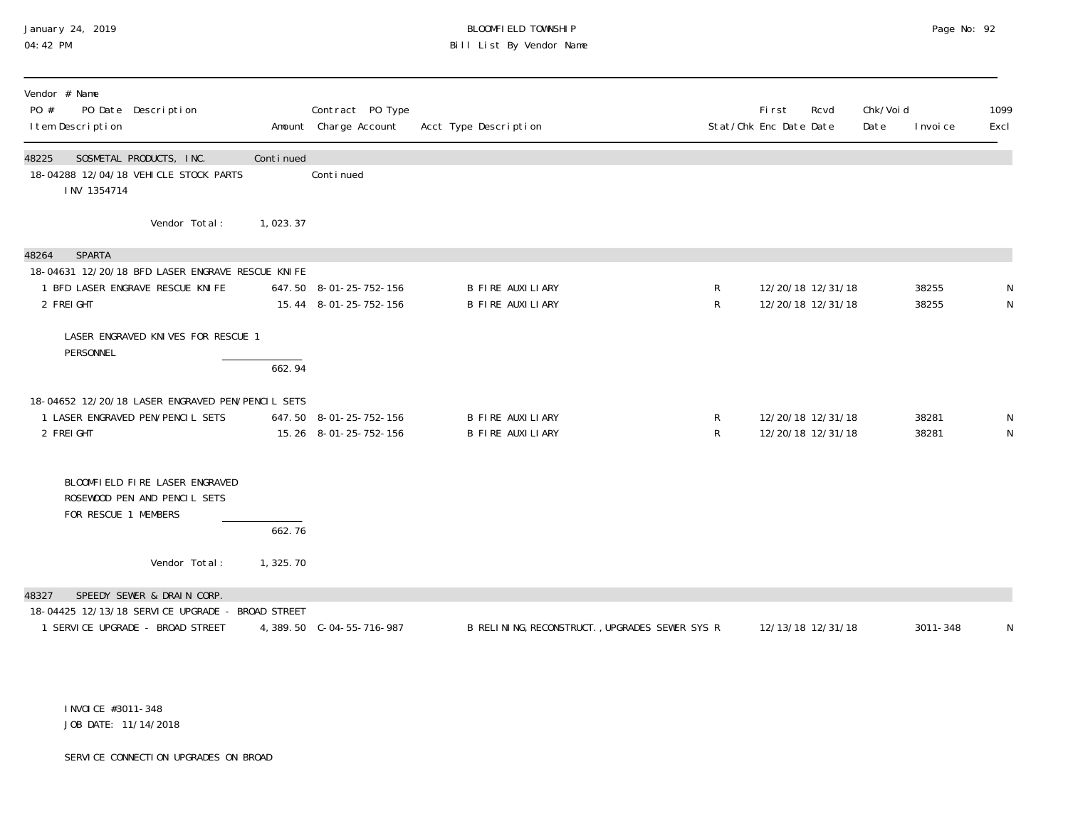| Vendor # Name PO # PO Date Description Item Description | Amount | Contract PO Type Charge Account | Acct Type Description | Stat/Chk | First Enc Date | Rcvd Date | Chk/Void Date | Invoice | 1099 Excl |
|---|---|---|---|---|---|---|---|---|---|
| **48225 SOSMETAL PRODUCTS, INC.** | Continued | | | | | | | | |
| 18-04288 12/04/18 VEHICLE STOCK PARTS | | Continued | | | | | | | |
| INV 1354714 | | | | | | | | | |
| Vendor Total: | 1,023.37 | | | | | | | | |
| **48264 SPARTA** | | | | | | | | | |
| 18-04631 12/20/18 BFD LASER ENGRAVE RESCUE KNIFE | | | | | | | | | |
| 1 BFD LASER ENGRAVE RESCUE KNIFE | 647.50 | 8-01-25-752-156 | B FIRE AUXILIARY | R | 12/20/18 | 12/31/18 | | 38255 | N |
| 2 FREIGHT | 15.44 | 8-01-25-752-156 | B FIRE AUXILIARY | R | 12/20/18 | 12/31/18 | | 38255 | N |
| LASER ENGRAVED KNIVES FOR RESCUE 1 PERSONNEL | | | | | | | | | |
| | 662.94 | | | | | | | | |
| 18-04652 12/20/18 LASER ENGRAVED PEN/PENCIL SETS | | | | | | | | | |
| 1 LASER ENGRAVED PEN/PENCIL SETS | 647.50 | 8-01-25-752-156 | B FIRE AUXILIARY | R | 12/20/18 | 12/31/18 | | 38281 | N |
| 2 FREIGHT | 15.26 | 8-01-25-752-156 | B FIRE AUXILIARY | R | 12/20/18 | 12/31/18 | | 38281 | N |
| BLOOMFIELD FIRE LASER ENGRAVED ROSEWOOD PEN AND PENCIL SETS FOR RESCUE 1 MEMBERS | | | | | | | | | |
| | 662.76 | | | | | | | | |
| Vendor Total: | 1,325.70 | | | | | | | | |
| **48327 SPEEDY SEWER & DRAIN CORP.** | | | | | | | | | |
| 18-04425 12/13/18 SERVICE UPGRADE - BROAD STREET | | | | | | | | | |
| 1 SERVICE UPGRADE - BROAD STREET | 4,389.50 | C-04-55-716-987 | B RELINING,RECONSTRUCT.,UPGRADES SEWER SYS | R | 12/13/18 | 12/31/18 | | 3011-348 | N |
| INVOICE #3011-348 | | | | | | | | | |
| JOB DATE: 11/14/2018 | | | | | | | | | |
| SERVICE CONNECTION UPGRADES ON BROAD | | | | | | | | | |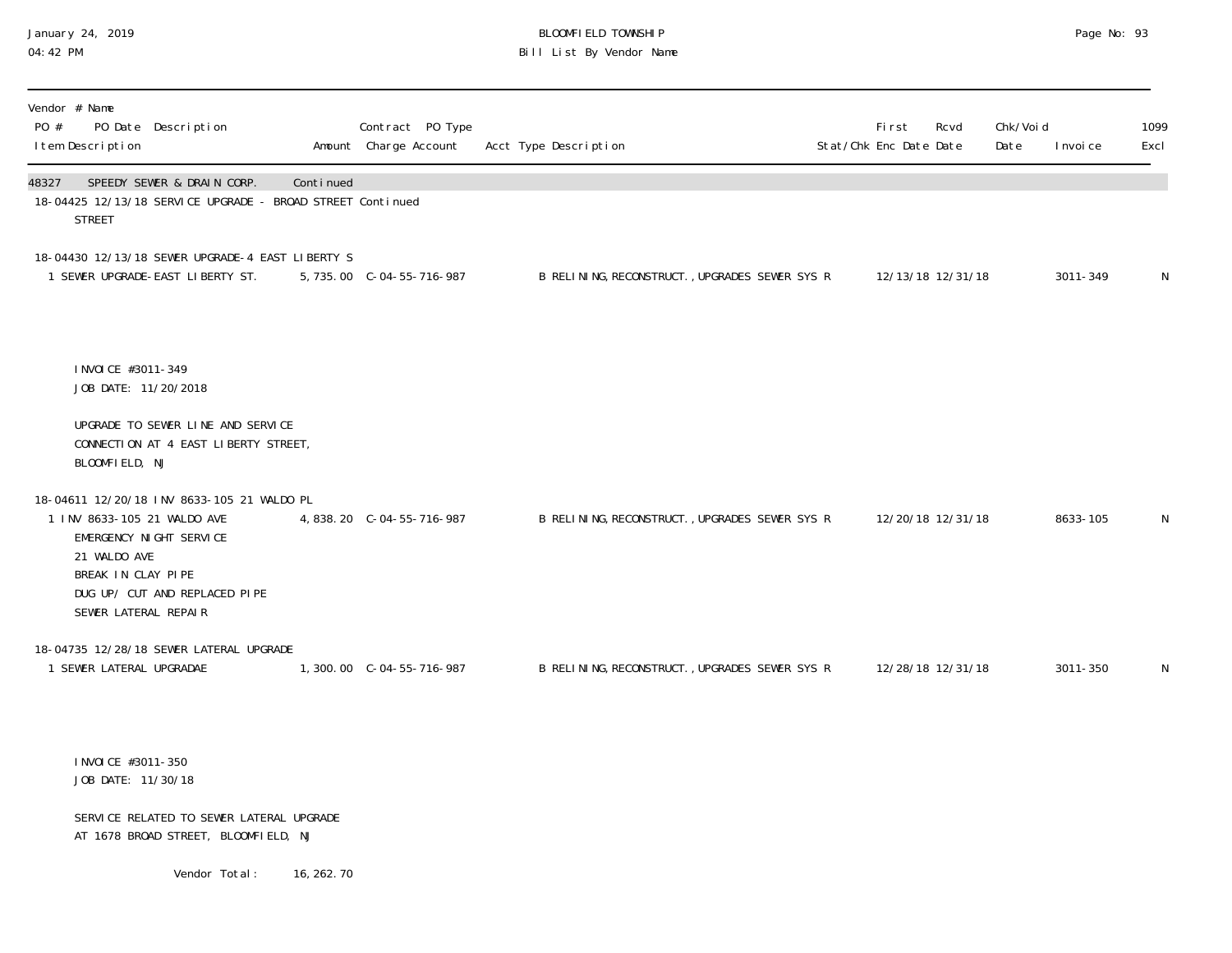| Vendor # Name | | | | | | | | | | |
|---|---|---|---|---|---|---|---|---|---|---|
| PO # PO Date Description | | Contract PO Type | | | | First | Rcvd | Chk/Void | | 1099 |
| Item Description | Amount | Charge Account | Acct Type Description | Stat/Chk | | Enc Date | Date | Date | Invoice | Excl |
| **48327 SPEEDY SEWER & DRAIN CORP. Continued** | | | | | | | | | | |
| 18-04425 12/13/18 SERVICE UPGRADE - BROAD STREET Continued STREET | | | | | | | | | | |
| 18-04430 12/13/18 SEWER UPGRADE-4 EAST LIBERTY S | | | | | | | | | | |
| 1 SEWER UPGRADE-EAST LIBERTY ST. | 5,735.00 | C-04-55-716-987 | B RELINING,RECONSTRUCT.,UPGRADES SEWER SYS R | | | 12/13/18 | 12/31/18 | | 3011-349 | N |
| INVOICE #3011-349<br>JOB DATE: 11/20/2018<br><br>UPGRADE TO SEWER LINE AND SERVICE CONNECTION AT 4 EAST LIBERTY STREET, BLOOMFIELD, NJ | | | | | | | | | | |
| 18-04611 12/20/18 INV 8633-105 21 WALDO PL | | | | | | | | | | |
| 1 INV 8633-105 21 WALDO AVE<br>EMERGENCY NIGHT SERVICE<br>21 WALDO AVE<br>BREAK IN CLAY PIPE<br>DUG UP/ CUT AND REPLACED PIPE<br>SEWER LATERAL REPAIR | 4,838.20 | C-04-55-716-987 | B RELINING,RECONSTRUCT.,UPGRADES SEWER SYS R | | | 12/20/18 | 12/31/18 | | 8633-105 | N |
| 18-04735 12/28/18 SEWER LATERAL UPGRADE | | | | | | | | | | |
| 1 SEWER LATERAL UPGRADAE | 1,300.00 | C-04-55-716-987 | B RELINING,RECONSTRUCT.,UPGRADES SEWER SYS R | | | 12/28/18 | 12/31/18 | | 3011-350 | N |
| INVOICE #3011-350<br>JOB DATE: 11/30/18<br><br>SERVICE RELATED TO SEWER LATERAL UPGRADE AT 1678 BROAD STREET, BLOOMFIELD, NJ | | | | | | | | | | |
| Vendor Total: | 16,262.70 | | | | | | | | | |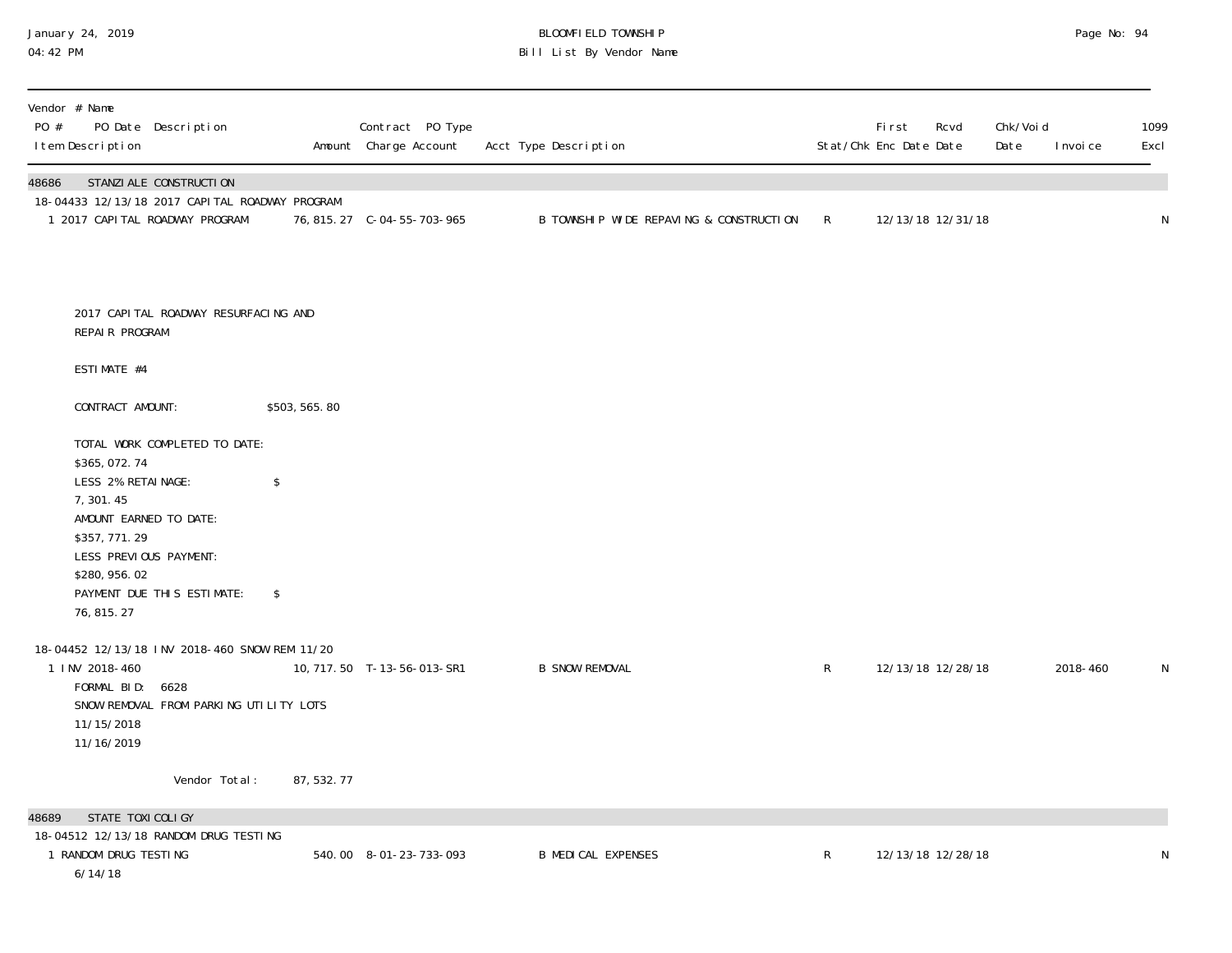| Vendor # Name PO # PO Date Description Item Description | Amount | Contract PO Type Charge Account | Acct Type Description | Stat/Chk | First Enc Date | Rcvd Date | Chk/Void Date | Invoice | 1099 Excl |
|---|---|---|---|---|---|---|---|---|---|
| **48686 STANZIALE CONSTRUCTION** | | | | | | | | | |
| 18-04433 12/13/18 2017 CAPITAL ROADWAY PROGRAM | | | | | | | | | |
| 1 2017 CAPITAL ROADWAY PROGRAM | 76,815.27 | C-04-55-703-965 | B TOWNSHIP WIDE REPAVING & CONSTRUCTION | R | 12/13/18 | 12/31/18 | | | N |

2017 CAPITAL ROADWAY RESURFACING AND REPAIR PROGRAM

ESTIMATE #4

CONTRACT AMOUNT: $503,565.80

TOTAL WORK COMPLETED TO DATE: $365,072.74
LESS 2% RETAINAGE: $ 7,301.45
AMOUNT EARNED TO DATE: $357,771.29
LESS PREVIOUS PAYMENT: $280,956.02
PAYMENT DUE THIS ESTIMATE: $ 76,815.27

| Vendor # Name PO # PO Date Description Item Description | Amount | Contract PO Type Charge Account | Acct Type Description | Stat/Chk | First Enc Date | Rcvd Date | Chk/Void Date | Invoice | 1099 Excl |
|---|---|---|---|---|---|---|---|---|---|
| 18-04452 12/13/18 INV 2018-460 SNOW REM 11/20 | | | | | | | | | |
| 1 INV 2018-460 | 10,717.50 | T-13-56-013-SR1 | B SNOW REMOVAL | R | 12/13/18 | 12/28/18 | | 2018-460 | N |

FORMAL BID: 6628
SNOW REMOVAL FROM PARKING UTILITY LOTS
11/15/2018
11/16/2019

Vendor Total: 87,532.77

| Vendor # Name PO # PO Date Description Item Description | Amount | Contract PO Type Charge Account | Acct Type Description | Stat/Chk | First Enc Date | Rcvd Date | Chk/Void Date | Invoice | 1099 Excl |
|---|---|---|---|---|---|---|---|---|---|
| **48689 STATE TOXICOLIGY** | | | | | | | | | |
| 18-04512 12/13/18 RANDOM DRUG TESTING | | | | | | | | | |
| 1 RANDOM DRUG TESTING | 540.00 | 8-01-23-733-093 | B MEDICAL EXPENSES | R | 12/13/18 | 12/28/18 | | | N |

6/14/18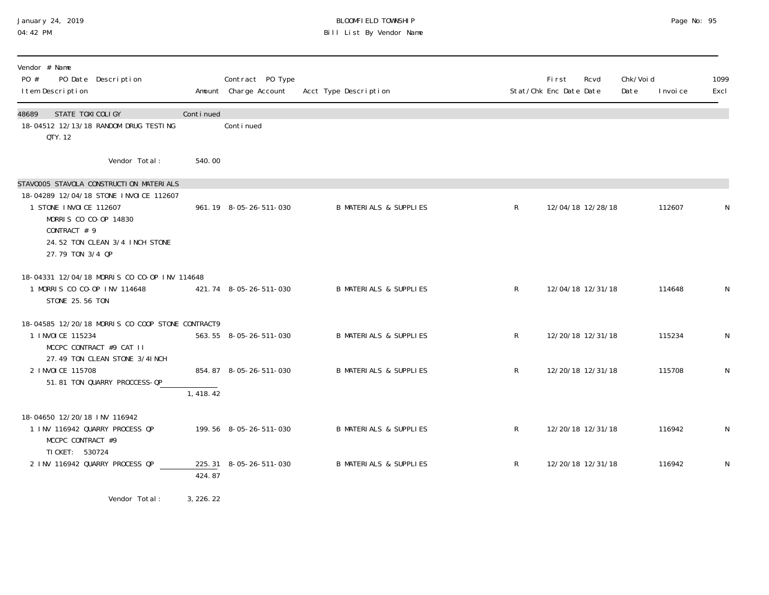January 24, 2019
04:42 PM

BLOOMFIELD TOWNSHIP
Bill List By Vendor Name

| Vendor # Name<br>PO # PO Date Description<br>Item Description | Amount | Contract PO Type<br>Charge Account | Acct Type Description | Stat/Chk | First Enc Date | Rcvd Date | Chk/Void Date | Invoice | 1099 Excl |
|---|---|---|---|---|---|---|---|---|---|
| 48689 STATE TOXICOLIGY | Continued | | | | | | | | |
| 18-04512 12/13/18 RANDOM DRUG TESTING<br>QTY. 12 | | Continued | | | | | | | |
| Vendor Total: | 540.00 | | | | | | | | |
| STAV0005 STAVOLA CONSTRUCTION MATERIALS | | | | | | | | | |
| 18-04289 12/04/18 STONE INVOICE 112607 | | | | | | | | | |
| 1 STONE INVOICE 112607<br>MORRIS CO CO-OP 14830<br>CONTRACT # 9<br>24.52 TON CLEAN 3/4 INCH STONE<br>27.79 TON 3/4 QP | 961.19 | 8-05-26-511-030 | B MATERIALS & SUPPLIES | R | 12/04/18 | 12/28/18 | | 112607 | N |
| 18-04331 12/04/18 MORRIS CO CO-OP INV 114648 | | | | | | | | | |
| 1 MORRIS CO CO-OP INV 114648<br>STONE 25.56 TON | 421.74 | 8-05-26-511-030 | B MATERIALS & SUPPLIES | R | 12/04/18 | 12/31/18 | | 114648 | N |
| 18-04585 12/20/18 MORRIS CO COOP STONE CONTRACT9 | | | | | | | | | |
| 1 INVOICE 115234<br>MCCPC CONTRACT #9 CAT II<br>27.49 TON CLEAN STONE 3/4INCH | 563.55 | 8-05-26-511-030 | B MATERIALS & SUPPLIES | R | 12/20/18 | 12/31/18 | | 115234 | N |
| 2 INVOICE 115708<br>51.81 TON QUARRY PROCCESS-QP | 854.87 | 8-05-26-511-030 | B MATERIALS & SUPPLIES | R | 12/20/18 | 12/31/18 | | 115708 | N |
| | 1,418.42 | | | | | | | | |
| 18-04650 12/20/18 INV 116942 | | | | | | | | | |
| 1 INV 116942 QUARRY PROCESS QP<br>MCCPC CONTRACT #9<br>TICKET: 530724 | 199.56 | 8-05-26-511-030 | B MATERIALS & SUPPLIES | R | 12/20/18 | 12/31/18 | | 116942 | N |
| 2 INV 116942 QUARRY PROCESS QP | 225.31 | 8-05-26-511-030 | B MATERIALS & SUPPLIES | R | 12/20/18 | 12/31/18 | | 116942 | N |
| | 424.87 | | | | | | | | |
| Vendor Total: | 3,226.22 | | | | | | | | |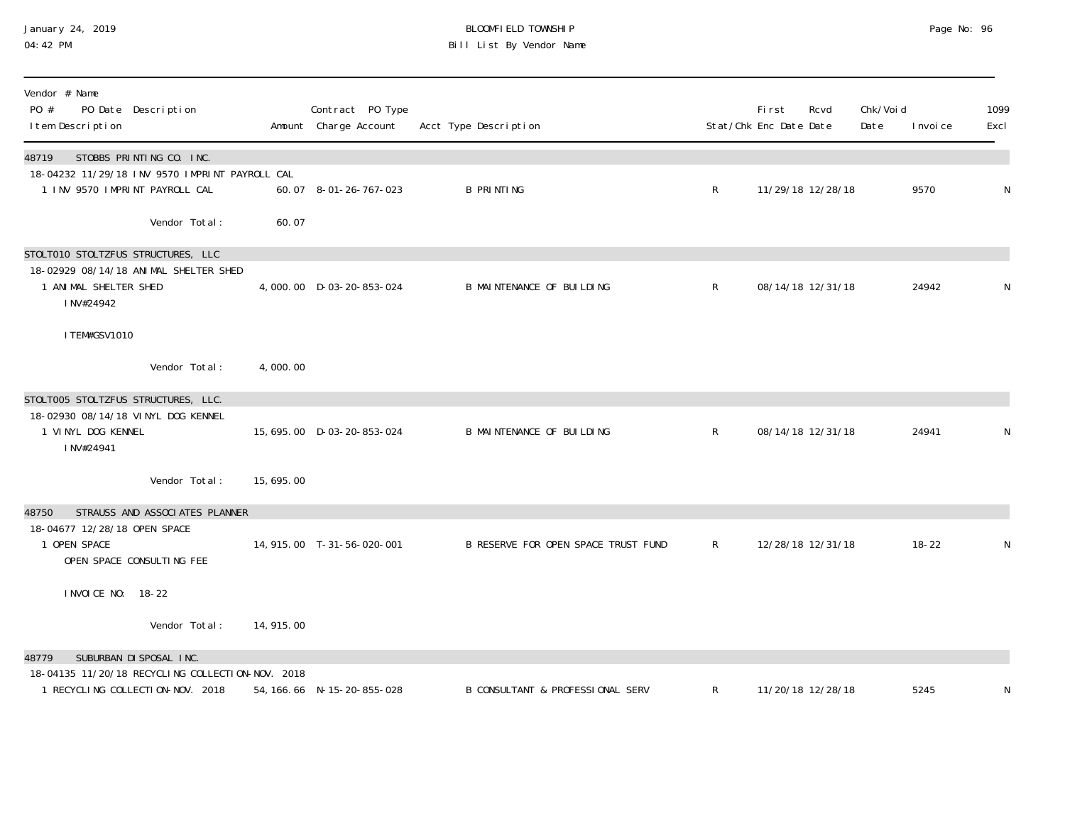January 24, 2019
04:42 PM

BLOOMFIELD TOWNSHIP
Bill List By Vendor Name

| Vendor # Name<br>PO # PO Date Description<br>Item Description | Amount | Contract PO Type<br>Charge Account | Acct Type Description | Stat/Chk | First Enc Date | Rcvd Date | Chk/Void Date | Invoice | 1099 Excl |
|---|---|---|---|---|---|---|---|---|---|
| **48719 STOBBS PRINTING CO. INC.** | | | | | | | | | |
| 18-04232 11/29/18 INV 9570 IMPRINT PAYROLL CAL | | | | | | | | | |
| 1 INV 9570 IMPRINT PAYROLL CAL | 60.07 | 8-01-26-767-023 | B PRINTING | R | 11/29/18 | 12/28/18 | | 9570 | N |
| Vendor Total: | 60.07 | | | | | | | | |
| **STOLT010 STOLTZFUS STRUCTURES, LLC** | | | | | | | | | |
| 18-02929 08/14/18 ANIMAL SHELTER SHED | | | | | | | | | |
| 1 ANIMAL SHELTER SHED<br>INV#24942<br>ITEM#GSV1010 | 4,000.00 | D-03-20-853-024 | B MAINTENANCE OF BUILDING | R | 08/14/18 | 12/31/18 | | 24942 | N |
| Vendor Total: | 4,000.00 | | | | | | | | |
| **STOLT005 STOLTZFUS STRUCTURES, LLC.** | | | | | | | | | |
| 18-02930 08/14/18 VINYL DOG KENNEL | | | | | | | | | |
| 1 VINYL DOG KENNEL<br>INV#24941 | 15,695.00 | D-03-20-853-024 | B MAINTENANCE OF BUILDING | R | 08/14/18 | 12/31/18 | | 24941 | N |
| Vendor Total: | 15,695.00 | | | | | | | | |
| **48750 STRAUSS AND ASSOCIATES PLANNER** | | | | | | | | | |
| 18-04677 12/28/18 OPEN SPACE | | | | | | | | | |
| 1 OPEN SPACE<br>OPEN SPACE CONSULTING FEE<br>INVOICE NO: 18-22 | 14,915.00 | T-31-56-020-001 | B RESERVE FOR OPEN SPACE TRUST FUND | R | 12/28/18 | 12/31/18 | | 18-22 | N |
| Vendor Total: | 14,915.00 | | | | | | | | |
| **48779 SUBURBAN DISPOSAL INC.** | | | | | | | | | |
| 18-04135 11/20/18 RECYCLING COLLECTION-NOV. 2018 | | | | | | | | | |
| 1 RECYCLING COLLECTION-NOV. 2018 | 54,166.66 | N-15-20-855-028 | B CONSULTANT & PROFESSIONAL SERV | R | 11/20/18 | 12/28/18 | | 5245 | N |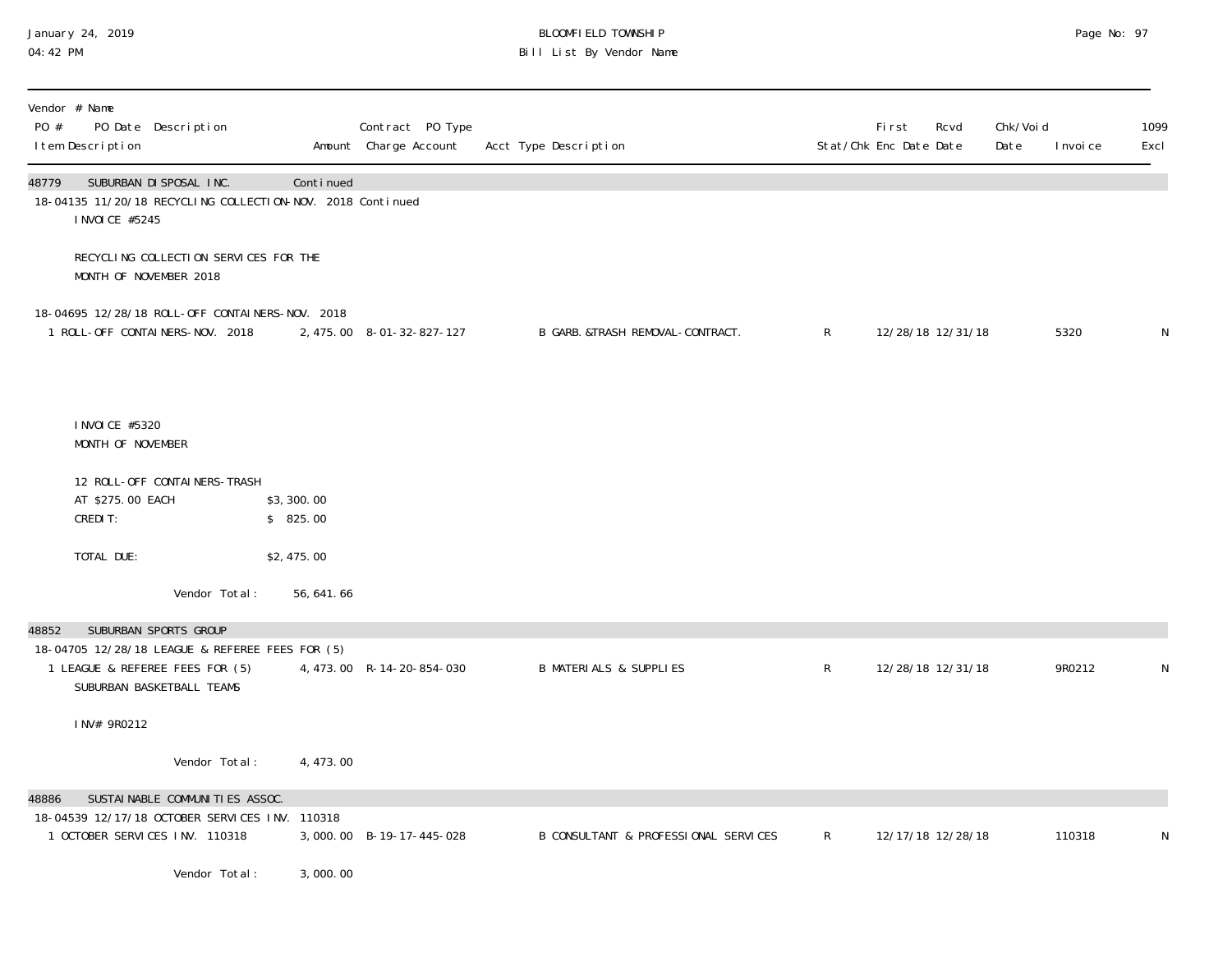January 24, 2019
04:42 PM

BLOOMFIELD TOWNSHIP
Bill List By Vendor Name

| Vendor # Name<br>PO # PO Date Description<br>Item Description | Amount | Contract PO Type<br>Charge Account | Acct Type Description | Stat/Chk | First Enc Date | Rcvd Date | Chk/Void Date | Invoice | 1099 Excl |
|---|---|---|---|---|---|---|---|---|---|
| **48779 SUBURBAN DISPOSAL INC.** | Continued | | | | | | | | |
| 18-04135 11/20/18 RECYCLING COLLECTION-NOV. 2018 Continued | | | | | | | | | |
| INVOICE #5245<br><br>RECYCLING COLLECTION SERVICES FOR THE MONTH OF NOVEMBER 2018 | | | | | | | | | |
| 18-04695 12/28/18 ROLL-OFF CONTAINERS-NOV. 2018 | | | | | | | | | |
| 1 ROLL-OFF CONTAINERS-NOV. 2018 | 2,475.00 | 8-01-32-827-127 | B GARB.&TRASH REMOVAL-CONTRACT. | R | 12/28/18 | 12/31/18 | | 5320 | N |
| INVOICE #5320<br>MONTH OF NOVEMBER<br><br>12 ROLL-OFF CONTAINERS-TRASH<br>AT $275.00 EACH $3,300.00<br>CREDIT: $ 825.00<br><br>TOTAL DUE: $2,475.00 | | | | | | | | | |
| Vendor Total: | 56,641.66 | | | | | | | | |
| **48852 SUBURBAN SPORTS GROUP** | | | | | | | | | |
| 18-04705 12/28/18 LEAGUE & REFEREE FEES FOR (5) | | | | | | | | | |
| 1 LEAGUE & REFEREE FEES FOR (5) SUBURBAN BASKETBALL TEAMS<br><br>INV# 9R0212 | 4,473.00 | R-14-20-854-030 | B MATERIALS & SUPPLIES | R | 12/28/18 | 12/31/18 | | 9R0212 | N |
| Vendor Total: | 4,473.00 | | | | | | | | |
| **48886 SUSTAINABLE COMMUNITIES ASSOC.** | | | | | | | | | |
| 18-04539 12/17/18 OCTOBER SERVICES INV. 110318 | | | | | | | | | |
| 1 OCTOBER SERVICES INV. 110318 | 3,000.00 | B-19-17-445-028 | B CONSULTANT & PROFESSIONAL SERVICES | R | 12/17/18 | 12/28/18 | | 110318 | N |
| Vendor Total: | 3,000.00 | | | | | | | | |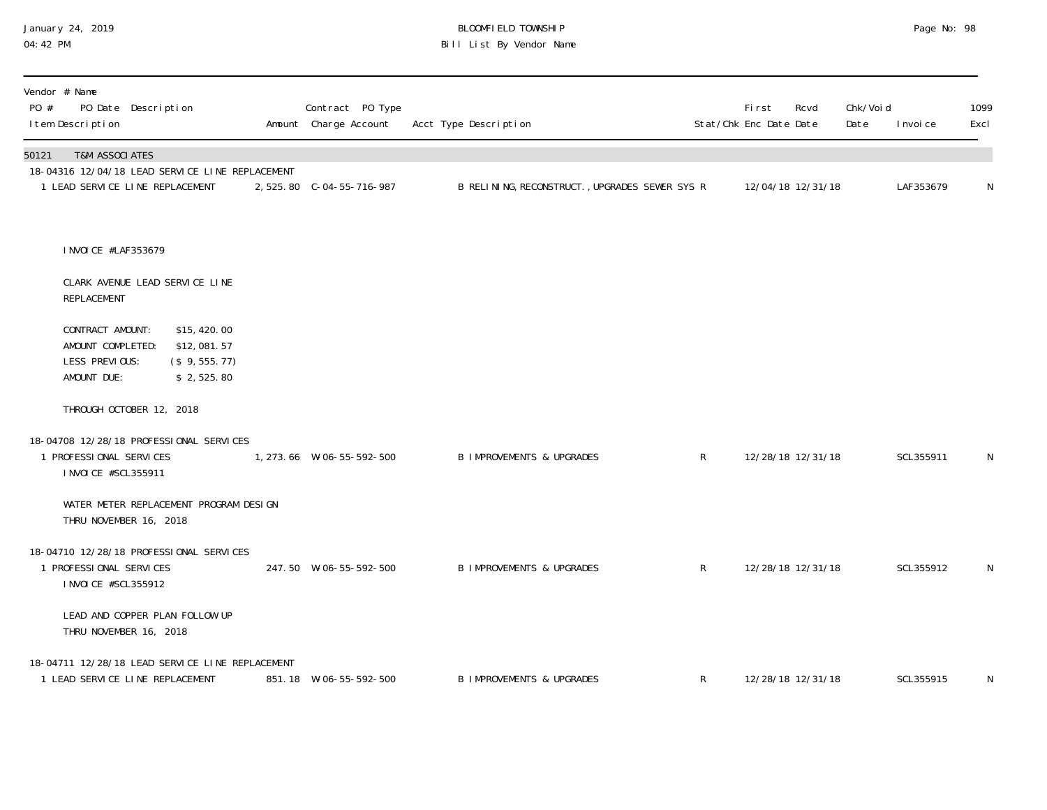BLOOMFIELD TOWNSHIP
Bill List By Vendor Name

January 24, 2019
04:42 PM

| Vendor # Name<br>PO # PO Date Description<br>Item Description | Amount | Contract PO Type<br>Charge Account | Acct Type Description | Stat/Chk | First Enc Date | Rcvd Date | Chk/Void Date | Invoice | 1099 Excl |
|---|---|---|---|---|---|---|---|---|---|
| **50121 T&M ASSOCIATES** | | | | | | | | | |
| 18-04316 12/04/18 LEAD SERVICE LINE REPLACEMENT | | | | | | | | | |
| 1 LEAD SERVICE LINE REPLACEMENT | 2,525.80 | C-04-55-716-987 | B RELINING,RECONSTRUCT.,UPGRADES SEWER SYS | R | 12/04/18 | 12/31/18 | | LAF353679 | N |
| 18-04708 12/28/18 PROFESSIONAL SERVICES | | | | | | | | | |
| 1 PROFESSIONAL SERVICES | 1,273.66 | W-06-55-592-500 | B IMPROVEMENTS & UPGRADES | R | 12/28/18 | 12/31/18 | | SCL355911 | N |
| 18-04710 12/28/18 PROFESSIONAL SERVICES | | | | | | | | | |
| 1 PROFESSIONAL SERVICES | 247.50 | W-06-55-592-500 | B IMPROVEMENTS & UPGRADES | R | 12/28/18 | 12/31/18 | | SCL355912 | N |
| 18-04711 12/28/18 LEAD SERVICE LINE REPLACEMENT | | | | | | | | | |
| 1 LEAD SERVICE LINE REPLACEMENT | 851.18 | W-06-55-592-500 | B IMPROVEMENTS & UPGRADES | R | 12/28/18 | 12/31/18 | | SCL355915 | N |

Notes for PO 18-04316:

INVOICE #LAF353679

CLARK AVENUE LEAD SERVICE LINE REPLACEMENT

| | |
|---|---|
| CONTRACT AMOUNT: | $15,420.00 |
| AMOUNT COMPLETED: | $12,081.57 |
| LESS PREVIOUS: | ($ 9,555.77) |
| AMOUNT DUE: | $ 2,525.80 |

THROUGH OCTOBER 12, 2018

Notes for PO 18-04708:

INVOICE #SCL355911

WATER METER REPLACEMENT PROGRAM DESIGN THRU NOVEMBER 16, 2018

Notes for PO 18-04710:

INVOICE #SCL355912

LEAD AND COPPER PLAN FOLLOW UP THRU NOVEMBER 16, 2018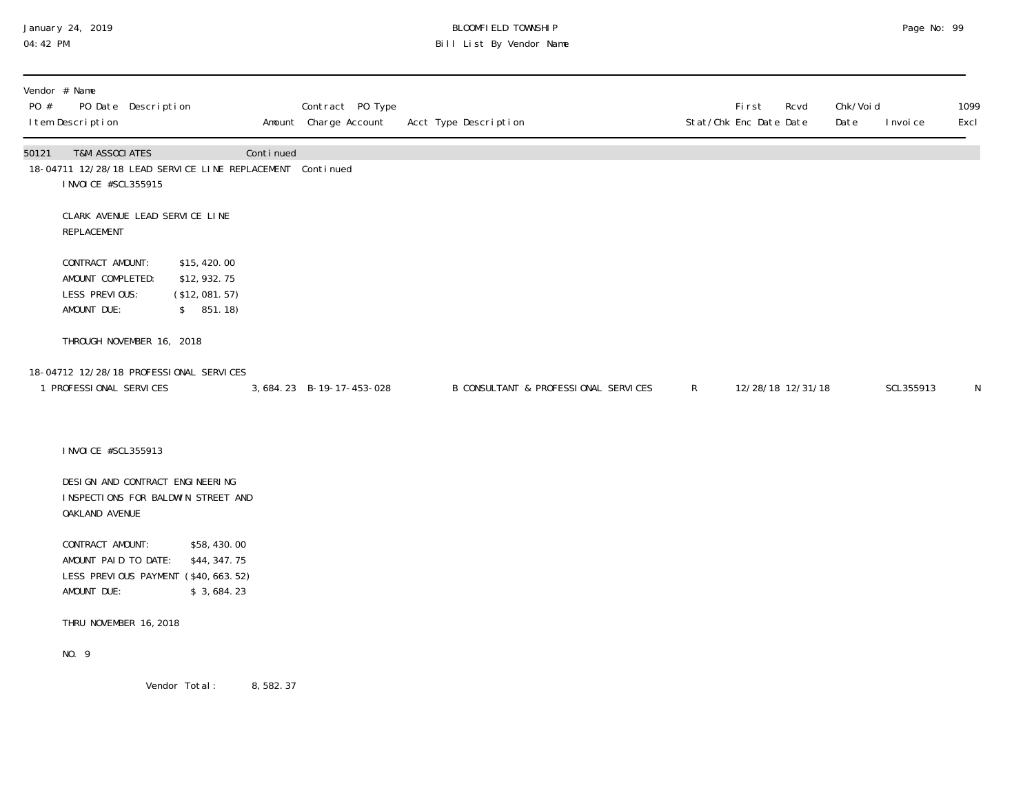January 24, 2019
04:42 PM

BLOOMFIELD TOWNSHIP
Bill List By Vendor Name

| Vendor # Name<br>PO # PO Date Description<br>Item Description | Amount | Contract PO Type<br>Charge Account | Acct Type Description | Stat/Chk | First Enc Date | Rcvd Date | Chk/Void Date | Invoice | 1099 Excl |
|---|---|---|---|---|---|---|---|---|---|
| 50121 T&M ASSOCIATES | Continued | | | | | | | | |
| 18-04711 12/28/18 LEAD SERVICE LINE REPLACEMENT | | Continued | | | | | | | |
| INVOICE #SCL355915<br><br>CLARK AVENUE LEAD SERVICE LINE REPLACEMENT<br><br>CONTRACT AMOUNT: $15,420.00<br>AMOUNT COMPLETED: $12,932.75<br>LESS PREVIOUS: ($12,081.57)<br>AMOUNT DUE: $ 851.18)<br><br>THROUGH NOVEMBER 16, 2018 | | | | | | | | | |
| 18-04712 12/28/18 PROFESSIONAL SERVICES | | | | | | | | | |
| 1 PROFESSIONAL SERVICES | 3,684.23 | B-19-17-453-028 | B CONSULTANT & PROFESSIONAL SERVICES | R | 12/28/18 | 12/31/18 | | SCL355913 | N |
| INVOICE #SCL355913<br><br>DESIGN AND CONTRACT ENGINEERING INSPECTIONS FOR BALDWIN STREET AND OAKLAND AVENUE<br><br>CONTRACT AMOUNT: $58,430.00<br>AMOUNT PAID TO DATE: $44,347.75<br>LESS PREVIOUS PAYMENT ($40,663.52)<br>AMOUNT DUE: $ 3,684.23<br><br>THRU NOVEMBER 16, 2018<br><br>NO. 9 | | | | | | | | | |
| Vendor Total: | 8,582.37 | | | | | | | | |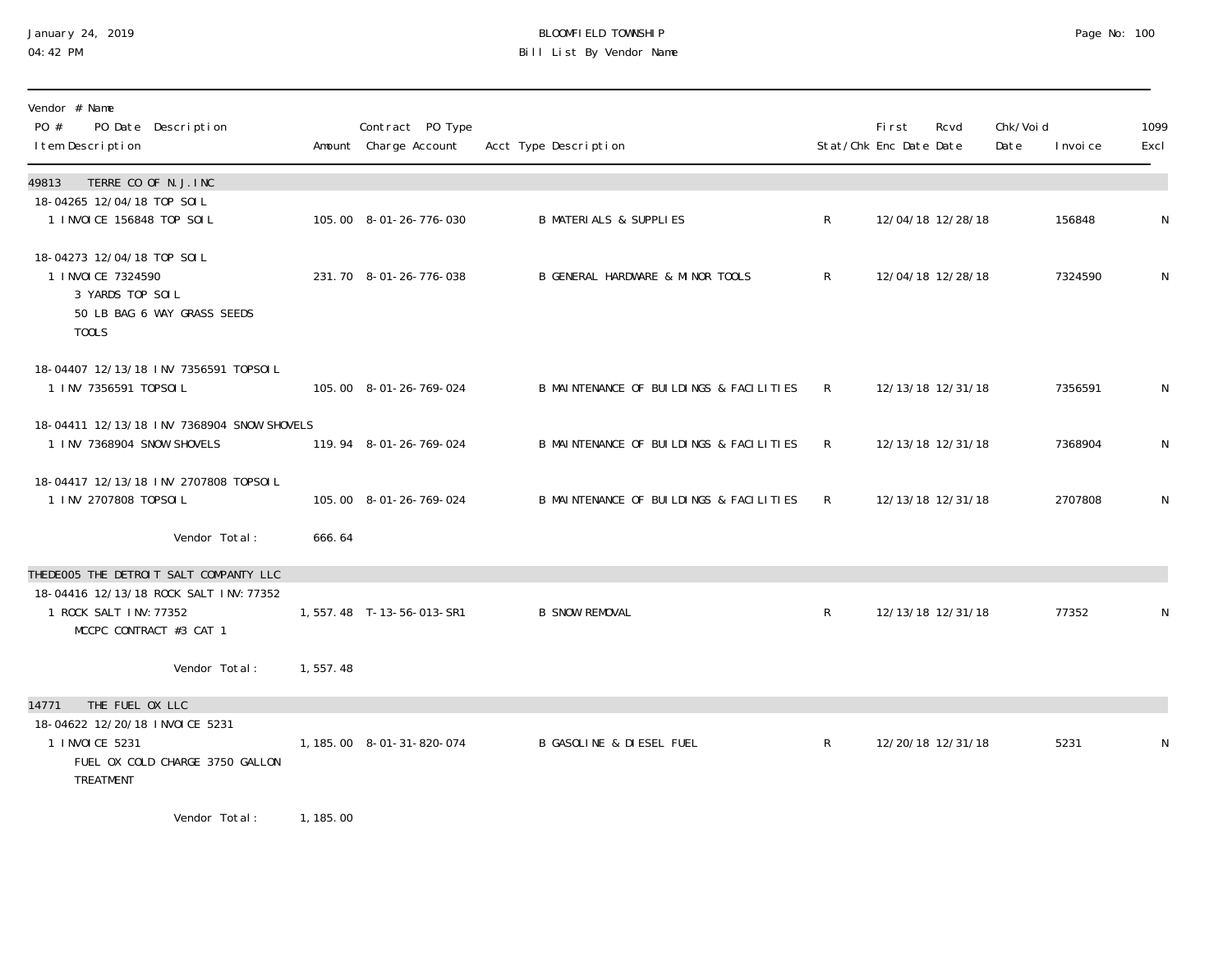January 24, 2019
04:42 PM

# BLOOMFIELD TOWNSHIP
## Bill List By Vendor Name

| Vendor # Name<br>PO # PO Date Description<br>Item Description | Amount | Contract PO Type<br>Charge Account | Acct Type Description | Stat/Chk | First Enc Date | Rcvd Date | Chk/Void Date | Invoice | 1099 Excl |
|---|---|---|---|---|---|---|---|---|---|
| **49813 TERRE CO OF N.J.INC** | | | | | | | | | |
| 18-04265 12/04/18 TOP SOIL | | | | | | | | | |
| 1 INVOICE 156848 TOP SOIL | 105.00 | 8-01-26-776-030 | B MATERIALS & SUPPLIES | R | 12/04/18 | 12/28/18 | | 156848 | N |
| 18-04273 12/04/18 TOP SOIL | | | | | | | | | |
| 1 INVOICE 7324590<br>3 YARDS TOP SOIL<br>50 LB BAG 6 WAY GRASS SEEDS<br>TOOLS | 231.70 | 8-01-26-776-038 | B GENERAL HARDWARE & MINOR TOOLS | R | 12/04/18 | 12/28/18 | | 7324590 | N |
| 18-04407 12/13/18 INV 7356591 TOPSOIL | | | | | | | | | |
| 1 INV 7356591 TOPSOIL | 105.00 | 8-01-26-769-024 | B MAINTENANCE OF BUILDINGS & FACILITIES | R | 12/13/18 | 12/31/18 | | 7356591 | N |
| 18-04411 12/13/18 INV 7368904 SNOW SHOVELS | | | | | | | | | |
| 1 INV 7368904 SNOW SHOVELS | 119.94 | 8-01-26-769-024 | B MAINTENANCE OF BUILDINGS & FACILITIES | R | 12/13/18 | 12/31/18 | | 7368904 | N |
| 18-04417 12/13/18 INV 2707808 TOPSOIL | | | | | | | | | |
| 1 INV 2707808 TOPSOIL | 105.00 | 8-01-26-769-024 | B MAINTENANCE OF BUILDINGS & FACILITIES | R | 12/13/18 | 12/31/18 | | 2707808 | N |
| Vendor Total: | 666.64 | | | | | | | | |
| **THEDE005 THE DETROIT SALT COMPANY LLC** | | | | | | | | | |
| 18-04416 12/13/18 ROCK SALT INV:77352 | | | | | | | | | |
| 1 ROCK SALT INV:77352<br>MCCPC CONTRACT #3 CAT 1 | 1,557.48 | T-13-56-013-SR1 | B SNOW REMOVAL | R | 12/13/18 | 12/31/18 | | 77352 | N |
| Vendor Total: | 1,557.48 | | | | | | | | |
| **14771 THE FUEL OX LLC** | | | | | | | | | |
| 18-04622 12/20/18 INVOICE 5231 | | | | | | | | | |
| 1 INVOICE 5231<br>FUEL OX COLD CHARGE 3750 GALLON<br>TREATMENT | 1,185.00 | 8-01-31-820-074 | B GASOLINE & DIESEL FUEL | R | 12/20/18 | 12/31/18 | | 5231 | N |
| Vendor Total: | 1,185.00 | | | | | | | | |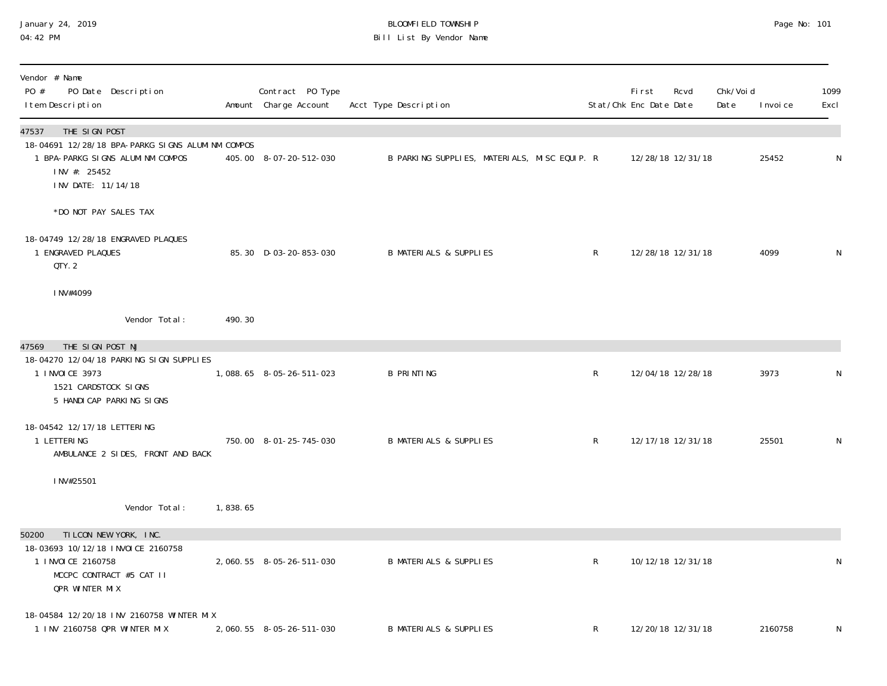January 24, 2019
04:42 PM

BLOOMFIELD TOWNSHIP
Bill List By Vendor Name

| Vendor # Name<br>PO # PO Date Description<br>Item Description | Amount | Contract PO Type<br>Charge Account | Acct Type Description | Stat/Chk | First<br>Enc Date | Rcvd<br>Date | Chk/Void<br>Date | Invoice | 1099<br>Excl |
|---|---|---|---|---|---|---|---|---|---|
| **47537 THE SIGN POST** | | | | | | | | | |
| 18-04691 12/28/18 BPA-PARKG SIGNS ALUMINM COMPOS | | | | | | | | | |
| 1 BPA-PARKG SIGNS ALUMINM COMPOS<br>INV #: 25452<br>INV DATE: 11/14/18<br><br>*DO NOT PAY SALES TAX | 405.00 | 8-07-20-512-030 | B PARKING SUPPLIES, MATERIALS, MISC EQUIP. | R | 12/28/18 | 12/31/18 | | 25452 | N |
| 18-04749 12/28/18 ENGRAVED PLAQUES | | | | | | | | | |
| 1 ENGRAVED PLAQUES<br>QTY. 2<br><br>INV#4099 | 85.30 | D-03-20-853-030 | B MATERIALS & SUPPLIES | R | 12/28/18 | 12/31/18 | | 4099 | N |
| Vendor Total: | 490.30 | | | | | | | | |
| **47569 THE SIGN POST NJ** | | | | | | | | | |
| 18-04270 12/04/18 PARKING SIGN SUPPLIES | | | | | | | | | |
| 1 INVOICE 3973<br>1521 CARDSTOCK SIGNS<br>5 HANDICAP PARKING SIGNS | 1,088.65 | 8-05-26-511-023 | B PRINTING | R | 12/04/18 | 12/28/18 | | 3973 | N |
| 18-04542 12/17/18 LETTERING | | | | | | | | | |
| 1 LETTERING<br>AMBULANCE 2 SIDES, FRONT AND BACK<br><br>INV#25501 | 750.00 | 8-01-25-745-030 | B MATERIALS & SUPPLIES | R | 12/17/18 | 12/31/18 | | 25501 | N |
| Vendor Total: | 1,838.65 | | | | | | | | |
| **50200 TILCON NEW YORK, INC.** | | | | | | | | | |
| 18-03693 10/12/18 INVOICE 2160758 | | | | | | | | | |
| 1 INVOICE 2160758<br>MCCPC CONTRACT #5 CAT II<br>QPR WINTER MIX | 2,060.55 | 8-05-26-511-030 | B MATERIALS & SUPPLIES | R | 10/12/18 | 12/31/18 | | | N |
| 18-04584 12/20/18 INV 2160758 WINTER MIX | | | | | | | | | |
| 1 INV 2160758 QPR WINTER MIX | 2,060.55 | 8-05-26-511-030 | B MATERIALS & SUPPLIES | R | 12/20/18 | 12/31/18 | | 2160758 | N |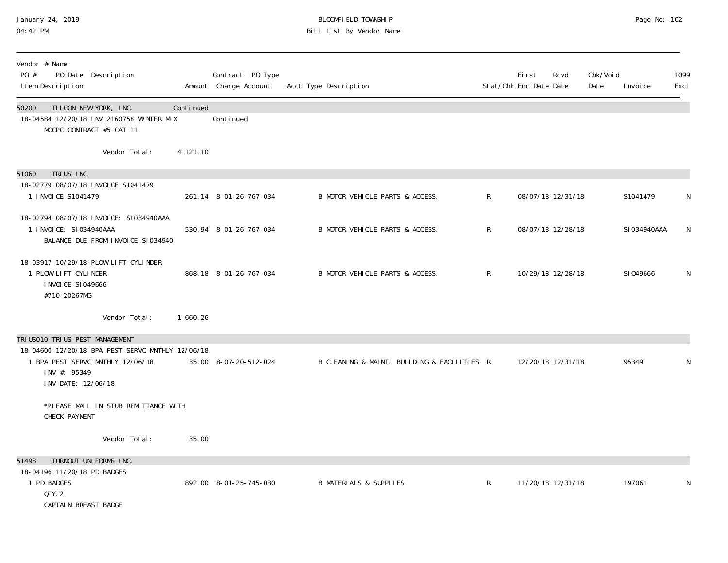| Vendor # Name PO # PO Date Description Item Description | Amount | Contract PO Type Charge Account | Acct Type Description | Stat/Chk | First Enc Date | Rcvd Date | Chk/Void Date | Invoice | 1099 Excl |
|---|---|---|---|---|---|---|---|---|---|
| 50200 TILCON NEW YORK, INC. | Continued | | | | | | | | |
| 18-04584 12/20/18 INV 2160758 WINTER MIX | | Continued | | | | | | | |
| MCCPC CONTRACT #5 CAT 11 | | | | | | | | | |
| Vendor Total: | 4,121.10 | | | | | | | | |
| 51060 TRIUS INC. | | | | | | | | | |
| 18-02779 08/07/18 INVOICE S1041479 | | | | | | | | | |
| 1 INVOICE S1041479 | 261.14 | 8-01-26-767-034 | B MOTOR VEHICLE PARTS & ACCESS. | R | 08/07/18 | 12/31/18 | | S1041479 | N |
| 18-02794 08/07/18 INVOICE: SI034940AAA | | | | | | | | | |
| 1 INVOICE: SI034940AAA BALANCE DUE FROM INVOICE SI034940 | 530.94 | 8-01-26-767-034 | B MOTOR VEHICLE PARTS & ACCESS. | R | 08/07/18 | 12/28/18 | | SI034940AAA | N |
| 18-03917 10/29/18 PLOW LIFT CYLINDER | | | | | | | | | |
| 1 PLOW LIFT CYLINDER INVOICE SI049666 #710 20267MG | 868.18 | 8-01-26-767-034 | B MOTOR VEHICLE PARTS & ACCESS. | R | 10/29/18 | 12/28/18 | | SI049666 | N |
| Vendor Total: | 1,660.26 | | | | | | | | |
| TRIUS010 TRIUS PEST MANAGEMENT | | | | | | | | | |
| 18-04600 12/20/18 BPA PEST SERVC MNTHLY 12/06/18 | | | | | | | | | |
| 1 BPA PEST SERVC MNTHLY 12/06/18 INV #: 95349 INV DATE: 12/06/18 *PLEASE MAIL IN STUB REMITTANCE WITH CHECK PAYMENT | 35.00 | 8-07-20-512-024 | B CLEANING & MAINT. BUILDING & FACILITIES | R | 12/20/18 | 12/31/18 | | 95349 | N |
| Vendor Total: | 35.00 | | | | | | | | |
| 51498 TURNOUT UNIFORMS INC. | | | | | | | | | |
| 18-04196 11/20/18 PD BADGES | | | | | | | | | |
| 1 PD BADGES QTY. 2 CAPTAIN BREAST BADGE | 892.00 | 8-01-25-745-030 | B MATERIALS & SUPPLIES | R | 11/20/18 | 12/31/18 | | 197061 | N |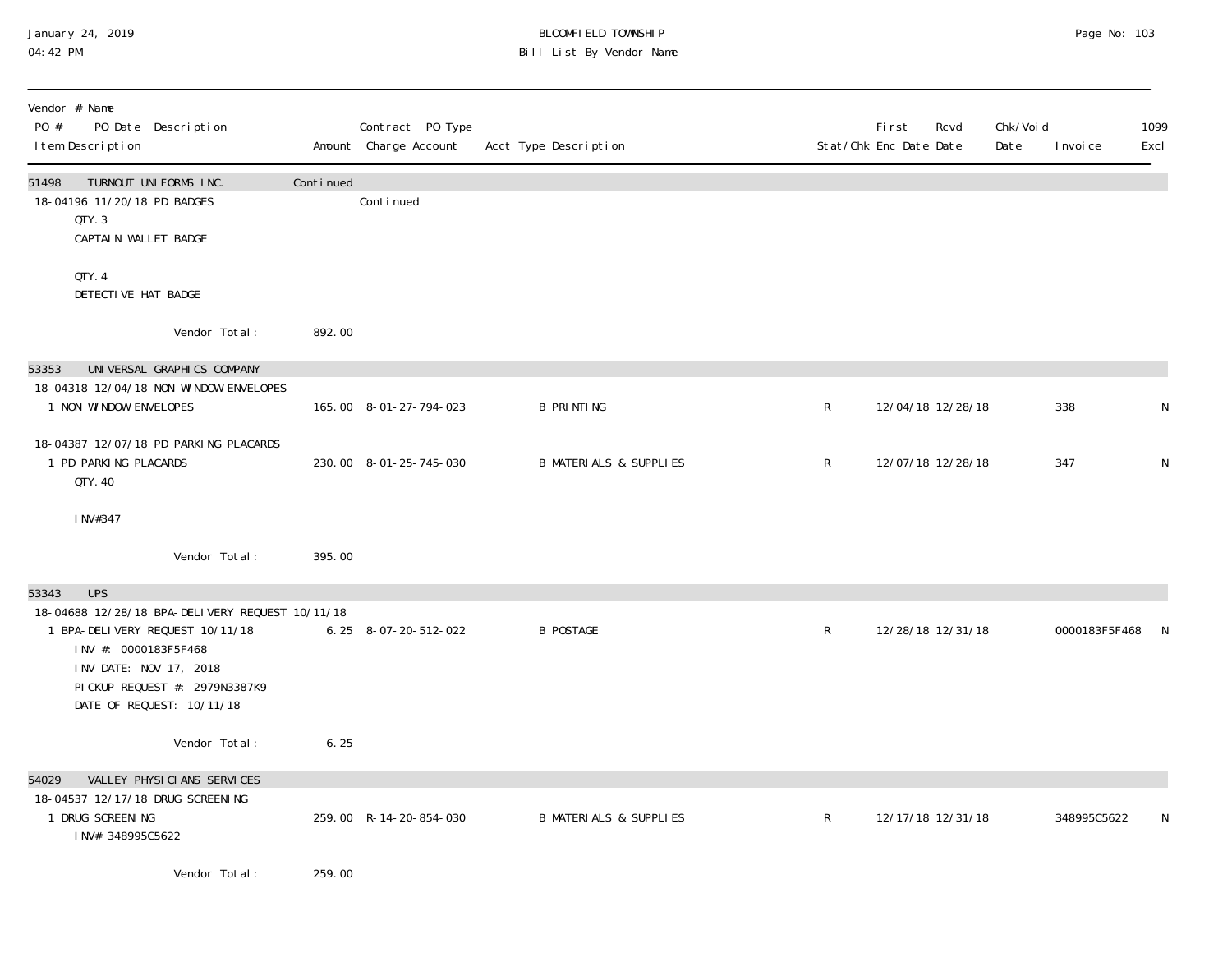BLOOMFIELD TOWNSHIP
Bill List By Vendor Name

January 24, 2019
04:42 PM

| Vendor # Name<br>PO # PO Date Description<br>Item Description | Amount | Contract PO Type<br>Charge Account | Acct Type Description | Stat/Chk | First Enc Date | Rcvd Date | Chk/Void Date | Invoice | 1099 Excl |
|---|---|---|---|---|---|---|---|---|---|
| 51498 TURNOUT UNIFORMS INC. | Continued | | | | | | | | |
| 18-04196 11/20/18 PD BADGES | | Continued | | | | | | | |
| QTY. 3<br>CAPTAIN WALLET BADGE | | | | | | | | | |
| QTY. 4<br>DETECTIVE HAT BADGE | | | | | | | | | |
| Vendor Total: | 892.00 | | | | | | | | |
| 53353 UNIVERSAL GRAPHICS COMPANY | | | | | | | | | |
| 18-04318 12/04/18 NON WINDOW ENVELOPES | | | | | | | | | |
| 1 NON WINDOW ENVELOPES | 165.00 | 8-01-27-794-023 | B PRINTING | R | 12/04/18 | 12/28/18 | | 338 | N |
| 18-04387 12/07/18 PD PARKING PLACARDS | | | | | | | | | |
| 1 PD PARKING PLACARDS<br>QTY. 40<br>INV#347 | 230.00 | 8-01-25-745-030 | B MATERIALS & SUPPLIES | R | 12/07/18 | 12/28/18 | | 347 | N |
| Vendor Total: | 395.00 | | | | | | | | |
| 53343 UPS | | | | | | | | | |
| 18-04688 12/28/18 BPA-DELIVERY REQUEST 10/11/18 | | | | | | | | | |
| 1 BPA-DELIVERY REQUEST 10/11/18<br>INV #: 0000183F5F468<br>INV DATE: NOV 17, 2018<br>PICKUP REQUEST #: 2979N3387K9<br>DATE OF REQUEST: 10/11/18 | 6.25 | 8-07-20-512-022 | B POSTAGE | R | 12/28/18 | 12/31/18 | | 0000183F5F468 | N |
| Vendor Total: | 6.25 | | | | | | | | |
| 54029 VALLEY PHYSICIANS SERVICES | | | | | | | | | |
| 18-04537 12/17/18 DRUG SCREENING | | | | | | | | | |
| 1 DRUG SCREENING<br>INV# 348995C5622 | 259.00 | R-14-20-854-030 | B MATERIALS & SUPPLIES | R | 12/17/18 | 12/31/18 | | 348995C5622 | N |
| Vendor Total: | 259.00 | | | | | | | | |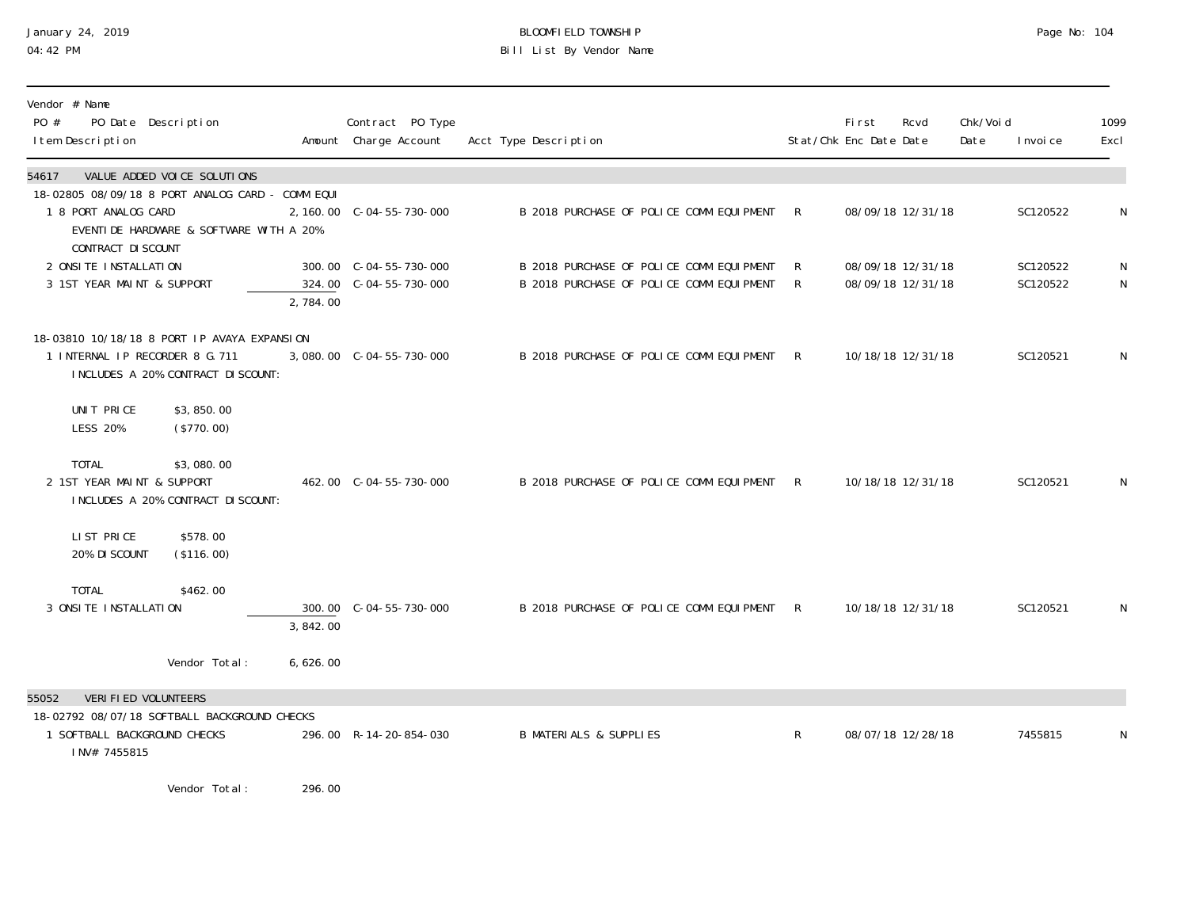BLOOMFIELD TOWNSHIP
Bill List By Vendor Name

January 24, 2019
04:42 PM

| Vendor # Name<br>PO # PO Date Description<br>Item Description | Amount | Contract PO Type<br>Charge Account | Acct Type Description | Stat/Chk | First Enc Date | Rcvd Date | Chk/Void Date | Invoice | 1099 Excl |
|---|---|---|---|---|---|---|---|---|---|
| **54617 VALUE ADDED VOICE SOLUTIONS** | | | | | | | | | |
| 18-02805 08/09/18 8 PORT ANALOG CARD - COMM EQUI | | | | | | | | | |
| 1 8 PORT ANALOG CARD<br>EVENTIDE HARDWARE & SOFTWARE WITH A 20%<br>CONTRACT DISCOUNT | 2,160.00 | C-04-55-730-000 | B 2018 PURCHASE OF POLICE COMM EQUIPMENT | R | 08/09/18 | 12/31/18 | | SC120522 | N |
| 2 ONSITE INSTALLATION | 300.00 | C-04-55-730-000 | B 2018 PURCHASE OF POLICE COMM EQUIPMENT | R | 08/09/18 | 12/31/18 | | SC120522 | N |
| 3 1ST YEAR MAINT & SUPPORT | 324.00 | C-04-55-730-000 | B 2018 PURCHASE OF POLICE COMM EQUIPMENT | R | 08/09/18 | 12/31/18 | | SC120522 | N |
| | 2,784.00 | | | | | | | | |
| 18-03810 10/18/18 8 PORT IP AVAYA EXPANSION | | | | | | | | | |
| 1 INTERNAL IP RECORDER 8 G.711<br>INCLUDES A 20% CONTRACT DISCOUNT:<br><br>UNIT PRICE $3,850.00<br>LESS 20% ($770.00)<br><br>TOTAL $3,080.00 | 3,080.00 | C-04-55-730-000 | B 2018 PURCHASE OF POLICE COMM EQUIPMENT | R | 10/18/18 | 12/31/18 | | SC120521 | N |
| 2 1ST YEAR MAINT & SUPPORT<br>INCLUDES A 20% CONTRACT DISCOUNT:<br><br>LIST PRICE $578.00<br>20% DISCOUNT ($116.00)<br><br>TOTAL $462.00 | 462.00 | C-04-55-730-000 | B 2018 PURCHASE OF POLICE COMM EQUIPMENT | R | 10/18/18 | 12/31/18 | | SC120521 | N |
| 3 ONSITE INSTALLATION | 300.00 | C-04-55-730-000 | B 2018 PURCHASE OF POLICE COMM EQUIPMENT | R | 10/18/18 | 12/31/18 | | SC120521 | N |
| | 3,842.00 | | | | | | | | |
| Vendor Total: | 6,626.00 | | | | | | | | |
| **55052 VERIFIED VOLUNTEERS** | | | | | | | | | |
| 18-02792 08/07/18 SOFTBALL BACKGROUND CHECKS | | | | | | | | | |
| 1 SOFTBALL BACKGROUND CHECKS<br>INV# 7455815 | 296.00 | R-14-20-854-030 | B MATERIALS & SUPPLIES | R | 08/07/18 | 12/28/18 | | 7455815 | N |
| Vendor Total: | 296.00 | | | | | | | | |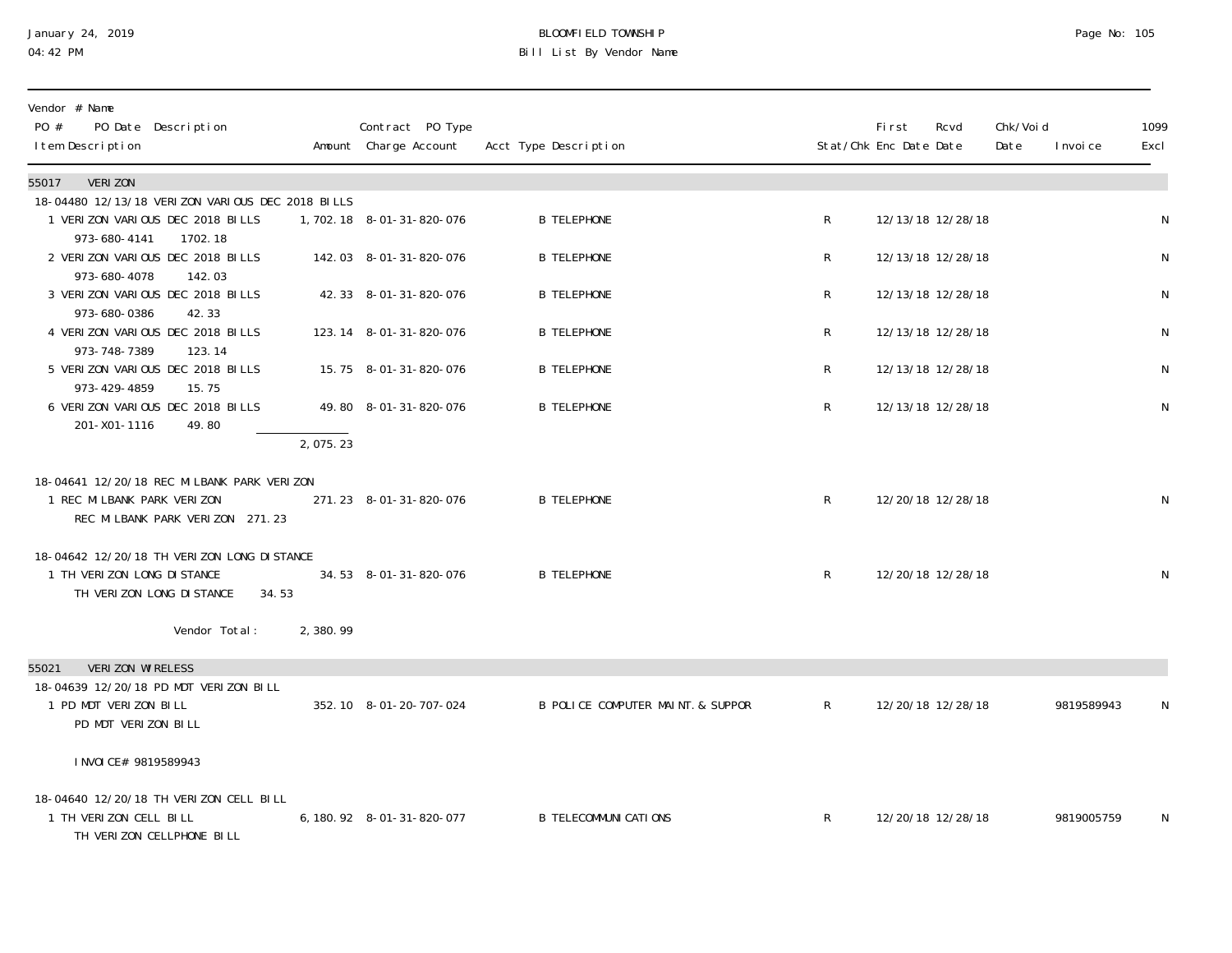January 24, 2019
04:42 PM

BLOOMFIELD TOWNSHIP
Bill List By Vendor Name

| Vendor # Name<br>PO # PO Date Description<br>Item Description | Amount | Contract PO Type<br>Charge Account | Acct Type Description | Stat/Chk | First Enc Date | Rcvd Date | Chk/Void Date | Invoice | 1099 Excl |
|---|---|---|---|---|---|---|---|---|---|
| **55017 VERIZON** | | | | | | | | | |
| 18-04480 12/13/18 VERIZON VARIOUS DEC 2018 BILLS | | | | | | | | | |
| 1 VERIZON VARIOUS DEC 2018 BILLS<br>973-680-4141 1702.18 | 1,702.18 | 8-01-31-820-076 | B TELEPHONE | R | 12/13/18 | 12/28/18 | | | N |
| 2 VERIZON VARIOUS DEC 2018 BILLS<br>973-680-4078 142.03 | 142.03 | 8-01-31-820-076 | B TELEPHONE | R | 12/13/18 | 12/28/18 | | | N |
| 3 VERIZON VARIOUS DEC 2018 BILLS<br>973-680-0386 42.33 | 42.33 | 8-01-31-820-076 | B TELEPHONE | R | 12/13/18 | 12/28/18 | | | N |
| 4 VERIZON VARIOUS DEC 2018 BILLS<br>973-748-7389 123.14 | 123.14 | 8-01-31-820-076 | B TELEPHONE | R | 12/13/18 | 12/28/18 | | | N |
| 5 VERIZON VARIOUS DEC 2018 BILLS<br>973-429-4859 15.75 | 15.75 | 8-01-31-820-076 | B TELEPHONE | R | 12/13/18 | 12/28/18 | | | N |
| 6 VERIZON VARIOUS DEC 2018 BILLS<br>201-X01-1116 49.80 | 49.80 | 8-01-31-820-076 | B TELEPHONE | R | 12/13/18 | 12/28/18 | | | N |
| | 2,075.23 | | | | | | | | |
| 18-04641 12/20/18 REC MILBANK PARK VERIZON | | | | | | | | | |
| 1 REC MILBANK PARK VERIZON<br>REC MILBANK PARK VERIZON 271.23 | 271.23 | 8-01-31-820-076 | B TELEPHONE | R | 12/20/18 | 12/28/18 | | | N |
| 18-04642 12/20/18 TH VERIZON LONG DISTANCE | | | | | | | | | |
| 1 TH VERIZON LONG DISTANCE<br>TH VERIZON LONG DISTANCE 34.53 | 34.53 | 8-01-31-820-076 | B TELEPHONE | R | 12/20/18 | 12/28/18 | | | N |
| Vendor Total: | 2,380.99 | | | | | | | | |
| **55021 VERIZON WIRELESS** | | | | | | | | | |
| 18-04639 12/20/18 PD MDT VERIZON BILL | | | | | | | | | |
| 1 PD MDT VERIZON BILL<br>PD MDT VERIZON BILL<br><br>INVOICE# 9819589943 | 352.10 | 8-01-20-707-024 | B POLICE COMPUTER MAINT.& SUPPOR | R | 12/20/18 | 12/28/18 | | 9819589943 | N |
| 18-04640 12/20/18 TH VERIZON CELL BILL | | | | | | | | | |
| 1 TH VERIZON CELL BILL<br>TH VERIZON CELLPHONE BILL | 6,180.92 | 8-01-31-820-077 | B TELECOMMUNICATIONS | R | 12/20/18 | 12/28/18 | | 9819005759 | N |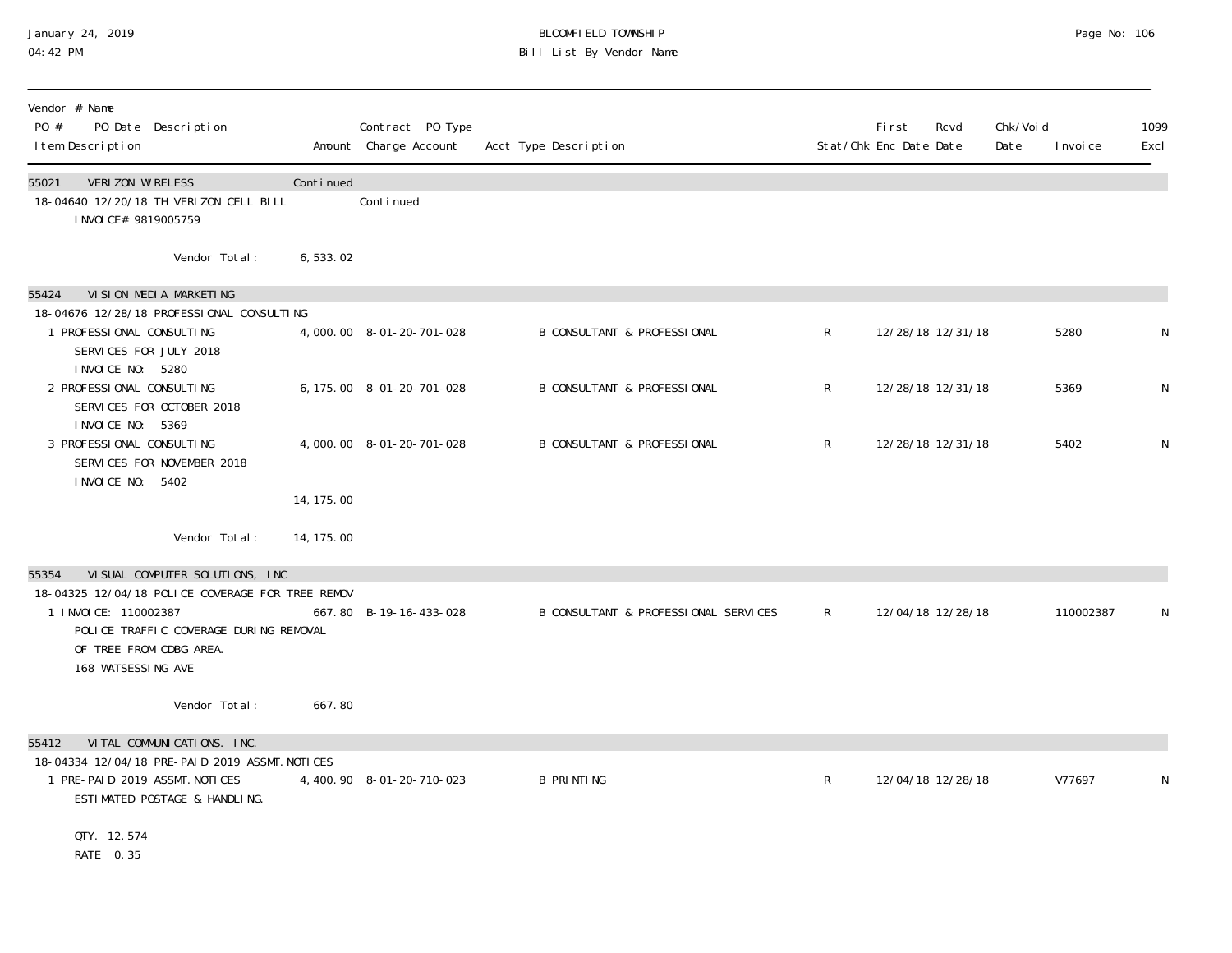BLOOMFIELD TOWNSHIP
Bill List By Vendor Name

January 24, 2019
04:42 PM

| Vendor # Name<br>PO # PO Date Description<br>Item Description | Amount | Contract PO Type<br>Charge Account | Acct Type Description | Stat/Chk | First Enc Date | Rcvd Date | Chk/Void Date | Invoice | 1099 Excl |
|---|---|---|---|---|---|---|---|---|---|
| **55021 VERIZON WIRELESS** | Continued | | | | | | | | |
| 18-04640 12/20/18 TH VERIZON CELL BILL<br>INVOICE# 9819005759 | | Continued | | | | | | | |
| Vendor Total: | 6,533.02 | | | | | | | | |
| **55424 VISION MEDIA MARKETING** | | | | | | | | | |
| 18-04676 12/28/18 PROFESSIONAL CONSULTING | | | | | | | | | |
| 1 PROFESSIONAL CONSULTING<br>SERVICES FOR JULY 2018<br>INVOICE NO: 5280 | 4,000.00 | 8-01-20-701-028 | B CONSULTANT & PROFESSIONAL | R | 12/28/18 | 12/31/18 | | 5280 | N |
| 2 PROFESSIONAL CONSULTING<br>SERVICES FOR OCTOBER 2018<br>INVOICE NO: 5369 | 6,175.00 | 8-01-20-701-028 | B CONSULTANT & PROFESSIONAL | R | 12/28/18 | 12/31/18 | | 5369 | N |
| 3 PROFESSIONAL CONSULTING<br>SERVICES FOR NOVEMBER 2018<br>INVOICE NO: 5402 | 4,000.00 | 8-01-20-701-028 | B CONSULTANT & PROFESSIONAL | R | 12/28/18 | 12/31/18 | | 5402 | N |
| | 14,175.00 | | | | | | | | |
| Vendor Total: | 14,175.00 | | | | | | | | |
| **55354 VISUAL COMPUTER SOLUTIONS, INC** | | | | | | | | | |
| 18-04325 12/04/18 POLICE COVERAGE FOR TREE REMOV | | | | | | | | | |
| 1 INVOICE: 110002387<br>POLICE TRAFFIC COVERAGE DURING REMOVAL<br>OF TREE FROM CDBG AREA.<br>168 WATSESSING AVE | 667.80 | B-19-16-433-028 | B CONSULTANT & PROFESSIONAL SERVICES | R | 12/04/18 | 12/28/18 | | 110002387 | N |
| Vendor Total: | 667.80 | | | | | | | | |
| **55412 VITAL COMMUNICATIONS. INC.** | | | | | | | | | |
| 18-04334 12/04/18 PRE-PAID 2019 ASSMT. NOTICES | | | | | | | | | |
| 1 PRE-PAID 2019 ASSMT. NOTICES<br>ESTIMATED POSTAGE & HANDLING.<br><br>QTY. 12,574<br>RATE 0.35 | 4,400.90 | 8-01-20-710-023 | B PRINTING | R | 12/04/18 | 12/28/18 | | V77697 | N |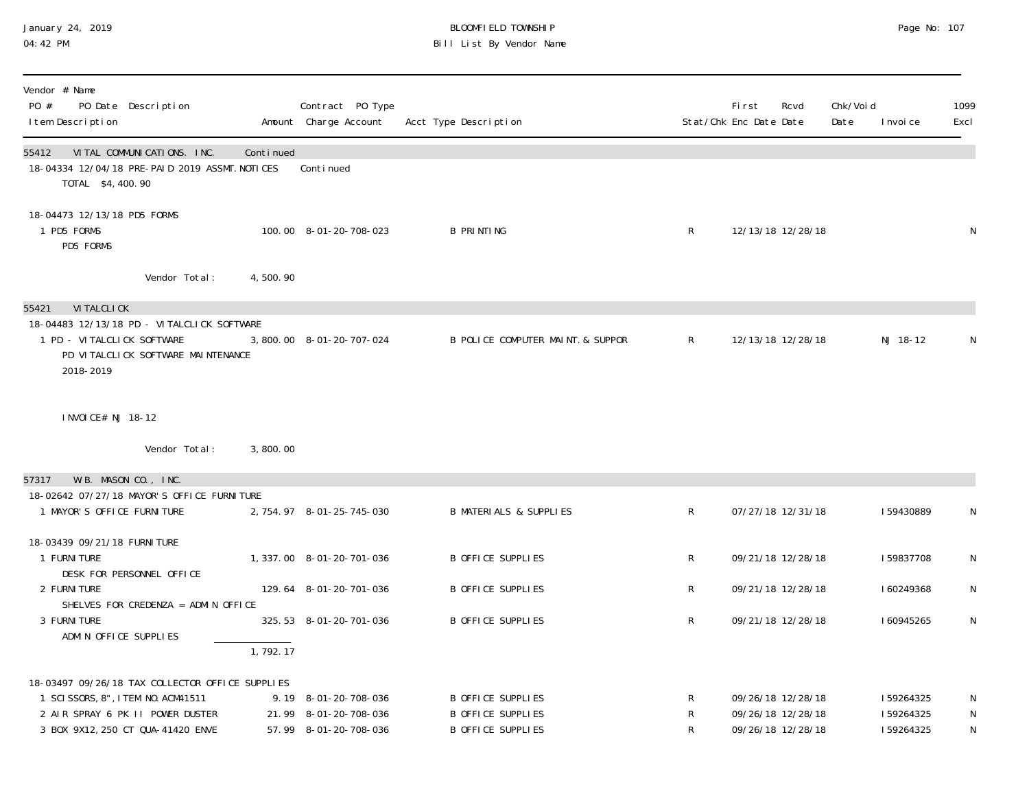| Vendor # Name<br>PO # PO Date Description<br>Item Description | Amount | Contract PO Type<br>Charge Account | Acct Type Description | Stat/Chk | First Enc Date | Rcvd Date | Chk/Void Date | Invoice | 1099 Excl |
|---|---|---|---|---|---|---|---|---|---|
| **55412 VITAL COMMUNICATIONS. INC.** | Continued | | | | | | | | |
| 18-04334 12/04/18 PRE-PAID 2019 ASSMT.NOTICES | | Continued | | | | | | | |
| TOTAL $4,400.90 | | | | | | | | | |
| 18-04473 12/13/18 PD5 FORMS | | | | | | | | | |
| 1 PD5 FORMS<br>PD5 FORMS | 100.00 | 8-01-20-708-023 | B PRINTING | R | 12/13/18 | 12/28/18 | | | N |
| Vendor Total: | 4,500.90 | | | | | | | | |
| **55421 VITALCLICK** | | | | | | | | | |
| 18-04483 12/13/18 PD - VITALCLICK SOFTWARE | | | | | | | | | |
| 1 PD - VITALCLICK SOFTWARE<br>PD VITALCLICK SOFTWARE MAINTENANCE<br>2018-2019<br><br>INVOICE# NJ 18-12 | 3,800.00 | 8-01-20-707-024 | B POLICE COMPUTER MAINT.& SUPPOR | R | 12/13/18 | 12/28/18 | | NJ 18-12 | N |
| Vendor Total: | 3,800.00 | | | | | | | | |
| **57317 W.B. MASON CO., INC.** | | | | | | | | | |
| 18-02642 07/27/18 MAYOR'S OFFICE FURNITURE | | | | | | | | | |
| 1 MAYOR'S OFFICE FURNITURE | 2,754.97 | 8-01-25-745-030 | B MATERIALS & SUPPLIES | R | 07/27/18 | 12/31/18 | | I59430889 | N |
| 18-03439 09/21/18 FURNITURE | | | | | | | | | |
| 1 FURNITURE<br>DESK FOR PERSONNEL OFFICE | 1,337.00 | 8-01-20-701-036 | B OFFICE SUPPLIES | R | 09/21/18 | 12/28/18 | | I59837708 | N |
| 2 FURNITURE<br>SHELVES FOR CREDENZA = ADMIN OFFICE | 129.64 | 8-01-20-701-036 | B OFFICE SUPPLIES | R | 09/21/18 | 12/28/18 | | I60249368 | N |
| 3 FURNITURE<br>ADMIN OFFICE SUPPLIES | 325.53 | 8-01-20-701-036 | B OFFICE SUPPLIES | R | 09/21/18 | 12/28/18 | | I60945265 | N |
| | 1,792.17 | | | | | | | | |
| 18-03497 09/26/18 TAX COLLECTOR OFFICE SUPPLIES | | | | | | | | | |
| 1 SCISSORS,8",ITEM NO.ACM41511 | 9.19 | 8-01-20-708-036 | B OFFICE SUPPLIES | R | 09/26/18 | 12/28/18 | | I59264325 | N |
| 2 AIR SPRAY 6 PK II POWER DUSTER | 21.99 | 8-01-20-708-036 | B OFFICE SUPPLIES | R | 09/26/18 | 12/28/18 | | I59264325 | N |
| 3 BOX 9X12,250 CT QUA-41420 ENVE | 57.99 | 8-01-20-708-036 | B OFFICE SUPPLIES | R | 09/26/18 | 12/28/18 | | I59264325 | N |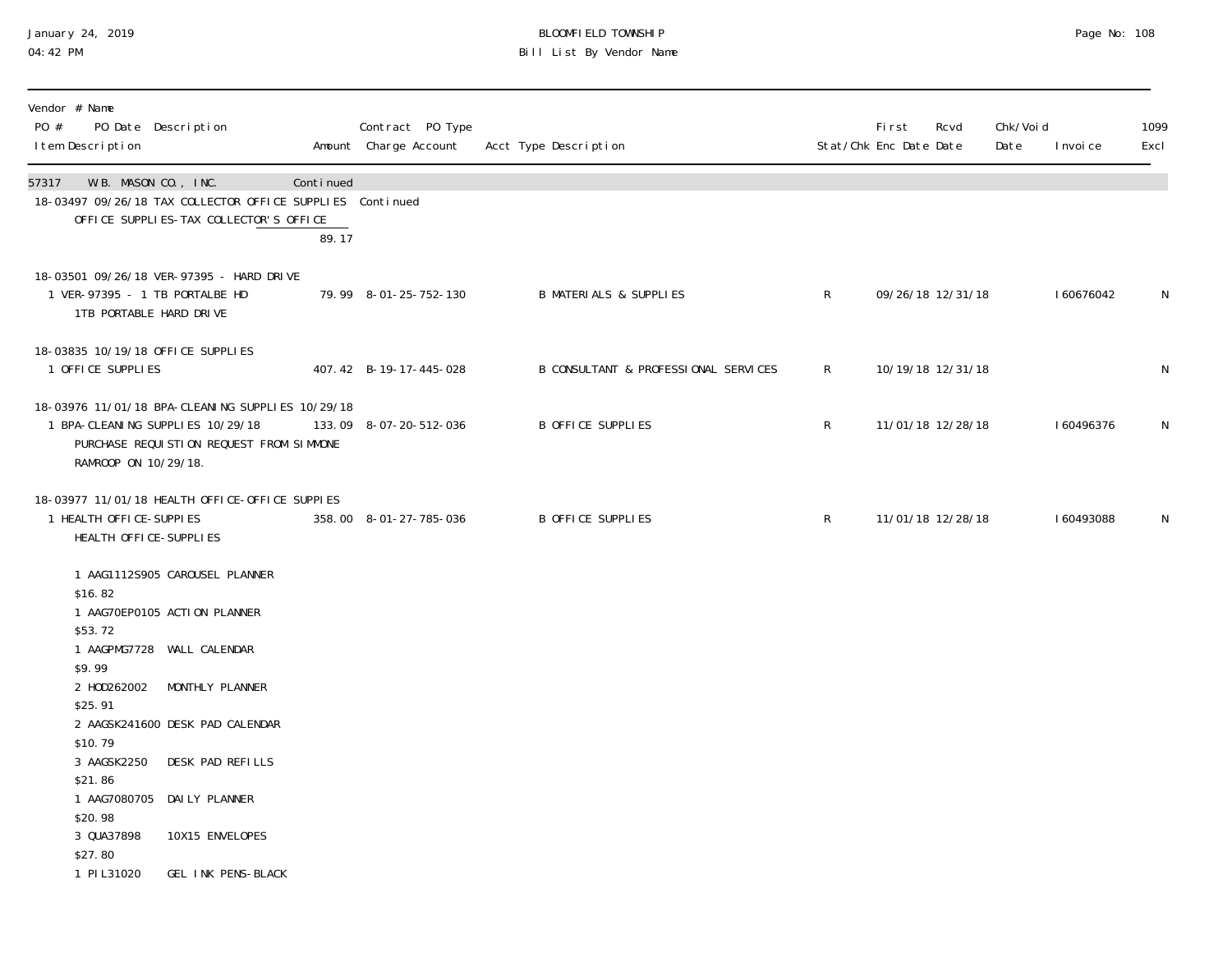# BLOOMFIELD TOWNSHIP

## Bill List By Vendor Name

January 24, 2019
04:42 PM

| Vendor # Name<br>PO # PO Date Description<br>Item Description | Amount | Contract PO Type<br>Charge Account | Acct Type Description | Stat/Chk | First Enc Date | Rcvd Date | Chk/Void Date | Invoice | 1099 Excl |
|---|---|---|---|---|---|---|---|---|---|
| 57317 W.B. MASON CO., INC. | Continued | | | | | | | | |
| 18-03497 09/26/18 TAX COLLECTOR OFFICE SUPPLIES | | Continued | | | | | | | |
| OFFICE SUPPLIES-TAX COLLECTOR'S OFFICE | 89.17 | | | | | | | | |
| 18-03501 09/26/18 VER-97395 - HARD DRIVE | | | | | | | | | |
| 1 VER-97395 - 1 TB PORTALBE HD<br>1TB PORTABLE HARD DRIVE | 79.99 | 8-01-25-752-130 | B MATERIALS & SUPPLIES | R | 09/26/18 | 12/31/18 | | I60676042 | N |
| 18-03835 10/19/18 OFFICE SUPPLIES | | | | | | | | | |
| 1 OFFICE SUPPLIES | 407.42 | B-19-17-445-028 | B CONSULTANT & PROFESSIONAL SERVICES | R | 10/19/18 | 12/31/18 | | | N |
| 18-03976 11/01/18 BPA-CLEANING SUPPLIES 10/29/18 | | | | | | | | | |
| 1 BPA-CLEANING SUPPLIES 10/29/18<br>PURCHASE REQUISITION REQUEST FROM SIMMONE RAMROOP ON 10/29/18. | 133.09 | 8-07-20-512-036 | B OFFICE SUPPLIES | R | 11/01/18 | 12/28/18 | | I60496376 | N |
| 18-03977 11/01/18 HEALTH OFFICE-OFFICE SUPPIES | | | | | | | | | |
| 1 HEALTH OFFICE-SUPPIES<br>HEALTH OFFICE-SUPPLIES | 358.00 | 8-01-27-785-036 | B OFFICE SUPPLIES | R | 11/01/18 | 12/28/18 | | I60493088 | N |

1 AAG1112S905 CAROUSEL PLANNER
$16.82
1 AAG70EP0105 ACTION PLANNER
$53.72
1 AAGPMG7728 WALL CALENDAR
$9.99
2 HOD262002 MONTHLY PLANNER
$25.91
2 AAGSK241600 DESK PAD CALENDAR
$10.79
3 AAGSK2250 DESK PAD REFILLS
$21.86
1 AAG7080705 DAILY PLANNER
$20.98
3 QUA37898 10X15 ENVELOPES
$27.80
1 PIL31020 GEL INK PENS-BLACK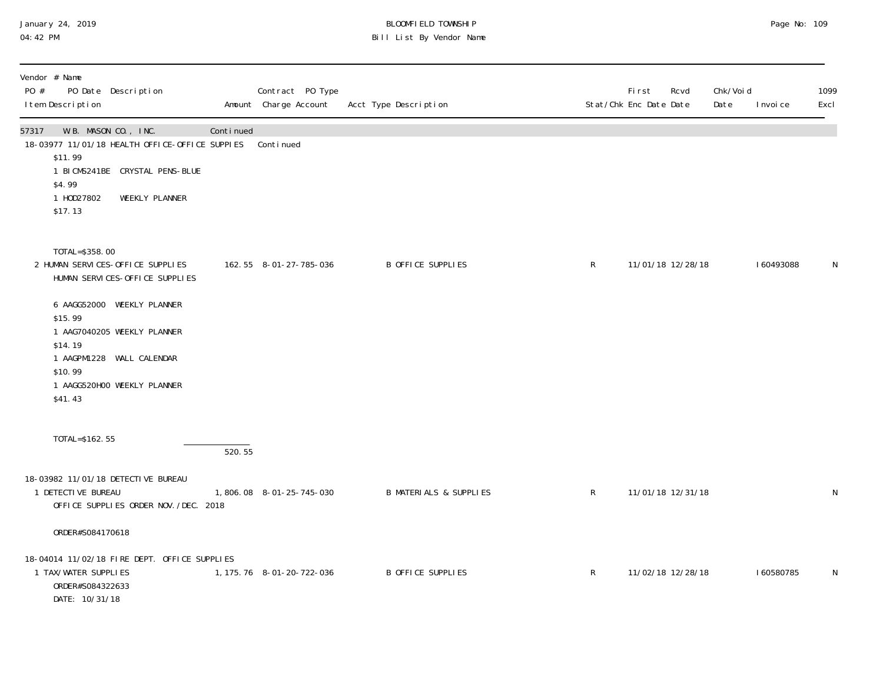| Vendor # Name PO # PO Date Description Item Description | Amount | Contract PO Type Charge Account | Acct Type Description | Stat/Chk | First Enc Date | Rcvd Date | Chk/Void Date | Invoice | 1099 Excl |
|---|---|---|---|---|---|---|---|---|---|
| 57317 W.B. MASON CO., INC. | Continued | | | | | | | | |
| 18-03977 11/01/18 HEALTH OFFICE-OFFICE SUPPIES | | Continued | | | | | | | |
| \$11.99<br>1 BICMS241BE CRYSTAL PENS-BLUE<br>\$4.99<br>1 HOD27802 WEEKLY PLANNER<br>\$17.13<br><br>TOTAL=\$358.00 | | | | | | | | | |
| 2 HUMAN SERVICES-OFFICE SUPPLIES<br>HUMAN SERVICES-OFFICE SUPPLIES<br><br>6 AAGG52000 WEEKLY PLANNER<br>\$15.99<br>1 AAG7040205 WEEKLY PLANNER<br>\$14.19<br>1 AAGPM1228 WALL CALENDAR<br>\$10.99<br>1 AAGG520H00 WEEKLY PLANNER<br>\$41.43<br><br>TOTAL=\$162.55 | 162.55 | 8-01-27-785-036 | B OFFICE SUPPLIES | R | 11/01/18 | 12/28/18 | | I60493088 | N |
| | 520.55 | | | | | | | | |
| 18-03982 11/01/18 DETECTIVE BUREAU | | | | | | | | | |
| 1 DETECTIVE BUREAU<br>OFFICE SUPPLIES ORDER NOV./DEC. 2018<br><br>ORDER#S084170618 | 1,806.08 | 8-01-25-745-030 | B MATERIALS & SUPPLIES | R | 11/01/18 | 12/31/18 | | | N |
| 18-04014 11/02/18 FIRE DEPT. OFFICE SUPPLIES | | | | | | | | | |
| 1 TAX/WATER SUPPLIES<br>ORDER#S084322633<br>DATE: 10/31/18 | 1,175.76 | 8-01-20-722-036 | B OFFICE SUPPLIES | R | 11/02/18 | 12/28/18 | | I60580785 | N |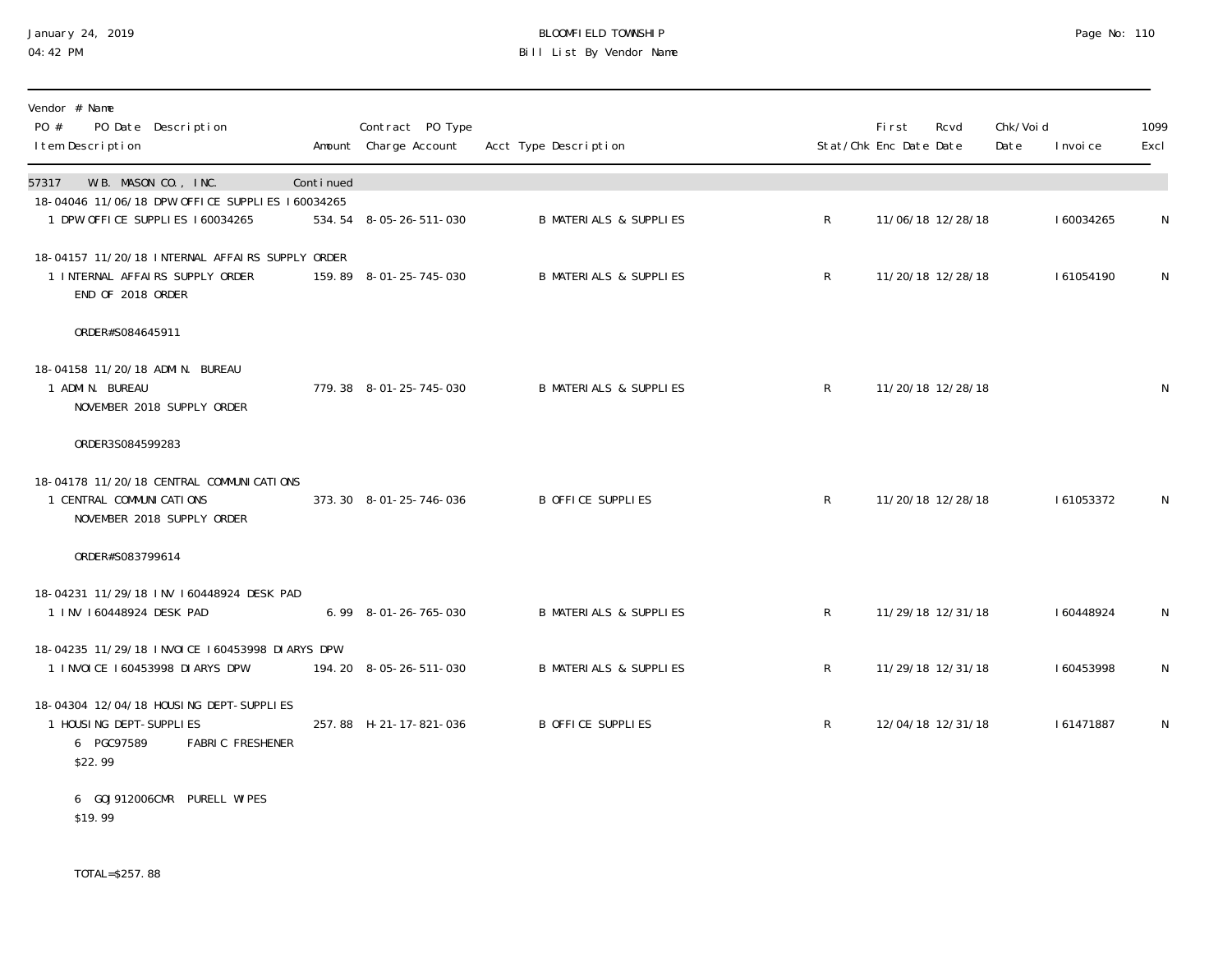| PO # | PO Date | Description / Item Description | Amount | Charge Account | Acct Type Description | Stat/Chk | First Enc Date | Rcvd Date | Chk/Void Date | Invoice | 1099 Excl |
|---|---|---|---|---|---|---|---|---|---|---|---|
| **57317 W.B. MASON CO., INC.** | | Continued | | | | | | | | | |
| 18-04046 | 11/06/18 | DPW OFFICE SUPPLIES I60034265 | | | | | | | | | |
| | | 1 DPW OFFICE SUPPLIES I60034265 | 534.54 | 8-05-26-511-030 | B MATERIALS & SUPPLIES | R | 11/06/18 | 12/28/18 | | I60034265 | N |
| 18-04157 | 11/20/18 | INTERNAL AFFAIRS SUPPLY ORDER | | | | | | | | | |
| | | 1 INTERNAL AFFAIRS SUPPLY ORDER<br>END OF 2018 ORDER<br><br>ORDER#S084645911 | 159.89 | 8-01-25-745-030 | B MATERIALS & SUPPLIES | R | 11/20/18 | 12/28/18 | | I61054190 | N |
| 18-04158 | 11/20/18 | ADMIN. BUREAU | | | | | | | | | |
| | | 1 ADMIN. BUREAU<br>NOVEMBER 2018 SUPPLY ORDER<br><br>ORDER3S084599283 | 779.38 | 8-01-25-745-030 | B MATERIALS & SUPPLIES | R | 11/20/18 | 12/28/18 | | | N |
| 18-04178 | 11/20/18 | CENTRAL COMMUNICATIONS | | | | | | | | | |
| | | 1 CENTRAL COMMUNICATIONS<br>NOVEMBER 2018 SUPPLY ORDER<br><br>ORDER#S083799614 | 373.30 | 8-01-25-746-036 | B OFFICE SUPPLIES | R | 11/20/18 | 12/28/18 | | I61053372 | N |
| 18-04231 | 11/29/18 | INV I60448924 DESK PAD | | | | | | | | | |
| | | 1 INV I60448924 DESK PAD | 6.99 | 8-01-26-765-030 | B MATERIALS & SUPPLIES | R | 11/29/18 | 12/31/18 | | I60448924 | N |
| 18-04235 | 11/29/18 | INVOICE I60453998 DIARYS DPW | | | | | | | | | |
| | | 1 INVOICE I60453998 DIARYS DPW | 194.20 | 8-05-26-511-030 | B MATERIALS & SUPPLIES | R | 11/29/18 | 12/31/18 | | I60453998 | N |
| 18-04304 | 12/04/18 | HOUSING DEPT-SUPPLIES | | | | | | | | | |
| | | 1 HOUSING DEPT-SUPPLIES<br>6 PGC97589 FABRIC FRESHENER<br>$22.99<br><br>6 GOJ912006CMR PURELL WIPES<br>$19.99<br><br>TOTAL=$257.88 | 257.88 | H-21-17-821-036 | B OFFICE SUPPLIES | R | 12/04/18 | 12/31/18 | | I61471887 | N |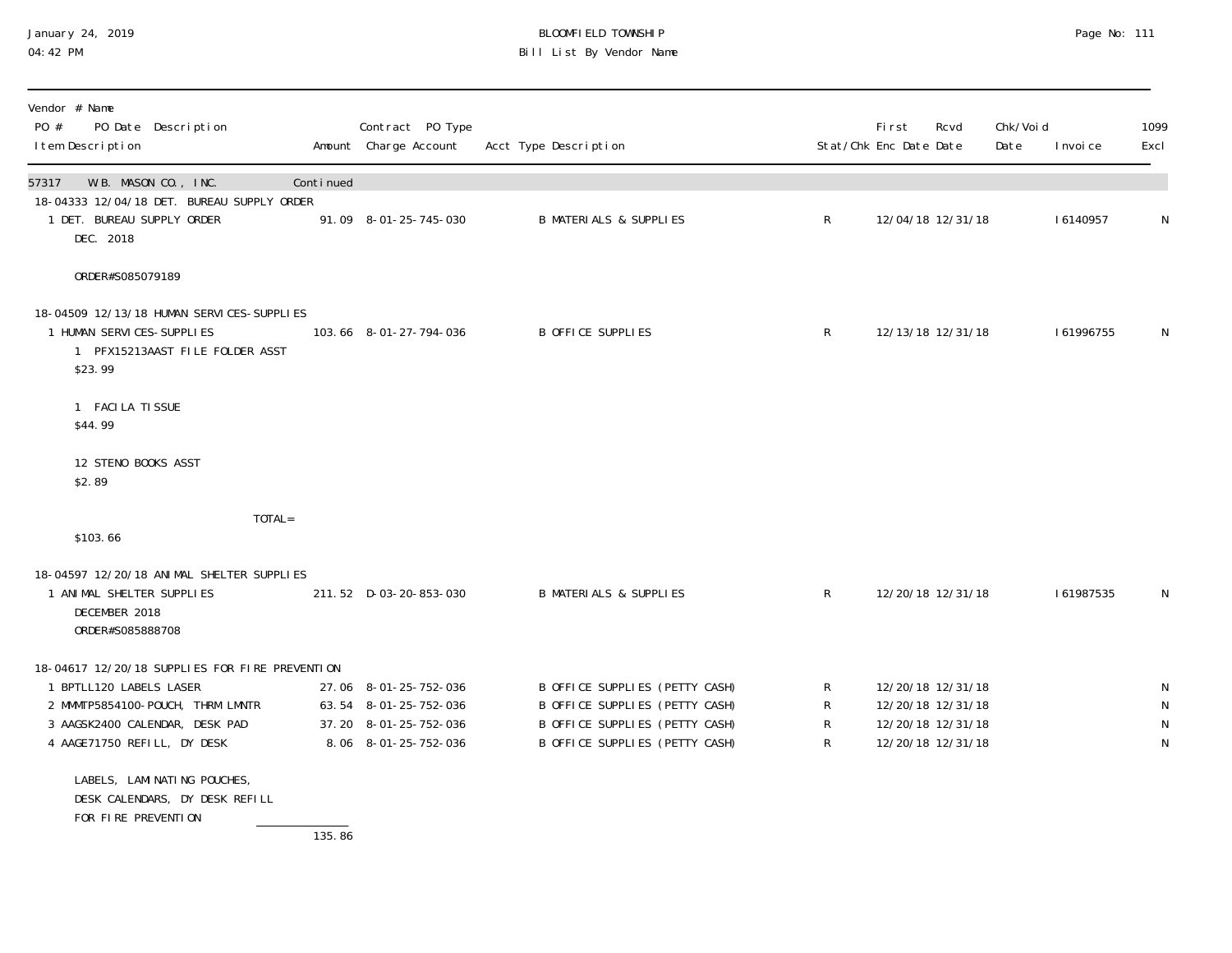January 24, 2019
04:42 PM

BLOOMFIELD TOWNSHIP
Bill List By Vendor Name

| Vendor # Name / PO # PO Date Description / Item Description | Amount | Contract PO Type Charge Account | Acct Type Description | Stat/Chk | First Enc Date | Rcvd Date | Chk/Void Date | Invoice | 1099 Excl |
|---|---|---|---|---|---|---|---|---|---|
| 57317 W.B. MASON CO., INC. | Continued | | | | | | | | |
| 18-04333 12/04/18 DET. BUREAU SUPPLY ORDER | | | | | | | | | |
| 1 DET. BUREAU SUPPLY ORDER<br>DEC. 2018<br><br>ORDER#S085079189 | 91.09 | 8-01-25-745-030 | B MATERIALS & SUPPLIES | R | 12/04/18 | 12/31/18 | | I6140957 | N |
| 18-04509 12/13/18 HUMAN SERVICES-SUPPLIES | | | | | | | | | |
| 1 HUMAN SERVICES-SUPPLIES<br>1 PFX15213AAST FILE FOLDER ASST<br>$23.99<br><br>1 FACILA TISSUE<br>$44.99<br><br>12 STENO BOOKS ASST<br>$2.89<br><br>TOTAL=<br>$103.66 | 103.66 | 8-01-27-794-036 | B OFFICE SUPPLIES | R | 12/13/18 | 12/31/18 | | I61996755 | N |
| 18-04597 12/20/18 ANIMAL SHELTER SUPPLIES | | | | | | | | | |
| 1 ANIMAL SHELTER SUPPLIES<br>DECEMBER 2018<br>ORDER#S085888708 | 211.52 | D-03-20-853-030 | B MATERIALS & SUPPLIES | R | 12/20/18 | 12/31/18 | | I61987535 | N |
| 18-04617 12/20/18 SUPPLIES FOR FIRE PREVENTION | | | | | | | | | |
| 1 BPTLL120 LABELS LASER | 27.06 | 8-01-25-752-036 | B OFFICE SUPPLIES (PETTY CASH) | R | 12/20/18 | 12/31/18 | | | N |
| 2 MMMTP5854100-POUCH, THRM LMNTR | 63.54 | 8-01-25-752-036 | B OFFICE SUPPLIES (PETTY CASH) | R | 12/20/18 | 12/31/18 | | | N |
| 3 AAGSK2400 CALENDAR, DESK PAD | 37.20 | 8-01-25-752-036 | B OFFICE SUPPLIES (PETTY CASH) | R | 12/20/18 | 12/31/18 | | | N |
| 4 AAGE71750 REFILL, DY DESK | 8.06 | 8-01-25-752-036 | B OFFICE SUPPLIES (PETTY CASH) | R | 12/20/18 | 12/31/18 | | | N |
| LABELS, LAMINATING POUCHES,<br>DESK CALENDARS, DY DESK REFILL<br>FOR FIRE PREVENTION | 135.86 | | | | | | | | |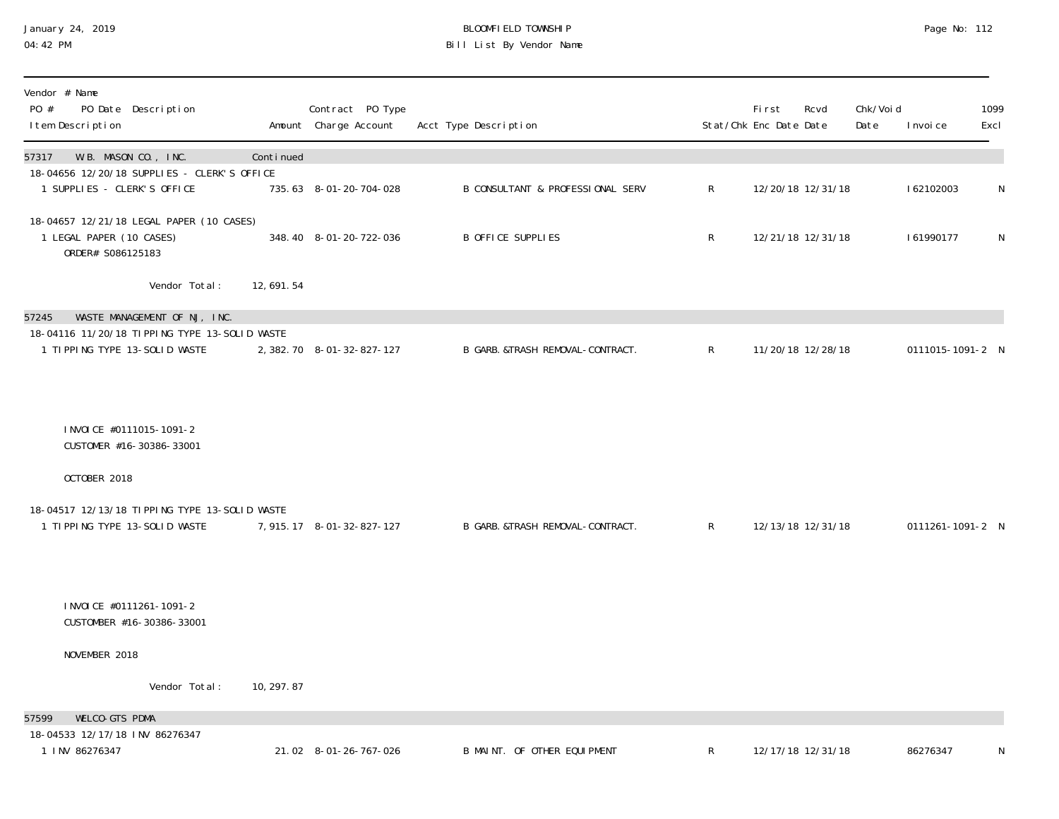January 24, 2019
04:42 PM

BLOOMFIELD TOWNSHIP
Bill List By Vendor Name

| Vendor # Name<br>PO # PO Date Description<br>Item Description | Amount | Contract PO Type<br>Charge Account | Acct Type Description | Stat/Chk | First<br>Enc Date | Rcvd<br>Date | Chk/Void<br>Date | Invoice | 1099<br>Excl |
|---|---|---|---|---|---|---|---|---|---|
| **57317 W.B. MASON CO., INC.** | Continued | | | | | | | | |
| 18-04656 12/20/18 SUPPLIES - CLERK'S OFFICE | | | | | | | | | |
| 1 SUPPLIES - CLERK'S OFFICE | 735.63 | 8-01-20-704-028 | B CONSULTANT & PROFESSIONAL SERV | R | 12/20/18 | 12/31/18 | | I62102003 | N |
| 18-04657 12/21/18 LEGAL PAPER (10 CASES) | | | | | | | | | |
| 1 LEGAL PAPER (10 CASES)<br>ORDER# S086125183 | 348.40 | 8-01-20-722-036 | B OFFICE SUPPLIES | R | 12/21/18 | 12/31/18 | | I61990177 | N |
| Vendor Total: | 12,691.54 | | | | | | | | |
| **57245 WASTE MANAGEMENT OF NJ, INC.** | | | | | | | | | |
| 18-04116 11/20/18 TIPPING TYPE 13-SOLID WASTE | | | | | | | | | |
| 1 TIPPING TYPE 13-SOLID WASTE<br>INVOICE #0111015-1091-2<br>CUSTOMER #16-30386-33001<br>OCTOBER 2018 | 2,382.70 | 8-01-32-827-127 | B GARB.&TRASH REMOVAL-CONTRACT. | R | 11/20/18 | 12/28/18 | | 0111015-1091-2 | N |
| 18-04517 12/13/18 TIPPING TYPE 13-SOLID WASTE | | | | | | | | | |
| 1 TIPPING TYPE 13-SOLID WASTE<br>INVOICE #0111261-1091-2<br>CUSTOMBER #16-30386-33001<br>NOVEMBER 2018 | 7,915.17 | 8-01-32-827-127 | B GARB.&TRASH REMOVAL-CONTRACT. | R | 12/13/18 | 12/31/18 | | 0111261-1091-2 | N |
| Vendor Total: | 10,297.87 | | | | | | | | |
| **57599 WELCO-GTS PDMA** | | | | | | | | | |
| 18-04533 12/17/18 INV 86276347 | | | | | | | | | |
| 1 INV 86276347 | 21.02 | 8-01-26-767-026 | B MAINT. OF OTHER EQUIPMENT | R | 12/17/18 | 12/31/18 | | 86276347 | N |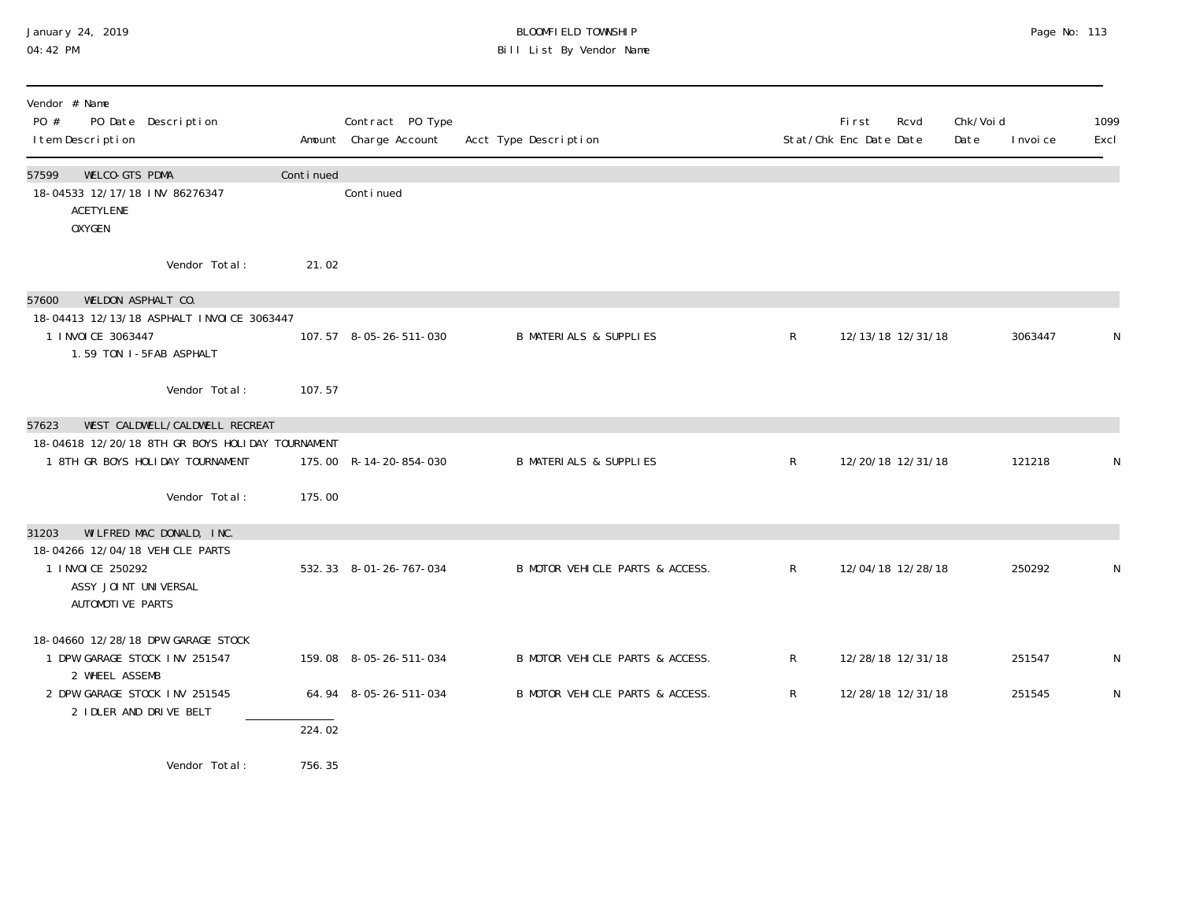| Vendor # Name<br>PO # PO Date Description<br>Item Description | Amount | Contract PO Type<br>Charge Account | Acct Type Description | Stat/Chk | First Enc Date | Rcvd Date | Chk/Void Date | Invoice | 1099 Excl |
|---|---|---|---|---|---|---|---|---|---|
| 57599 WELCO-GTS PDMA | Continued | | | | | | | | |
| 18-04533 12/17/18 INV 86276347 | | Continued | | | | | | | |
| ACETYLENE | | | | | | | | | |
| OXYGEN | | | | | | | | | |
| Vendor Total: | 21.02 | | | | | | | | |
| 57600 WELDON ASPHALT CO. | | | | | | | | | |
| 18-04413 12/13/18 ASPHALT INVOICE 3063447 | | | | | | | | | |
| 1 INVOICE 3063447<br>1.59 TON I-5FAB ASPHALT | 107.57 | 8-05-26-511-030 | B MATERIALS & SUPPLIES | R | 12/13/18 | 12/31/18 | | 3063447 | N |
| Vendor Total: | 107.57 | | | | | | | | |
| 57623 WEST CALDWELL/CALDWELL RECREAT | | | | | | | | | |
| 18-04618 12/20/18 8TH GR BOYS HOLIDAY TOURNAMENT | | | | | | | | | |
| 1 8TH GR BOYS HOLIDAY TOURNAMENT | 175.00 | R-14-20-854-030 | B MATERIALS & SUPPLIES | R | 12/20/18 | 12/31/18 | | 121218 | N |
| Vendor Total: | 175.00 | | | | | | | | |
| 31203 WILFRED MAC DONALD, INC. | | | | | | | | | |
| 18-04266 12/04/18 VEHICLE PARTS | | | | | | | | | |
| 1 INVOICE 250292<br>ASSY JOINT UNIVERSAL<br>AUTOMOTIVE PARTS | 532.33 | 8-01-26-767-034 | B MOTOR VEHICLE PARTS & ACCESS. | R | 12/04/18 | 12/28/18 | | 250292 | N |
| 18-04660 12/28/18 DPW GARAGE STOCK | | | | | | | | | |
| 1 DPW GARAGE STOCK INV 251547<br>2 WHEEL ASSEMB | 159.08 | 8-05-26-511-034 | B MOTOR VEHICLE PARTS & ACCESS. | R | 12/28/18 | 12/31/18 | | 251547 | N |
| 2 DPW GARAGE STOCK INV 251545<br>2 IDLER AND DRIVE BELT | 64.94 | 8-05-26-511-034 | B MOTOR VEHICLE PARTS & ACCESS. | R | 12/28/18 | 12/31/18 | | 251545 | N |
| | 224.02 | | | | | | | | |
| Vendor Total: | 756.35 | | | | | | | | |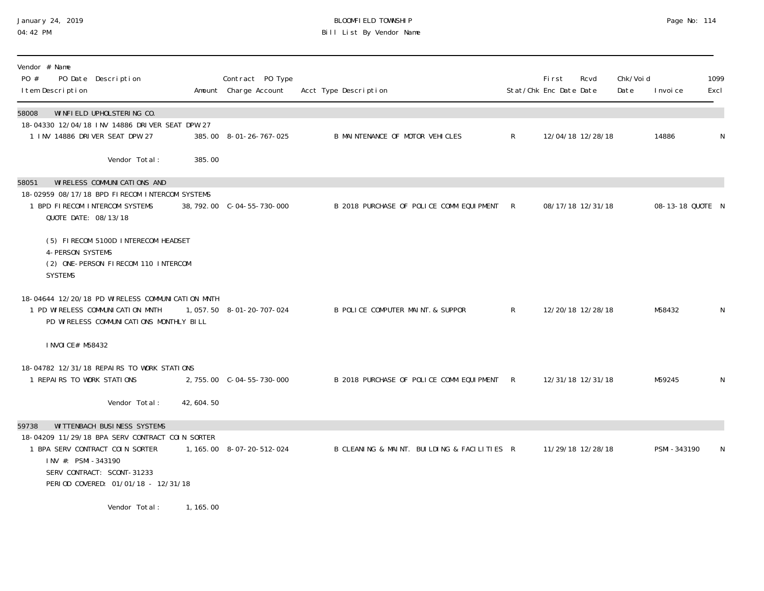| Vendor # Name<br>PO # PO Date Description<br>Item Description | Amount | Contract PO Type<br>Charge Account | Acct Type Description | Stat/Chk | First<br>Enc Date | Rcvd<br>Date | Chk/Void<br>Date | Invoice | 1099<br>Excl |
|---|---|---|---|---|---|---|---|---|---|
| **58008 WINFIELD UPHOLSTERING CO.** | | | | | | | | | |
| 18-04330 12/04/18 INV 14886 DRIVER SEAT DPW 27 | | | | | | | | | |
| 1 INV 14886 DRIVER SEAT DPW 27 | 385.00 | 8-01-26-767-025 | B MAINTENANCE OF MOTOR VEHICLES | R | 12/04/18 | 12/28/18 | | 14886 | N |
| Vendor Total: | 385.00 | | | | | | | | |
| **58051 WIRELESS COMMUNICATIONS AND** | | | | | | | | | |
| 18-02959 08/17/18 BPD FIRECOM INTERCOM SYSTEMS | | | | | | | | | |
| 1 BPD FIRECOM INTERCOM SYSTEMS<br>QUOTE DATE: 08/13/18<br><br>(5) FIRECOM 5100D INTERECOM HEADSET 4-PERSON SYSTEMS<br>(2) ONE-PERSON FIRECOM 110 INTERCOM SYSTEMS | 38,792.00 | C-04-55-730-000 | B 2018 PURCHASE OF POLICE COMM EQUIPMENT | R | 08/17/18 | 12/31/18 | | 08-13-18 QUOTE | N |
| 18-04644 12/20/18 PD WIRELESS COMMUNICATION MNTH | | | | | | | | | |
| 1 PD WIRELESS COMMUNICATION MNTH<br>PD WIRELESS COMMUNICATIONS MONTHLY BILL<br><br>INVOICE# M58432 | 1,057.50 | 8-01-20-707-024 | B POLICE COMPUTER MAINT.& SUPPOR | R | 12/20/18 | 12/28/18 | | M58432 | N |
| 18-04782 12/31/18 REPAIRS TO WORK STATIONS | | | | | | | | | |
| 1 REPAIRS TO WORK STATIONS | 2,755.00 | C-04-55-730-000 | B 2018 PURCHASE OF POLICE COMM EQUIPMENT | R | 12/31/18 | 12/31/18 | | M59245 | N |
| Vendor Total: | 42,604.50 | | | | | | | | |
| **59738 WITTENBACH BUSINESS SYSTEMS** | | | | | | | | | |
| 18-04209 11/29/18 BPA SERV CONTRACT COIN SORTER | | | | | | | | | |
| 1 BPA SERV CONTRACT COIN SORTER<br>INV #: PSMI-343190<br>SERV CONTRACT: SCONT-31233<br>PERIOD COVERED: 01/01/18 - 12/31/18 | 1,165.00 | 8-07-20-512-024 | B CLEANING & MAINT. BUILDING & FACILITIES | R | 11/29/18 | 12/28/18 | | PSMI-343190 | N |
| Vendor Total: | 1,165.00 | | | | | | | | |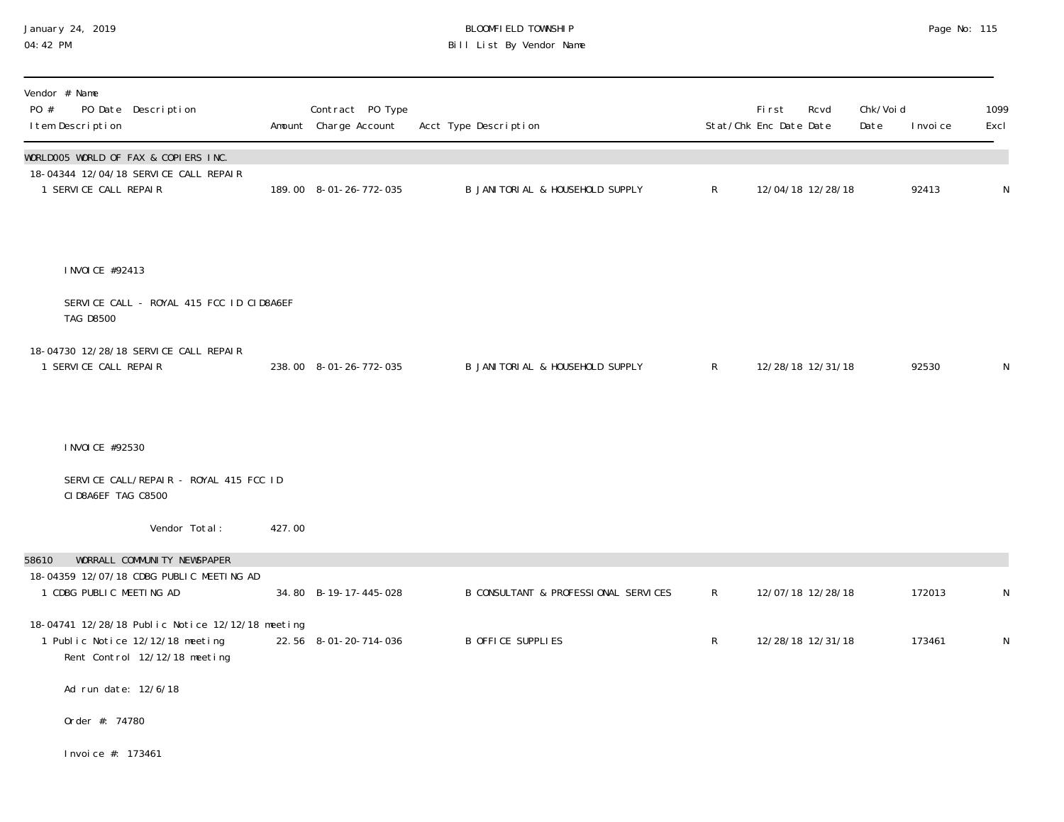# BLOOMFIELD TOWNSHIP

## Bill List By Vendor Name

January 24, 2019
04:42 PM

| Vendor # Name<br>PO # PO Date Description<br>Item Description | Amount | Contract PO Type<br>Charge Account | Acct Type Description | Stat/Chk | First Enc Date | Rcvd Date | Chk/Void Date | Invoice | 1099 Excl |
|---|---|---|---|---|---|---|---|---|---|
| **WORLD005 WORLD OF FAX & COPIERS INC.** | | | | | | | | | |
| 18-04344 12/04/18 SERVICE CALL REPAIR | | | | | | | | | |
| 1 SERVICE CALL REPAIR | 189.00 | 8-01-26-772-035 | B JANITORIAL & HOUSEHOLD SUPPLY | R | 12/04/18 | 12/28/18 | | 92413 | N |
| INVOICE #92413<br>SERVICE CALL - ROYAL 415 FCC ID CID8A6EF TAG D8500 | | | | | | | | | |
| 18-04730 12/28/18 SERVICE CALL REPAIR | | | | | | | | | |
| 1 SERVICE CALL REPAIR | 238.00 | 8-01-26-772-035 | B JANITORIAL & HOUSEHOLD SUPPLY | R | 12/28/18 | 12/31/18 | | 92530 | N |
| INVOICE #92530<br>SERVICE CALL/REPAIR - ROYAL 415 FCC ID CID8A6EF TAG C8500 | | | | | | | | | |
| Vendor Total: | 427.00 | | | | | | | | |
| **58610 WORRALL COMMUNITY NEWSPAPER** | | | | | | | | | |
| 18-04359 12/07/18 CDBG PUBLIC MEETING AD | | | | | | | | | |
| 1 CDBG PUBLIC MEETING AD | 34.80 | B-19-17-445-028 | B CONSULTANT & PROFESSIONAL SERVICES | R | 12/07/18 | 12/28/18 | | 172013 | N |
| 18-04741 12/28/18 Public Notice 12/12/18 meeting | | | | | | | | | |
| 1 Public Notice 12/12/18 meeting | 22.56 | 8-01-20-714-036 | B OFFICE SUPPLIES | R | 12/28/18 | 12/31/18 | | 173461 | N |
| Rent Control 12/12/18 meeting<br>Ad run date: 12/6/18<br>Order #: 74780<br>Invoice #: 173461 | | | | | | | | | |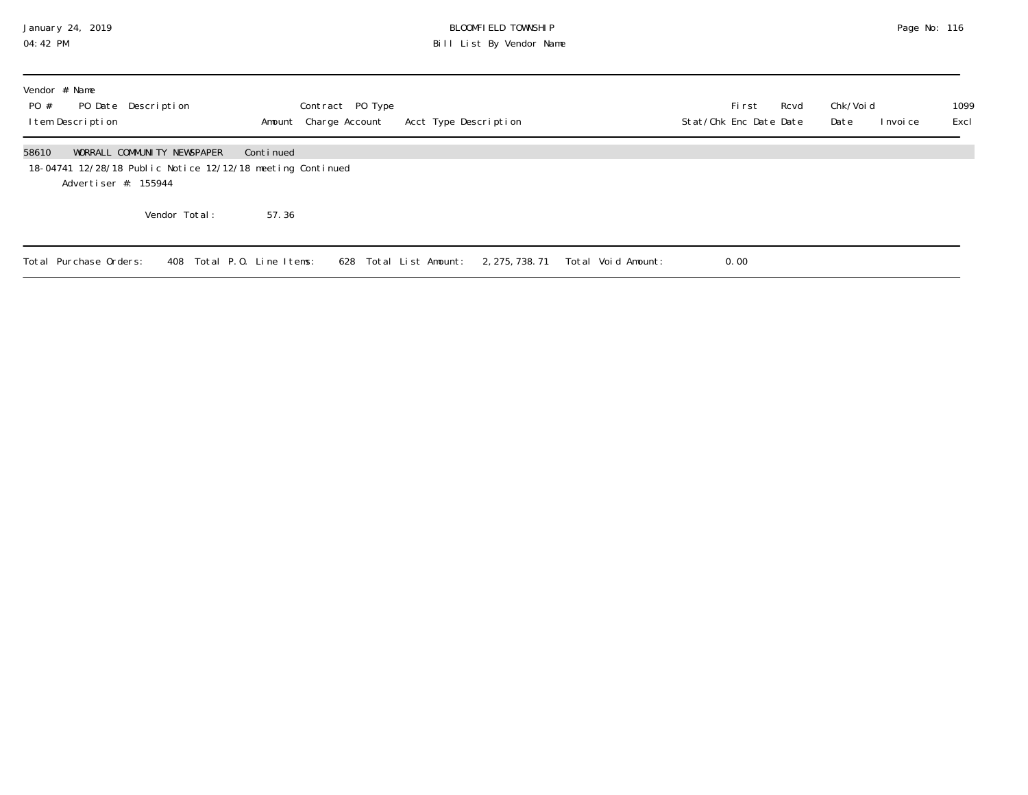| Vendor # Name | | | | | | | | | | | |
|---|---|---|---|---|---|---|---|---|---|---|---|
| PO # | PO Date | Description | | Contract | PO Type | | First | Rcvd | Chk/Void | | 1099 |
| Item Description | | | Amount | Charge Account | Acct Type Description | Stat/Chk | Enc Date | Date | Date | Invoice | Excl |
| 58610 | WORRALL COMMUNITY NEWSPAPER | Continued | | | | | | | | | |
| 18-04741 | 12/28/18 | Public Notice 12/12/18 meeting Continued | | | | | | | | | |
| Advertiser #: 155944 | | | | | | | | | | | |
| | | Vendor Total: | 57.36 | | | | | | | | |

Total Purchase Orders: 408 Total P.O. Line Items: 628 Total List Amount: 2,275,738.71 Total Void Amount: 0.00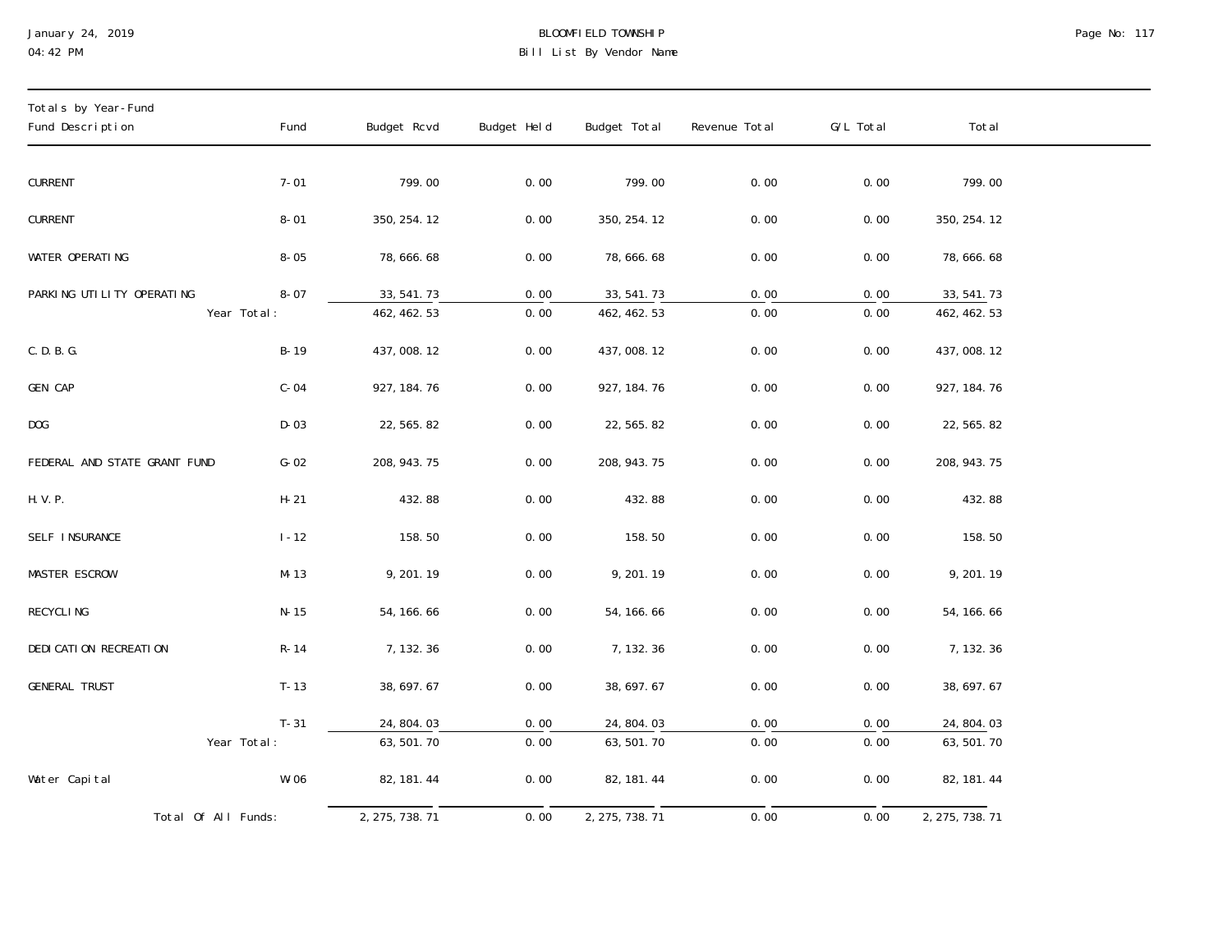Totals by Year-Fund

| Fund Description | Fund | Budget Rcvd | Budget Held | Budget Total | Revenue Total | G/L Total | Total |
|---|---|---|---|---|---|---|---|
| CURRENT | 7-01 | 799.00 | 0.00 | 799.00 | 0.00 | 0.00 | 799.00 |
| CURRENT | 8-01 | 350,254.12 | 0.00 | 350,254.12 | 0.00 | 0.00 | 350,254.12 |
| WATER OPERATING | 8-05 | 78,666.68 | 0.00 | 78,666.68 | 0.00 | 0.00 | 78,666.68 |
| PARKING UTILITY OPERATING | 8-07 | 33,541.73 | 0.00 | 33,541.73 | 0.00 | 0.00 | 33,541.73 |
| Year Total: | | 462,462.53 | 0.00 | 462,462.53 | 0.00 | 0.00 | 462,462.53 |
| C.D.B.G. | B-19 | 437,008.12 | 0.00 | 437,008.12 | 0.00 | 0.00 | 437,008.12 |
| GEN CAP | C-04 | 927,184.76 | 0.00 | 927,184.76 | 0.00 | 0.00 | 927,184.76 |
| DOG | D-03 | 22,565.82 | 0.00 | 22,565.82 | 0.00 | 0.00 | 22,565.82 |
| FEDERAL AND STATE GRANT FUND | G-02 | 208,943.75 | 0.00 | 208,943.75 | 0.00 | 0.00 | 208,943.75 |
| H.V.P. | H-21 | 432.88 | 0.00 | 432.88 | 0.00 | 0.00 | 432.88 |
| SELF INSURANCE | I-12 | 158.50 | 0.00 | 158.50 | 0.00 | 0.00 | 158.50 |
| MASTER ESCROW | M-13 | 9,201.19 | 0.00 | 9,201.19 | 0.00 | 0.00 | 9,201.19 |
| RECYCLING | N-15 | 54,166.66 | 0.00 | 54,166.66 | 0.00 | 0.00 | 54,166.66 |
| DEDICATION RECREATION | R-14 | 7,132.36 | 0.00 | 7,132.36 | 0.00 | 0.00 | 7,132.36 |
| GENERAL TRUST | T-13 | 38,697.67 | 0.00 | 38,697.67 | 0.00 | 0.00 | 38,697.67 |
| | T-31 | 24,804.03 | 0.00 | 24,804.03 | 0.00 | 0.00 | 24,804.03 |
| Year Total: | | 63,501.70 | 0.00 | 63,501.70 | 0.00 | 0.00 | 63,501.70 |
| Water Capital | W-06 | 82,181.44 | 0.00 | 82,181.44 | 0.00 | 0.00 | 82,181.44 |
| Total Of All Funds: | | 2,275,738.71 | 0.00 | 2,275,738.71 | 0.00 | 0.00 | 2,275,738.71 |